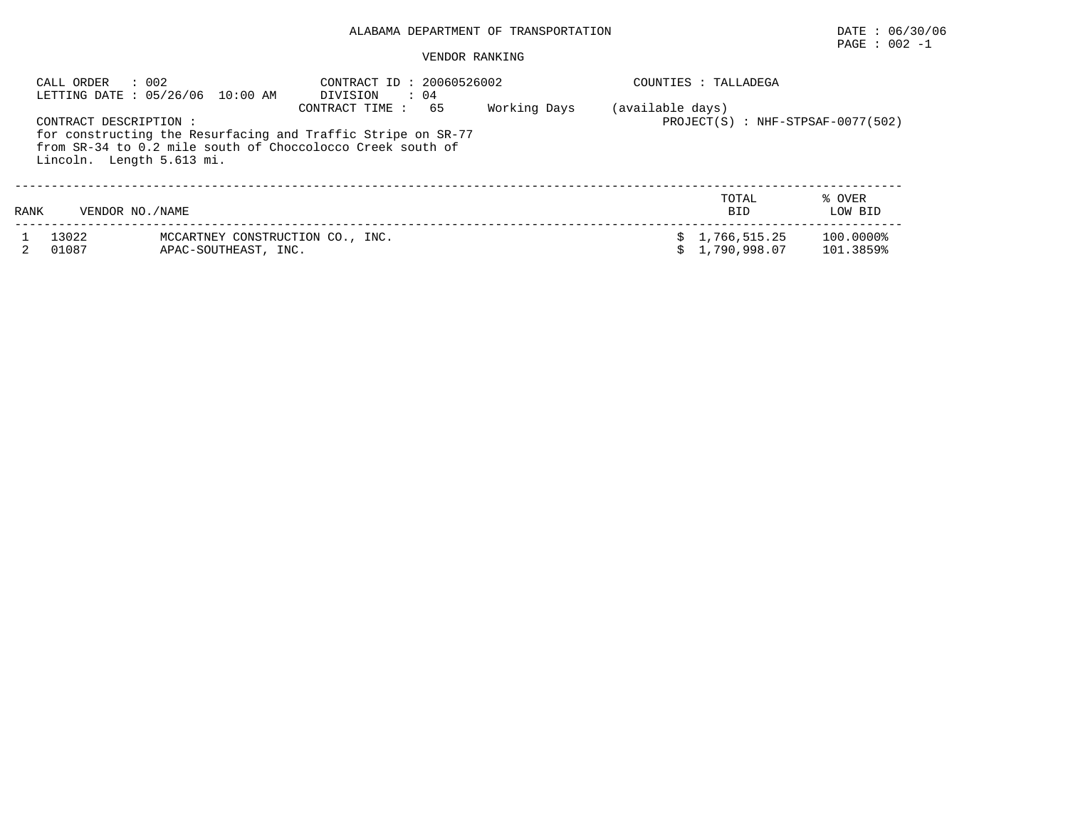ALABAMA DEPARTMENT OF TRANSPORTATION

DATE : 06/30/06

VENDOR RANKING

CALL ORDER : 002
LETTING DATE : 05/26/06 10:00 AM

CONTRACT ID : 20060526002
DIVISION : 04
CONTRACT TIME : 65 Working Days (available days)

COUNTIES : TALLADEGA

PROJECT(S) : NHF-STPSAF-0077(502)

CONTRACT DESCRIPTION :
for constructing the Resurfacing and Traffic Stripe on SR-77 from SR-34 to 0.2 mile south of Choccolocco Creek south of Lincoln. Length 5.613 mi.

| RANK | VENDOR NO./NAME | | TOTAL BID | % OVER LOW BID |
|---|---|---|---|---|
| 1 | 13022 | MCCARTNEY CONSTRUCTION CO., INC. | $ 1,766,515.25 | 100.0000% |
| 2 | 01087 | APAC-SOUTHEAST, INC. | $ 1,790,998.07 | 101.3859% |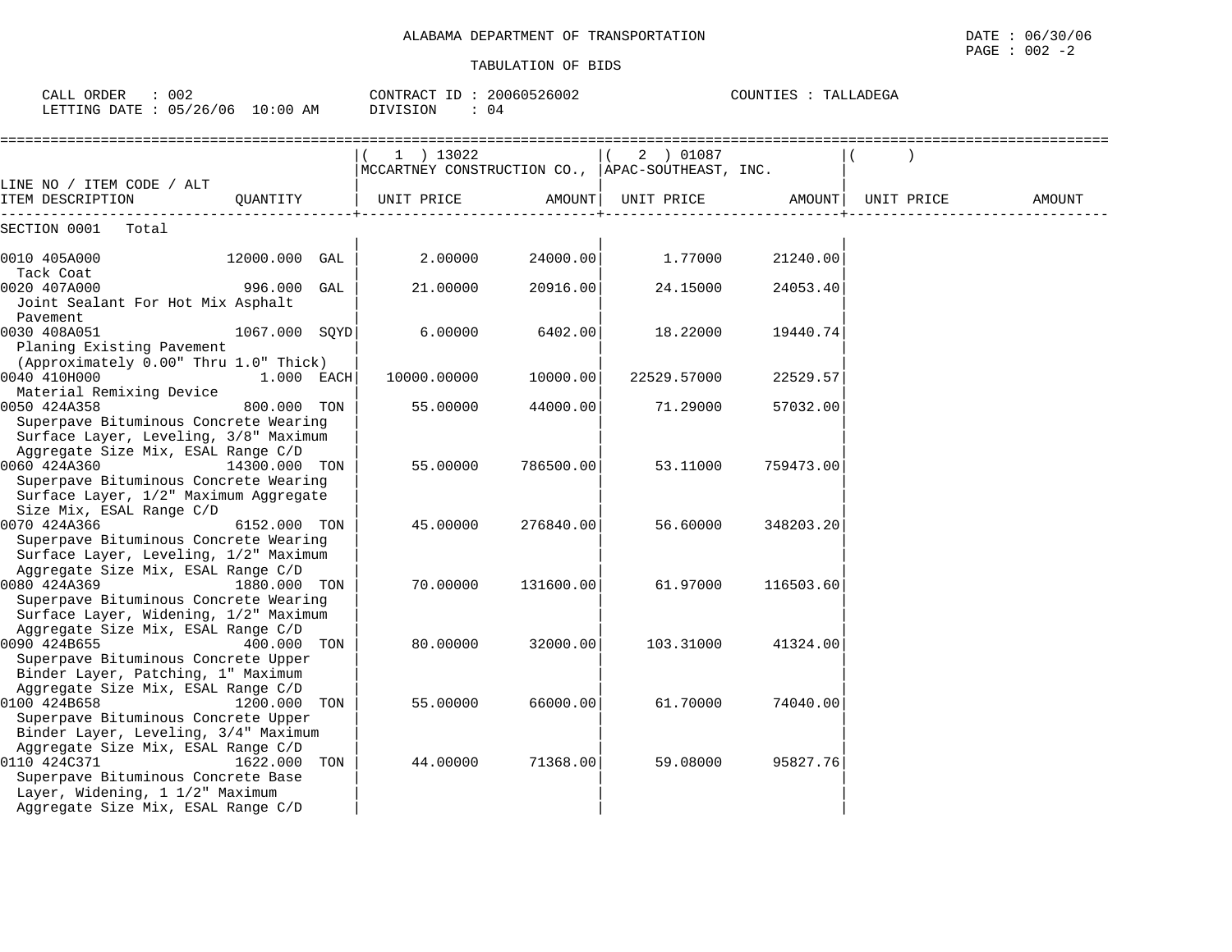ALABAMA DEPARTMENT OF TRANSPORTATION

TABULATION OF BIDS

CALL ORDER : 002    CONTRACT ID : 20060526002    COUNTIES : TALLADEGA
LETTING DATE : 05/26/06 10:00 AM    DIVISION : 04

| LINE NO / ITEM CODE / ALT ITEM DESCRIPTION | QUANTITY | ( 1 ) 13022 MCCARTNEY CONSTRUCTION CO., UNIT PRICE | AMOUNT | ( 2 ) 01087 APAC-SOUTHEAST, INC. UNIT PRICE | AMOUNT | ( ) UNIT PRICE | AMOUNT |
|---|---|---|---|---|---|---|---|
| SECTION 0001 Total | | | | | | | |
| 0010 405A000 Tack Coat | 12000.000 GAL | 2.00000 | 24000.00 | 1.77000 | 21240.00 | | |
| 0020 407A000 Joint Sealant For Hot Mix Asphalt Pavement | 996.000 GAL | 21.00000 | 20916.00 | 24.15000 | 24053.40 | | |
| 0030 408A051 Planing Existing Pavement (Approximately 0.00" Thru 1.0" Thick) | 1067.000 SQYD | 6.00000 | 6402.00 | 18.22000 | 19440.74 | | |
| 0040 410H000 Material Remixing Device | 1.000 EACH | 10000.00000 | 10000.00 | 22529.57000 | 22529.57 | | |
| 0050 424A358 Superpave Bituminous Concrete Wearing Surface Layer, Leveling, 3/8" Maximum Aggregate Size Mix, ESAL Range C/D | 800.000 TON | 55.00000 | 44000.00 | 71.29000 | 57032.00 | | |
| 0060 424A360 Superpave Bituminous Concrete Wearing Surface Layer, 1/2" Maximum Aggregate Size Mix, ESAL Range C/D | 14300.000 TON | 55.00000 | 786500.00 | 53.11000 | 759473.00 | | |
| 0070 424A366 Superpave Bituminous Concrete Wearing Surface Layer, Leveling, 1/2" Maximum Aggregate Size Mix, ESAL Range C/D | 6152.000 TON | 45.00000 | 276840.00 | 56.60000 | 348203.20 | | |
| 0080 424A369 Superpave Bituminous Concrete Wearing Surface Layer, Widening, 1/2" Maximum Aggregate Size Mix, ESAL Range C/D | 1880.000 TON | 70.00000 | 131600.00 | 61.97000 | 116503.60 | | |
| 0090 424B655 Superpave Bituminous Concrete Upper Binder Layer, Patching, 1" Maximum Aggregate Size Mix, ESAL Range C/D | 400.000 TON | 80.00000 | 32000.00 | 103.31000 | 41324.00 | | |
| 0100 424B658 Superpave Bituminous Concrete Upper Binder Layer, Leveling, 3/4" Maximum Aggregate Size Mix, ESAL Range C/D | 1200.000 TON | 55.00000 | 66000.00 | 61.70000 | 74040.00 | | |
| 0110 424C371 Superpave Bituminous Concrete Base Layer, Widening, 1 1/2" Maximum Aggregate Size Mix, ESAL Range C/D | 1622.000 TON | 44.00000 | 71368.00 | 59.08000 | 95827.76 | | |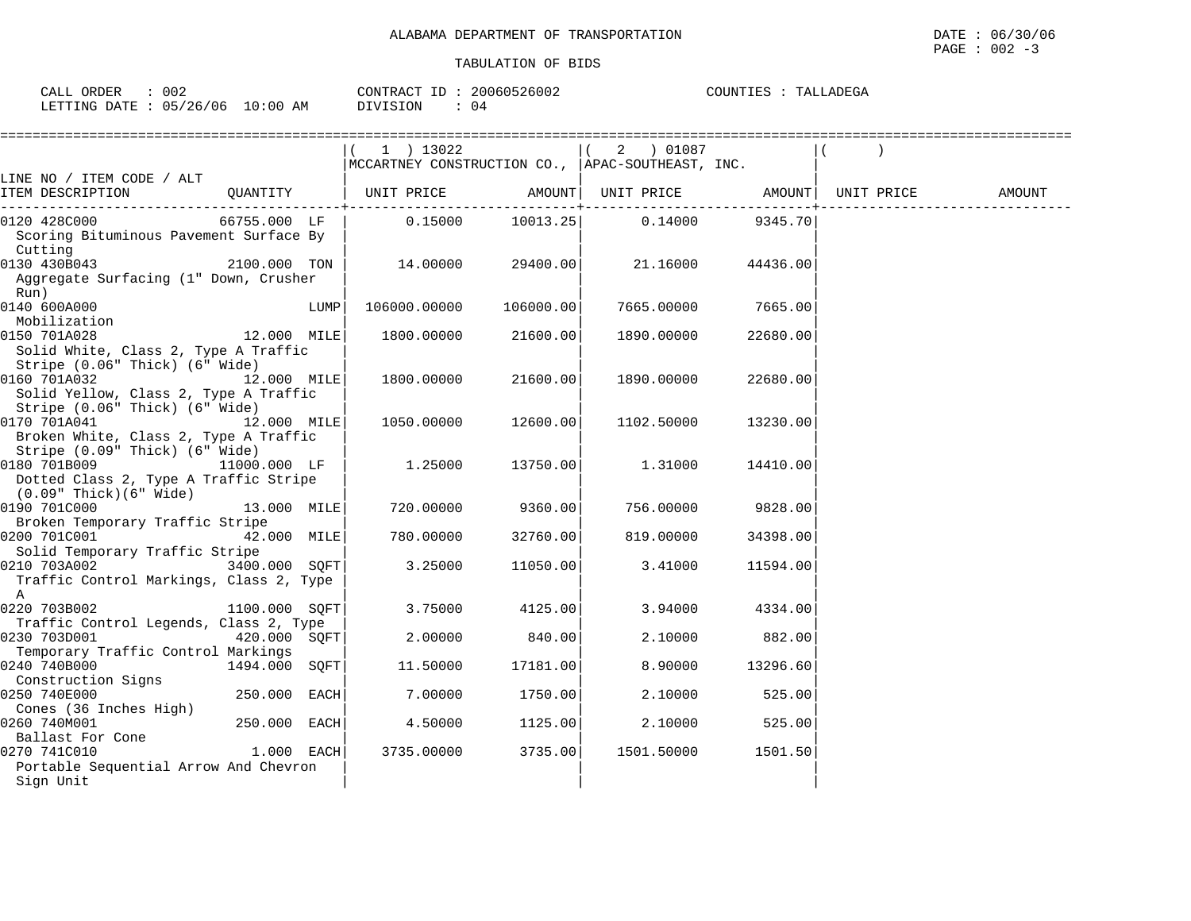ALABAMA DEPARTMENT OF TRANSPORTATION

TABULATION OF BIDS

CALL ORDER : 002 &nbsp;&nbsp;&nbsp;&nbsp; CONTRACT ID : 20060526002 &nbsp;&nbsp;&nbsp;&nbsp; COUNTIES : TALLADEGA
LETTING DATE : 05/26/06 10:00 AM &nbsp;&nbsp;&nbsp;&nbsp; DIVISION : 04

| LINE NO / ITEM CODE / ALT ITEM DESCRIPTION | QUANTITY | ( 1 ) 13022 MCCARTNEY CONSTRUCTION CO., UNIT PRICE | AMOUNT | ( 2 ) 01087 APAC-SOUTHEAST, INC. UNIT PRICE | AMOUNT | ( ) UNIT PRICE | AMOUNT |
|---|---|---|---|---|---|---|---|
| 0120 428C000 Scoring Bituminous Pavement Surface By Cutting | 66755.000 LF | 0.15000 | 10013.25 | 0.14000 | 9345.70 | | |
| 0130 430B043 Aggregate Surfacing (1" Down, Crusher Run) | 2100.000 TON | 14.00000 | 29400.00 | 21.16000 | 44436.00 | | |
| 0140 600A000 Mobilization | LUMP | 106000.00000 | 106000.00 | 7665.00000 | 7665.00 | | |
| 0150 701A028 Solid White, Class 2, Type A Traffic Stripe (0.06" Thick) (6" Wide) | 12.000 MILE | 1800.00000 | 21600.00 | 1890.00000 | 22680.00 | | |
| 0160 701A032 Solid Yellow, Class 2, Type A Traffic Stripe (0.06" Thick) (6" Wide) | 12.000 MILE | 1800.00000 | 21600.00 | 1890.00000 | 22680.00 | | |
| 0170 701A041 Broken White, Class 2, Type A Traffic Stripe (0.09" Thick) (6" Wide) | 12.000 MILE | 1050.00000 | 12600.00 | 1102.50000 | 13230.00 | | |
| 0180 701B009 Dotted Class 2, Type A Traffic Stripe (0.09" Thick)(6" Wide) | 11000.000 LF | 1.25000 | 13750.00 | 1.31000 | 14410.00 | | |
| 0190 701C000 Broken Temporary Traffic Stripe | 13.000 MILE | 720.00000 | 9360.00 | 756.00000 | 9828.00 | | |
| 0200 701C001 Solid Temporary Traffic Stripe | 42.000 MILE | 780.00000 | 32760.00 | 819.00000 | 34398.00 | | |
| 0210 703A002 Traffic Control Markings, Class 2, Type A | 3400.000 SQFT | 3.25000 | 11050.00 | 3.41000 | 11594.00 | | |
| 0220 703B002 Traffic Control Legends, Class 2, Type | 1100.000 SQFT | 3.75000 | 4125.00 | 3.94000 | 4334.00 | | |
| 0230 703D001 Temporary Traffic Control Markings | 420.000 SQFT | 2.00000 | 840.00 | 2.10000 | 882.00 | | |
| 0240 740B000 Construction Signs | 1494.000 SQFT | 11.50000 | 17181.00 | 8.90000 | 13296.60 | | |
| 0250 740E000 Cones (36 Inches High) | 250.000 EACH | 7.00000 | 1750.00 | 2.10000 | 525.00 | | |
| 0260 740M001 Ballast For Cone | 250.000 EACH | 4.50000 | 1125.00 | 2.10000 | 525.00 | | |
| 0270 741C010 Portable Sequential Arrow And Chevron Sign Unit | 1.000 EACH | 3735.00000 | 3735.00 | 1501.50000 | 1501.50 | | |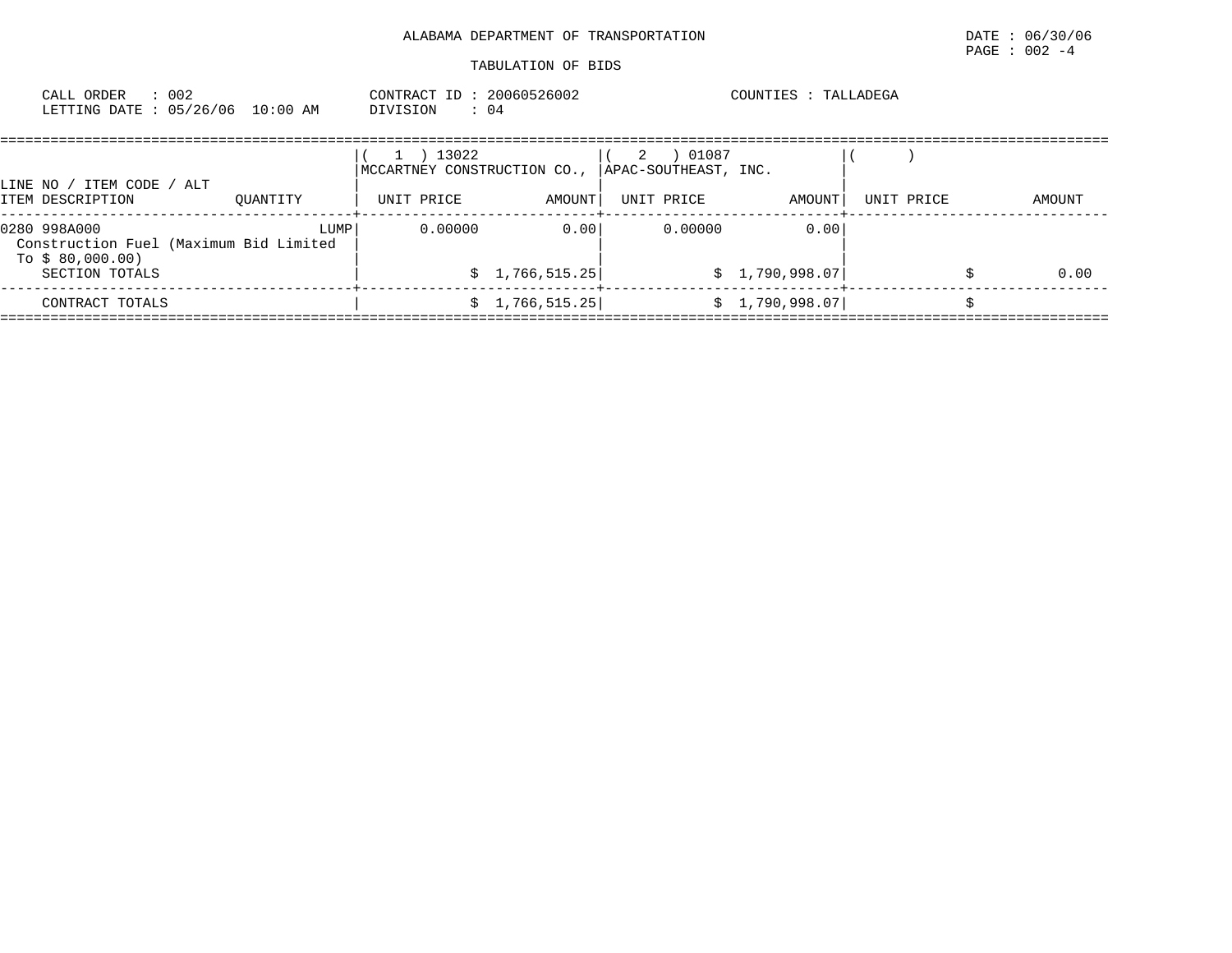ALABAMA DEPARTMENT OF TRANSPORTATION

TABULATION OF BIDS

CALL ORDER : 002
LETTING DATE : 05/26/06 10:00 AM

CONTRACT ID : 20060526002
DIVISION : 04

COUNTIES : TALLADEGA

| LINE NO / ITEM CODE / ALT ITEM DESCRIPTION | QUANTITY | ( 1 ) 13022 MCCARTNEY CONSTRUCTION CO., UNIT PRICE | AMOUNT | ( 2 ) 01087 APAC-SOUTHEAST, INC. UNIT PRICE | AMOUNT | ( ) UNIT PRICE | AMOUNT |
|---|---|---|---|---|---|---|---|
| 0280 998A000 Construction Fuel (Maximum Bid Limited To $ 80,000.00) | LUMP | 0.00000 | 0.00 | 0.00000 | 0.00 | | |
| SECTION TOTALS | | | $ 1,766,515.25 | | $ 1,790,998.07 | | $ 0.00 |
| CONTRACT TOTALS | | | $ 1,766,515.25 | | $ 1,790,998.07 | | $ |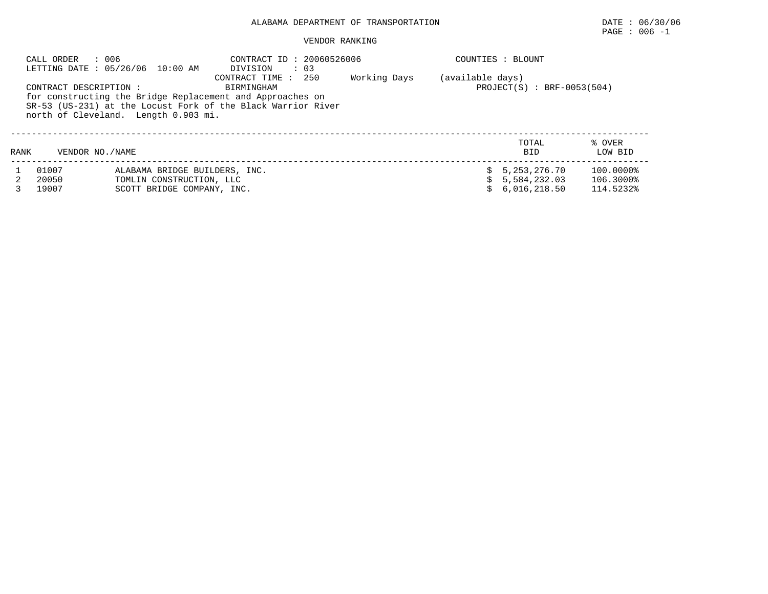# ALABAMA DEPARTMENT OF TRANSPORTATION

DATE : 06/30/06

## VENDOR RANKING

CALL ORDER : 006
LETTING DATE : 05/26/06 10:00 AM

CONTRACT ID : 20060526006
DIVISION : 03
CONTRACT TIME : 250 Working Days (available days)

COUNTIES : BLOUNT

CONTRACT DESCRIPTION : BIRMINGHAM
for constructing the Bridge Replacement and Approaches on SR-53 (US-231) at the Locust Fork of the Black Warrior River north of Cleveland. Length 0.903 mi.

PROJECT(S) : BRF-0053(504)

| RANK | VENDOR NO. | NAME | TOTAL BID | % OVER LOW BID |
|---|---|---|---|---|
| 1 | 01007 | ALABAMA BRIDGE BUILDERS, INC. | $ 5,253,276.70 | 100.0000% |
| 2 | 20050 | TOMLIN CONSTRUCTION, LLC | $ 5,584,232.03 | 106.3000% |
| 3 | 19007 | SCOTT BRIDGE COMPANY, INC. | $ 6,016,218.50 | 114.5232% |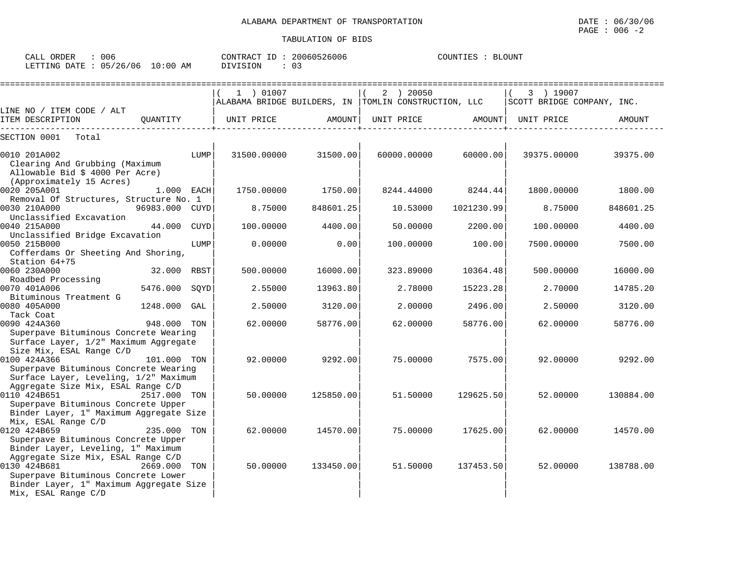ALABAMA DEPARTMENT OF TRANSPORTATION

TABULATION OF BIDS

CALL ORDER : 006 CONTRACT ID : 20060526006 COUNTIES : BLOUNT
LETTING DATE : 05/26/06 10:00 AM DIVISION : 03

| LINE NO / ITEM CODE / ALT ITEM DESCRIPTION | QUANTITY | (1) 01007 ALABAMA BRIDGE BUILDERS, IN UNIT PRICE | AMOUNT | (2) 20050 TOMLIN CONSTRUCTION, LLC UNIT PRICE | AMOUNT | (3) 19007 SCOTT BRIDGE COMPANY, INC. UNIT PRICE | AMOUNT |
|---|---|---|---|---|---|---|---|
| SECTION 0001 Total | | | | | | | |
| 0010 201A002 Clearing And Grubbing (Maximum Allowable Bid $ 4000 Per Acre) (Approximately 15 Acres) | LUMP | 31500.00000 | 31500.00 | 60000.00000 | 60000.00 | 39375.00000 | 39375.00 |
| 0020 205A001 Removal Of Structures, Structure No. 1 | 1.000 EACH | 1750.00000 | 1750.00 | 8244.44000 | 8244.44 | 1800.00000 | 1800.00 |
| 0030 210A000 Unclassified Excavation | 96983.000 CUYD | 8.75000 | 848601.25 | 10.53000 | 1021230.99 | 8.75000 | 848601.25 |
| 0040 215A000 Unclassified Bridge Excavation | 44.000 CUYD | 100.00000 | 4400.00 | 50.00000 | 2200.00 | 100.00000 | 4400.00 |
| 0050 215B000 Cofferdams Or Sheeting And Shoring, Station 64+75 | LUMP | 0.00000 | 0.00 | 100.00000 | 100.00 | 7500.00000 | 7500.00 |
| 0060 230A000 Roadbed Processing | 32.000 RBST | 500.00000 | 16000.00 | 323.89000 | 10364.48 | 500.00000 | 16000.00 |
| 0070 401A006 Bituminous Treatment G | 5476.000 SQYD | 2.55000 | 13963.80 | 2.78000 | 15223.28 | 2.70000 | 14785.20 |
| 0080 405A000 Tack Coat | 1248.000 GAL | 2.50000 | 3120.00 | 2.00000 | 2496.00 | 2.50000 | 3120.00 |
| 0090 424A360 Superpave Bituminous Concrete Wearing Surface Layer, 1/2" Maximum Aggregate Size Mix, ESAL Range C/D | 948.000 TON | 62.00000 | 58776.00 | 62.00000 | 58776.00 | 62.00000 | 58776.00 |
| 0100 424A366 Superpave Bituminous Concrete Wearing Surface Layer, Leveling, 1/2" Maximum Aggregate Size Mix, ESAL Range C/D | 101.000 TON | 92.00000 | 9292.00 | 75.00000 | 7575.00 | 92.00000 | 9292.00 |
| 0110 424B651 Superpave Bituminous Concrete Upper Binder Layer, 1" Maximum Aggregate Size Mix, ESAL Range C/D | 2517.000 TON | 50.00000 | 125850.00 | 51.50000 | 129625.50 | 52.00000 | 130884.00 |
| 0120 424B659 Superpave Bituminous Concrete Upper Binder Layer, Leveling, 1" Maximum Aggregate Size Mix, ESAL Range C/D | 235.000 TON | 62.00000 | 14570.00 | 75.00000 | 17625.00 | 62.00000 | 14570.00 |
| 0130 424B681 Superpave Bituminous Concrete Lower Binder Layer, 1" Maximum Aggregate Size Mix, ESAL Range C/D | 2669.000 TON | 50.00000 | 133450.00 | 51.50000 | 137453.50 | 52.00000 | 138788.00 |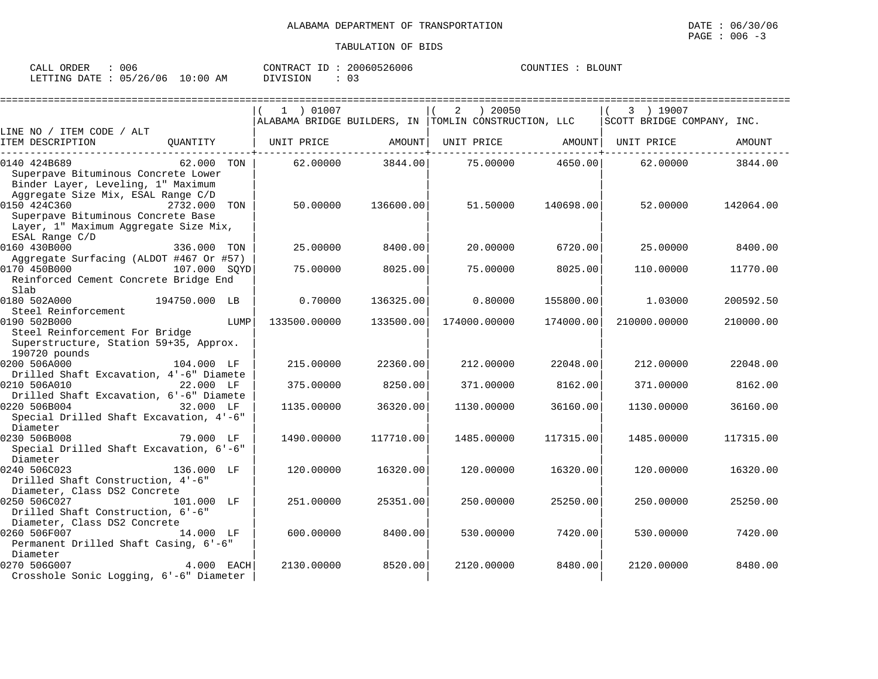ALABAMA DEPARTMENT OF TRANSPORTATION

TABULATION OF BIDS

DATE : 06/30/06
PAGE : 006 -3

CALL ORDER : 006 CONTRACT ID : 20060526006 COUNTIES : BLOUNT
LETTING DATE : 05/26/06 10:00 AM DIVISION : 03

| LINE NO / ITEM CODE / ALT ITEM DESCRIPTION | QUANTITY | ( 1 ) 01007 ALABAMA BRIDGE BUILDERS, IN UNIT PRICE | AMOUNT | ( 2 ) 20050 TOMLIN CONSTRUCTION, LLC UNIT PRICE | AMOUNT | ( 3 ) 19007 SCOTT BRIDGE COMPANY, INC. UNIT PRICE | AMOUNT |
|---|---|---|---|---|---|---|---|
| 0140 424B689 Superpave Bituminous Concrete Lower Binder Layer, Leveling, 1" Maximum Aggregate Size Mix, ESAL Range C/D | 62.000 TON | 62.00000 | 3844.00 | 75.00000 | 4650.00 | 62.00000 | 3844.00 |
| 0150 424C360 Superpave Bituminous Concrete Base Layer, 1" Maximum Aggregate Size Mix, ESAL Range C/D | 2732.000 TON | 50.00000 | 136600.00 | 51.50000 | 140698.00 | 52.00000 | 142064.00 |
| 0160 430B000 Aggregate Surfacing (ALDOT #467 Or #57) | 336.000 TON | 25.00000 | 8400.00 | 20.00000 | 6720.00 | 25.00000 | 8400.00 |
| 0170 450B000 Reinforced Cement Concrete Bridge End Slab | 107.000 SQYD | 75.00000 | 8025.00 | 75.00000 | 8025.00 | 110.00000 | 11770.00 |
| 0180 502A000 Steel Reinforcement | 194750.000 LB | 0.70000 | 136325.00 | 0.80000 | 155800.00 | 1.03000 | 200592.50 |
| 0190 502B000 Steel Reinforcement For Bridge Superstructure, Station 59+35, Approx. 190720 pounds | LUMP | 133500.00000 | 133500.00 | 174000.00000 | 174000.00 | 210000.00000 | 210000.00 |
| 0200 506A000 Drilled Shaft Excavation, 4'-6" Diamete | 104.000 LF | 215.00000 | 22360.00 | 212.00000 | 22048.00 | 212.00000 | 22048.00 |
| 0210 506A010 Drilled Shaft Excavation, 6'-6" Diamete | 22.000 LF | 375.00000 | 8250.00 | 371.00000 | 8162.00 | 371.00000 | 8162.00 |
| 0220 506B004 Special Drilled Shaft Excavation, 4'-6" Diameter | 32.000 LF | 1135.00000 | 36320.00 | 1130.00000 | 36160.00 | 1130.00000 | 36160.00 |
| 0230 506B008 Special Drilled Shaft Excavation, 6'-6" Diameter | 79.000 LF | 1490.00000 | 117710.00 | 1485.00000 | 117315.00 | 1485.00000 | 117315.00 |
| 0240 506C023 Drilled Shaft Construction, 4'-6" Diameter, Class DS2 Concrete | 136.000 LF | 120.00000 | 16320.00 | 120.00000 | 16320.00 | 120.00000 | 16320.00 |
| 0250 506C027 Drilled Shaft Construction, 6'-6" Diameter, Class DS2 Concrete | 101.000 LF | 251.00000 | 25351.00 | 250.00000 | 25250.00 | 250.00000 | 25250.00 |
| 0260 506F007 Permanent Drilled Shaft Casing, 6'-6" Diameter | 14.000 LF | 600.00000 | 8400.00 | 530.00000 | 7420.00 | 530.00000 | 7420.00 |
| 0270 506G007 Crosshole Sonic Logging, 6'-6" Diameter | 4.000 EACH | 2130.00000 | 8520.00 | 2120.00000 | 8480.00 | 2120.00000 | 8480.00 |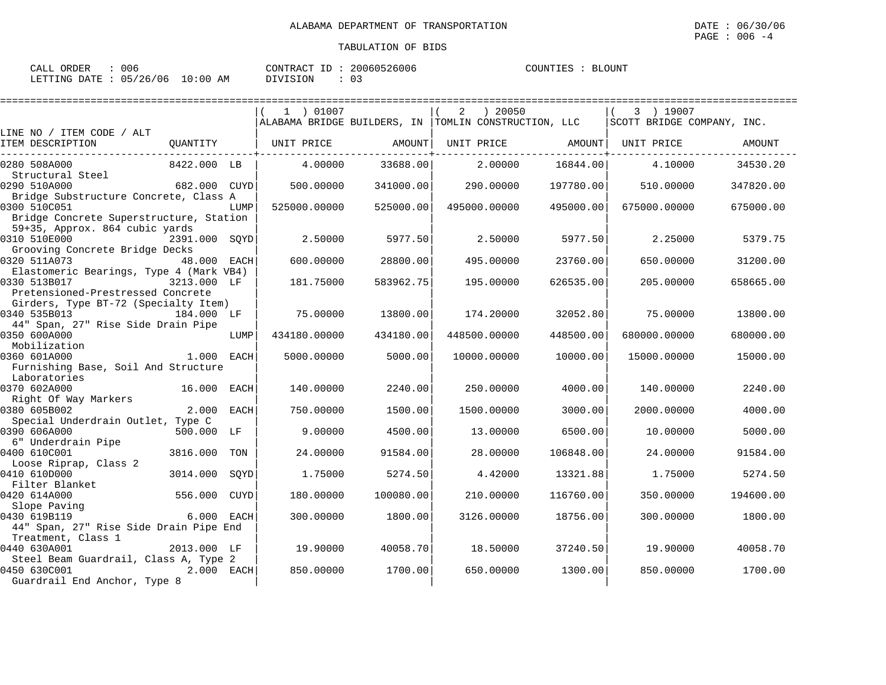ALABAMA DEPARTMENT OF TRANSPORTATION

TABULATION OF BIDS

CALL ORDER : 006 CONTRACT ID : 20060526006 COUNTIES : BLOUNT
LETTING DATE : 05/26/06 10:00 AM DIVISION : 03

| LINE NO / ITEM CODE / ALT ITEM DESCRIPTION | QUANTITY | (1) 01007 ALABAMA BRIDGE BUILDERS, IN UNIT PRICE | AMOUNT | (2) 20050 TOMLIN CONSTRUCTION, LLC UNIT PRICE | AMOUNT | (3) 19007 SCOTT BRIDGE COMPANY, INC. UNIT PRICE | AMOUNT |
|---|---|---|---|---|---|---|---|
| 0280 508A000 Structural Steel | 8422.000 LB | 4.00000 | 33688.00 | 2.00000 | 16844.00 | 4.10000 | 34530.20 |
| 0290 510A000 Bridge Substructure Concrete, Class A | 682.000 CUYD | 500.00000 | 341000.00 | 290.00000 | 197780.00 | 510.00000 | 347820.00 |
| 0300 510C051 Bridge Concrete Superstructure, Station 59+35, Approx. 864 cubic yards | LUMP | 525000.00000 | 525000.00 | 495000.00000 | 495000.00 | 675000.00000 | 675000.00 |
| 0310 510E000 Grooving Concrete Bridge Decks | 2391.000 SQYD | 2.50000 | 5977.50 | 2.50000 | 5977.50 | 2.25000 | 5379.75 |
| 0320 511A073 Elastomeric Bearings, Type 4 (Mark VB4) | 48.000 EACH | 600.00000 | 28800.00 | 495.00000 | 23760.00 | 650.00000 | 31200.00 |
| 0330 513B017 Pretensioned-Prestressed Concrete Girders, Type BT-72 (Specialty Item) | 3213.000 LF | 181.75000 | 583962.75 | 195.00000 | 626535.00 | 205.00000 | 658665.00 |
| 0340 535B013 44" Span, 27" Rise Side Drain Pipe | 184.000 LF | 75.00000 | 13800.00 | 174.20000 | 32052.80 | 75.00000 | 13800.00 |
| 0350 600A000 Mobilization | LUMP | 434180.00000 | 434180.00 | 448500.00000 | 448500.00 | 680000.00000 | 680000.00 |
| 0360 601A000 Furnishing Base, Soil And Structure Laboratories | 1.000 EACH | 5000.00000 | 5000.00 | 10000.00000 | 10000.00 | 15000.00000 | 15000.00 |
| 0370 602A000 Right Of Way Markers | 16.000 EACH | 140.00000 | 2240.00 | 250.00000 | 4000.00 | 140.00000 | 2240.00 |
| 0380 605B002 Special Underdrain Outlet, Type C | 2.000 EACH | 750.00000 | 1500.00 | 1500.00000 | 3000.00 | 2000.00000 | 4000.00 |
| 0390 606A000 6" Underdrain Pipe | 500.000 LF | 9.00000 | 4500.00 | 13.00000 | 6500.00 | 10.00000 | 5000.00 |
| 0400 610C001 Loose Riprap, Class 2 | 3816.000 TON | 24.00000 | 91584.00 | 28.00000 | 106848.00 | 24.00000 | 91584.00 |
| 0410 610D000 Filter Blanket | 3014.000 SQYD | 1.75000 | 5274.50 | 4.42000 | 13321.88 | 1.75000 | 5274.50 |
| 0420 614A000 Slope Paving | 556.000 CUYD | 180.00000 | 100080.00 | 210.00000 | 116760.00 | 350.00000 | 194600.00 |
| 0430 619B119 44" Span, 27" Rise Side Drain Pipe End Treatment, Class 1 | 6.000 EACH | 300.00000 | 1800.00 | 3126.00000 | 18756.00 | 300.00000 | 1800.00 |
| 0440 630A001 Steel Beam Guardrail, Class A, Type 2 | 2013.000 LF | 19.90000 | 40058.70 | 18.50000 | 37240.50 | 19.90000 | 40058.70 |
| 0450 630C001 Guardrail End Anchor, Type 8 | 2.000 EACH | 850.00000 | 1700.00 | 650.00000 | 1300.00 | 850.00000 | 1700.00 |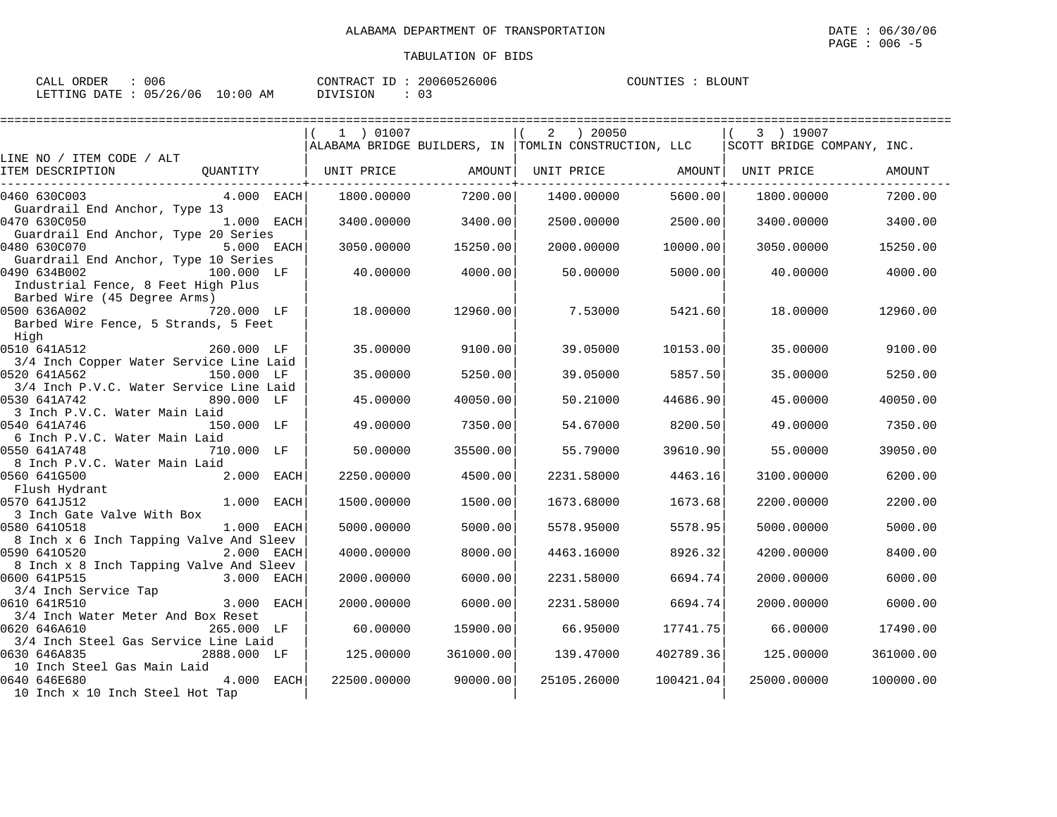ALABAMA DEPARTMENT OF TRANSPORTATION

TABULATION OF BIDS

DATE : 06/30/06
PAGE : 006 -5

CALL ORDER : 006　　CONTRACT ID : 20060526006　　COUNTIES : BLOUNT
LETTING DATE : 05/26/06 10:00 AM　　DIVISION : 03

| LINE NO / ITEM CODE / ALT ITEM DESCRIPTION | QUANTITY | ( 1 ) 01007 ALABAMA BRIDGE BUILDERS, IN UNIT PRICE | AMOUNT | ( 2 ) 20050 TOMLIN CONSTRUCTION, LLC UNIT PRICE | AMOUNT | ( 3 ) 19007 SCOTT BRIDGE COMPANY, INC. UNIT PRICE | AMOUNT |
|---|---|---|---|---|---|---|---|
| 0460 630C003 Guardrail End Anchor, Type 13 | 4.000 EACH | 1800.00000 | 7200.00 | 1400.00000 | 5600.00 | 1800.00000 | 7200.00 |
| 0470 630C050 Guardrail End Anchor, Type 20 Series | 1.000 EACH | 3400.00000 | 3400.00 | 2500.00000 | 2500.00 | 3400.00000 | 3400.00 |
| 0480 630C070 Guardrail End Anchor, Type 10 Series | 5.000 EACH | 3050.00000 | 15250.00 | 2000.00000 | 10000.00 | 3050.00000 | 15250.00 |
| 0490 634B002 Industrial Fence, 8 Feet High Plus Barbed Wire (45 Degree Arms) | 100.000 LF | 40.00000 | 4000.00 | 50.00000 | 5000.00 | 40.00000 | 4000.00 |
| 0500 636A002 Barbed Wire Fence, 5 Strands, 5 Feet High | 720.000 LF | 18.00000 | 12960.00 | 7.53000 | 5421.60 | 18.00000 | 12960.00 |
| 0510 641A512 3/4 Inch Copper Water Service Line Laid | 260.000 LF | 35.00000 | 9100.00 | 39.05000 | 10153.00 | 35.00000 | 9100.00 |
| 0520 641A562 3/4 Inch P.V.C. Water Service Line Laid | 150.000 LF | 35.00000 | 5250.00 | 39.05000 | 5857.50 | 35.00000 | 5250.00 |
| 0530 641A742 3 Inch P.V.C. Water Main Laid | 890.000 LF | 45.00000 | 40050.00 | 50.21000 | 44686.90 | 45.00000 | 40050.00 |
| 0540 641A746 6 Inch P.V.C. Water Main Laid | 150.000 LF | 49.00000 | 7350.00 | 54.67000 | 8200.50 | 49.00000 | 7350.00 |
| 0550 641A748 8 Inch P.V.C. Water Main Laid | 710.000 LF | 50.00000 | 35500.00 | 55.79000 | 39610.90 | 55.00000 | 39050.00 |
| 0560 641G500 Flush Hydrant | 2.000 EACH | 2250.00000 | 4500.00 | 2231.58000 | 4463.16 | 3100.00000 | 6200.00 |
| 0570 641J512 3 Inch Gate Valve With Box | 1.000 EACH | 1500.00000 | 1500.00 | 1673.68000 | 1673.68 | 2200.00000 | 2200.00 |
| 0580 641O518 8 Inch x 6 Inch Tapping Valve And Sleev | 1.000 EACH | 5000.00000 | 5000.00 | 5578.95000 | 5578.95 | 5000.00000 | 5000.00 |
| 0590 641O520 8 Inch x 8 Inch Tapping Valve And Sleev | 2.000 EACH | 4000.00000 | 8000.00 | 4463.16000 | 8926.32 | 4200.00000 | 8400.00 |
| 0600 641P515 3/4 Inch Service Tap | 3.000 EACH | 2000.00000 | 6000.00 | 2231.58000 | 6694.74 | 2000.00000 | 6000.00 |
| 0610 641R510 3/4 Inch Water Meter And Box Reset | 3.000 EACH | 2000.00000 | 6000.00 | 2231.58000 | 6694.74 | 2000.00000 | 6000.00 |
| 0620 646A610 3/4 Inch Steel Gas Service Line Laid | 265.000 LF | 60.00000 | 15900.00 | 66.95000 | 17741.75 | 66.00000 | 17490.00 |
| 0630 646A835 10 Inch Steel Gas Main Laid | 2888.000 LF | 125.00000 | 361000.00 | 139.47000 | 402789.36 | 125.00000 | 361000.00 |
| 0640 646E680 10 Inch x 10 Inch Steel Hot Tap | 4.000 EACH | 22500.00000 | 90000.00 | 25105.26000 | 100421.04 | 25000.00000 | 100000.00 |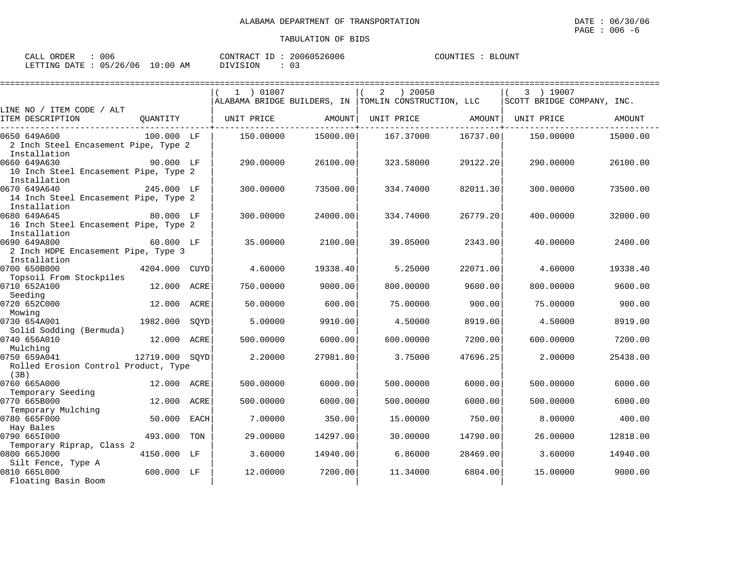ALABAMA DEPARTMENT OF TRANSPORTATION

TABULATION OF BIDS

DATE : 06/30/06

CALL ORDER : 006 &nbsp;&nbsp;&nbsp; CONTRACT ID : 20060526006 &nbsp;&nbsp;&nbsp; COUNTIES : BLOUNT

LETTING DATE : 05/26/06 10:00 AM &nbsp;&nbsp;&nbsp; DIVISION : 03

| LINE NO / ITEM CODE / ALT ITEM DESCRIPTION | QUANTITY | (1) 01007 ALABAMA BRIDGE BUILDERS, IN UNIT PRICE | AMOUNT | (2) 20050 TOMLIN CONSTRUCTION, LLC UNIT PRICE | AMOUNT | (3) 19007 SCOTT BRIDGE COMPANY, INC. UNIT PRICE | AMOUNT |
|---|---|---|---|---|---|---|---|
| 0650 649A600 2 Inch Steel Encasement Pipe, Type 2 Installation | 100.000 LF | 150.00000 | 15000.00 | 167.37000 | 16737.00 | 150.00000 | 15000.00 |
| 0660 649A630 10 Inch Steel Encasement Pipe, Type 2 Installation | 90.000 LF | 290.00000 | 26100.00 | 323.58000 | 29122.20 | 290.00000 | 26100.00 |
| 0670 649A640 14 Inch Steel Encasement Pipe, Type 2 Installation | 245.000 LF | 300.00000 | 73500.00 | 334.74000 | 82011.30 | 300.00000 | 73500.00 |
| 0680 649A645 16 Inch Steel Encasement Pipe, Type 2 Installation | 80.000 LF | 300.00000 | 24000.00 | 334.74000 | 26779.20 | 400.00000 | 32000.00 |
| 0690 649A800 2 Inch HDPE Encasement Pipe, Type 3 Installation | 60.000 LF | 35.00000 | 2100.00 | 39.05000 | 2343.00 | 40.00000 | 2400.00 |
| 0700 650B000 Topsoil From Stockpiles | 4204.000 CUYD | 4.60000 | 19338.40 | 5.25000 | 22071.00 | 4.60000 | 19338.40 |
| 0710 652A100 Seeding | 12.000 ACRE | 750.00000 | 9000.00 | 800.00000 | 9600.00 | 800.00000 | 9600.00 |
| 0720 652C000 Mowing | 12.000 ACRE | 50.00000 | 600.00 | 75.00000 | 900.00 | 75.00000 | 900.00 |
| 0730 654A001 Solid Sodding (Bermuda) | 1982.000 SQYD | 5.00000 | 9910.00 | 4.50000 | 8919.00 | 4.50000 | 8919.00 |
| 0740 656A010 Mulching | 12.000 ACRE | 500.00000 | 6000.00 | 600.00000 | 7200.00 | 600.00000 | 7200.00 |
| 0750 659A041 Rolled Erosion Control Product, Type (3B) | 12719.000 SQYD | 2.20000 | 27981.80 | 3.75000 | 47696.25 | 2.00000 | 25438.00 |
| 0760 665A000 Temporary Seeding | 12.000 ACRE | 500.00000 | 6000.00 | 500.00000 | 6000.00 | 500.00000 | 6000.00 |
| 0770 665B000 Temporary Mulching | 12.000 ACRE | 500.00000 | 6000.00 | 500.00000 | 6000.00 | 500.00000 | 6000.00 |
| 0780 665F000 Hay Bales | 50.000 EACH | 7.00000 | 350.00 | 15.00000 | 750.00 | 8.00000 | 400.00 |
| 0790 665I000 Temporary Riprap, Class 2 | 493.000 TON | 29.00000 | 14297.00 | 30.00000 | 14790.00 | 26.00000 | 12818.00 |
| 0800 665J000 Silt Fence, Type A | 4150.000 LF | 3.60000 | 14940.00 | 6.86000 | 28469.00 | 3.60000 | 14940.00 |
| 0810 665L000 Floating Basin Boom | 600.000 LF | 12.00000 | 7200.00 | 11.34000 | 6804.00 | 15.00000 | 9000.00 |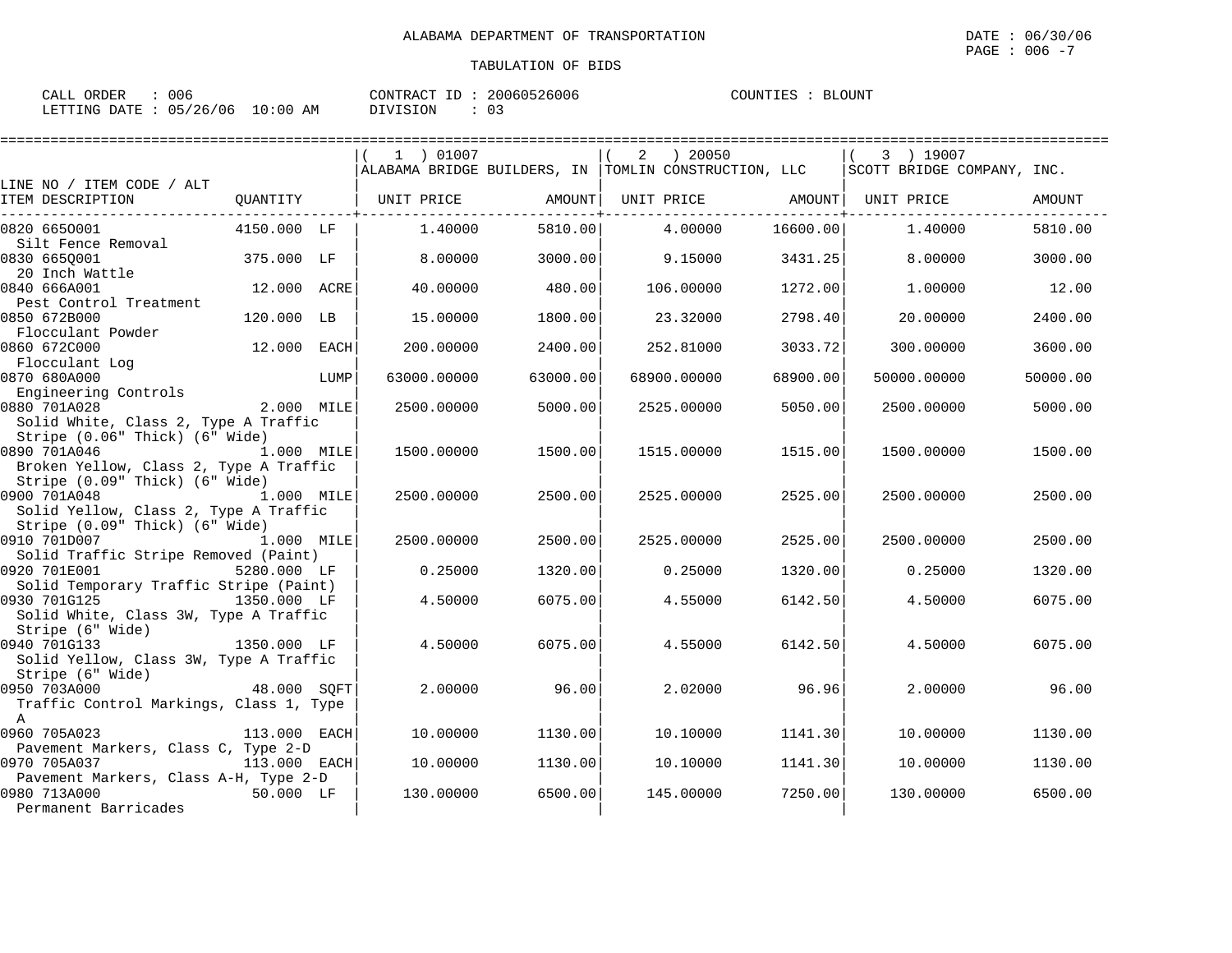ALABAMA DEPARTMENT OF TRANSPORTATION

TABULATION OF BIDS

CALL ORDER : 006 CONTRACT ID : 20060526006 COUNTIES : BLOUNT
LETTING DATE : 05/26/06 10:00 AM DIVISION : 03

| LINE NO / ITEM CODE / ALT | | | ( 1 ) 01007 ALABAMA BRIDGE BUILDERS, IN | | ( 2 ) 20050 TOMLIN CONSTRUCTION, LLC | | ( 3 ) 19007 SCOTT BRIDGE COMPANY, INC. | |
|---|---|---|---|---|---|---|---|---|
| ITEM DESCRIPTION | QUANTITY | | UNIT PRICE | AMOUNT | UNIT PRICE | AMOUNT | UNIT PRICE | AMOUNT |
| 0820 665O001 Silt Fence Removal | 4150.000 | LF | 1.40000 | 5810.00 | 4.00000 | 16600.00 | 1.40000 | 5810.00 |
| 0830 665Q001 20 Inch Wattle | 375.000 | LF | 8.00000 | 3000.00 | 9.15000 | 3431.25 | 8.00000 | 3000.00 |
| 0840 666A001 Pest Control Treatment | 12.000 | ACRE | 40.00000 | 480.00 | 106.00000 | 1272.00 | 1.00000 | 12.00 |
| 0850 672B000 Flocculant Powder | 120.000 | LB | 15.00000 | 1800.00 | 23.32000 | 2798.40 | 20.00000 | 2400.00 |
| 0860 672C000 Flocculant Log | 12.000 | EACH | 200.00000 | 2400.00 | 252.81000 | 3033.72 | 300.00000 | 3600.00 |
| 0870 680A000 Engineering Controls | | LUMP | 63000.00000 | 63000.00 | 68900.00000 | 68900.00 | 50000.00000 | 50000.00 |
| 0880 701A028 Solid White, Class 2, Type A Traffic Stripe (0.06" Thick) (6" Wide) | 2.000 | MILE | 2500.00000 | 5000.00 | 2525.00000 | 5050.00 | 2500.00000 | 5000.00 |
| 0890 701A046 Broken Yellow, Class 2, Type A Traffic Stripe (0.09" Thick) (6" Wide) | 1.000 | MILE | 1500.00000 | 1500.00 | 1515.00000 | 1515.00 | 1500.00000 | 1500.00 |
| 0900 701A048 Solid Yellow, Class 2, Type A Traffic Stripe (0.09" Thick) (6" Wide) | 1.000 | MILE | 2500.00000 | 2500.00 | 2525.00000 | 2525.00 | 2500.00000 | 2500.00 |
| 0910 701D007 Solid Traffic Stripe Removed (Paint) | 1.000 | MILE | 2500.00000 | 2500.00 | 2525.00000 | 2525.00 | 2500.00000 | 2500.00 |
| 0920 701E001 Solid Temporary Traffic Stripe (Paint) | 5280.000 | LF | 0.25000 | 1320.00 | 0.25000 | 1320.00 | 0.25000 | 1320.00 |
| 0930 701G125 Solid White, Class 3W, Type A Traffic Stripe (6" Wide) | 1350.000 | LF | 4.50000 | 6075.00 | 4.55000 | 6142.50 | 4.50000 | 6075.00 |
| 0940 701G133 Solid Yellow, Class 3W, Type A Traffic Stripe (6" Wide) | 1350.000 | LF | 4.50000 | 6075.00 | 4.55000 | 6142.50 | 4.50000 | 6075.00 |
| 0950 703A000 Traffic Control Markings, Class 1, Type A | 48.000 | SQFT | 2.00000 | 96.00 | 2.02000 | 96.96 | 2.00000 | 96.00 |
| 0960 705A023 Pavement Markers, Class C, Type 2-D | 113.000 | EACH | 10.00000 | 1130.00 | 10.10000 | 1141.30 | 10.00000 | 1130.00 |
| 0970 705A037 Pavement Markers, Class A-H, Type 2-D | 113.000 | EACH | 10.00000 | 1130.00 | 10.10000 | 1141.30 | 10.00000 | 1130.00 |
| 0980 713A000 Permanent Barricades | 50.000 | LF | 130.00000 | 6500.00 | 145.00000 | 7250.00 | 130.00000 | 6500.00 |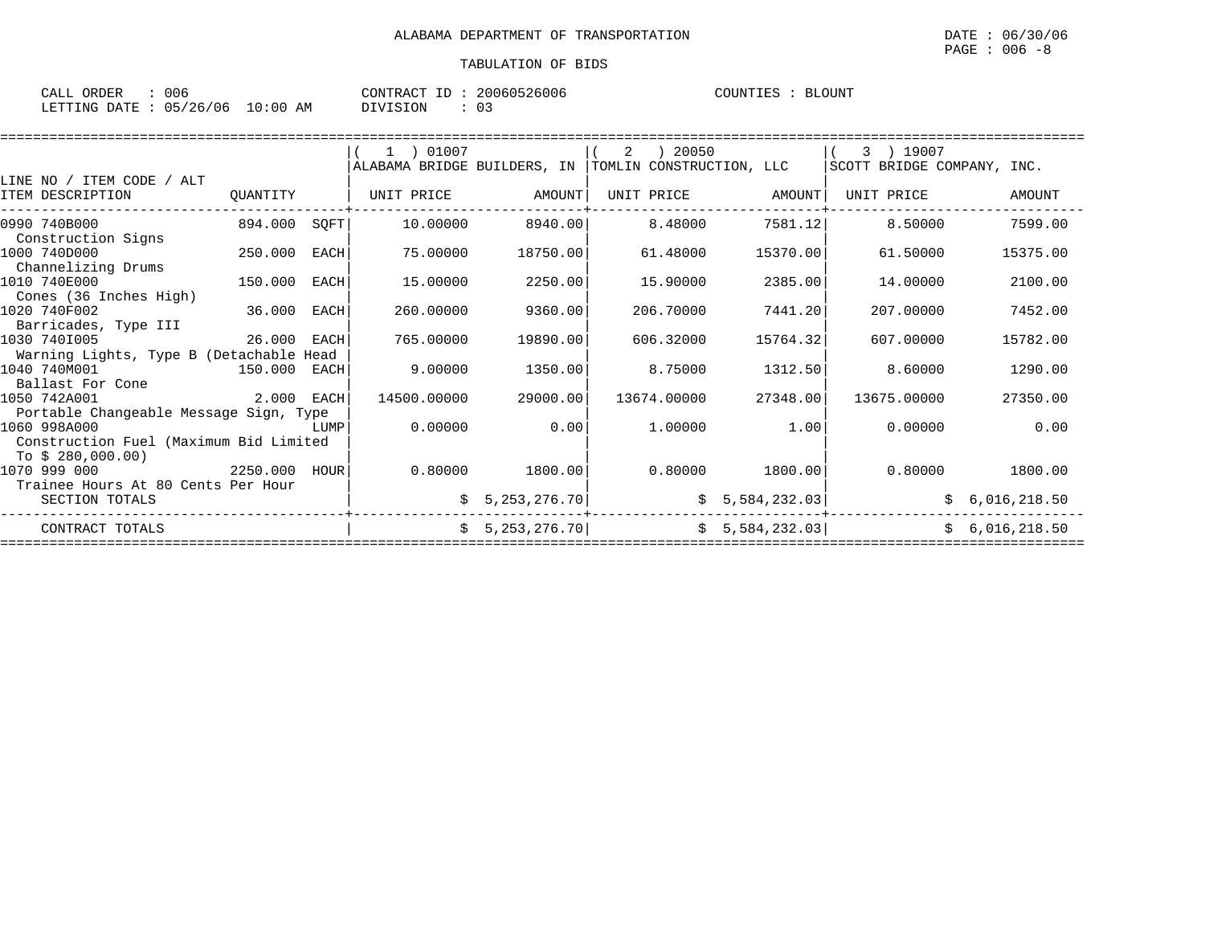ALABAMA DEPARTMENT OF TRANSPORTATION

TABULATION OF BIDS

CALL ORDER : 006 CONTRACT ID : 20060526006 COUNTIES : BLOUNT
LETTING DATE : 05/26/06 10:00 AM DIVISION : 03

| LINE NO / ITEM CODE / ALT<br>ITEM DESCRIPTION | QUANTITY | ( 1 ) 01007<br>ALABAMA BRIDGE BUILDERS, IN<br>UNIT PRICE | AMOUNT | ( 2 ) 20050<br>TOMLIN CONSTRUCTION, LLC<br>UNIT PRICE | AMOUNT | ( 3 ) 19007<br>SCOTT BRIDGE COMPANY, INC.<br>UNIT PRICE | AMOUNT |
|---|---|---|---|---|---|---|---|
| 0990 740B000<br>Construction Signs | 894.000 SQFT | 10.00000 | 8940.00 | 8.48000 | 7581.12 | 8.50000 | 7599.00 |
| 1000 740D000<br>Channelizing Drums | 250.000 EACH | 75.00000 | 18750.00 | 61.48000 | 15370.00 | 61.50000 | 15375.00 |
| 1010 740E000<br>Cones (36 Inches High) | 150.000 EACH | 15.00000 | 2250.00 | 15.90000 | 2385.00 | 14.00000 | 2100.00 |
| 1020 740F002<br>Barricades, Type III | 36.000 EACH | 260.00000 | 9360.00 | 206.70000 | 7441.20 | 207.00000 | 7452.00 |
| 1030 740I005<br>Warning Lights, Type B (Detachable Head | 26.000 EACH | 765.00000 | 19890.00 | 606.32000 | 15764.32 | 607.00000 | 15782.00 |
| 1040 740M001<br>Ballast For Cone | 150.000 EACH | 9.00000 | 1350.00 | 8.75000 | 1312.50 | 8.60000 | 1290.00 |
| 1050 742A001<br>Portable Changeable Message Sign, Type | 2.000 EACH | 14500.00000 | 29000.00 | 13674.00000 | 27348.00 | 13675.00000 | 27350.00 |
| 1060 998A000<br>Construction Fuel (Maximum Bid Limited To $ 280,000.00) | LUMP | 0.00000 | 0.00 | 1.00000 | 1.00 | 0.00000 | 0.00 |
| 1070 999 000<br>Trainee Hours At 80 Cents Per Hour | 2250.000 HOUR | 0.80000 | 1800.00 | 0.80000 | 1800.00 | 0.80000 | 1800.00 |
| SECTION TOTALS | | | $ 5,253,276.70 | | $ 5,584,232.03 | | $ 6,016,218.50 |
| CONTRACT TOTALS | | | $ 5,253,276.70 | | $ 5,584,232.03 | | $ 6,016,218.50 |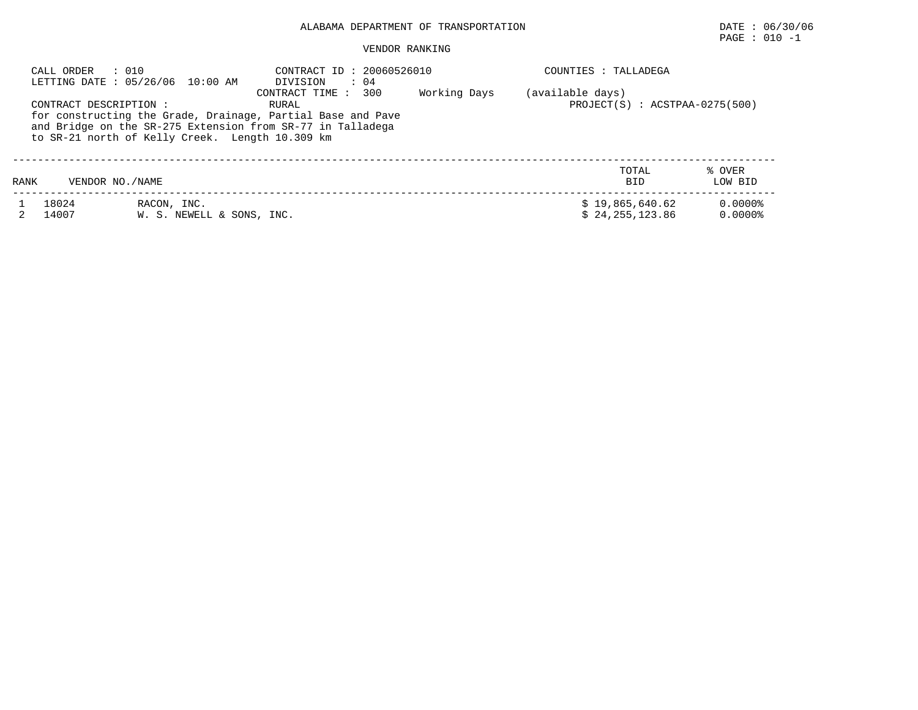ALABAMA DEPARTMENT OF TRANSPORTATION

DATE : 06/30/06

VENDOR RANKING

CALL ORDER : 010
LETTING DATE : 05/26/06 10:00 AM

CONTRACT ID : 20060526010
DIVISION : 04
CONTRACT TIME : 300 Working Days (available days)

COUNTIES : TALLADEGA

CONTRACT DESCRIPTION : RURAL

for constructing the Grade, Drainage, Partial Base and Pave and Bridge on the SR-275 Extension from SR-77 in Talladega to SR-21 north of Kelly Creek. Length 10.309 km

PROJECT(S) : ACSTPAA-0275(500)

| RANK | VENDOR NO./NAME | | TOTAL BID | % OVER LOW BID |
|---|---|---|---|---|
| 1 | 18024 | RACON, INC. | $ 19,865,640.62 | 0.0000% |
| 2 | 14007 | W. S. NEWELL & SONS, INC. | $ 24,255,123.86 | 0.0000% |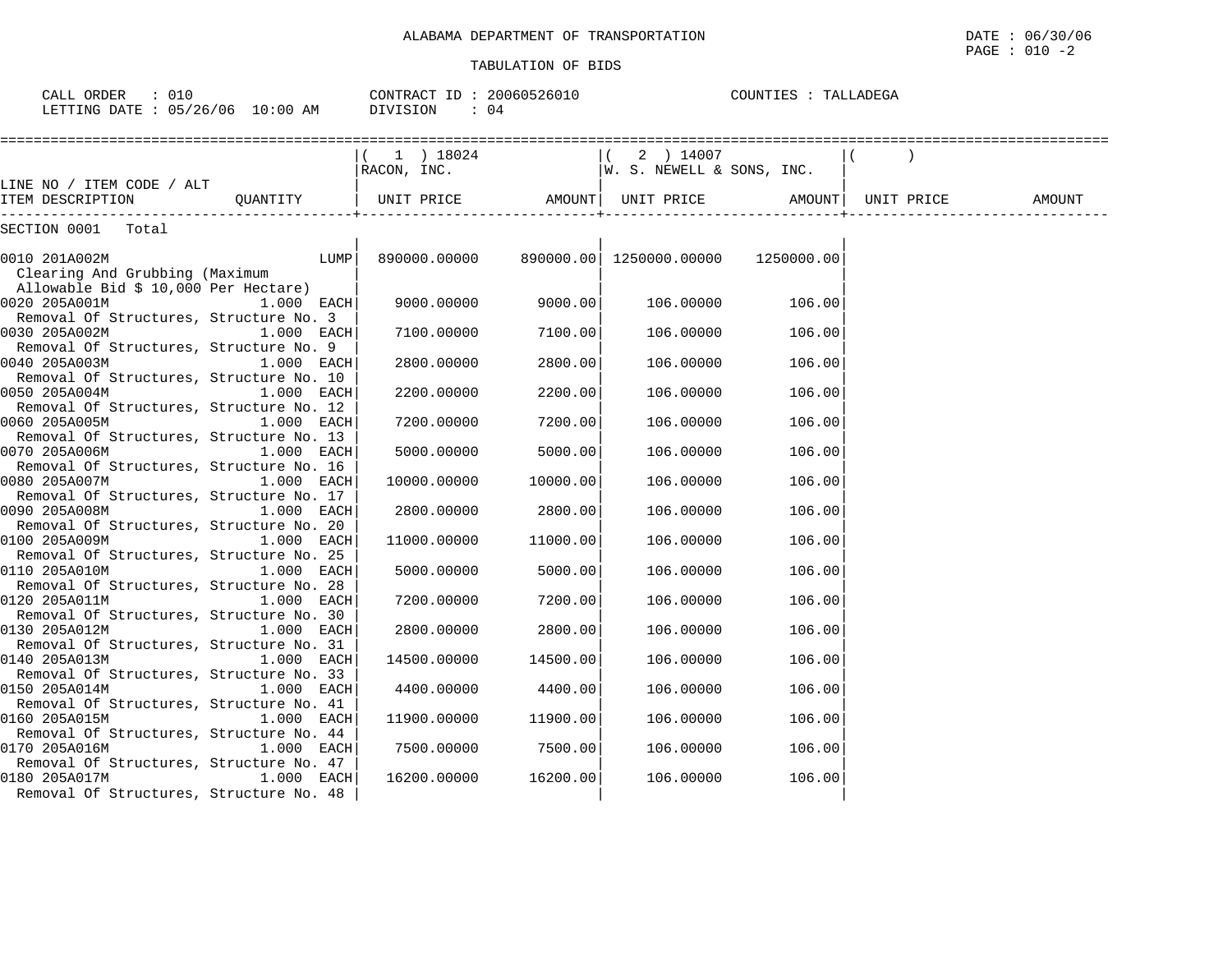ALABAMA DEPARTMENT OF TRANSPORTATION

TABULATION OF BIDS

CALL ORDER : 010 CONTRACT ID : 20060526010 COUNTIES : TALLADEGA
LETTING DATE : 05/26/06 10:00 AM DIVISION : 04

| LINE NO / ITEM CODE / ALT ITEM DESCRIPTION | QUANTITY | ( 1 ) 18024 RACON, INC. UNIT PRICE | AMOUNT | ( 2 ) 14007 W. S. NEWELL & SONS, INC. UNIT PRICE | AMOUNT | ( ) UNIT PRICE | AMOUNT |
|---|---|---|---|---|---|---|---|
| SECTION 0001 Total | | | | | | | |
| 0010 201A002M Clearing And Grubbing (Maximum Allowable Bid $ 10,000 Per Hectare) | LUMP | 890000.00000 | 890000.00 | 1250000.00000 | 1250000.00 | | |
| 0020 205A001M Removal Of Structures, Structure No. 3 | 1.000 EACH | 9000.00000 | 9000.00 | 106.00000 | 106.00 | | |
| 0030 205A002M Removal Of Structures, Structure No. 9 | 1.000 EACH | 7100.00000 | 7100.00 | 106.00000 | 106.00 | | |
| 0040 205A003M Removal Of Structures, Structure No. 10 | 1.000 EACH | 2800.00000 | 2800.00 | 106.00000 | 106.00 | | |
| 0050 205A004M Removal Of Structures, Structure No. 12 | 1.000 EACH | 2200.00000 | 2200.00 | 106.00000 | 106.00 | | |
| 0060 205A005M Removal Of Structures, Structure No. 13 | 1.000 EACH | 7200.00000 | 7200.00 | 106.00000 | 106.00 | | |
| 0070 205A006M Removal Of Structures, Structure No. 16 | 1.000 EACH | 5000.00000 | 5000.00 | 106.00000 | 106.00 | | |
| 0080 205A007M Removal Of Structures, Structure No. 17 | 1.000 EACH | 10000.00000 | 10000.00 | 106.00000 | 106.00 | | |
| 0090 205A008M Removal Of Structures, Structure No. 20 | 1.000 EACH | 2800.00000 | 2800.00 | 106.00000 | 106.00 | | |
| 0100 205A009M Removal Of Structures, Structure No. 25 | 1.000 EACH | 11000.00000 | 11000.00 | 106.00000 | 106.00 | | |
| 0110 205A010M Removal Of Structures, Structure No. 28 | 1.000 EACH | 5000.00000 | 5000.00 | 106.00000 | 106.00 | | |
| 0120 205A011M Removal Of Structures, Structure No. 30 | 1.000 EACH | 7200.00000 | 7200.00 | 106.00000 | 106.00 | | |
| 0130 205A012M Removal Of Structures, Structure No. 31 | 1.000 EACH | 2800.00000 | 2800.00 | 106.00000 | 106.00 | | |
| 0140 205A013M Removal Of Structures, Structure No. 33 | 1.000 EACH | 14500.00000 | 14500.00 | 106.00000 | 106.00 | | |
| 0150 205A014M Removal Of Structures, Structure No. 41 | 1.000 EACH | 4400.00000 | 4400.00 | 106.00000 | 106.00 | | |
| 0160 205A015M Removal Of Structures, Structure No. 44 | 1.000 EACH | 11900.00000 | 11900.00 | 106.00000 | 106.00 | | |
| 0170 205A016M Removal Of Structures, Structure No. 47 | 1.000 EACH | 7500.00000 | 7500.00 | 106.00000 | 106.00 | | |
| 0180 205A017M Removal Of Structures, Structure No. 48 | 1.000 EACH | 16200.00000 | 16200.00 | 106.00000 | 106.00 | | |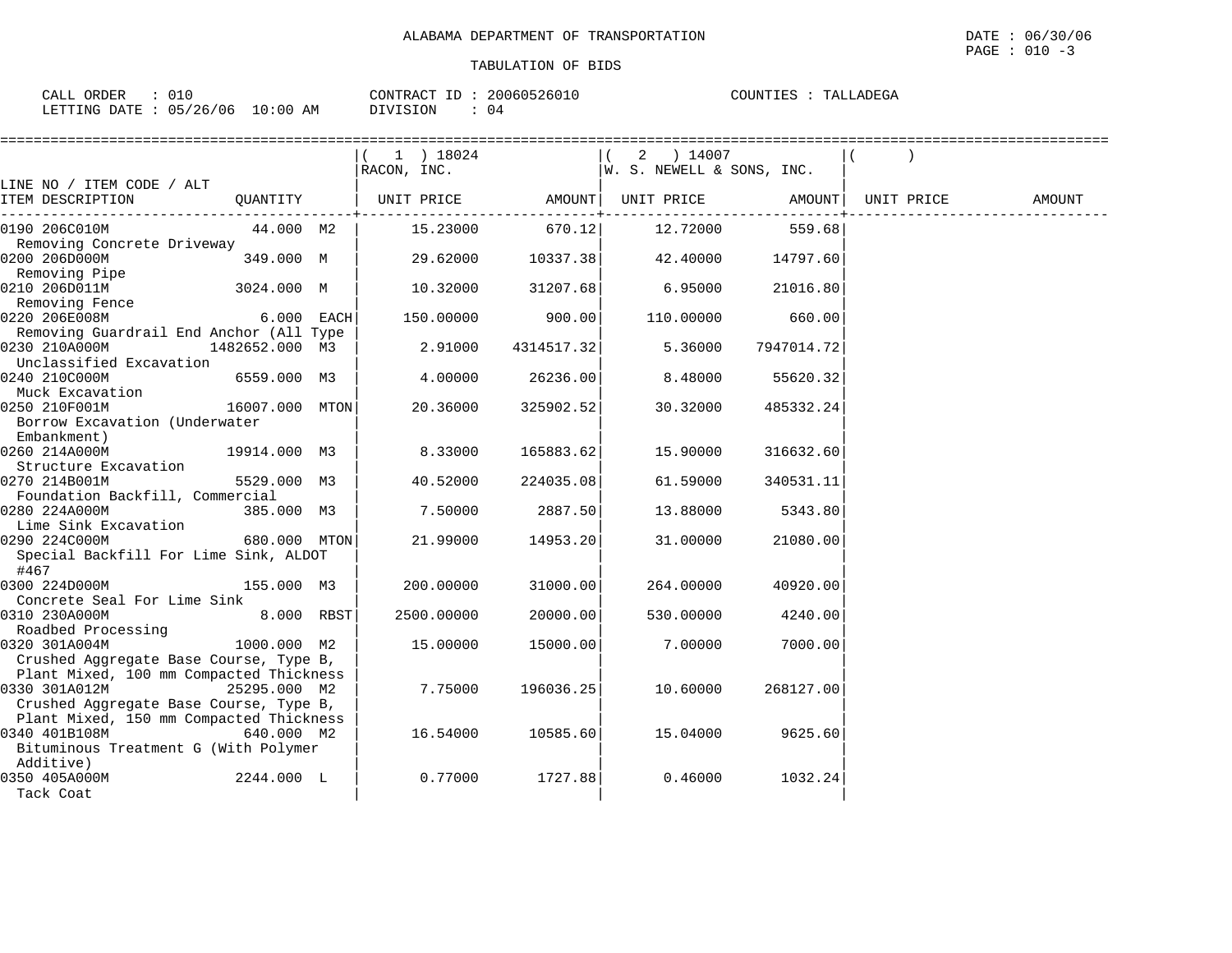ALABAMA DEPARTMENT OF TRANSPORTATION

TABULATION OF BIDS

DATE : 06/30/06

CALL ORDER : 010    CONTRACT ID : 20060526010    COUNTIES : TALLADEGA
LETTING DATE : 05/26/06 10:00 AM    DIVISION : 04

| LINE NO / ITEM CODE / ALT ITEM DESCRIPTION | QUANTITY | (1) 18024 RACON, INC. UNIT PRICE | AMOUNT | (2) 14007 W. S. NEWELL & SONS, INC. UNIT PRICE | AMOUNT | ( ) UNIT PRICE | AMOUNT |
|---|---|---|---|---|---|---|---|
| 0190 206C010M Removing Concrete Driveway | 44.000 M2 | 15.23000 | 670.12 | 12.72000 | 559.68 | | |
| 0200 206D000M Removing Pipe | 349.000 M | 29.62000 | 10337.38 | 42.40000 | 14797.60 | | |
| 0210 206D011M Removing Fence | 3024.000 M | 10.32000 | 31207.68 | 6.95000 | 21016.80 | | |
| 0220 206E008M Removing Guardrail End Anchor (All Type | 6.000 EACH | 150.00000 | 900.00 | 110.00000 | 660.00 | | |
| 0230 210A000M Unclassified Excavation | 1482652.000 M3 | 2.91000 | 4314517.32 | 5.36000 | 7947014.72 | | |
| 0240 210C000M Muck Excavation | 6559.000 M3 | 4.00000 | 26236.00 | 8.48000 | 55620.32 | | |
| 0250 210F001M Borrow Excavation (Underwater Embankment) | 16007.000 MTON | 20.36000 | 325902.52 | 30.32000 | 485332.24 | | |
| 0260 214A000M Structure Excavation | 19914.000 M3 | 8.33000 | 165883.62 | 15.90000 | 316632.60 | | |
| 0270 214B001M Foundation Backfill, Commercial | 5529.000 M3 | 40.52000 | 224035.08 | 61.59000 | 340531.11 | | |
| 0280 224A000M Lime Sink Excavation | 385.000 M3 | 7.50000 | 2887.50 | 13.88000 | 5343.80 | | |
| 0290 224C000M Special Backfill For Lime Sink, ALDOT #467 | 680.000 MTON | 21.99000 | 14953.20 | 31.00000 | 21080.00 | | |
| 0300 224D000M Concrete Seal For Lime Sink | 155.000 M3 | 200.00000 | 31000.00 | 264.00000 | 40920.00 | | |
| 0310 230A000M Roadbed Processing | 8.000 RBST | 2500.00000 | 20000.00 | 530.00000 | 4240.00 | | |
| 0320 301A004M Crushed Aggregate Base Course, Type B, Plant Mixed, 100 mm Compacted Thickness | 1000.000 M2 | 15.00000 | 15000.00 | 7.00000 | 7000.00 | | |
| 0330 301A012M Crushed Aggregate Base Course, Type B, Plant Mixed, 150 mm Compacted Thickness | 25295.000 M2 | 7.75000 | 196036.25 | 10.60000 | 268127.00 | | |
| 0340 401B108M Bituminous Treatment G (With Polymer Additive) | 640.000 M2 | 16.54000 | 10585.60 | 15.04000 | 9625.60 | | |
| 0350 405A000M Tack Coat | 2244.000 L | 0.77000 | 1727.88 | 0.46000 | 1032.24 | | |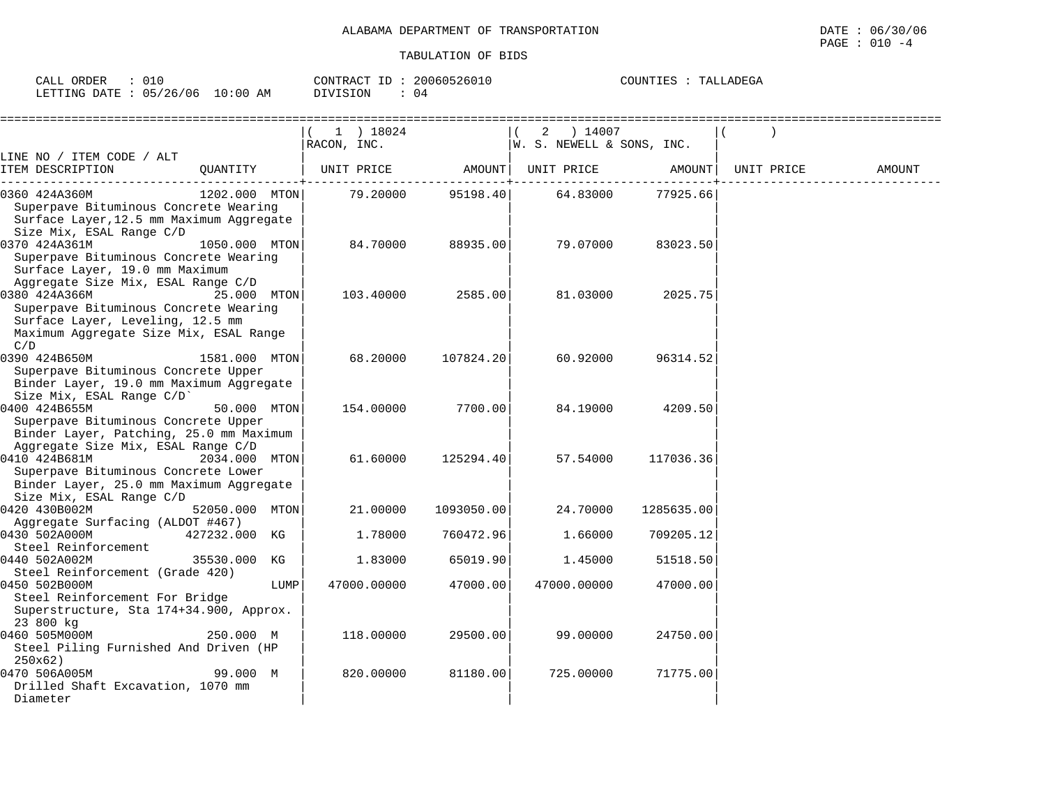ALABAMA DEPARTMENT OF TRANSPORTATION

TABULATION OF BIDS

DATE : 06/30/06
PAGE : 010 -4

CALL ORDER : 010 CONTRACT ID : 20060526010 COUNTIES : TALLADEGA
LETTING DATE : 05/26/06 10:00 AM DIVISION : 04

| LINE NO / ITEM CODE / ALT ITEM DESCRIPTION | QUANTITY | ( 1 ) 18024 RACON, INC. UNIT PRICE | AMOUNT | ( 2 ) 14007 W. S. NEWELL & SONS, INC. UNIT PRICE | AMOUNT | ( ) UNIT PRICE | AMOUNT |
|---|---|---|---|---|---|---|---|
| 0360 424A360M Superpave Bituminous Concrete Wearing Surface Layer,12.5 mm Maximum Aggregate Size Mix, ESAL Range C/D | 1202.000 MTON | 79.20000 | 95198.40 | 64.83000 | 77925.66 | | |
| 0370 424A361M Superpave Bituminous Concrete Wearing Surface Layer, 19.0 mm Maximum Aggregate Size Mix, ESAL Range C/D | 1050.000 MTON | 84.70000 | 88935.00 | 79.07000 | 83023.50 | | |
| 0380 424A366M Superpave Bituminous Concrete Wearing Surface Layer, Leveling, 12.5 mm Maximum Aggregate Size Mix, ESAL Range C/D | 25.000 MTON | 103.40000 | 2585.00 | 81.03000 | 2025.75 | | |
| 0390 424B650M Superpave Bituminous Concrete Upper Binder Layer, 19.0 mm Maximum Aggregate Size Mix, ESAL Range C/D` | 1581.000 MTON | 68.20000 | 107824.20 | 60.92000 | 96314.52 | | |
| 0400 424B655M Superpave Bituminous Concrete Upper Binder Layer, Patching, 25.0 mm Maximum Aggregate Size Mix, ESAL Range C/D | 50.000 MTON | 154.00000 | 7700.00 | 84.19000 | 4209.50 | | |
| 0410 424B681M Superpave Bituminous Concrete Lower Binder Layer, 25.0 mm Maximum Aggregate Size Mix, ESAL Range C/D | 2034.000 MTON | 61.60000 | 125294.40 | 57.54000 | 117036.36 | | |
| 0420 430B002M Aggregate Surfacing (ALDOT #467) | 52050.000 MTON | 21.00000 | 1093050.00 | 24.70000 | 1285635.00 | | |
| 0430 502A000M Steel Reinforcement | 427232.000 KG | 1.78000 | 760472.96 | 1.66000 | 709205.12 | | |
| 0440 502A002M Steel Reinforcement (Grade 420) | 35530.000 KG | 1.83000 | 65019.90 | 1.45000 | 51518.50 | | |
| 0450 502B000M Steel Reinforcement For Bridge Superstructure, Sta 174+34.900, Approx. 23 800 kg | LUMP | 47000.00000 | 47000.00 | 47000.00000 | 47000.00 | | |
| 0460 505M000M Steel Piling Furnished And Driven (HP 250x62) | 250.000 M | 118.00000 | 29500.00 | 99.00000 | 24750.00 | | |
| 0470 506A005M Drilled Shaft Excavation, 1070 mm Diameter | 99.000 M | 820.00000 | 81180.00 | 725.00000 | 71775.00 | | |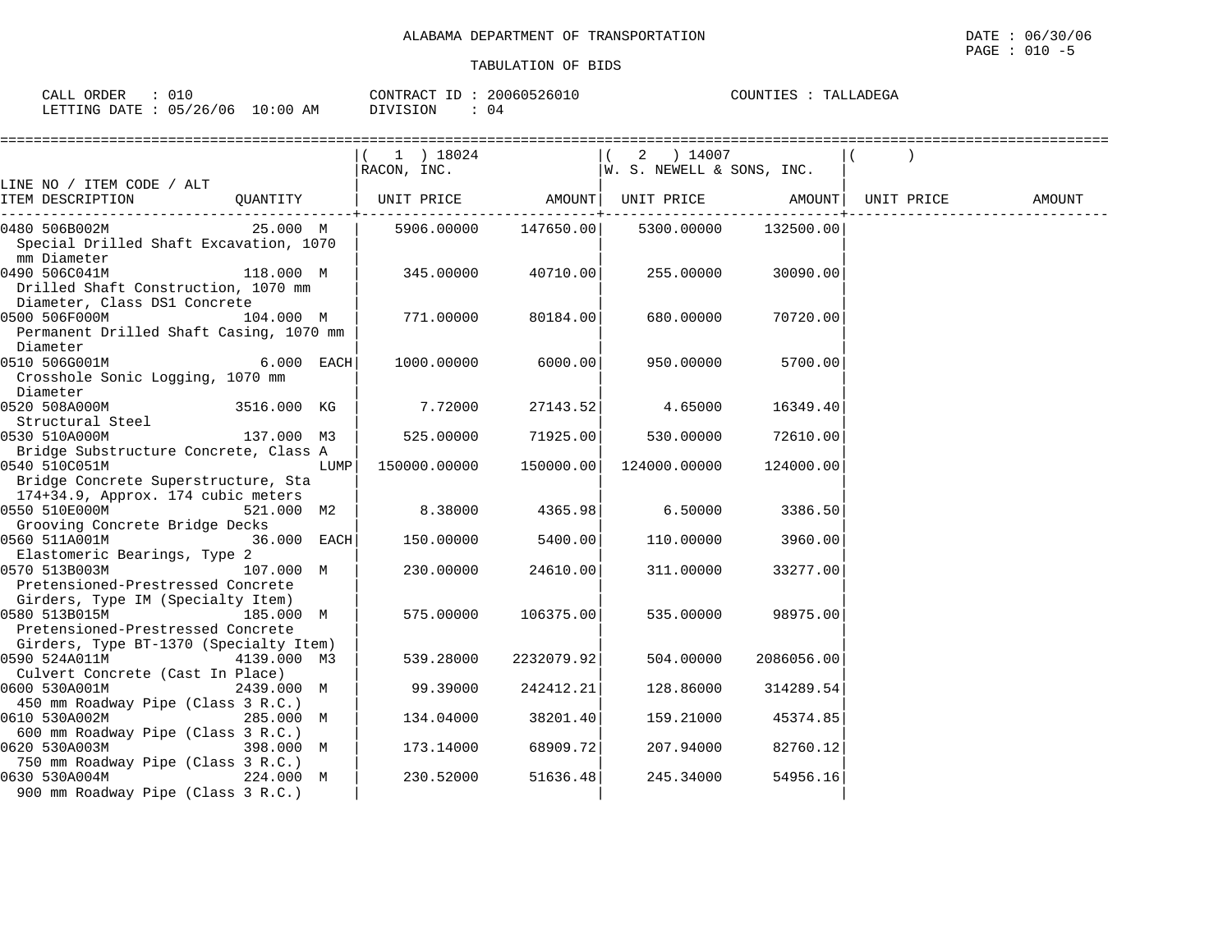ALABAMA DEPARTMENT OF TRANSPORTATION

TABULATION OF BIDS

DATE : 06/30/06
PAGE : 010 -5

CALL ORDER : 010
LETTING DATE : 05/26/06 10:00 AM

CONTRACT ID : 20060526010
DIVISION : 04

COUNTIES : TALLADEGA

| LINE NO / ITEM CODE / ALT<br>ITEM DESCRIPTION | QUANTITY | ( 1 ) 18024<br>RACON, INC.<br>UNIT PRICE | AMOUNT | ( 2 ) 14007<br>W. S. NEWELL & SONS, INC.<br>UNIT PRICE | AMOUNT | ( )<br>UNIT PRICE | AMOUNT |
|---|---|---|---|---|---|---|---|
| 0480 506B002M<br>Special Drilled Shaft Excavation, 1070 mm Diameter | 25.000 M | 5906.00000 | 147650.00 | 5300.00000 | 132500.00 | | |
| 0490 506C041M<br>Drilled Shaft Construction, 1070 mm Diameter, Class DS1 Concrete | 118.000 M | 345.00000 | 40710.00 | 255.00000 | 30090.00 | | |
| 0500 506F000M<br>Permanent Drilled Shaft Casing, 1070 mm Diameter | 104.000 M | 771.00000 | 80184.00 | 680.00000 | 70720.00 | | |
| 0510 506G001M<br>Crosshole Sonic Logging, 1070 mm Diameter | 6.000 EACH | 1000.00000 | 6000.00 | 950.00000 | 5700.00 | | |
| 0520 508A000M<br>Structural Steel | 3516.000 KG | 7.72000 | 27143.52 | 4.65000 | 16349.40 | | |
| 0530 510A000M<br>Bridge Substructure Concrete, Class A | 137.000 M3 | 525.00000 | 71925.00 | 530.00000 | 72610.00 | | |
| 0540 510C051M<br>Bridge Concrete Superstructure, Sta 174+34.9, Approx. 174 cubic meters | LUMP | 150000.00000 | 150000.00 | 124000.00000 | 124000.00 | | |
| 0550 510E000M<br>Grooving Concrete Bridge Decks | 521.000 M2 | 8.38000 | 4365.98 | 6.50000 | 3386.50 | | |
| 0560 511A001M<br>Elastomeric Bearings, Type 2 | 36.000 EACH | 150.00000 | 5400.00 | 110.00000 | 3960.00 | | |
| 0570 513B003M<br>Pretensioned-Prestressed Concrete Girders, Type IM (Specialty Item) | 107.000 M | 230.00000 | 24610.00 | 311.00000 | 33277.00 | | |
| 0580 513B015M<br>Pretensioned-Prestressed Concrete Girders, Type BT-1370 (Specialty Item) | 185.000 M | 575.00000 | 106375.00 | 535.00000 | 98975.00 | | |
| 0590 524A011M<br>Culvert Concrete (Cast In Place) | 4139.000 M3 | 539.28000 | 2232079.92 | 504.00000 | 2086056.00 | | |
| 0600 530A001M<br>450 mm Roadway Pipe (Class 3 R.C.) | 2439.000 M | 99.39000 | 242412.21 | 128.86000 | 314289.54 | | |
| 0610 530A002M<br>600 mm Roadway Pipe (Class 3 R.C.) | 285.000 M | 134.04000 | 38201.40 | 159.21000 | 45374.85 | | |
| 0620 530A003M<br>750 mm Roadway Pipe (Class 3 R.C.) | 398.000 M | 173.14000 | 68909.72 | 207.94000 | 82760.12 | | |
| 0630 530A004M<br>900 mm Roadway Pipe (Class 3 R.C.) | 224.000 M | 230.52000 | 51636.48 | 245.34000 | 54956.16 | | |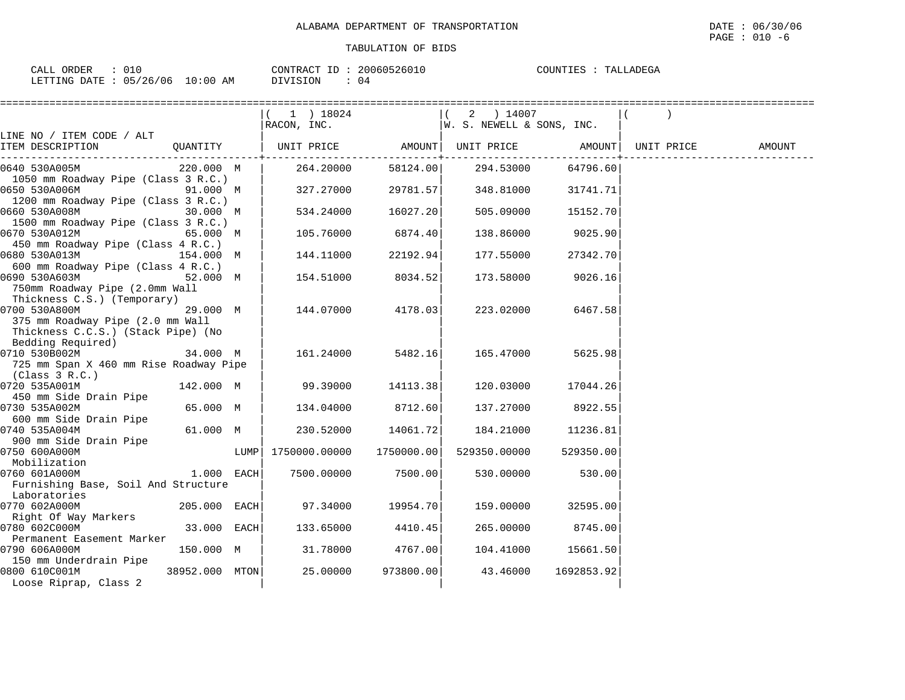ALABAMA DEPARTMENT OF TRANSPORTATION

TABULATION OF BIDS

DATE : 06/30/06
PAGE : 010 -6

CALL ORDER : 010 CONTRACT ID : 20060526010 COUNTIES : TALLADEGA
LETTING DATE : 05/26/06 10:00 AM DIVISION : 04

| LINE NO / ITEM CODE / ALT ITEM DESCRIPTION | QUANTITY | ( 1 ) 18024 RACON, INC. UNIT PRICE | AMOUNT | ( 2 ) 14007 W. S. NEWELL & SONS, INC. UNIT PRICE | AMOUNT | ( ) UNIT PRICE | AMOUNT |
|---|---|---|---|---|---|---|---|
| 0640 530A005M 1050 mm Roadway Pipe (Class 3 R.C.) | 220.000 M | 264.20000 | 58124.00 | 294.53000 | 64796.60 | | |
| 0650 530A006M 1200 mm Roadway Pipe (Class 3 R.C.) | 91.000 M | 327.27000 | 29781.57 | 348.81000 | 31741.71 | | |
| 0660 530A008M 1500 mm Roadway Pipe (Class 3 R.C.) | 30.000 M | 534.24000 | 16027.20 | 505.09000 | 15152.70 | | |
| 0670 530A012M 450 mm Roadway Pipe (Class 4 R.C.) | 65.000 M | 105.76000 | 6874.40 | 138.86000 | 9025.90 | | |
| 0680 530A013M 600 mm Roadway Pipe (Class 4 R.C.) | 154.000 M | 144.11000 | 22192.94 | 177.55000 | 27342.70 | | |
| 0690 530A603M 750mm Roadway Pipe (2.0mm Wall Thickness C.S.) (Temporary) | 52.000 M | 154.51000 | 8034.52 | 173.58000 | 9026.16 | | |
| 0700 530A800M 375 mm Roadway Pipe (2.0 mm Wall Thickness C.C.S.) (Stack Pipe) (No Bedding Required) | 29.000 M | 144.07000 | 4178.03 | 223.02000 | 6467.58 | | |
| 0710 530B002M 725 mm Span X 460 mm Rise Roadway Pipe (Class 3 R.C.) | 34.000 M | 161.24000 | 5482.16 | 165.47000 | 5625.98 | | |
| 0720 535A001M 450 mm Side Drain Pipe | 142.000 M | 99.39000 | 14113.38 | 120.03000 | 17044.26 | | |
| 0730 535A002M 600 mm Side Drain Pipe | 65.000 M | 134.04000 | 8712.60 | 137.27000 | 8922.55 | | |
| 0740 535A004M 900 mm Side Drain Pipe | 61.000 M | 230.52000 | 14061.72 | 184.21000 | 11236.81 | | |
| 0750 600A000M Mobilization | LUMP | 1750000.00000 | 1750000.00 | 529350.00000 | 529350.00 | | |
| 0760 601A000M Furnishing Base, Soil And Structure Laboratories | 1.000 EACH | 7500.00000 | 7500.00 | 530.00000 | 530.00 | | |
| 0770 602A000M Right Of Way Markers | 205.000 EACH | 97.34000 | 19954.70 | 159.00000 | 32595.00 | | |
| 0780 602C000M Permanent Easement Marker | 33.000 EACH | 133.65000 | 4410.45 | 265.00000 | 8745.00 | | |
| 0790 606A000M 150 mm Underdrain Pipe | 150.000 M | 31.78000 | 4767.00 | 104.41000 | 15661.50 | | |
| 0800 610C001M Loose Riprap, Class 2 | 38952.000 MTON | 25.00000 | 973800.00 | 43.46000 | 1692853.92 | | |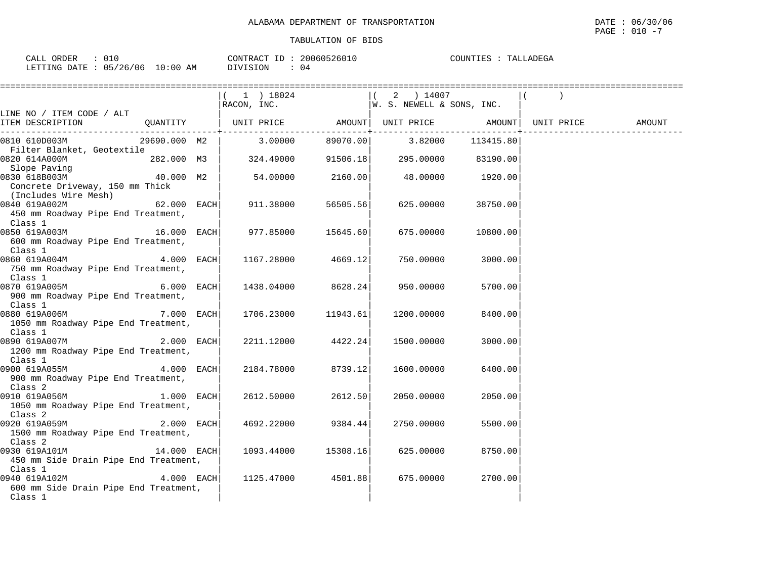ALABAMA DEPARTMENT OF TRANSPORTATION

TABULATION OF BIDS

DATE : 06/30/06
PAGE : 010 -7

CALL ORDER : 010
LETTING DATE : 05/26/06 10:00 AM

CONTRACT ID : 20060526010
DIVISION : 04

COUNTIES : TALLADEGA

| LINE NO / ITEM CODE / ALT ITEM DESCRIPTION | QUANTITY | ( 1 ) 18024 RACON, INC. UNIT PRICE | AMOUNT | ( 2 ) 14007 W. S. NEWELL & SONS, INC. UNIT PRICE | AMOUNT | ( ) UNIT PRICE | AMOUNT |
|---|---|---|---|---|---|---|---|
| 0810 610D003M Filter Blanket, Geotextile | 29690.000 M2 | 3.00000 | 89070.00 | 3.82000 | 113415.80 | | |
| 0820 614A000M Slope Paving | 282.000 M3 | 324.49000 | 91506.18 | 295.00000 | 83190.00 | | |
| 0830 618B003M Concrete Driveway, 150 mm Thick (Includes Wire Mesh) | 40.000 M2 | 54.00000 | 2160.00 | 48.00000 | 1920.00 | | |
| 0840 619A002M 450 mm Roadway Pipe End Treatment, Class 1 | 62.000 EACH | 911.38000 | 56505.56 | 625.00000 | 38750.00 | | |
| 0850 619A003M 600 mm Roadway Pipe End Treatment, Class 1 | 16.000 EACH | 977.85000 | 15645.60 | 675.00000 | 10800.00 | | |
| 0860 619A004M 750 mm Roadway Pipe End Treatment, Class 1 | 4.000 EACH | 1167.28000 | 4669.12 | 750.00000 | 3000.00 | | |
| 0870 619A005M 900 mm Roadway Pipe End Treatment, Class 1 | 6.000 EACH | 1438.04000 | 8628.24 | 950.00000 | 5700.00 | | |
| 0880 619A006M 1050 mm Roadway Pipe End Treatment, Class 1 | 7.000 EACH | 1706.23000 | 11943.61 | 1200.00000 | 8400.00 | | |
| 0890 619A007M 1200 mm Roadway Pipe End Treatment, Class 1 | 2.000 EACH | 2211.12000 | 4422.24 | 1500.00000 | 3000.00 | | |
| 0900 619A055M 900 mm Roadway Pipe End Treatment, Class 2 | 4.000 EACH | 2184.78000 | 8739.12 | 1600.00000 | 6400.00 | | |
| 0910 619A056M 1050 mm Roadway Pipe End Treatment, Class 2 | 1.000 EACH | 2612.50000 | 2612.50 | 2050.00000 | 2050.00 | | |
| 0920 619A059M 1500 mm Roadway Pipe End Treatment, Class 2 | 2.000 EACH | 4692.22000 | 9384.44 | 2750.00000 | 5500.00 | | |
| 0930 619A101M 450 mm Side Drain Pipe End Treatment, Class 1 | 14.000 EACH | 1093.44000 | 15308.16 | 625.00000 | 8750.00 | | |
| 0940 619A102M 600 mm Side Drain Pipe End Treatment, Class 1 | 4.000 EACH | 1125.47000 | 4501.88 | 675.00000 | 2700.00 | | |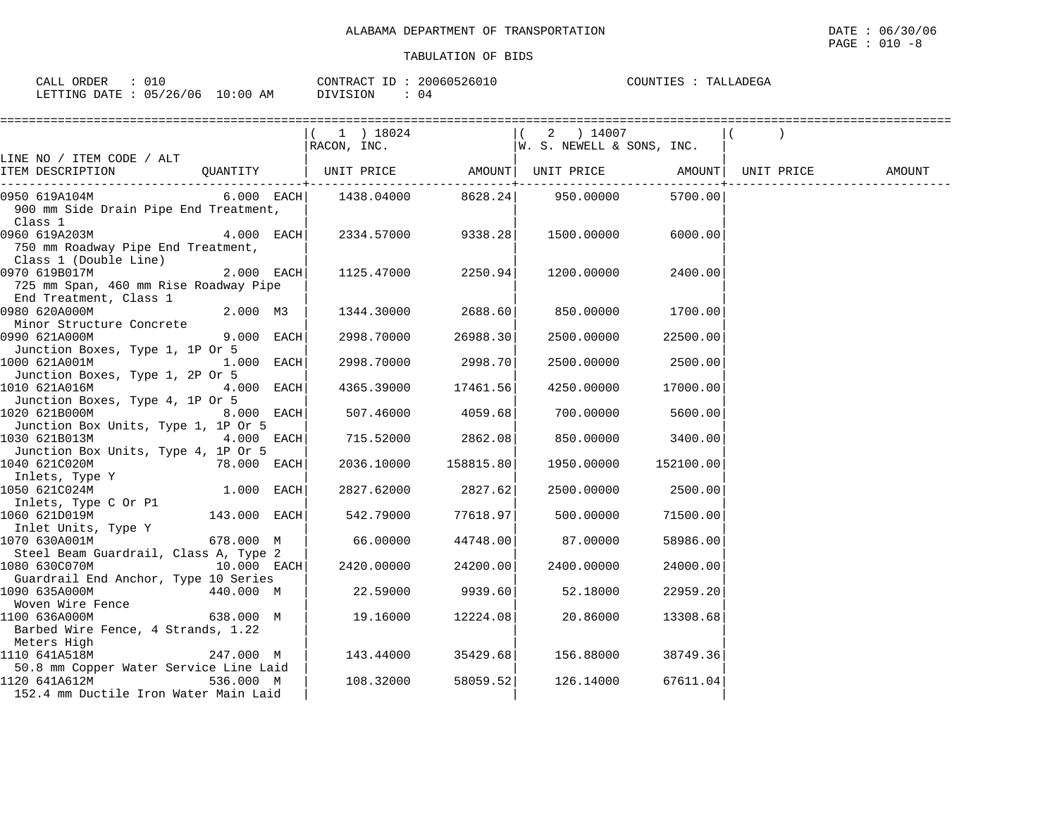ALABAMA DEPARTMENT OF TRANSPORTATION

TABULATION OF BIDS

CALL ORDER : 010  CONTRACT ID : 20060526010  COUNTIES : TALLADEGA
LETTING DATE : 05/26/06 10:00 AM  DIVISION : 04

| LINE NO / ITEM CODE / ALT ITEM DESCRIPTION | QUANTITY | ( 1 ) 18024 RACON, INC. UNIT PRICE | AMOUNT | ( 2 ) 14007 W. S. NEWELL & SONS, INC. UNIT PRICE | AMOUNT | ( ) UNIT PRICE | AMOUNT |
|---|---|---|---|---|---|---|---|
| 0950 619A104M 900 mm Side Drain Pipe End Treatment, Class 1 | 6.000 EACH | 1438.04000 | 8628.24 | 950.00000 | 5700.00 | | |
| 0960 619A203M 750 mm Roadway Pipe End Treatment, Class 1 (Double Line) | 4.000 EACH | 2334.57000 | 9338.28 | 1500.00000 | 6000.00 | | |
| 0970 619B017M 725 mm Span, 460 mm Rise Roadway Pipe End Treatment, Class 1 | 2.000 EACH | 1125.47000 | 2250.94 | 1200.00000 | 2400.00 | | |
| 0980 620A000M Minor Structure Concrete | 2.000 M3 | 1344.30000 | 2688.60 | 850.00000 | 1700.00 | | |
| 0990 621A000M Junction Boxes, Type 1, 1P Or 5 | 9.000 EACH | 2998.70000 | 26988.30 | 2500.00000 | 22500.00 | | |
| 1000 621A001M Junction Boxes, Type 1, 2P Or 5 | 1.000 EACH | 2998.70000 | 2998.70 | 2500.00000 | 2500.00 | | |
| 1010 621A016M Junction Boxes, Type 4, 1P Or 5 | 4.000 EACH | 4365.39000 | 17461.56 | 4250.00000 | 17000.00 | | |
| 1020 621B000M Junction Box Units, Type 1, 1P Or 5 | 8.000 EACH | 507.46000 | 4059.68 | 700.00000 | 5600.00 | | |
| 1030 621B013M Junction Box Units, Type 4, 1P Or 5 | 4.000 EACH | 715.52000 | 2862.08 | 850.00000 | 3400.00 | | |
| 1040 621C020M Inlets, Type Y | 78.000 EACH | 2036.10000 | 158815.80 | 1950.00000 | 152100.00 | | |
| 1050 621C024M Inlets, Type C Or P1 | 1.000 EACH | 2827.62000 | 2827.62 | 2500.00000 | 2500.00 | | |
| 1060 621D019M Inlet Units, Type Y | 143.000 EACH | 542.79000 | 77618.97 | 500.00000 | 71500.00 | | |
| 1070 630A001M Steel Beam Guardrail, Class A, Type 2 | 678.000 M | 66.00000 | 44748.00 | 87.00000 | 58986.00 | | |
| 1080 630C070M Guardrail End Anchor, Type 10 Series | 10.000 EACH | 2420.00000 | 24200.00 | 2400.00000 | 24000.00 | | |
| 1090 635A000M Woven Wire Fence | 440.000 M | 22.59000 | 9939.60 | 52.18000 | 22959.20 | | |
| 1100 636A000M Barbed Wire Fence, 4 Strands, 1.22 Meters High | 638.000 M | 19.16000 | 12224.08 | 20.86000 | 13308.68 | | |
| 1110 641A518M 50.8 mm Copper Water Service Line Laid | 247.000 M | 143.44000 | 35429.68 | 156.88000 | 38749.36 | | |
| 1120 641A612M 152.4 mm Ductile Iron Water Main Laid | 536.000 M | 108.32000 | 58059.52 | 126.14000 | 67611.04 | | |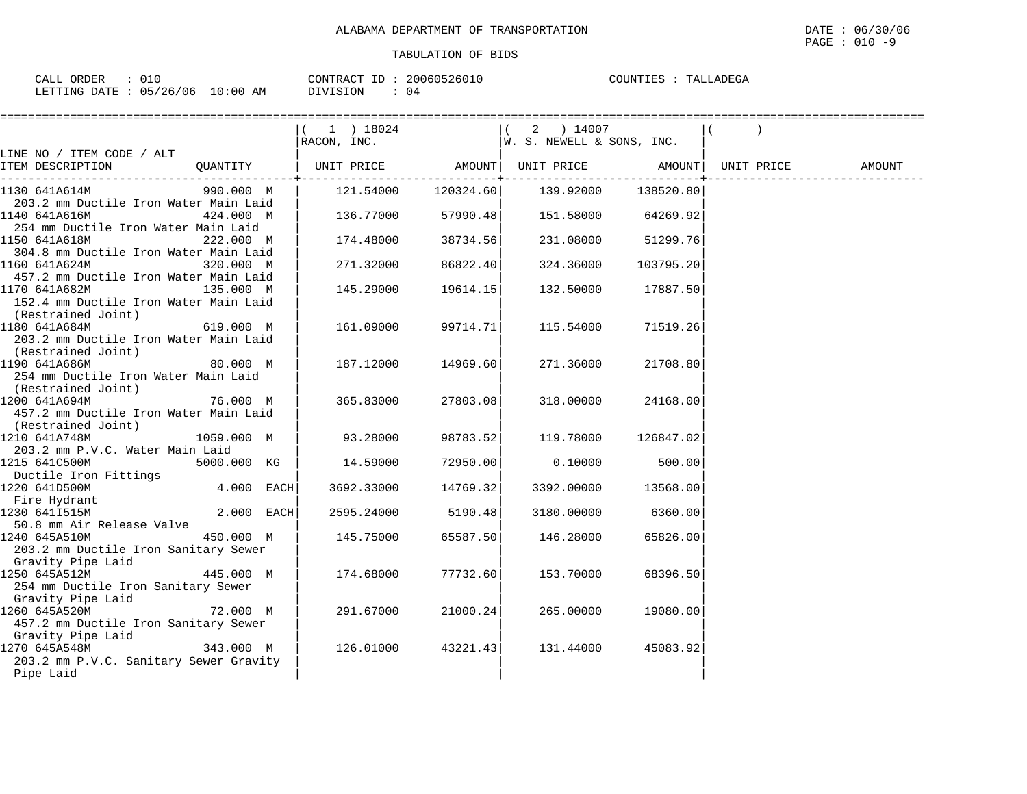ALABAMA DEPARTMENT OF TRANSPORTATION

TABULATION OF BIDS

CALL ORDER : 010 &nbsp;&nbsp;&nbsp;&nbsp; CONTRACT ID : 20060526010 &nbsp;&nbsp;&nbsp;&nbsp; COUNTIES : TALLADEGA
LETTING DATE : 05/26/06 10:00 AM &nbsp;&nbsp;&nbsp;&nbsp; DIVISION : 04

| LINE NO / ITEM CODE / ALT ITEM DESCRIPTION | QUANTITY | ( 1 ) 18024 RACON, INC. UNIT PRICE | AMOUNT | ( 2 ) 14007 W. S. NEWELL & SONS, INC. UNIT PRICE | AMOUNT | ( ) UNIT PRICE | AMOUNT |
|---|---|---|---|---|---|---|---|
| 1130 641A614M 203.2 mm Ductile Iron Water Main Laid | 990.000 M | 121.54000 | 120324.60 | 139.92000 | 138520.80 | | |
| 1140 641A616M 254 mm Ductile Iron Water Main Laid | 424.000 M | 136.77000 | 57990.48 | 151.58000 | 64269.92 | | |
| 1150 641A618M 304.8 mm Ductile Iron Water Main Laid | 222.000 M | 174.48000 | 38734.56 | 231.08000 | 51299.76 | | |
| 1160 641A624M 457.2 mm Ductile Iron Water Main Laid | 320.000 M | 271.32000 | 86822.40 | 324.36000 | 103795.20 | | |
| 1170 641A682M 152.4 mm Ductile Iron Water Main Laid (Restrained Joint) | 135.000 M | 145.29000 | 19614.15 | 132.50000 | 17887.50 | | |
| 1180 641A684M 203.2 mm Ductile Iron Water Main Laid (Restrained Joint) | 619.000 M | 161.09000 | 99714.71 | 115.54000 | 71519.26 | | |
| 1190 641A686M 254 mm Ductile Iron Water Main Laid (Restrained Joint) | 80.000 M | 187.12000 | 14969.60 | 271.36000 | 21708.80 | | |
| 1200 641A694M 457.2 mm Ductile Iron Water Main Laid (Restrained Joint) | 76.000 M | 365.83000 | 27803.08 | 318.00000 | 24168.00 | | |
| 1210 641A748M 203.2 mm P.V.C. Water Main Laid | 1059.000 M | 93.28000 | 98783.52 | 119.78000 | 126847.02 | | |
| 1215 641C500M Ductile Iron Fittings | 5000.000 KG | 14.59000 | 72950.00 | 0.10000 | 500.00 | | |
| 1220 641D500M Fire Hydrant | 4.000 EACH | 3692.33000 | 14769.32 | 3392.00000 | 13568.00 | | |
| 1230 641I515M 50.8 mm Air Release Valve | 2.000 EACH | 2595.24000 | 5190.48 | 3180.00000 | 6360.00 | | |
| 1240 645A510M 203.2 mm Ductile Iron Sanitary Sewer Gravity Pipe Laid | 450.000 M | 145.75000 | 65587.50 | 146.28000 | 65826.00 | | |
| 1250 645A512M 254 mm Ductile Iron Sanitary Sewer Gravity Pipe Laid | 445.000 M | 174.68000 | 77732.60 | 153.70000 | 68396.50 | | |
| 1260 645A520M 457.2 mm Ductile Iron Sanitary Sewer Gravity Pipe Laid | 72.000 M | 291.67000 | 21000.24 | 265.00000 | 19080.00 | | |
| 1270 645A548M 203.2 mm P.V.C. Sanitary Sewer Gravity Pipe Laid | 343.000 M | 126.01000 | 43221.43 | 131.44000 | 45083.92 | | |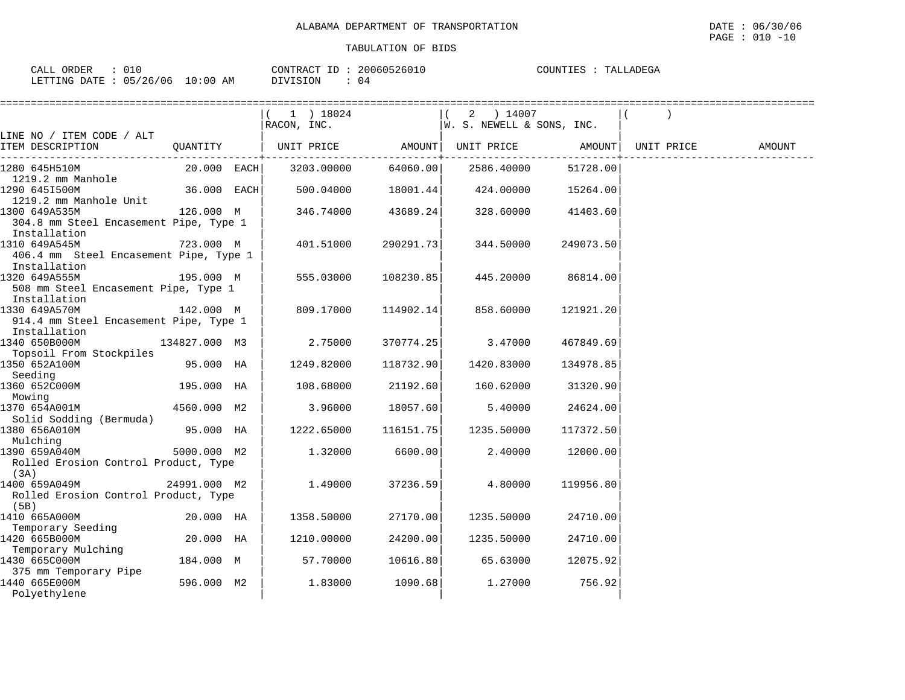ALABAMA DEPARTMENT OF TRANSPORTATION

TABULATION OF BIDS

DATE : 06/30/06

CALL ORDER : 010 CONTRACT ID : 20060526010 COUNTIES : TALLADEGA

LETTING DATE : 05/26/06 10:00 AM DIVISION : 04

| LINE NO / ITEM CODE / ALT ITEM DESCRIPTION | QUANTITY | (1) 18024 RACON, INC. UNIT PRICE | AMOUNT | (2) 14007 W. S. NEWELL & SONS, INC. UNIT PRICE | AMOUNT | ( ) UNIT PRICE | AMOUNT |
|---|---|---|---|---|---|---|---|
| 1280 645H510M 1219.2 mm Manhole | 20.000 EACH | 3203.00000 | 64060.00 | 2586.40000 | 51728.00 | | |
| 1290 645I500M 1219.2 mm Manhole Unit | 36.000 EACH | 500.04000 | 18001.44 | 424.00000 | 15264.00 | | |
| 1300 649A535M 304.8 mm Steel Encasement Pipe, Type 1 Installation | 126.000 M | 346.74000 | 43689.24 | 328.60000 | 41403.60 | | |
| 1310 649A545M 406.4 mm Steel Encasement Pipe, Type 1 Installation | 723.000 M | 401.51000 | 290291.73 | 344.50000 | 249073.50 | | |
| 1320 649A555M 508 mm Steel Encasement Pipe, Type 1 Installation | 195.000 M | 555.03000 | 108230.85 | 445.20000 | 86814.00 | | |
| 1330 649A570M 914.4 mm Steel Encasement Pipe, Type 1 Installation | 142.000 M | 809.17000 | 114902.14 | 858.60000 | 121921.20 | | |
| 1340 650B000M Topsoil From Stockpiles | 134827.000 M3 | 2.75000 | 370774.25 | 3.47000 | 467849.69 | | |
| 1350 652A100M Seeding | 95.000 HA | 1249.82000 | 118732.90 | 1420.83000 | 134978.85 | | |
| 1360 652C000M Mowing | 195.000 HA | 108.68000 | 21192.60 | 160.62000 | 31320.90 | | |
| 1370 654A001M Solid Sodding (Bermuda) | 4560.000 M2 | 3.96000 | 18057.60 | 5.40000 | 24624.00 | | |
| 1380 656A010M Mulching | 95.000 HA | 1222.65000 | 116151.75 | 1235.50000 | 117372.50 | | |
| 1390 659A040M Rolled Erosion Control Product, Type (3A) | 5000.000 M2 | 1.32000 | 6600.00 | 2.40000 | 12000.00 | | |
| 1400 659A049M Rolled Erosion Control Product, Type (5B) | 24991.000 M2 | 1.49000 | 37236.59 | 4.80000 | 119956.80 | | |
| 1410 665A000M Temporary Seeding | 20.000 HA | 1358.50000 | 27170.00 | 1235.50000 | 24710.00 | | |
| 1420 665B000M Temporary Mulching | 20.000 HA | 1210.00000 | 24200.00 | 1235.50000 | 24710.00 | | |
| 1430 665C000M 375 mm Temporary Pipe | 184.000 M | 57.70000 | 10616.80 | 65.63000 | 12075.92 | | |
| 1440 665E000M Polyethylene | 596.000 M2 | 1.83000 | 1090.68 | 1.27000 | 756.92 | | |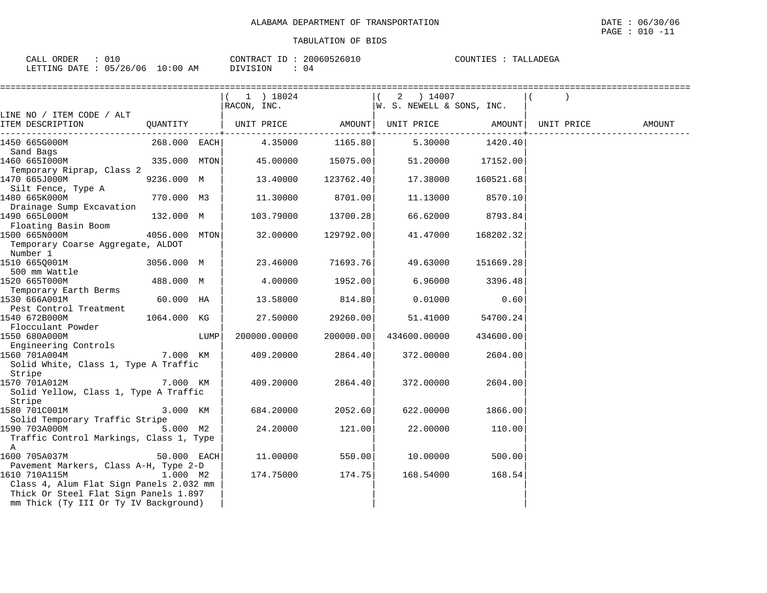ALABAMA DEPARTMENT OF TRANSPORTATION

TABULATION OF BIDS

DATE : 06/30/06
PAGE : 010 -11

CALL ORDER : 010
LETTING DATE : 05/26/06 10:00 AM

CONTRACT ID : 20060526010
DIVISION : 04

COUNTIES : TALLADEGA

| LINE NO / ITEM CODE / ALT<br>ITEM DESCRIPTION | QUANTITY | | ( 1 ) 18024<br>RACON, INC.<br>UNIT PRICE | AMOUNT | ( 2 ) 14007<br>W. S. NEWELL & SONS, INC.<br>UNIT PRICE | AMOUNT | ( )<br>UNIT PRICE | AMOUNT |
|---|---|---|---|---|---|---|---|---|
| 1450 665G000M<br>Sand Bags | 268.000 | EACH | 4.35000 | 1165.80 | 5.30000 | 1420.40 | | |
| 1460 665I000M<br>Temporary Riprap, Class 2 | 335.000 | MTON | 45.00000 | 15075.00 | 51.20000 | 17152.00 | | |
| 1470 665J000M<br>Silt Fence, Type A | 9236.000 | M | 13.40000 | 123762.40 | 17.38000 | 160521.68 | | |
| 1480 665K000M<br>Drainage Sump Excavation | 770.000 | M3 | 11.30000 | 8701.00 | 11.13000 | 8570.10 | | |
| 1490 665L000M<br>Floating Basin Boom | 132.000 | M | 103.79000 | 13700.28 | 66.62000 | 8793.84 | | |
| 1500 665N000M<br>Temporary Coarse Aggregate, ALDOT Number 1 | 4056.000 | MTON | 32.00000 | 129792.00 | 41.47000 | 168202.32 | | |
| 1510 665Q001M<br>500 mm Wattle | 3056.000 | M | 23.46000 | 71693.76 | 49.63000 | 151669.28 | | |
| 1520 665T000M<br>Temporary Earth Berms | 488.000 | M | 4.00000 | 1952.00 | 6.96000 | 3396.48 | | |
| 1530 666A001M<br>Pest Control Treatment | 60.000 | HA | 13.58000 | 814.80 | 0.01000 | 0.60 | | |
| 1540 672B000M<br>Flocculant Powder | 1064.000 | KG | 27.50000 | 29260.00 | 51.41000 | 54700.24 | | |
| 1550 680A000M<br>Engineering Controls | | LUMP | 200000.00000 | 200000.00 | 434600.00000 | 434600.00 | | |
| 1560 701A004M<br>Solid White, Class 1, Type A Traffic Stripe | 7.000 | KM | 409.20000 | 2864.40 | 372.00000 | 2604.00 | | |
| 1570 701A012M<br>Solid Yellow, Class 1, Type A Traffic Stripe | 7.000 | KM | 409.20000 | 2864.40 | 372.00000 | 2604.00 | | |
| 1580 701C001M<br>Solid Temporary Traffic Stripe | 3.000 | KM | 684.20000 | 2052.60 | 622.00000 | 1866.00 | | |
| 1590 703A000M<br>Traffic Control Markings, Class 1, Type A | 5.000 | M2 | 24.20000 | 121.00 | 22.00000 | 110.00 | | |
| 1600 705A037M<br>Pavement Markers, Class A-H, Type 2-D | 50.000 | EACH | 11.00000 | 550.00 | 10.00000 | 500.00 | | |
| 1610 710A115M<br>Class 4, Alum Flat Sign Panels 2.032 mm Thick Or Steel Flat Sign Panels 1.897 mm Thick (Ty III Or Ty IV Background) | 1.000 | M2 | 174.75000 | 174.75 | 168.54000 | 168.54 | | |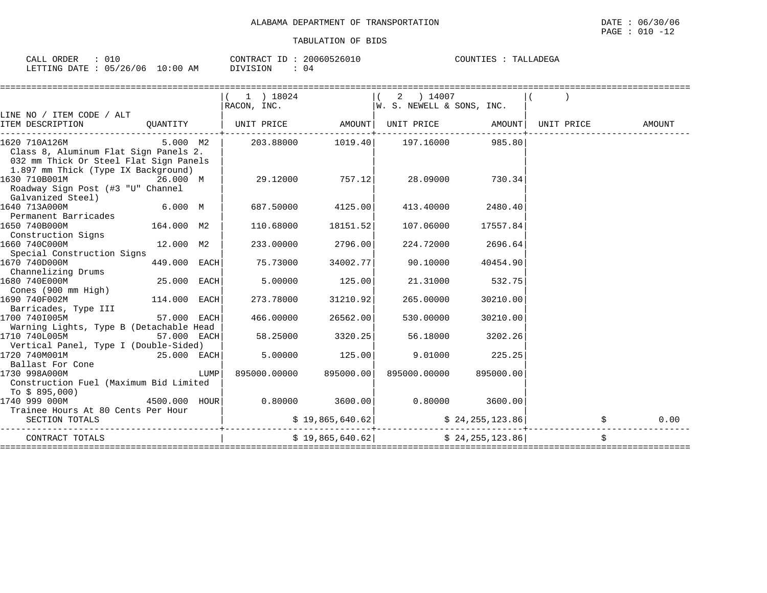ALABAMA DEPARTMENT OF TRANSPORTATION

TABULATION OF BIDS

CALL ORDER : 010 &nbsp;&nbsp;&nbsp; CONTRACT ID : 20060526010 &nbsp;&nbsp;&nbsp; COUNTIES : TALLADEGA
LETTING DATE : 05/26/06 10:00 AM &nbsp;&nbsp;&nbsp; DIVISION : 04

| LINE NO / ITEM CODE / ALT ITEM DESCRIPTION | QUANTITY | ( 1 ) 18024 RACON, INC. UNIT PRICE | AMOUNT | ( 2 ) 14007 W. S. NEWELL & SONS, INC. UNIT PRICE | AMOUNT | ( ) UNIT PRICE | AMOUNT |
|---|---|---|---|---|---|---|---|
| 1620 710A126M Class 8, Aluminum Flat Sign Panels 2. 032 mm Thick Or Steel Flat Sign Panels 1.897 mm Thick (Type IX Background) | 5.000 M2 | 203.88000 | 1019.40 | 197.16000 | 985.80 | | |
| 1630 710B001M Roadway Sign Post (#3 "U" Channel Galvanized Steel) | 26.000 M | 29.12000 | 757.12 | 28.09000 | 730.34 | | |
| 1640 713A000M Permanent Barricades | 6.000 M | 687.50000 | 4125.00 | 413.40000 | 2480.40 | | |
| 1650 740B000M Construction Signs | 164.000 M2 | 110.68000 | 18151.52 | 107.06000 | 17557.84 | | |
| 1660 740C000M Special Construction Signs | 12.000 M2 | 233.00000 | 2796.00 | 224.72000 | 2696.64 | | |
| 1670 740D000M Channelizing Drums | 449.000 EACH | 75.73000 | 34002.77 | 90.10000 | 40454.90 | | |
| 1680 740E000M Cones (900 mm High) | 25.000 EACH | 5.00000 | 125.00 | 21.31000 | 532.75 | | |
| 1690 740F002M Barricades, Type III | 114.000 EACH | 273.78000 | 31210.92 | 265.00000 | 30210.00 | | |
| 1700 740I005M Warning Lights, Type B (Detachable Head | 57.000 EACH | 466.00000 | 26562.00 | 530.00000 | 30210.00 | | |
| 1710 740L005M Vertical Panel, Type I (Double-Sided) | 57.000 EACH | 58.25000 | 3320.25 | 56.18000 | 3202.26 | | |
| 1720 740M001M Ballast For Cone | 25.000 EACH | 5.00000 | 125.00 | 9.01000 | 225.25 | | |
| 1730 998A000M Construction Fuel (Maximum Bid Limited To $ 895,000) | LUMP | 895000.00000 | 895000.00 | 895000.00000 | 895000.00 | | |
| 1740 999 000M Trainee Hours At 80 Cents Per Hour | 4500.000 HOUR | 0.80000 | 3600.00 | 0.80000 | 3600.00 | | |
| SECTION TOTALS | | | $ 19,865,640.62 | | $ 24,255,123.86 | | $ 0.00 |
| CONTRACT TOTALS | | | $ 19,865,640.62 | | $ 24,255,123.86 | | $ |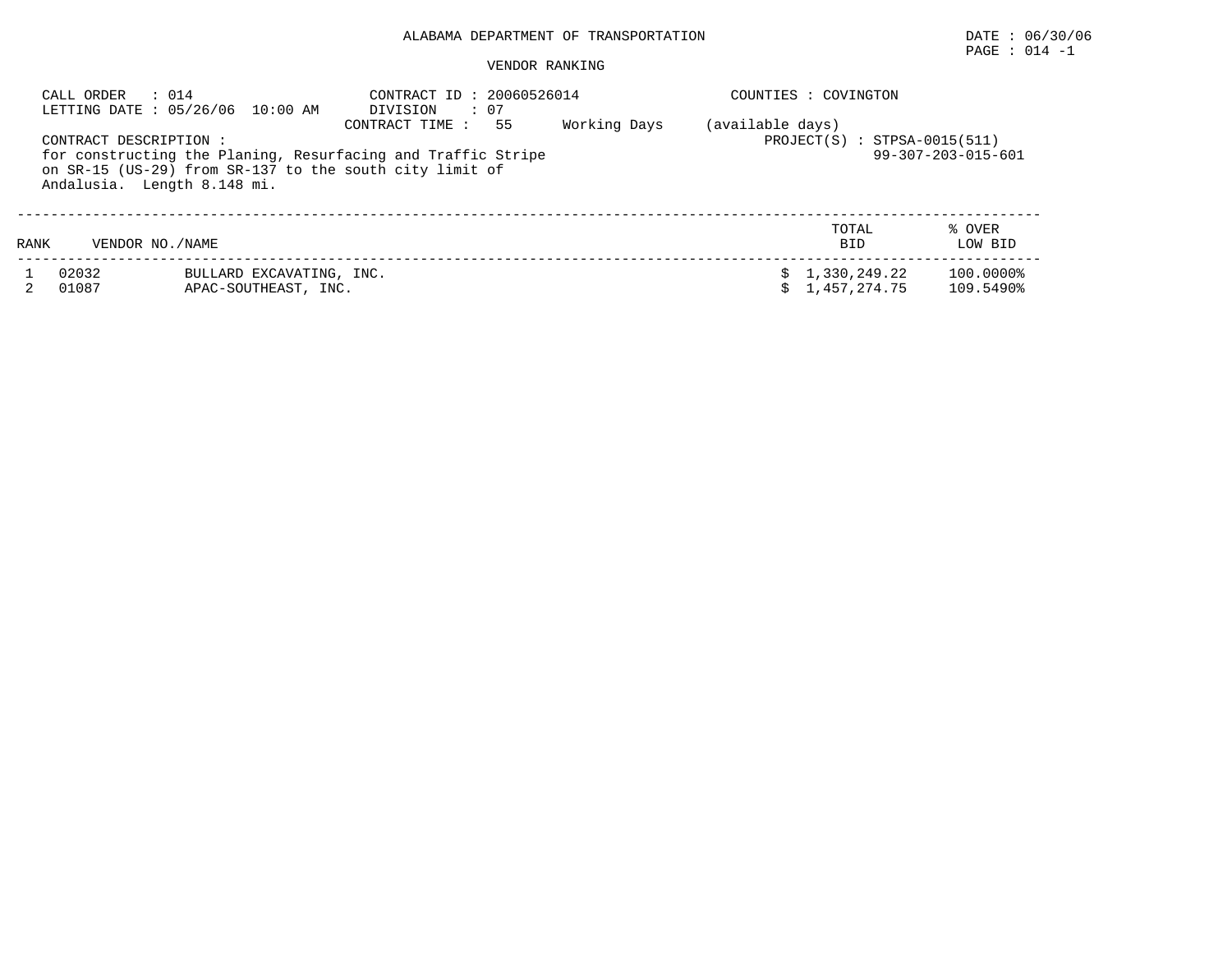ALABAMA DEPARTMENT OF TRANSPORTATION

DATE : 06/30/06

PAGE : 014 -1

VENDOR RANKING

CALL ORDER : 014
LETTING DATE : 05/26/06 10:00 AM

CONTRACT ID : 20060526014
DIVISION : 07
CONTRACT TIME : 55 Working Days (available days)

COUNTIES : COVINGTON

CONTRACT DESCRIPTION :
for constructing the Planing, Resurfacing and Traffic Stripe on SR-15 (US-29) from SR-137 to the south city limit of Andalusia. Length 8.148 mi.

PROJECT(S) : STPSA-0015(511)
99-307-203-015-601

| RANK | VENDOR NO./NAME | | TOTAL BID | % OVER LOW BID |
|---|---|---|---|---|
| 1 | 02032 | BULLARD EXCAVATING, INC. | $ 1,330,249.22 | 100.0000% |
| 2 | 01087 | APAC-SOUTHEAST, INC. | $ 1,457,274.75 | 109.5490% |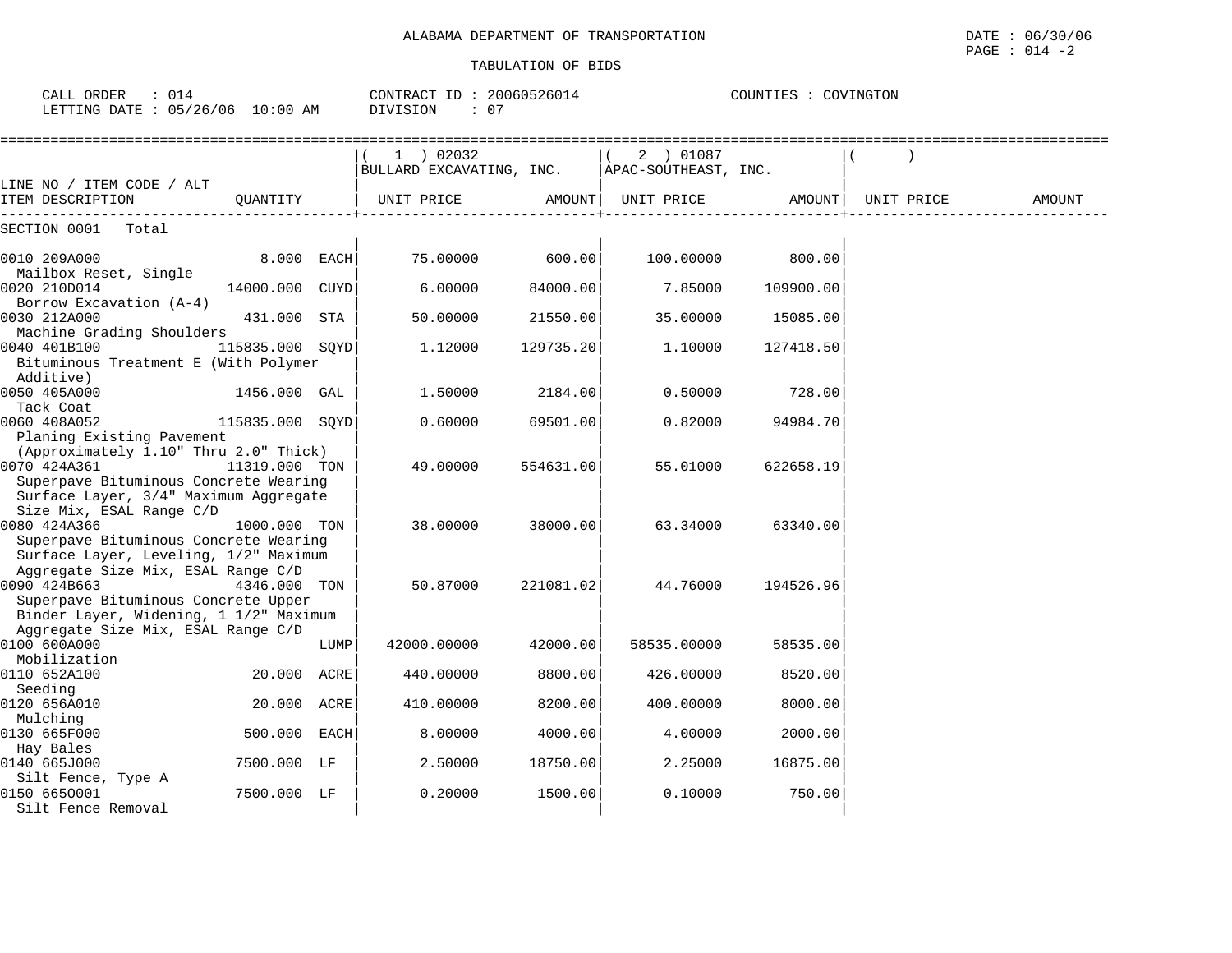ALABAMA DEPARTMENT OF TRANSPORTATION

TABULATION OF BIDS

DATE : 06/30/06

CALL ORDER : 014 CONTRACT ID : 20060526014 COUNTIES : COVINGTON
LETTING DATE : 05/26/06 10:00 AM DIVISION : 07

| LINE NO / ITEM CODE / ALT<br>ITEM DESCRIPTION | QUANTITY | ( 1 ) 02032<br>BULLARD EXCAVATING, INC.<br>UNIT PRICE | AMOUNT | ( 2 ) 01087<br>APAC-SOUTHEAST, INC.<br>UNIT PRICE | AMOUNT | ( )<br>UNIT PRICE | AMOUNT |
|---|---|---|---|---|---|---|---|
| SECTION 0001 Total | | | | | | | |
| 0010 209A000<br>Mailbox Reset, Single | 8.000 EACH | 75.00000 | 600.00 | 100.00000 | 800.00 | | |
| 0020 210D014<br>Borrow Excavation (A-4) | 14000.000 CUYD | 6.00000 | 84000.00 | 7.85000 | 109900.00 | | |
| 0030 212A000<br>Machine Grading Shoulders | 431.000 STA | 50.00000 | 21550.00 | 35.00000 | 15085.00 | | |
| 0040 401B100<br>Bituminous Treatment E (With Polymer Additive) | 115835.000 SQYD | 1.12000 | 129735.20 | 1.10000 | 127418.50 | | |
| 0050 405A000<br>Tack Coat | 1456.000 GAL | 1.50000 | 2184.00 | 0.50000 | 728.00 | | |
| 0060 408A052<br>Planing Existing Pavement (Approximately 1.10" Thru 2.0" Thick) | 115835.000 SQYD | 0.60000 | 69501.00 | 0.82000 | 94984.70 | | |
| 0070 424A361<br>Superpave Bituminous Concrete Wearing Surface Layer, 3/4" Maximum Aggregate Size Mix, ESAL Range C/D | 11319.000 TON | 49.00000 | 554631.00 | 55.01000 | 622658.19 | | |
| 0080 424A366<br>Superpave Bituminous Concrete Wearing Surface Layer, Leveling, 1/2" Maximum Aggregate Size Mix, ESAL Range C/D | 1000.000 TON | 38.00000 | 38000.00 | 63.34000 | 63340.00 | | |
| 0090 424B663<br>Superpave Bituminous Concrete Upper Binder Layer, Widening, 1 1/2" Maximum Aggregate Size Mix, ESAL Range C/D | 4346.000 TON | 50.87000 | 221081.02 | 44.76000 | 194526.96 | | |
| 0100 600A000<br>Mobilization | LUMP | 42000.00000 | 42000.00 | 58535.00000 | 58535.00 | | |
| 0110 652A100<br>Seeding | 20.000 ACRE | 440.00000 | 8800.00 | 426.00000 | 8520.00 | | |
| 0120 656A010<br>Mulching | 20.000 ACRE | 410.00000 | 8200.00 | 400.00000 | 8000.00 | | |
| 0130 665F000<br>Hay Bales | 500.000 EACH | 8.00000 | 4000.00 | 4.00000 | 2000.00 | | |
| 0140 665J000<br>Silt Fence, Type A | 7500.000 LF | 2.50000 | 18750.00 | 2.25000 | 16875.00 | | |
| 0150 665O001<br>Silt Fence Removal | 7500.000 LF | 0.20000 | 1500.00 | 0.10000 | 750.00 | | |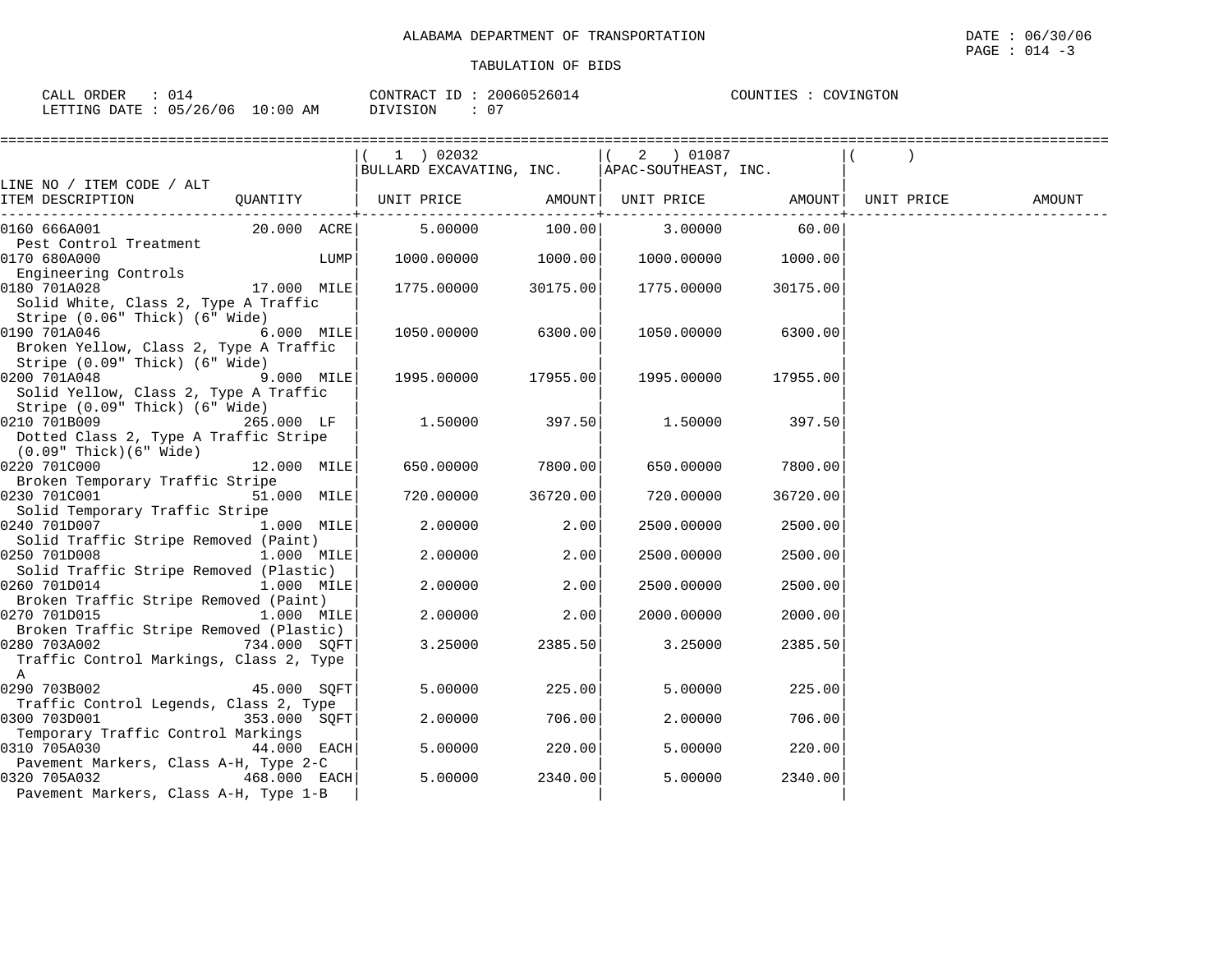ALABAMA DEPARTMENT OF TRANSPORTATION

TABULATION OF BIDS

DATE : 06/30/06
PAGE : 014 -3

CALL ORDER : 014 CONTRACT ID : 20060526014 COUNTIES : COVINGTON
LETTING DATE : 05/26/06 10:00 AM DIVISION : 07

| LINE NO / ITEM CODE / ALT<br>ITEM DESCRIPTION | QUANTITY | ( 1 ) 02032<br>BULLARD EXCAVATING, INC.<br>UNIT PRICE | AMOUNT | ( 2 ) 01087<br>APAC-SOUTHEAST, INC.<br>UNIT PRICE | AMOUNT | ( )<br>UNIT PRICE | AMOUNT |
|---|---|---|---|---|---|---|---|
| 0160 666A001<br>Pest Control Treatment | 20.000 ACRE | 5.00000 | 100.00 | 3.00000 | 60.00 | | |
| 0170 680A000<br>Engineering Controls | LUMP | 1000.00000 | 1000.00 | 1000.00000 | 1000.00 | | |
| 0180 701A028<br>Solid White, Class 2, Type A Traffic Stripe (0.06" Thick) (6" Wide) | 17.000 MILE | 1775.00000 | 30175.00 | 1775.00000 | 30175.00 | | |
| 0190 701A046<br>Broken Yellow, Class 2, Type A Traffic Stripe (0.09" Thick) (6" Wide) | 6.000 MILE | 1050.00000 | 6300.00 | 1050.00000 | 6300.00 | | |
| 0200 701A048<br>Solid Yellow, Class 2, Type A Traffic Stripe (0.09" Thick) (6" Wide) | 9.000 MILE | 1995.00000 | 17955.00 | 1995.00000 | 17955.00 | | |
| 0210 701B009<br>Dotted Class 2, Type A Traffic Stripe (0.09" Thick)(6" Wide) | 265.000 LF | 1.50000 | 397.50 | 1.50000 | 397.50 | | |
| 0220 701C000<br>Broken Temporary Traffic Stripe | 12.000 MILE | 650.00000 | 7800.00 | 650.00000 | 7800.00 | | |
| 0230 701C001<br>Solid Temporary Traffic Stripe | 51.000 MILE | 720.00000 | 36720.00 | 720.00000 | 36720.00 | | |
| 0240 701D007<br>Solid Traffic Stripe Removed (Paint) | 1.000 MILE | 2.00000 | 2.00 | 2500.00000 | 2500.00 | | |
| 0250 701D008<br>Solid Traffic Stripe Removed (Plastic) | 1.000 MILE | 2.00000 | 2.00 | 2500.00000 | 2500.00 | | |
| 0260 701D014<br>Broken Traffic Stripe Removed (Paint) | 1.000 MILE | 2.00000 | 2.00 | 2500.00000 | 2500.00 | | |
| 0270 701D015<br>Broken Traffic Stripe Removed (Plastic) | 1.000 MILE | 2.00000 | 2.00 | 2000.00000 | 2000.00 | | |
| 0280 703A002<br>Traffic Control Markings, Class 2, Type A | 734.000 SQFT | 3.25000 | 2385.50 | 3.25000 | 2385.50 | | |
| 0290 703B002<br>Traffic Control Legends, Class 2, Type | 45.000 SQFT | 5.00000 | 225.00 | 5.00000 | 225.00 | | |
| 0300 703D001<br>Temporary Traffic Control Markings | 353.000 SQFT | 2.00000 | 706.00 | 2.00000 | 706.00 | | |
| 0310 705A030<br>Pavement Markers, Class A-H, Type 2-C | 44.000 EACH | 5.00000 | 220.00 | 5.00000 | 220.00 | | |
| 0320 705A032<br>Pavement Markers, Class A-H, Type 1-B | 468.000 EACH | 5.00000 | 2340.00 | 5.00000 | 2340.00 | | |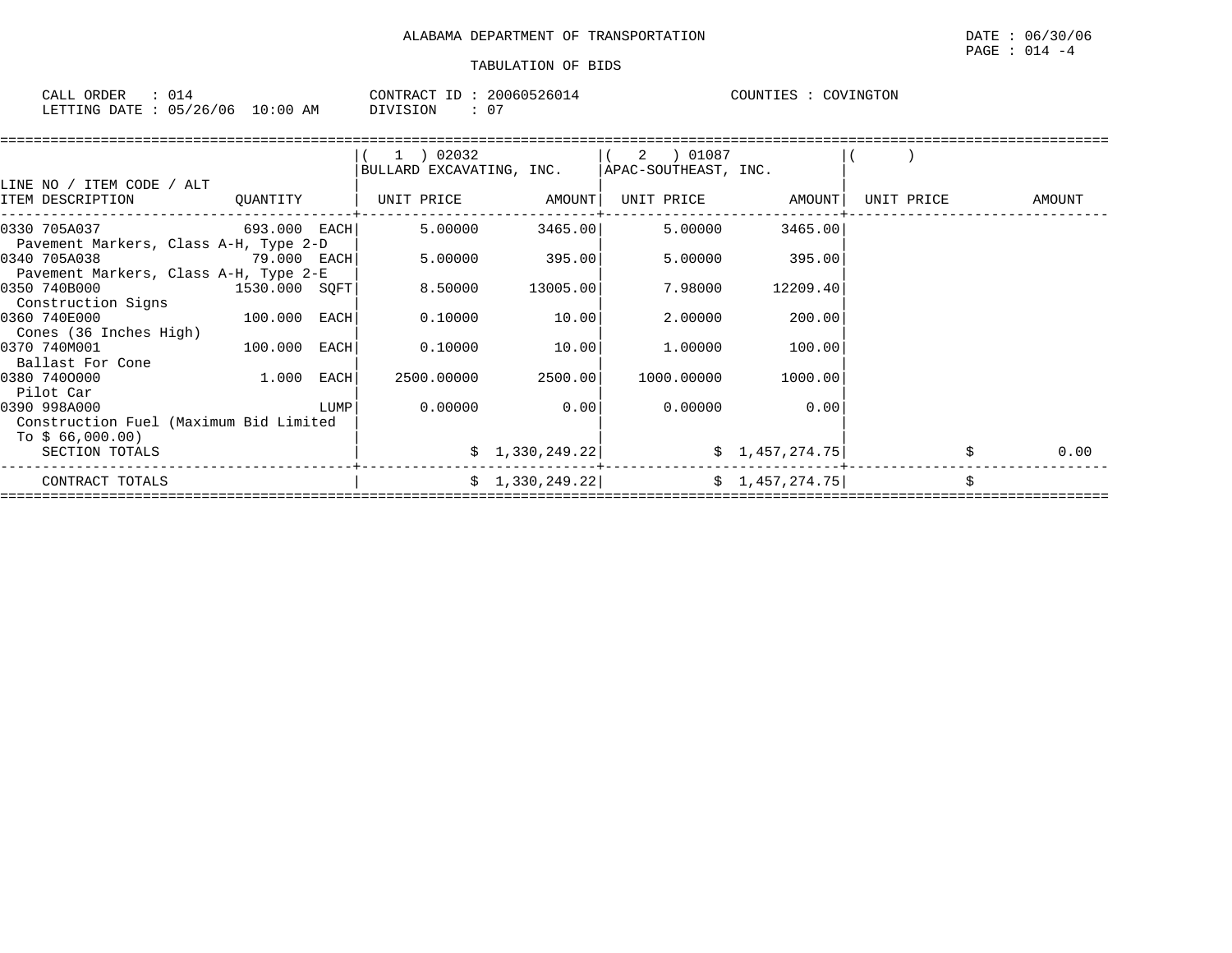ALABAMA DEPARTMENT OF TRANSPORTATION

DATE : 06/30/06

PAGE : 014 -4

TABULATION OF BIDS

CALL ORDER : 014 CONTRACT ID : 20060526014 COUNTIES : COVINGTON
LETTING DATE : 05/26/06 10:00 AM DIVISION : 07

| LINE NO / ITEM CODE / ALT<br>ITEM DESCRIPTION | QUANTITY | ( 1 ) 02032<br>BULLARD EXCAVATING, INC.<br>UNIT PRICE | AMOUNT | ( 2 ) 01087<br>APAC-SOUTHEAST, INC.<br>UNIT PRICE | AMOUNT | ( )<br>UNIT PRICE | AMOUNT |
|---|---|---|---|---|---|---|---|
| 0330 705A037<br>Pavement Markers, Class A-H, Type 2-D | 693.000 EACH | 5.00000 | 3465.00 | 5.00000 | 3465.00 | | |
| 0340 705A038<br>Pavement Markers, Class A-H, Type 2-E | 79.000 EACH | 5.00000 | 395.00 | 5.00000 | 395.00 | | |
| 0350 740B000<br>Construction Signs | 1530.000 SQFT | 8.50000 | 13005.00 | 7.98000 | 12209.40 | | |
| 0360 740E000<br>Cones (36 Inches High) | 100.000 EACH | 0.10000 | 10.00 | 2.00000 | 200.00 | | |
| 0370 740M001<br>Ballast For Cone | 100.000 EACH | 0.10000 | 10.00 | 1.00000 | 100.00 | | |
| 0380 740O000<br>Pilot Car | 1.000 EACH | 2500.00000 | 2500.00 | 1000.00000 | 1000.00 | | |
| 0390 998A000<br>Construction Fuel (Maximum Bid Limited To $ 66,000.00) | LUMP | 0.00000 | 0.00 | 0.00000 | 0.00 | | |
| SECTION TOTALS | | | $ 1,330,249.22 | | $ 1,457,274.75 | | $ 0.00 |
| CONTRACT TOTALS | | | $ 1,330,249.22 | | $ 1,457,274.75 | | $ |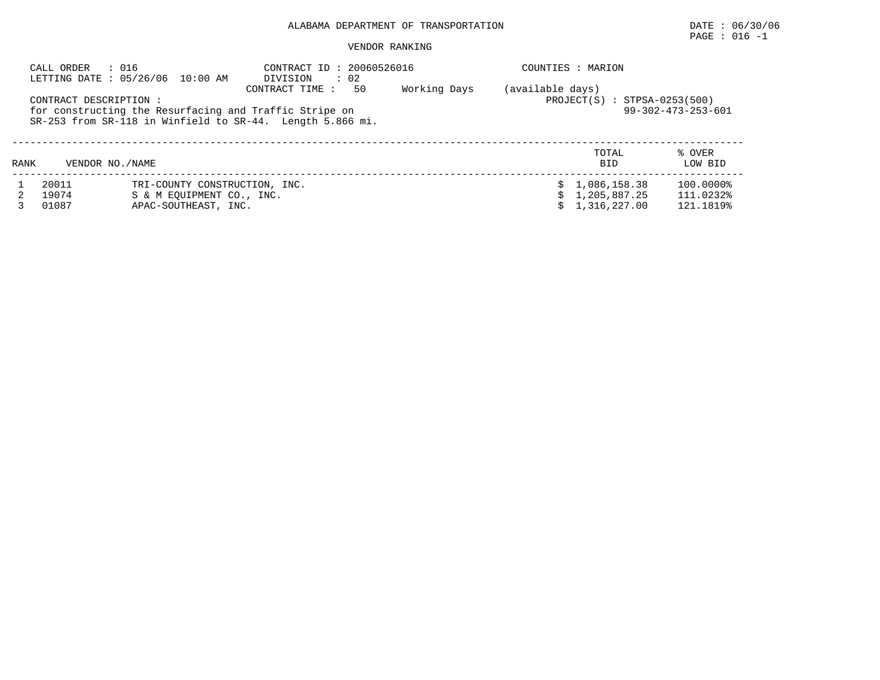ALABAMA DEPARTMENT OF TRANSPORTATION

DATE : 06/30/06

VENDOR RANKING

CALL ORDER : 016
LETTING DATE : 05/26/06 10:00 AM

CONTRACT ID : 20060526016
DIVISION : 02
CONTRACT TIME : 50 Working Days (available days)

COUNTIES : MARION

CONTRACT DESCRIPTION :
for constructing the Resurfacing and Traffic Stripe on
SR-253 from SR-118 in Winfield to SR-44. Length 5.866 mi.

PROJECT(S) : STPSA-0253(500)
99-302-473-253-601

| RANK | VENDOR NO. | NAME | TOTAL BID | % OVER LOW BID |
|---|---|---|---|---|
| 1 | 20011 | TRI-COUNTY CONSTRUCTION, INC. | $ 1,086,158.38 | 100.0000% |
| 2 | 19074 | S & M EQUIPMENT CO., INC. | $ 1,205,887.25 | 111.0232% |
| 3 | 01087 | APAC-SOUTHEAST, INC. | $ 1,316,227.00 | 121.1819% |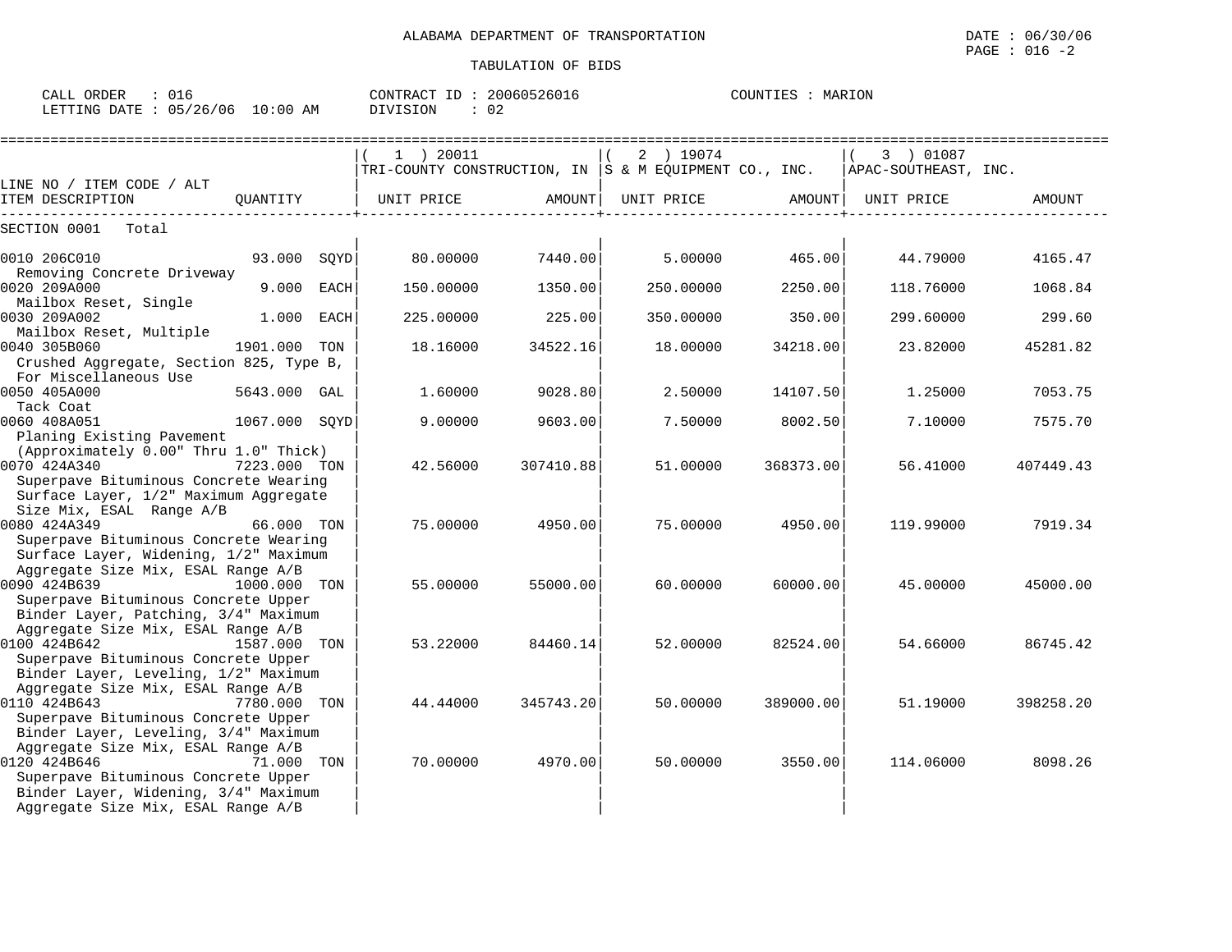ALABAMA DEPARTMENT OF TRANSPORTATION

TABULATION OF BIDS

DATE : 06/30/06
PAGE : 016 -2

CALL ORDER : 016
LETTING DATE : 05/26/06 10:00 AM
CONTRACT ID : 20060526016
DIVISION : 02
COUNTIES : MARION

| LINE NO / ITEM CODE / ALT ITEM DESCRIPTION | QUANTITY | ( 1 ) 20011 TRI-COUNTY CONSTRUCTION, IN UNIT PRICE | AMOUNT | ( 2 ) 19074 S & M EQUIPMENT CO., INC. UNIT PRICE | AMOUNT | ( 3 ) 01087 APAC-SOUTHEAST, INC. UNIT PRICE | AMOUNT |
|---|---|---|---|---|---|---|---|
| SECTION 0001 Total | | | | | | | |
| 0010 206C010 Removing Concrete Driveway | 93.000 SQYD | 80.00000 | 7440.00 | 5.00000 | 465.00 | 44.79000 | 4165.47 |
| 0020 209A000 Mailbox Reset, Single | 9.000 EACH | 150.00000 | 1350.00 | 250.00000 | 2250.00 | 118.76000 | 1068.84 |
| 0030 209A002 Mailbox Reset, Multiple | 1.000 EACH | 225.00000 | 225.00 | 350.00000 | 350.00 | 299.60000 | 299.60 |
| 0040 305B060 Crushed Aggregate, Section 825, Type B, For Miscellaneous Use | 1901.000 TON | 18.16000 | 34522.16 | 18.00000 | 34218.00 | 23.82000 | 45281.82 |
| 0050 405A000 Tack Coat | 5643.000 GAL | 1.60000 | 9028.80 | 2.50000 | 14107.50 | 1.25000 | 7053.75 |
| 0060 408A051 Planing Existing Pavement (Approximately 0.00" Thru 1.0" Thick) | 1067.000 SQYD | 9.00000 | 9603.00 | 7.50000 | 8002.50 | 7.10000 | 7575.70 |
| 0070 424A340 Superpave Bituminous Concrete Wearing Surface Layer, 1/2" Maximum Aggregate Size Mix, ESAL Range A/B | 7223.000 TON | 42.56000 | 307410.88 | 51.00000 | 368373.00 | 56.41000 | 407449.43 |
| 0080 424A349 Superpave Bituminous Concrete Wearing Surface Layer, Widening, 1/2" Maximum Aggregate Size Mix, ESAL Range A/B | 66.000 TON | 75.00000 | 4950.00 | 75.00000 | 4950.00 | 119.99000 | 7919.34 |
| 0090 424B639 Superpave Bituminous Concrete Upper Binder Layer, Patching, 3/4" Maximum Aggregate Size Mix, ESAL Range A/B | 1000.000 TON | 55.00000 | 55000.00 | 60.00000 | 60000.00 | 45.00000 | 45000.00 |
| 0100 424B642 Superpave Bituminous Concrete Upper Binder Layer, Leveling, 1/2" Maximum Aggregate Size Mix, ESAL Range A/B | 1587.000 TON | 53.22000 | 84460.14 | 52.00000 | 82524.00 | 54.66000 | 86745.42 |
| 0110 424B643 Superpave Bituminous Concrete Upper Binder Layer, Leveling, 3/4" Maximum Aggregate Size Mix, ESAL Range A/B | 7780.000 TON | 44.44000 | 345743.20 | 50.00000 | 389000.00 | 51.19000 | 398258.20 |
| 0120 424B646 Superpave Bituminous Concrete Upper Binder Layer, Widening, 3/4" Maximum Aggregate Size Mix, ESAL Range A/B | 71.000 TON | 70.00000 | 4970.00 | 50.00000 | 3550.00 | 114.06000 | 8098.26 |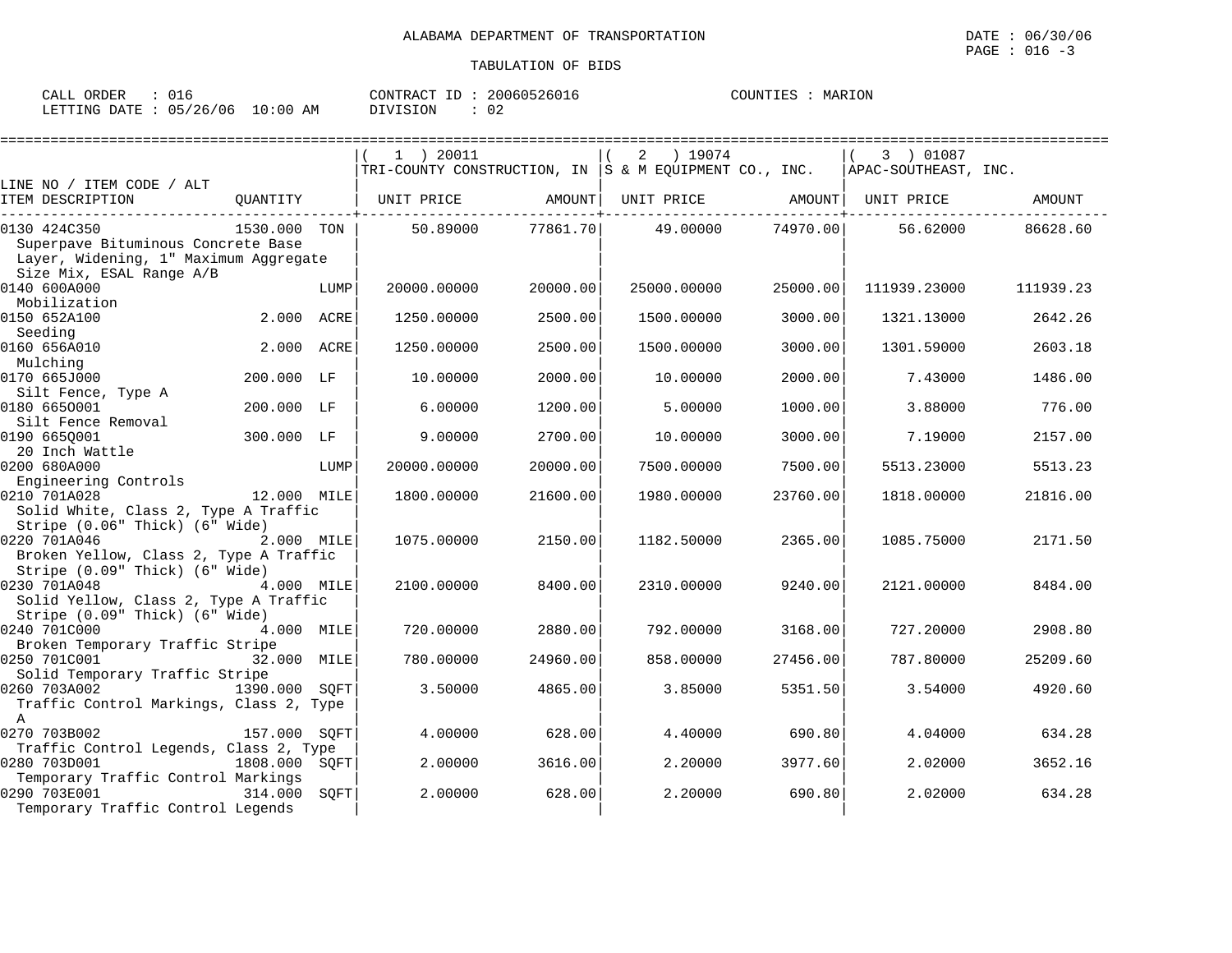ALABAMA DEPARTMENT OF TRANSPORTATION

TABULATION OF BIDS

CALL ORDER : 016 CONTRACT ID : 20060526016 COUNTIES : MARION
LETTING DATE : 05/26/06 10:00 AM DIVISION : 02

DATE : 06/30/06

| LINE NO / ITEM CODE / ALT ITEM DESCRIPTION | QUANTITY | (1) 20011 TRI-COUNTY CONSTRUCTION, IN UNIT PRICE | AMOUNT | (2) 19074 S & M EQUIPMENT CO., INC. UNIT PRICE | AMOUNT | (3) 01087 APAC-SOUTHEAST, INC. UNIT PRICE | AMOUNT |
|---|---|---|---|---|---|---|---|
| 0130 424C350 Superpave Bituminous Concrete Base Layer, Widening, 1" Maximum Aggregate Size Mix, ESAL Range A/B | 1530.000 TON | 50.89000 | 77861.70 | 49.00000 | 74970.00 | 56.62000 | 86628.60 |
| 0140 600A000 Mobilization | LUMP | 20000.00000 | 20000.00 | 25000.00000 | 25000.00 | 111939.23000 | 111939.23 |
| 0150 652A100 Seeding | 2.000 ACRE | 1250.00000 | 2500.00 | 1500.00000 | 3000.00 | 1321.13000 | 2642.26 |
| 0160 656A010 Mulching | 2.000 ACRE | 1250.00000 | 2500.00 | 1500.00000 | 3000.00 | 1301.59000 | 2603.18 |
| 0170 665J000 Silt Fence, Type A | 200.000 LF | 10.00000 | 2000.00 | 10.00000 | 2000.00 | 7.43000 | 1486.00 |
| 0180 665O001 Silt Fence Removal | 200.000 LF | 6.00000 | 1200.00 | 5.00000 | 1000.00 | 3.88000 | 776.00 |
| 0190 665Q001 20 Inch Wattle | 300.000 LF | 9.00000 | 2700.00 | 10.00000 | 3000.00 | 7.19000 | 2157.00 |
| 0200 680A000 Engineering Controls | LUMP | 20000.00000 | 20000.00 | 7500.00000 | 7500.00 | 5513.23000 | 5513.23 |
| 0210 701A028 Solid White, Class 2, Type A Traffic Stripe (0.06" Thick) (6" Wide) | 12.000 MILE | 1800.00000 | 21600.00 | 1980.00000 | 23760.00 | 1818.00000 | 21816.00 |
| 0220 701A046 Broken Yellow, Class 2, Type A Traffic Stripe (0.09" Thick) (6" Wide) | 2.000 MILE | 1075.00000 | 2150.00 | 1182.50000 | 2365.00 | 1085.75000 | 2171.50 |
| 0230 701A048 Solid Yellow, Class 2, Type A Traffic Stripe (0.09" Thick) (6" Wide) | 4.000 MILE | 2100.00000 | 8400.00 | 2310.00000 | 9240.00 | 2121.00000 | 8484.00 |
| 0240 701C000 Broken Temporary Traffic Stripe | 4.000 MILE | 720.00000 | 2880.00 | 792.00000 | 3168.00 | 727.20000 | 2908.80 |
| 0250 701C001 Solid Temporary Traffic Stripe | 32.000 MILE | 780.00000 | 24960.00 | 858.00000 | 27456.00 | 787.80000 | 25209.60 |
| 0260 703A002 Traffic Control Markings, Class 2, Type A | 1390.000 SQFT | 3.50000 | 4865.00 | 3.85000 | 5351.50 | 3.54000 | 4920.60 |
| 0270 703B002 Traffic Control Legends, Class 2, Type | 157.000 SQFT | 4.00000 | 628.00 | 4.40000 | 690.80 | 4.04000 | 634.28 |
| 0280 703D001 Temporary Traffic Control Markings | 1808.000 SQFT | 2.00000 | 3616.00 | 2.20000 | 3977.60 | 2.02000 | 3652.16 |
| 0290 703E001 Temporary Traffic Control Legends | 314.000 SQFT | 2.00000 | 628.00 | 2.20000 | 690.80 | 2.02000 | 634.28 |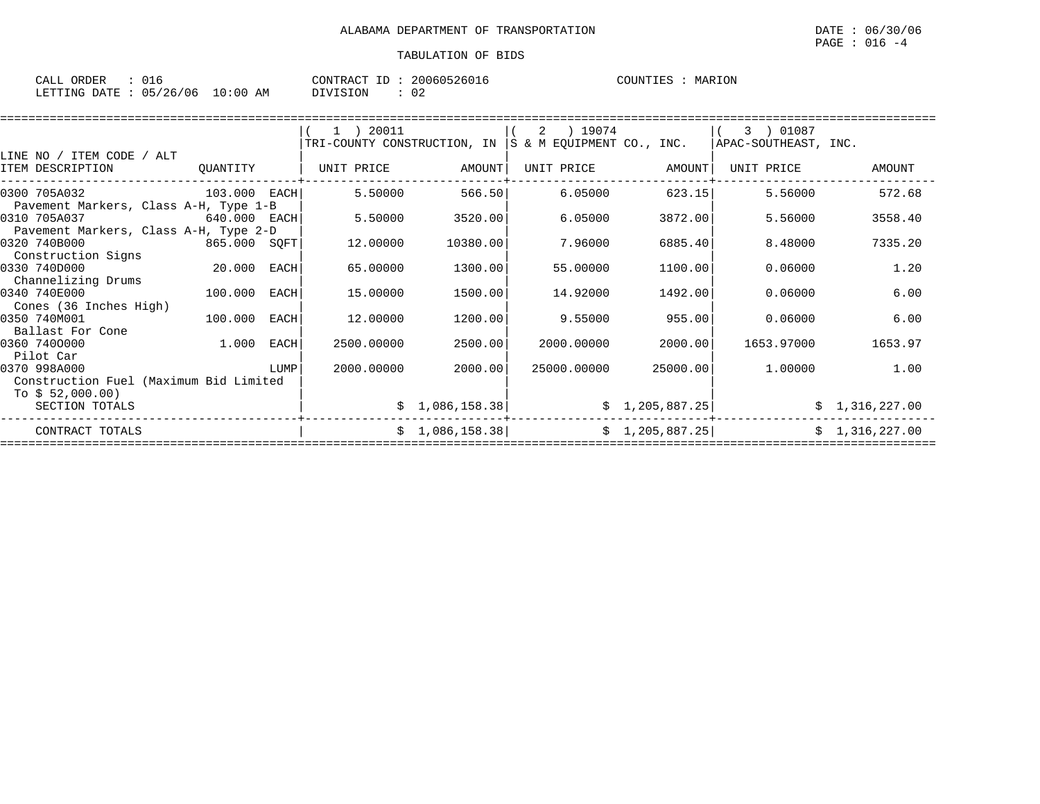ALABAMA DEPARTMENT OF TRANSPORTATION

DATE : 06/30/06

PAGE : 016 -4

TABULATION OF BIDS

CALL ORDER : 016 CONTRACT ID : 20060526016 COUNTIES : MARION

LETTING DATE : 05/26/06 10:00 AM DIVISION : 02

| LINE NO / ITEM CODE / ALT ITEM DESCRIPTION | QUANTITY | ( 1 ) 20011 TRI-COUNTY CONSTRUCTION, IN UNIT PRICE | AMOUNT | ( 2 ) 19074 S & M EQUIPMENT CO., INC. UNIT PRICE | AMOUNT | ( 3 ) 01087 APAC-SOUTHEAST, INC. UNIT PRICE | AMOUNT |
|---|---|---|---|---|---|---|---|
| 0300 705A032 Pavement Markers, Class A-H, Type 1-B | 103.000 EACH | 5.50000 | 566.50 | 6.05000 | 623.15 | 5.56000 | 572.68 |
| 0310 705A037 Pavement Markers, Class A-H, Type 2-D | 640.000 EACH | 5.50000 | 3520.00 | 6.05000 | 3872.00 | 5.56000 | 3558.40 |
| 0320 740B000 Construction Signs | 865.000 SQFT | 12.00000 | 10380.00 | 7.96000 | 6885.40 | 8.48000 | 7335.20 |
| 0330 740D000 Channelizing Drums | 20.000 EACH | 65.00000 | 1300.00 | 55.00000 | 1100.00 | 0.06000 | 1.20 |
| 0340 740E000 Cones (36 Inches High) | 100.000 EACH | 15.00000 | 1500.00 | 14.92000 | 1492.00 | 0.06000 | 6.00 |
| 0350 740M001 Ballast For Cone | 100.000 EACH | 12.00000 | 1200.00 | 9.55000 | 955.00 | 0.06000 | 6.00 |
| 0360 740O000 Pilot Car | 1.000 EACH | 2500.00000 | 2500.00 | 2000.00000 | 2000.00 | 1653.97000 | 1653.97 |
| 0370 998A000 Construction Fuel (Maximum Bid Limited To $ 52,000.00) | LUMP | 2000.00000 | 2000.00 | 25000.00000 | 25000.00 | 1.00000 | 1.00 |
| SECTION TOTALS | | | $ 1,086,158.38 | | $ 1,205,887.25 | | $ 1,316,227.00 |
| CONTRACT TOTALS | | | $ 1,086,158.38 | | $ 1,205,887.25 | | $ 1,316,227.00 |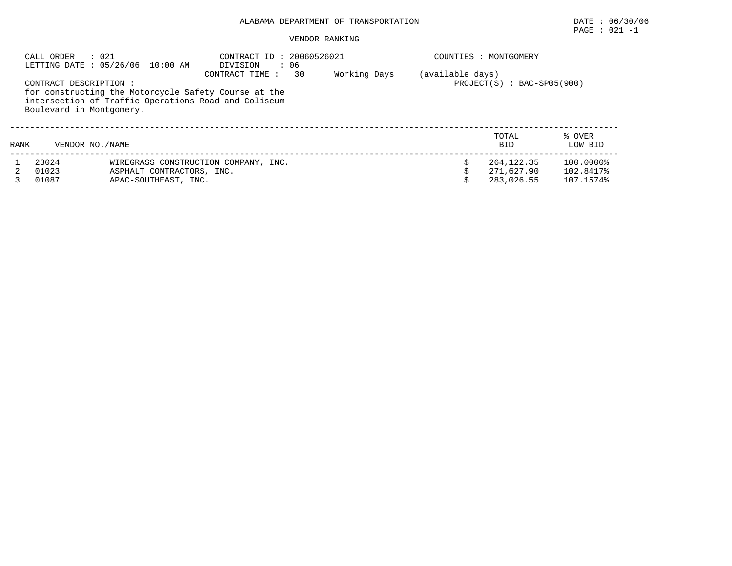ALABAMA DEPARTMENT OF TRANSPORTATION

DATE : 06/30/06

PAGE : 021 -1

VENDOR RANKING

CALL ORDER : 021

LETTING DATE : 05/26/06 10:00 AM

CONTRACT ID : 20060526021

DIVISION : 06

CONTRACT TIME : 30 Working Days (available days)

COUNTIES : MONTGOMERY

PROJECT(S) : BAC-SP05(900)

CONTRACT DESCRIPTION :
for constructing the Motorcycle Safety Course at the intersection of Traffic Operations Road and Coliseum Boulevard in Montgomery.

| RANK | VENDOR NO./NAME | | TOTAL BID | % OVER LOW BID |
|---|---|---|---|---|
| 1 | 23024 | WIREGRASS CONSTRUCTION COMPANY, INC. | $ 264,122.35 | 100.0000% |
| 2 | 01023 | ASPHALT CONTRACTORS, INC. | $ 271,627.90 | 102.8417% |
| 3 | 01087 | APAC-SOUTHEAST, INC. | $ 283,026.55 | 107.1574% |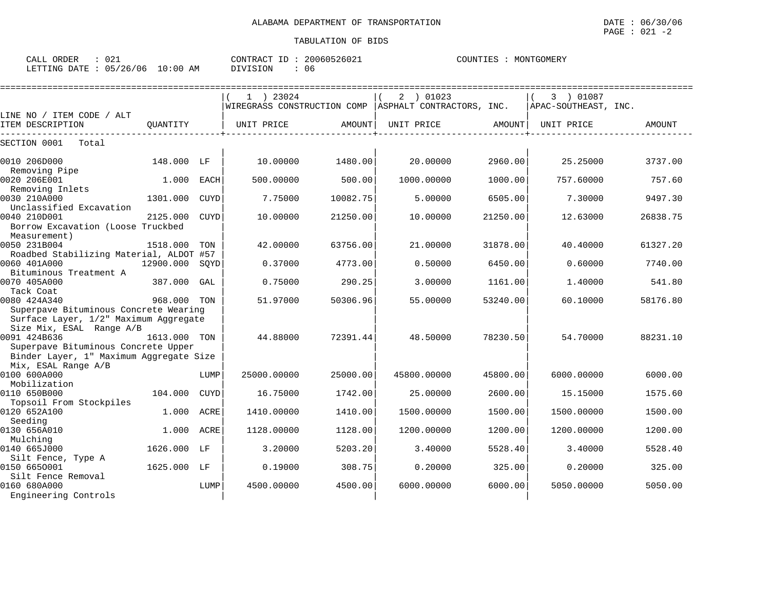ALABAMA DEPARTMENT OF TRANSPORTATION

DATE : 06/30/06

TABULATION OF BIDS

CALL ORDER : 021 CONTRACT ID : 20060526021 COUNTIES : MONTGOMERY
LETTING DATE : 05/26/06 10:00 AM DIVISION : 06

| LINE NO / ITEM CODE / ALT ITEM DESCRIPTION | QUANTITY | | (1) 23024 WIREGRASS CONSTRUCTION COMP UNIT PRICE | AMOUNT | (2) 01023 ASPHALT CONTRACTORS, INC. UNIT PRICE | AMOUNT | (3) 01087 APAC-SOUTHEAST, INC. UNIT PRICE | AMOUNT |
|---|---|---|---|---|---|---|---|---|
| SECTION 0001 Total | | | | | | | | |
| 0010 206D000 Removing Pipe | 148.000 | LF | 10.00000 | 1480.00 | 20.00000 | 2960.00 | 25.25000 | 3737.00 |
| 0020 206E001 Removing Inlets | 1.000 | EACH | 500.00000 | 500.00 | 1000.00000 | 1000.00 | 757.60000 | 757.60 |
| 0030 210A000 Unclassified Excavation | 1301.000 | CUYD | 7.75000 | 10082.75 | 5.00000 | 6505.00 | 7.30000 | 9497.30 |
| 0040 210D001 Borrow Excavation (Loose Truckbed Measurement) | 2125.000 | CUYD | 10.00000 | 21250.00 | 10.00000 | 21250.00 | 12.63000 | 26838.75 |
| 0050 231B004 Roadbed Stabilizing Material, ALDOT #57 | 1518.000 | TON | 42.00000 | 63756.00 | 21.00000 | 31878.00 | 40.40000 | 61327.20 |
| 0060 401A000 Bituminous Treatment A | 12900.000 | SQYD | 0.37000 | 4773.00 | 0.50000 | 6450.00 | 0.60000 | 7740.00 |
| 0070 405A000 Tack Coat | 387.000 | GAL | 0.75000 | 290.25 | 3.00000 | 1161.00 | 1.40000 | 541.80 |
| 0080 424A340 Superpave Bituminous Concrete Wearing Surface Layer, 1/2" Maximum Aggregate Size Mix, ESAL Range A/B | 968.000 | TON | 51.97000 | 50306.96 | 55.00000 | 53240.00 | 60.10000 | 58176.80 |
| 0091 424B636 Superpave Bituminous Concrete Upper Binder Layer, 1" Maximum Aggregate Size Mix, ESAL Range A/B | 1613.000 | TON | 44.88000 | 72391.44 | 48.50000 | 78230.50 | 54.70000 | 88231.10 |
| 0100 600A000 Mobilization | | LUMP | 25000.00000 | 25000.00 | 45800.00000 | 45800.00 | 6000.00000 | 6000.00 |
| 0110 650B000 Topsoil From Stockpiles | 104.000 | CUYD | 16.75000 | 1742.00 | 25.00000 | 2600.00 | 15.15000 | 1575.60 |
| 0120 652A100 Seeding | 1.000 | ACRE | 1410.00000 | 1410.00 | 1500.00000 | 1500.00 | 1500.00000 | 1500.00 |
| 0130 656A010 Mulching | 1.000 | ACRE | 1128.00000 | 1128.00 | 1200.00000 | 1200.00 | 1200.00000 | 1200.00 |
| 0140 665J000 Silt Fence, Type A | 1626.000 | LF | 3.20000 | 5203.20 | 3.40000 | 5528.40 | 3.40000 | 5528.40 |
| 0150 665O001 Silt Fence Removal | 1625.000 | LF | 0.19000 | 308.75 | 0.20000 | 325.00 | 0.20000 | 325.00 |
| 0160 680A000 Engineering Controls | | LUMP | 4500.00000 | 4500.00 | 6000.00000 | 6000.00 | 5050.00000 | 5050.00 |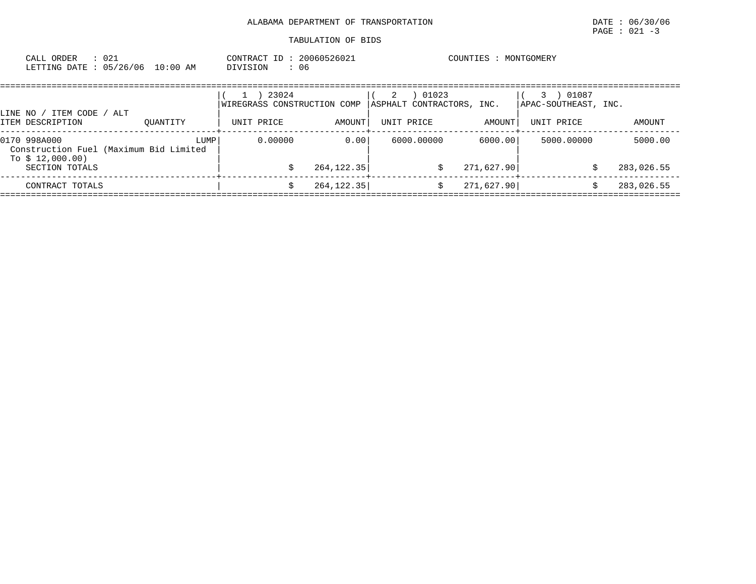ALABAMA DEPARTMENT OF TRANSPORTATION

DATE : 06/30/06

PAGE : 021 -3

TABULATION OF BIDS

CALL ORDER : 021
LETTING DATE : 05/26/06 10:00 AM

CONTRACT ID : 20060526021
DIVISION : 06

COUNTIES : MONTGOMERY

| LINE NO / ITEM CODE / ALT ITEM DESCRIPTION | QUANTITY | ( 1 ) 23024 WIREGRASS CONSTRUCTION COMP UNIT PRICE | AMOUNT | ( 2 ) 01023 ASPHALT CONTRACTORS, INC. UNIT PRICE | AMOUNT | ( 3 ) 01087 APAC-SOUTHEAST, INC. UNIT PRICE | AMOUNT |
|---|---|---|---|---|---|---|---|
| 0170 998A000 Construction Fuel (Maximum Bid Limited To $ 12,000.00) | LUMP | 0.00000 | 0.00 | 6000.00000 | 6000.00 | 5000.00000 | 5000.00 |
| SECTION TOTALS | | | $ 264,122.35 | | $ 271,627.90 | | $ 283,026.55 |
| CONTRACT TOTALS | | | $ 264,122.35 | | $ 271,627.90 | | $ 283,026.55 |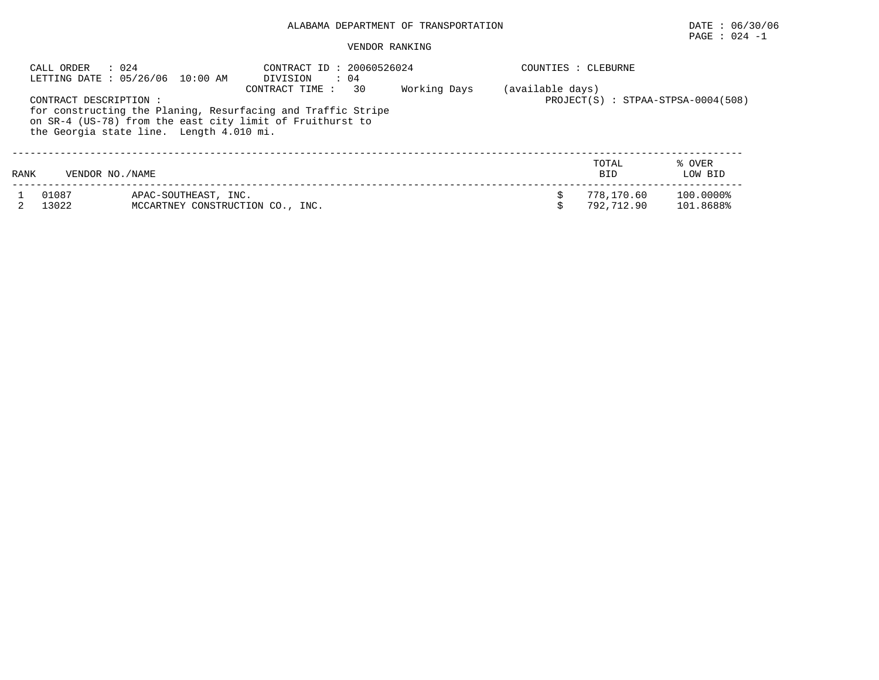ALABAMA DEPARTMENT OF TRANSPORTATION

DATE : 06/30/06

VENDOR RANKING

CALL ORDER : 024
LETTING DATE : 05/26/06 10:00 AM
CONTRACT ID : 20060526024
DIVISION : 04
CONTRACT TIME : 30 Working Days (available days)
COUNTIES : CLEBURNE
PROJECT(S) : STPAA-STPSA-0004(508)

CONTRACT DESCRIPTION :
for constructing the Planing, Resurfacing and Traffic Stripe on SR-4 (US-78) from the east city limit of Fruithurst to the Georgia state line. Length 4.010 mi.

| RANK | VENDOR NO./NAME | | TOTAL BID | % OVER LOW BID |
|---|---|---|---|---|
| 1 | 01087 | APAC-SOUTHEAST, INC. | $ 778,170.60 | 100.0000% |
| 2 | 13022 | MCCARTNEY CONSTRUCTION CO., INC. | $ 792,712.90 | 101.8688% |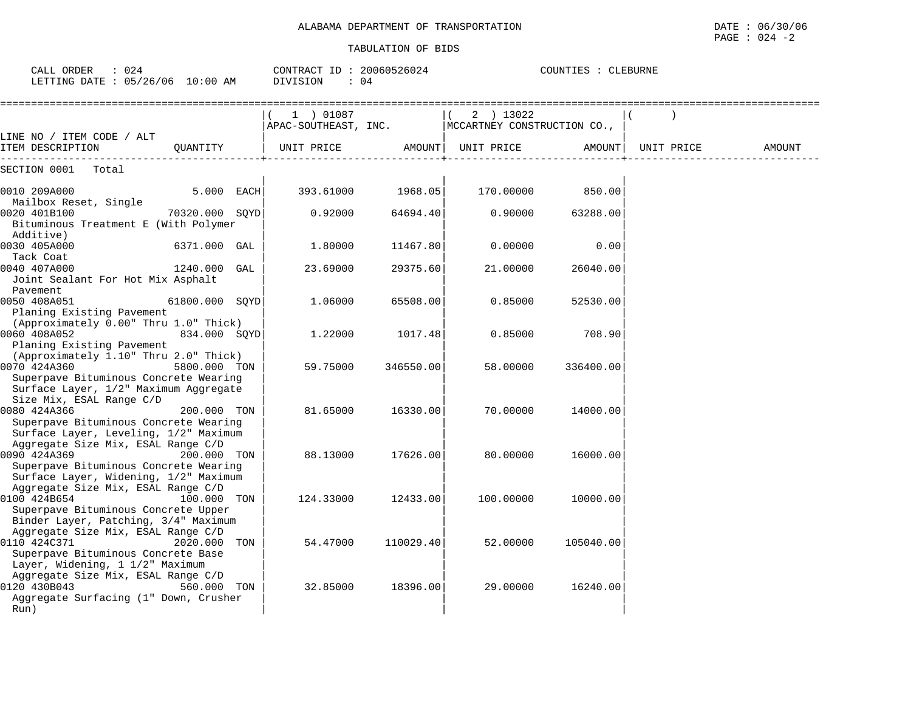ALABAMA DEPARTMENT OF TRANSPORTATION

DATE : 06/30/06
PAGE : 024 -2

TABULATION OF BIDS

CALL ORDER : 024 CONTRACT ID : 20060526024 COUNTIES : CLEBURNE
LETTING DATE : 05/26/06 10:00 AM DIVISION : 04

| LINE NO / ITEM CODE / ALT ITEM DESCRIPTION | QUANTITY | ( 1 ) 01087 APAC-SOUTHEAST, INC. UNIT PRICE | AMOUNT | ( 2 ) 13022 MCCARTNEY CONSTRUCTION CO., UNIT PRICE | AMOUNT | ( ) UNIT PRICE | AMOUNT |
|---|---|---|---|---|---|---|---|
| SECTION 0001 Total | | | | | | | |
| 0010 209A000 Mailbox Reset, Single | 5.000 EACH | 393.61000 | 1968.05 | 170.00000 | 850.00 | | |
| 0020 401B100 Bituminous Treatment E (With Polymer Additive) | 70320.000 SQYD | 0.92000 | 64694.40 | 0.90000 | 63288.00 | | |
| 0030 405A000 Tack Coat | 6371.000 GAL | 1.80000 | 11467.80 | 0.00000 | 0.00 | | |
| 0040 407A000 Joint Sealant For Hot Mix Asphalt Pavement | 1240.000 GAL | 23.69000 | 29375.60 | 21.00000 | 26040.00 | | |
| 0050 408A051 Planing Existing Pavement (Approximately 0.00" Thru 1.0" Thick) | 61800.000 SQYD | 1.06000 | 65508.00 | 0.85000 | 52530.00 | | |
| 0060 408A052 Planing Existing Pavement (Approximately 1.10" Thru 2.0" Thick) | 834.000 SQYD | 1.22000 | 1017.48 | 0.85000 | 708.90 | | |
| 0070 424A360 Superpave Bituminous Concrete Wearing Surface Layer, 1/2" Maximum Aggregate Size Mix, ESAL Range C/D | 5800.000 TON | 59.75000 | 346550.00 | 58.00000 | 336400.00 | | |
| 0080 424A366 Superpave Bituminous Concrete Wearing Surface Layer, Leveling, 1/2" Maximum Aggregate Size Mix, ESAL Range C/D | 200.000 TON | 81.65000 | 16330.00 | 70.00000 | 14000.00 | | |
| 0090 424A369 Superpave Bituminous Concrete Wearing Surface Layer, Widening, 1/2" Maximum Aggregate Size Mix, ESAL Range C/D | 200.000 TON | 88.13000 | 17626.00 | 80.00000 | 16000.00 | | |
| 0100 424B654 Superpave Bituminous Concrete Upper Binder Layer, Patching, 3/4" Maximum Aggregate Size Mix, ESAL Range C/D | 100.000 TON | 124.33000 | 12433.00 | 100.00000 | 10000.00 | | |
| 0110 424C371 Superpave Bituminous Concrete Base Layer, Widening, 1 1/2" Maximum Aggregate Size Mix, ESAL Range C/D | 2020.000 TON | 54.47000 | 110029.40 | 52.00000 | 105040.00 | | |
| 0120 430B043 Aggregate Surfacing (1" Down, Crusher Run) | 560.000 TON | 32.85000 | 18396.00 | 29.00000 | 16240.00 | | |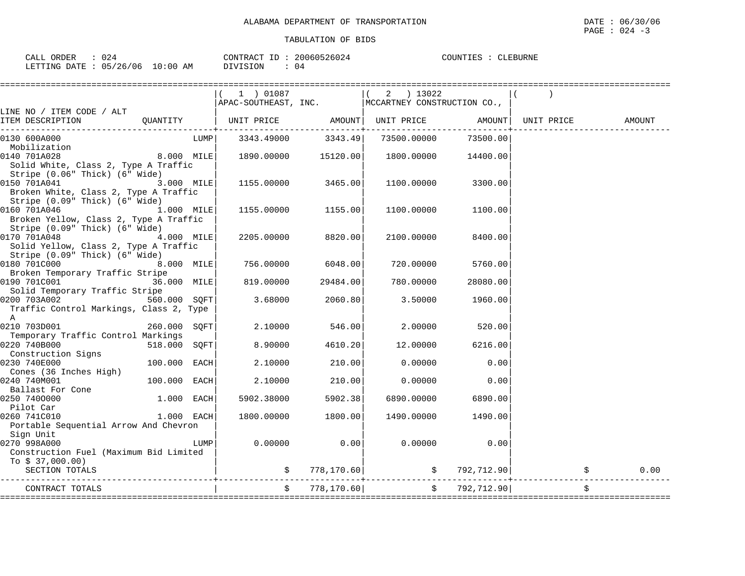ALABAMA DEPARTMENT OF TRANSPORTATION

TABULATION OF BIDS

CALL ORDER : 024
LETTING DATE : 05/26/06 10:00 AM

CONTRACT ID : 20060526024
DIVISION : 04

COUNTIES : CLEBURNE

| LINE NO / ITEM CODE / ALT ITEM DESCRIPTION | QUANTITY | ( 1 ) 01087 APAC-SOUTHEAST, INC. UNIT PRICE | AMOUNT | ( 2 ) 13022 MCCARTNEY CONSTRUCTION CO., UNIT PRICE | AMOUNT | ( ) UNIT PRICE | AMOUNT |
|---|---|---|---|---|---|---|---|
| 0130 600A000 Mobilization | LUMP | 3343.49000 | 3343.49 | 73500.00000 | 73500.00 | | |
| 0140 701A028 Solid White, Class 2, Type A Traffic Stripe (0.06" Thick) (6" Wide) | 8.000 MILE | 1890.00000 | 15120.00 | 1800.00000 | 14400.00 | | |
| 0150 701A041 Broken White, Class 2, Type A Traffic Stripe (0.09" Thick) (6" Wide) | 3.000 MILE | 1155.00000 | 3465.00 | 1100.00000 | 3300.00 | | |
| 0160 701A046 Broken Yellow, Class 2, Type A Traffic Stripe (0.09" Thick) (6" Wide) | 1.000 MILE | 1155.00000 | 1155.00 | 1100.00000 | 1100.00 | | |
| 0170 701A048 Solid Yellow, Class 2, Type A Traffic Stripe (0.09" Thick) (6" Wide) | 4.000 MILE | 2205.00000 | 8820.00 | 2100.00000 | 8400.00 | | |
| 0180 701C000 Broken Temporary Traffic Stripe | 8.000 MILE | 756.00000 | 6048.00 | 720.00000 | 5760.00 | | |
| 0190 701C001 Solid Temporary Traffic Stripe | 36.000 MILE | 819.00000 | 29484.00 | 780.00000 | 28080.00 | | |
| 0200 703A002 Traffic Control Markings, Class 2, Type A | 560.000 SQFT | 3.68000 | 2060.80 | 3.50000 | 1960.00 | | |
| 0210 703D001 Temporary Traffic Control Markings | 260.000 SQFT | 2.10000 | 546.00 | 2.00000 | 520.00 | | |
| 0220 740B000 Construction Signs | 518.000 SQFT | 8.90000 | 4610.20 | 12.00000 | 6216.00 | | |
| 0230 740E000 Cones (36 Inches High) | 100.000 EACH | 2.10000 | 210.00 | 0.00000 | 0.00 | | |
| 0240 740M001 Ballast For Cone | 100.000 EACH | 2.10000 | 210.00 | 0.00000 | 0.00 | | |
| 0250 740O000 Pilot Car | 1.000 EACH | 5902.38000 | 5902.38 | 6890.00000 | 6890.00 | | |
| 0260 741C010 Portable Sequential Arrow And Chevron Sign Unit | 1.000 EACH | 1800.00000 | 1800.00 | 1490.00000 | 1490.00 | | |
| 0270 998A000 Construction Fuel (Maximum Bid Limited To $ 37,000.00) | LUMP | 0.00000 | 0.00 | 0.00000 | 0.00 | | |
| SECTION TOTALS | | | $ 778,170.60 | | $ 792,712.90 | | $ 0.00 |
| CONTRACT TOTALS | | | $ 778,170.60 | | $ 792,712.90 | | $ |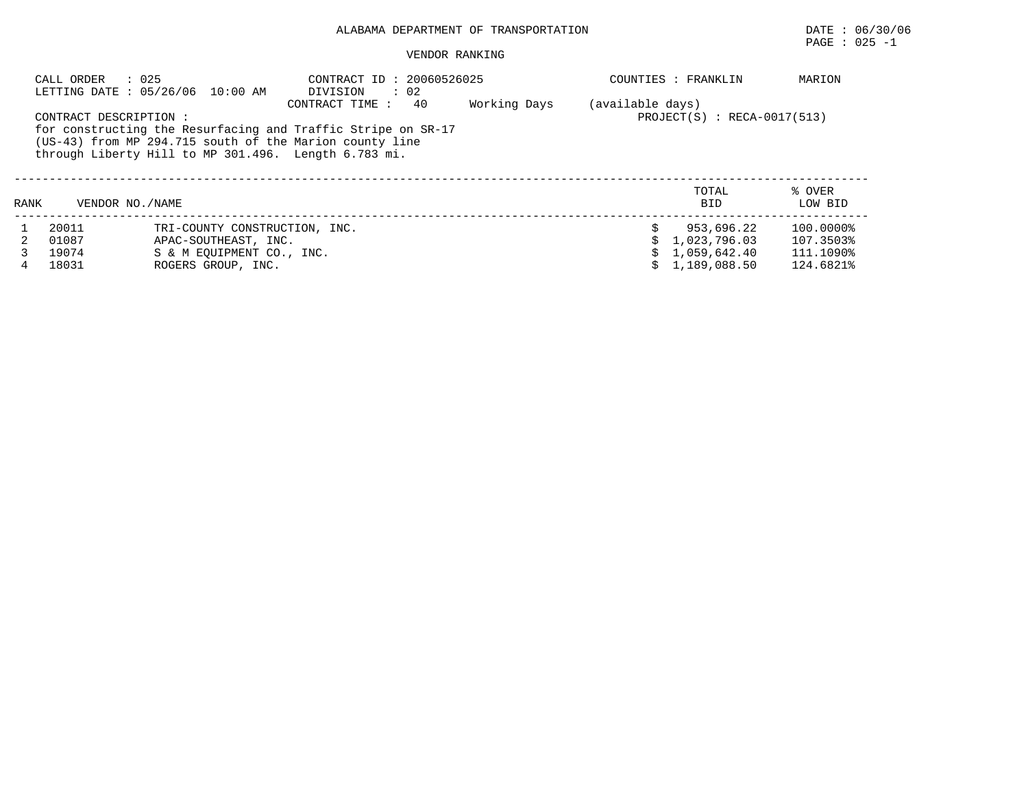ALABAMA DEPARTMENT OF TRANSPORTATION

DATE : 06/30/06

VENDOR RANKING

CALL ORDER : 025
LETTING DATE : 05/26/06 10:00 AM

CONTRACT ID : 20060526025
DIVISION : 02
CONTRACT TIME : 40 Working Days (available days)

COUNTIES : FRANKLIN MARION

PROJECT(S) : RECA-0017(513)

CONTRACT DESCRIPTION :
for constructing the Resurfacing and Traffic Stripe on SR-17 (US-43) from MP 294.715 south of the Marion county line through Liberty Hill to MP 301.496. Length 6.783 mi.

| RANK | VENDOR NO. | NAME | TOTAL BID | % OVER LOW BID |
|---|---|---|---|---|
| 1 | 20011 | TRI-COUNTY CONSTRUCTION, INC. | $ 953,696.22 | 100.0000% |
| 2 | 01087 | APAC-SOUTHEAST, INC. | $ 1,023,796.03 | 107.3503% |
| 3 | 19074 | S & M EQUIPMENT CO., INC. | $ 1,059,642.40 | 111.1090% |
| 4 | 18031 | ROGERS GROUP, INC. | $ 1,189,088.50 | 124.6821% |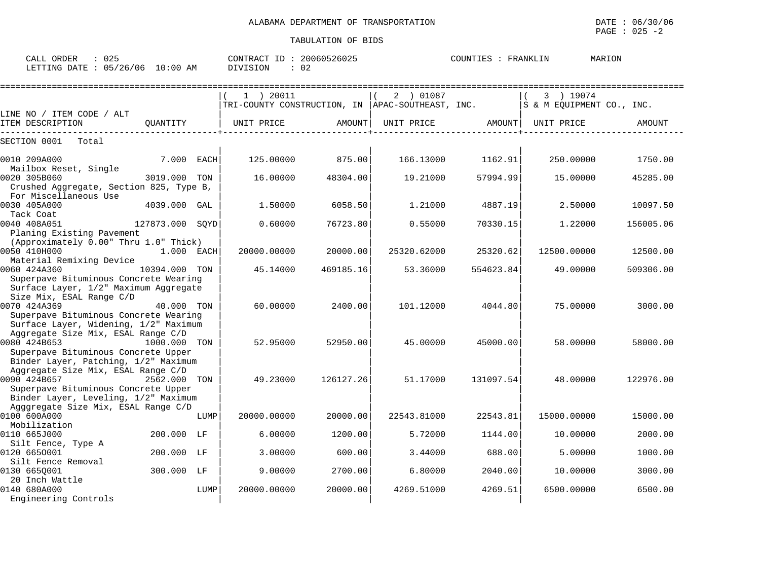ALABAMA DEPARTMENT OF TRANSPORTATION

TABULATION OF BIDS

CALL ORDER : 025 CONTRACT ID : 20060526025 COUNTIES : FRANKLIN MARION
LETTING DATE : 05/26/06 10:00 AM DIVISION : 02

| LINE NO / ITEM CODE / ALT ITEM DESCRIPTION | QUANTITY | ( 1 ) 20011 TRI-COUNTY CONSTRUCTION, IN UNIT PRICE | AMOUNT | ( 2 ) 01087 APAC-SOUTHEAST, INC. UNIT PRICE | AMOUNT | ( 3 ) 19074 S & M EQUIPMENT CO., INC. UNIT PRICE | AMOUNT |
|---|---|---|---|---|---|---|---|
| SECTION 0001 Total | | | | | | | |
| 0010 209A000 Mailbox Reset, Single | 7.000 EACH | 125.00000 | 875.00 | 166.13000 | 1162.91 | 250.00000 | 1750.00 |
| 0020 305B060 Crushed Aggregate, Section 825, Type B, For Miscellaneous Use | 3019.000 TON | 16.00000 | 48304.00 | 19.21000 | 57994.99 | 15.00000 | 45285.00 |
| 0030 405A000 Tack Coat | 4039.000 GAL | 1.50000 | 6058.50 | 1.21000 | 4887.19 | 2.50000 | 10097.50 |
| 0040 408A051 Planing Existing Pavement (Approximately 0.00" Thru 1.0" Thick) | 127873.000 SQYD | 0.60000 | 76723.80 | 0.55000 | 70330.15 | 1.22000 | 156005.06 |
| 0050 410H000 Material Remixing Device | 1.000 EACH | 20000.00000 | 20000.00 | 25320.62000 | 25320.62 | 12500.00000 | 12500.00 |
| 0060 424A360 Superpave Bituminous Concrete Wearing Surface Layer, 1/2" Maximum Aggregate Size Mix, ESAL Range C/D | 10394.000 TON | 45.14000 | 469185.16 | 53.36000 | 554623.84 | 49.00000 | 509306.00 |
| 0070 424A369 Superpave Bituminous Concrete Wearing Surface Layer, Widening, 1/2" Maximum Aggregate Size Mix, ESAL Range C/D | 40.000 TON | 60.00000 | 2400.00 | 101.12000 | 4044.80 | 75.00000 | 3000.00 |
| 0080 424B653 Superpave Bituminous Concrete Upper Binder Layer, Patching, 1/2" Maximum Aggregate Size Mix, ESAL Range C/D | 1000.000 TON | 52.95000 | 52950.00 | 45.00000 | 45000.00 | 58.00000 | 58000.00 |
| 0090 424B657 Superpave Bituminous Concrete Upper Binder Layer, Leveling, 1/2" Maximum Agggregate Size Mix, ESAL Range C/D | 2562.000 TON | 49.23000 | 126127.26 | 51.17000 | 131097.54 | 48.00000 | 122976.00 |
| 0100 600A000 Mobilization | LUMP | 20000.00000 | 20000.00 | 22543.81000 | 22543.81 | 15000.00000 | 15000.00 |
| 0110 665J000 Silt Fence, Type A | 200.000 LF | 6.00000 | 1200.00 | 5.72000 | 1144.00 | 10.00000 | 2000.00 |
| 0120 665O001 Silt Fence Removal | 200.000 LF | 3.00000 | 600.00 | 3.44000 | 688.00 | 5.00000 | 1000.00 |
| 0130 665Q001 20 Inch Wattle | 300.000 LF | 9.00000 | 2700.00 | 6.80000 | 2040.00 | 10.00000 | 3000.00 |
| 0140 680A000 Engineering Controls | LUMP | 20000.00000 | 20000.00 | 4269.51000 | 4269.51 | 6500.00000 | 6500.00 |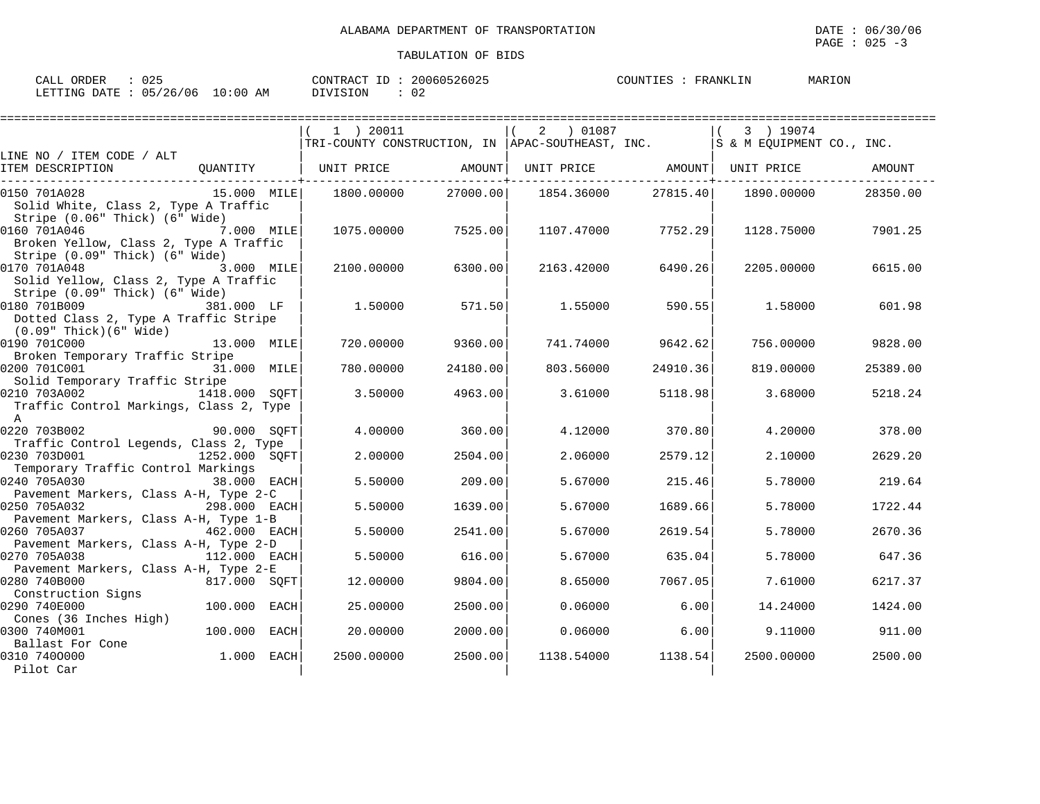ALABAMA DEPARTMENT OF TRANSPORTATION

DATE : 06/30/06
PAGE : 025 -3

TABULATION OF BIDS

CALL ORDER : 025
LETTING DATE : 05/26/06 10:00 AM

CONTRACT ID : 20060526025
DIVISION : 02

COUNTIES : FRANKLIN MARION

| LINE NO / ITEM CODE / ALT ITEM DESCRIPTION | QUANTITY | ( 1 ) 20011 TRI-COUNTY CONSTRUCTION, IN UNIT PRICE | AMOUNT | ( 2 ) 01087 APAC-SOUTHEAST, INC. UNIT PRICE | AMOUNT | ( 3 ) 19074 S & M EQUIPMENT CO., INC. UNIT PRICE | AMOUNT |
|---|---|---|---|---|---|---|---|
| 0150 701A028 Solid White, Class 2, Type A Traffic Stripe (0.06" Thick) (6" Wide) | 15.000 MILE | 1800.00000 | 27000.00 | 1854.36000 | 27815.40 | 1890.00000 | 28350.00 |
| 0160 701A046 Broken Yellow, Class 2, Type A Traffic Stripe (0.09" Thick) (6" Wide) | 7.000 MILE | 1075.00000 | 7525.00 | 1107.47000 | 7752.29 | 1128.75000 | 7901.25 |
| 0170 701A048 Solid Yellow, Class 2, Type A Traffic Stripe (0.09" Thick) (6" Wide) | 3.000 MILE | 2100.00000 | 6300.00 | 2163.42000 | 6490.26 | 2205.00000 | 6615.00 |
| 0180 701B009 Dotted Class 2, Type A Traffic Stripe (0.09" Thick)(6" Wide) | 381.000 LF | 1.50000 | 571.50 | 1.55000 | 590.55 | 1.58000 | 601.98 |
| 0190 701C000 Broken Temporary Traffic Stripe | 13.000 MILE | 720.00000 | 9360.00 | 741.74000 | 9642.62 | 756.00000 | 9828.00 |
| 0200 701C001 Solid Temporary Traffic Stripe | 31.000 MILE | 780.00000 | 24180.00 | 803.56000 | 24910.36 | 819.00000 | 25389.00 |
| 0210 703A002 Traffic Control Markings, Class 2, Type A | 1418.000 SQFT | 3.50000 | 4963.00 | 3.61000 | 5118.98 | 3.68000 | 5218.24 |
| 0220 703B002 Traffic Control Legends, Class 2, Type | 90.000 SQFT | 4.00000 | 360.00 | 4.12000 | 370.80 | 4.20000 | 378.00 |
| 0230 703D001 Temporary Traffic Control Markings | 1252.000 SQFT | 2.00000 | 2504.00 | 2.06000 | 2579.12 | 2.10000 | 2629.20 |
| 0240 705A030 Pavement Markers, Class A-H, Type 2-C | 38.000 EACH | 5.50000 | 209.00 | 5.67000 | 215.46 | 5.78000 | 219.64 |
| 0250 705A032 Pavement Markers, Class A-H, Type 1-B | 298.000 EACH | 5.50000 | 1639.00 | 5.67000 | 1689.66 | 5.78000 | 1722.44 |
| 0260 705A037 Pavement Markers, Class A-H, Type 2-D | 462.000 EACH | 5.50000 | 2541.00 | 5.67000 | 2619.54 | 5.78000 | 2670.36 |
| 0270 705A038 Pavement Markers, Class A-H, Type 2-E | 112.000 EACH | 5.50000 | 616.00 | 5.67000 | 635.04 | 5.78000 | 647.36 |
| 0280 740B000 Construction Signs | 817.000 SQFT | 12.00000 | 9804.00 | 8.65000 | 7067.05 | 7.61000 | 6217.37 |
| 0290 740E000 Cones (36 Inches High) | 100.000 EACH | 25.00000 | 2500.00 | 0.06000 | 6.00 | 14.24000 | 1424.00 |
| 0300 740M001 Ballast For Cone | 100.000 EACH | 20.00000 | 2000.00 | 0.06000 | 6.00 | 9.11000 | 911.00 |
| 0310 740O000 Pilot Car | 1.000 EACH | 2500.00000 | 2500.00 | 1138.54000 | 1138.54 | 2500.00000 | 2500.00 |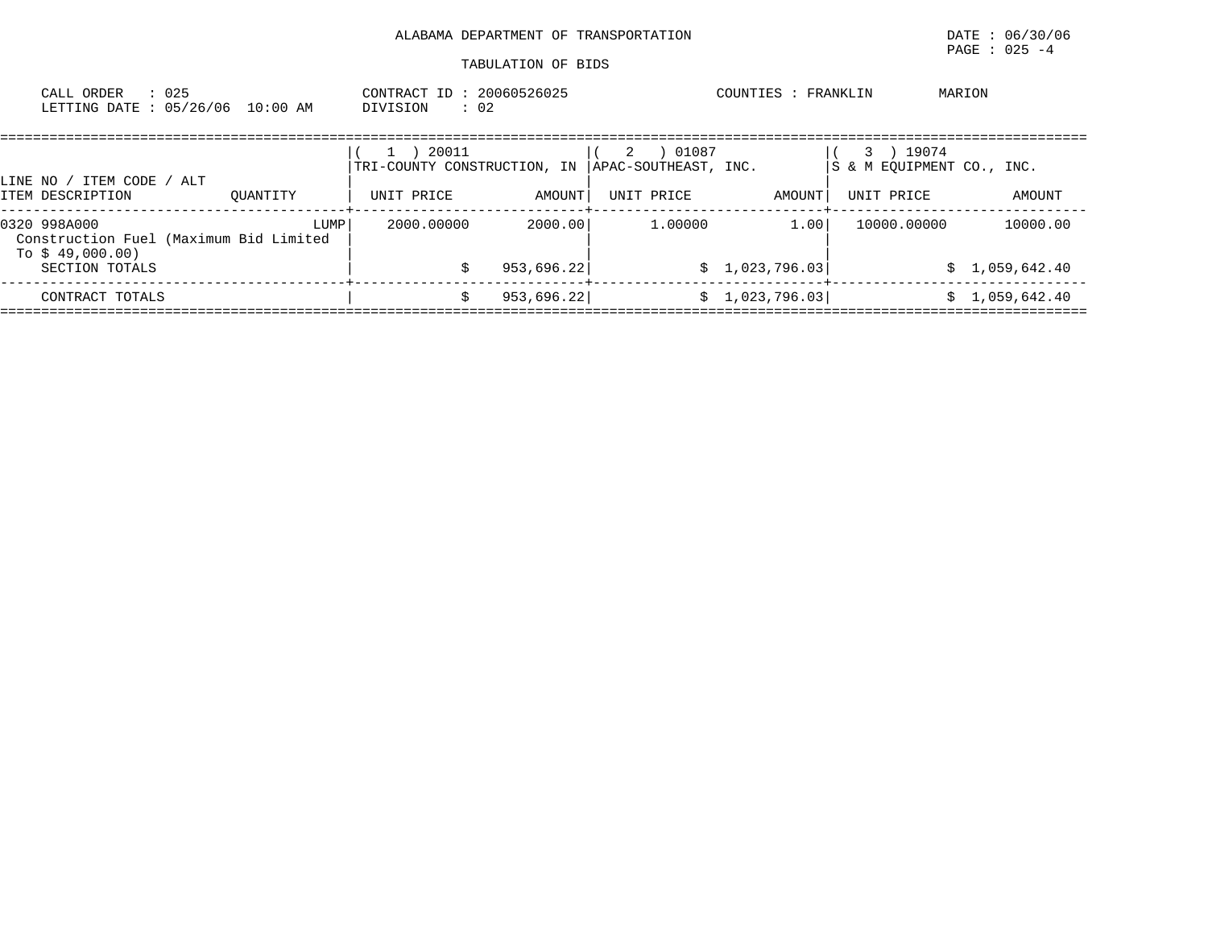ALABAMA DEPARTMENT OF TRANSPORTATION

DATE : 06/30/06

PAGE : 025 -4

TABULATION OF BIDS

CALL ORDER : 025 CONTRACT ID : 20060526025 COUNTIES : FRANKLIN MARION

LETTING DATE : 05/26/06 10:00 AM DIVISION : 02

| LINE NO / ITEM CODE / ALT ITEM DESCRIPTION | QUANTITY | ( 1 ) 20011 TRI-COUNTY CONSTRUCTION, IN UNIT PRICE | AMOUNT | ( 2 ) 01087 APAC-SOUTHEAST, INC. UNIT PRICE | AMOUNT | ( 3 ) 19074 S & M EQUIPMENT CO., INC. UNIT PRICE | AMOUNT |
|---|---|---|---|---|---|---|---|
| 0320 998A000 Construction Fuel (Maximum Bid Limited To $ 49,000.00) | LUMP | 2000.00000 | 2000.00 | 1.00000 | 1.00 | 10000.00000 | 10000.00 |
| SECTION TOTALS | | | $ 953,696.22 | | $ 1,023,796.03 | | $ 1,059,642.40 |
| CONTRACT TOTALS | | | $ 953,696.22 | | $ 1,023,796.03 | | $ 1,059,642.40 |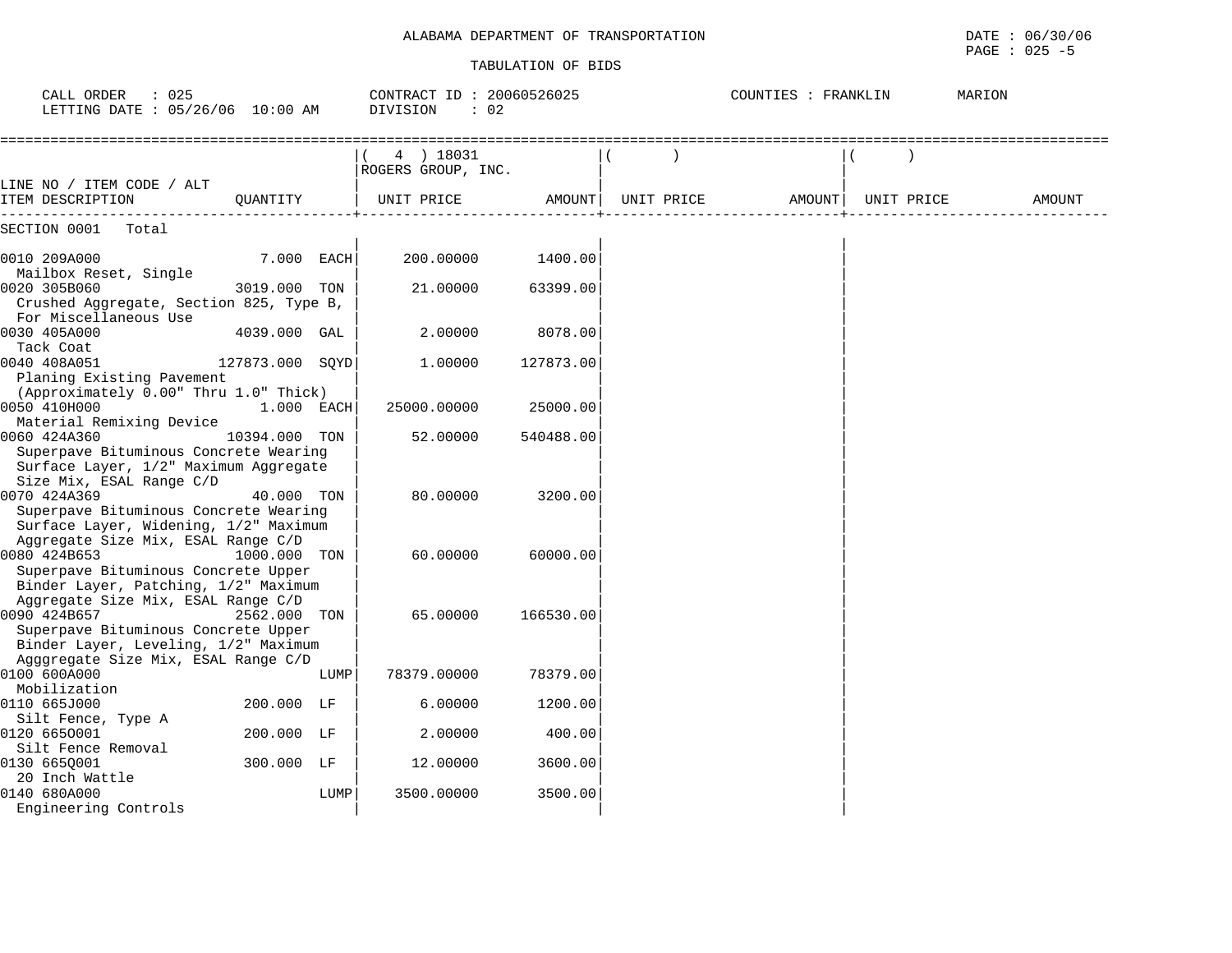ALABAMA DEPARTMENT OF TRANSPORTATION

TABULATION OF BIDS

DATE : 06/30/06
PAGE : 025 -5

CALL ORDER : 025
LETTING DATE : 05/26/06 10:00 AM

CONTRACT ID : 20060526025
DIVISION : 02

COUNTIES : FRANKLIN MARION

| LINE NO / ITEM CODE / ALT ITEM DESCRIPTION | QUANTITY | ( 4 ) 18031 ROGERS GROUP, INC. UNIT PRICE | AMOUNT | ( ) UNIT PRICE | AMOUNT | ( ) UNIT PRICE | AMOUNT |
|---|---|---|---|---|---|---|---|
| SECTION 0001 Total | | | | | | | |
| 0010 209A000 Mailbox Reset, Single | 7.000 EACH | 200.00000 | 1400.00 | | | | |
| 0020 305B060 Crushed Aggregate, Section 825, Type B, For Miscellaneous Use | 3019.000 TON | 21.00000 | 63399.00 | | | | |
| 0030 405A000 Tack Coat | 4039.000 GAL | 2.00000 | 8078.00 | | | | |
| 0040 408A051 Planing Existing Pavement (Approximately 0.00" Thru 1.0" Thick) | 127873.000 SQYD | 1.00000 | 127873.00 | | | | |
| 0050 410H000 Material Remixing Device | 1.000 EACH | 25000.00000 | 25000.00 | | | | |
| 0060 424A360 Superpave Bituminous Concrete Wearing Surface Layer, 1/2" Maximum Aggregate Size Mix, ESAL Range C/D | 10394.000 TON | 52.00000 | 540488.00 | | | | |
| 0070 424A369 Superpave Bituminous Concrete Wearing Surface Layer, Widening, 1/2" Maximum Aggregate Size Mix, ESAL Range C/D | 40.000 TON | 80.00000 | 3200.00 | | | | |
| 0080 424B653 Superpave Bituminous Concrete Upper Binder Layer, Patching, 1/2" Maximum Aggregate Size Mix, ESAL Range C/D | 1000.000 TON | 60.00000 | 60000.00 | | | | |
| 0090 424B657 Superpave Bituminous Concrete Upper Binder Layer, Leveling, 1/2" Maximum Agggregate Size Mix, ESAL Range C/D | 2562.000 TON | 65.00000 | 166530.00 | | | | |
| 0100 600A000 Mobilization | LUMP | 78379.00000 | 78379.00 | | | | |
| 0110 665J000 Silt Fence, Type A | 200.000 LF | 6.00000 | 1200.00 | | | | |
| 0120 665O001 Silt Fence Removal | 200.000 LF | 2.00000 | 400.00 | | | | |
| 0130 665Q001 20 Inch Wattle | 300.000 LF | 12.00000 | 3600.00 | | | | |
| 0140 680A000 Engineering Controls | LUMP | 3500.00000 | 3500.00 | | | | |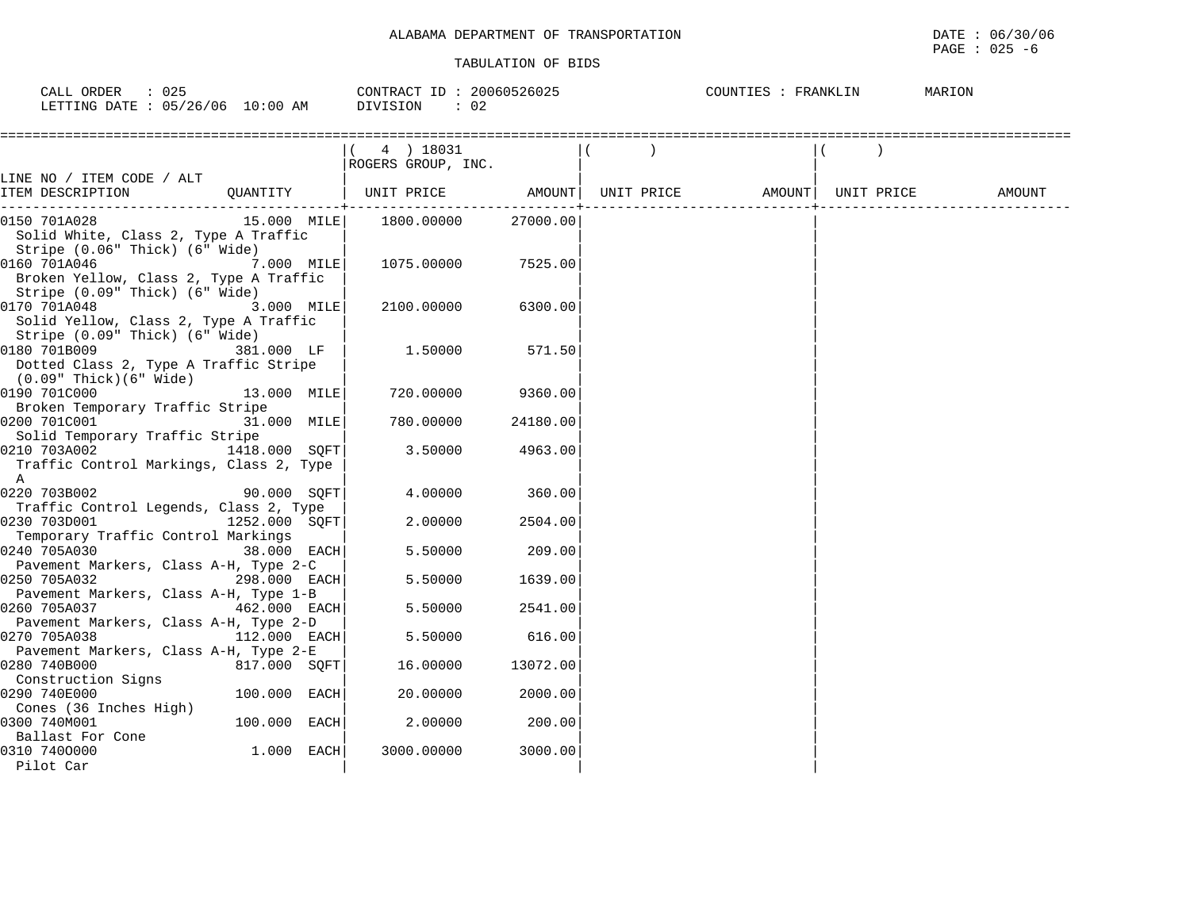ALABAMA DEPARTMENT OF TRANSPORTATION

TABULATION OF BIDS

DATE : 06/30/06
PAGE : 025 -6

CALL ORDER : 025 CONTRACT ID : 20060526025 COUNTIES : FRANKLIN MARION
LETTING DATE : 05/26/06 10:00 AM DIVISION : 02

| LINE NO / ITEM CODE / ALT ITEM DESCRIPTION | QUANTITY | ( 4 ) 18031 ROGERS GROUP, INC. UNIT PRICE | AMOUNT | ( ) UNIT PRICE | AMOUNT | ( ) UNIT PRICE | AMOUNT |
|---|---|---|---|---|---|---|---|
| 0150 701A028 Solid White, Class 2, Type A Traffic Stripe (0.06" Thick) (6" Wide) | 15.000 MILE | 1800.00000 | 27000.00 | | | | |
| 0160 701A046 Broken Yellow, Class 2, Type A Traffic Stripe (0.09" Thick) (6" Wide) | 7.000 MILE | 1075.00000 | 7525.00 | | | | |
| 0170 701A048 Solid Yellow, Class 2, Type A Traffic Stripe (0.09" Thick) (6" Wide) | 3.000 MILE | 2100.00000 | 6300.00 | | | | |
| 0180 701B009 Dotted Class 2, Type A Traffic Stripe (0.09" Thick)(6" Wide) | 381.000 LF | 1.50000 | 571.50 | | | | |
| 0190 701C000 Broken Temporary Traffic Stripe | 13.000 MILE | 720.00000 | 9360.00 | | | | |
| 0200 701C001 Solid Temporary Traffic Stripe | 31.000 MILE | 780.00000 | 24180.00 | | | | |
| 0210 703A002 Traffic Control Markings, Class 2, Type A | 1418.000 SQFT | 3.50000 | 4963.00 | | | | |
| 0220 703B002 Traffic Control Legends, Class 2, Type | 90.000 SQFT | 4.00000 | 360.00 | | | | |
| 0230 703D001 Temporary Traffic Control Markings | 1252.000 SQFT | 2.00000 | 2504.00 | | | | |
| 0240 705A030 Pavement Markers, Class A-H, Type 2-C | 38.000 EACH | 5.50000 | 209.00 | | | | |
| 0250 705A032 Pavement Markers, Class A-H, Type 1-B | 298.000 EACH | 5.50000 | 1639.00 | | | | |
| 0260 705A037 Pavement Markers, Class A-H, Type 2-D | 462.000 EACH | 5.50000 | 2541.00 | | | | |
| 0270 705A038 Pavement Markers, Class A-H, Type 2-E | 112.000 EACH | 5.50000 | 616.00 | | | | |
| 0280 740B000 Construction Signs | 817.000 SQFT | 16.00000 | 13072.00 | | | | |
| 0290 740E000 Cones (36 Inches High) | 100.000 EACH | 20.00000 | 2000.00 | | | | |
| 0300 740M001 Ballast For Cone | 100.000 EACH | 2.00000 | 200.00 | | | | |
| 0310 740O000 Pilot Car | 1.000 EACH | 3000.00000 | 3000.00 | | | | |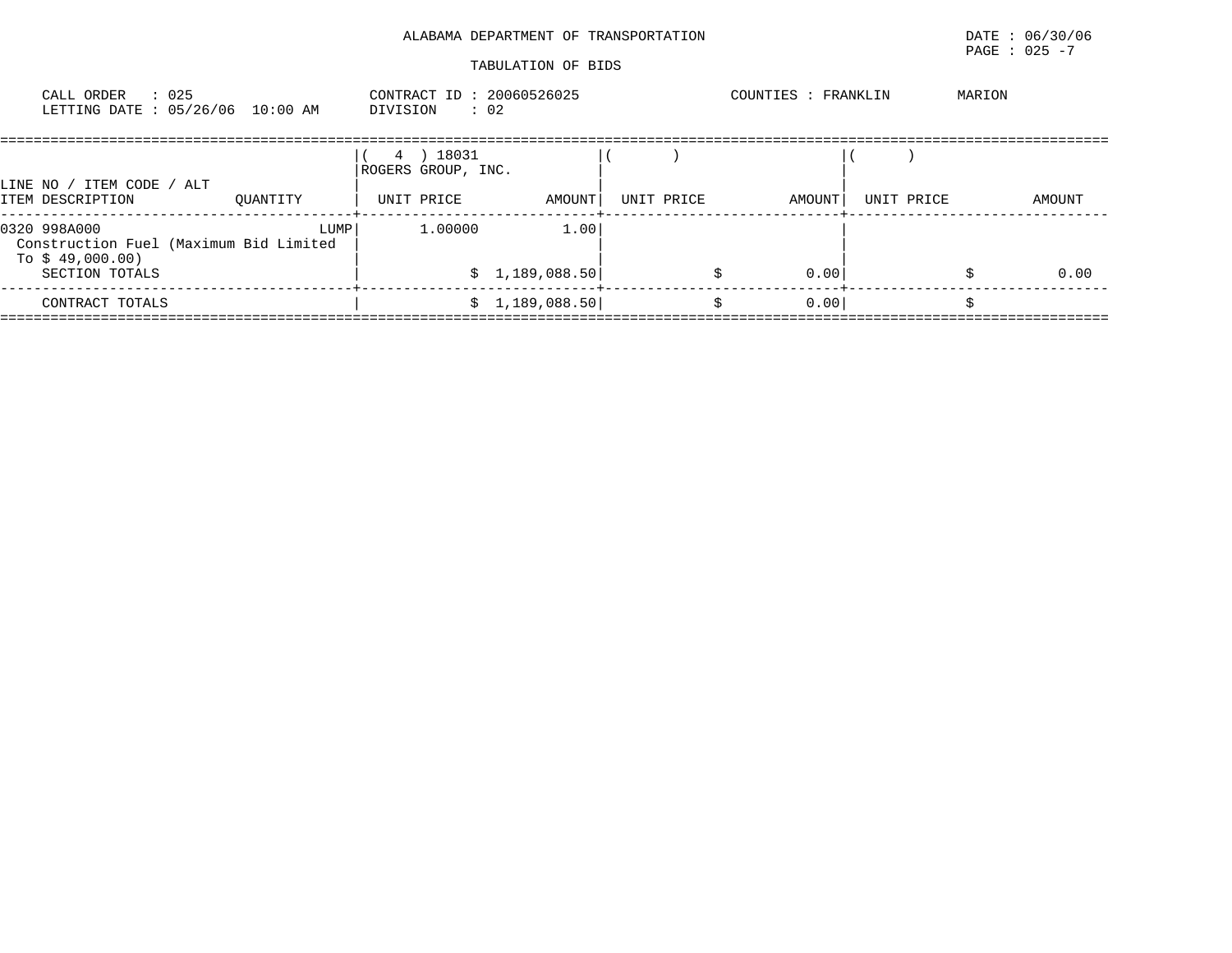ALABAMA DEPARTMENT OF TRANSPORTATION

DATE : 06/30/06

PAGE : 025 -7

TABULATION OF BIDS

CALL ORDER : 025
LETTING DATE : 05/26/06 10:00 AM

CONTRACT ID : 20060526025
DIVISION : 02

COUNTIES : FRANKLIN MARION

| LINE NO / ITEM CODE / ALT ITEM DESCRIPTION | QUANTITY | ( 4 ) 18031 ROGERS GROUP, INC. UNIT PRICE | AMOUNT | ( ) UNIT PRICE | AMOUNT | ( ) UNIT PRICE | AMOUNT |
|---|---|---|---|---|---|---|---|
| 0320 998A000 Construction Fuel (Maximum Bid Limited To $ 49,000.00) | LUMP | 1.00000 | 1.00 | | | | |
| SECTION TOTALS | | | $ 1,189,088.50 | | $ 0.00 | | $ 0.00 |
| CONTRACT TOTALS | | | $ 1,189,088.50 | | $ 0.00 | | $ |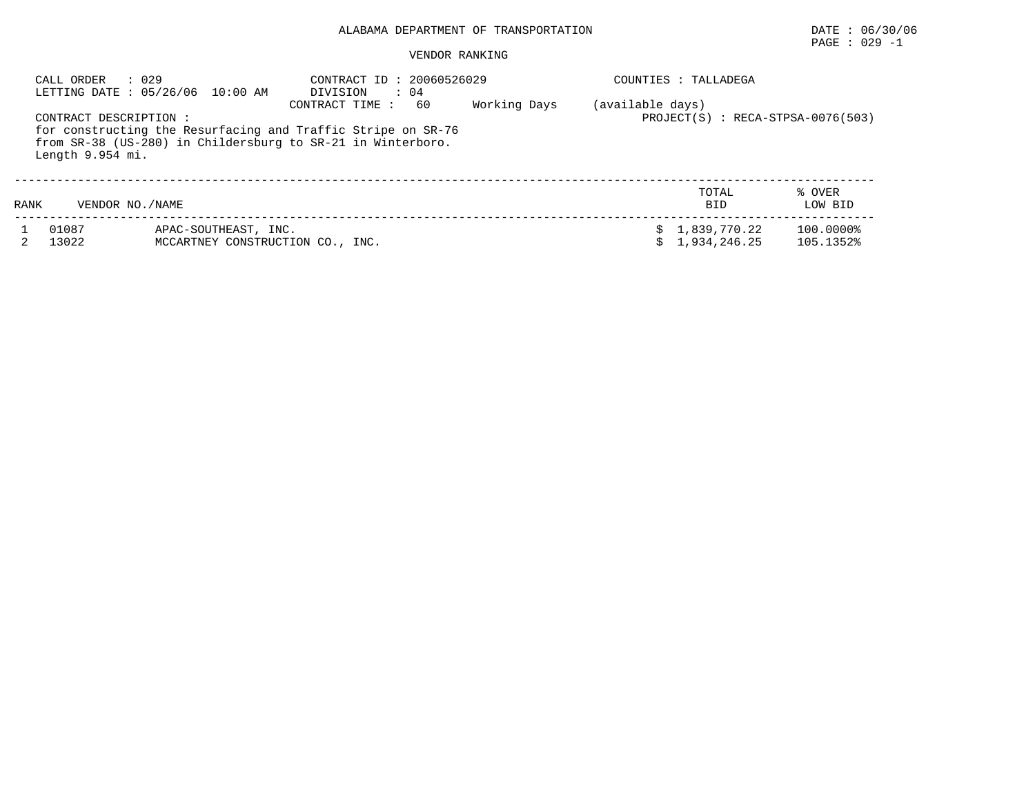ALABAMA DEPARTMENT OF TRANSPORTATION

DATE : 06/30/06

PAGE : 029 -1

VENDOR RANKING

CALL ORDER : 029
LETTING DATE : 05/26/06 10:00 AM

CONTRACT ID : 20060526029
DIVISION : 04
CONTRACT TIME : 60 Working Days (available days)

COUNTIES : TALLADEGA

PROJECT(S) : RECA-STPSA-0076(503)

CONTRACT DESCRIPTION :
for constructing the Resurfacing and Traffic Stripe on SR-76 from SR-38 (US-280) in Childersburg to SR-21 in Winterboro. Length 9.954 mi.

| RANK | VENDOR NO./NAME | | TOTAL BID | % OVER LOW BID |
|---|---|---|---|---|
| 1 | 01087 | APAC-SOUTHEAST, INC. | $ 1,839,770.22 | 100.0000% |
| 2 | 13022 | MCCARTNEY CONSTRUCTION CO., INC. | $ 1,934,246.25 | 105.1352% |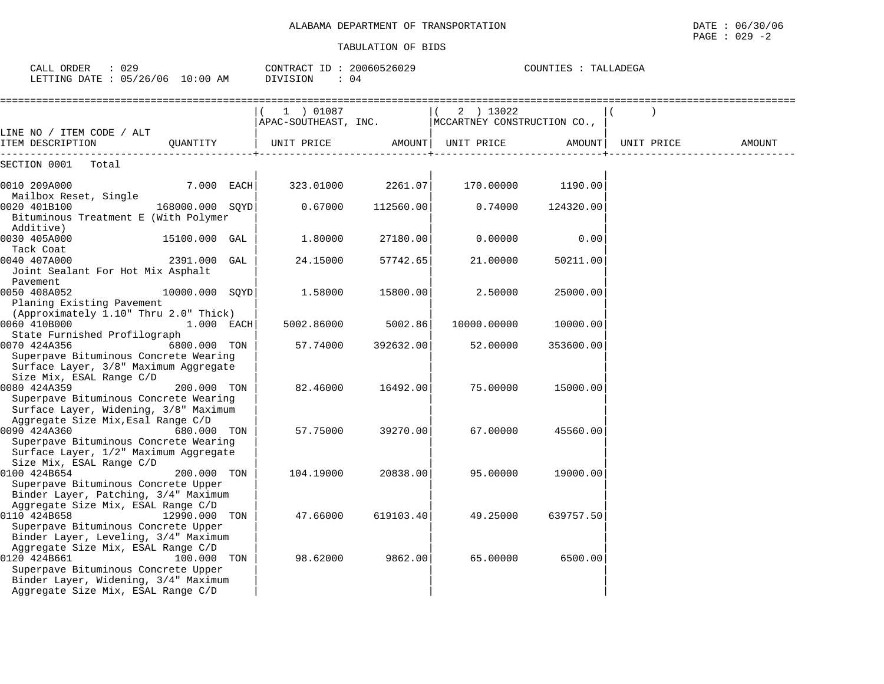ALABAMA DEPARTMENT OF TRANSPORTATION

TABULATION OF BIDS

DATE : 06/30/06

CALL ORDER : 029 CONTRACT ID : 20060526029 COUNTIES : TALLADEGA
LETTING DATE : 05/26/06 10:00 AM DIVISION : 04

| LINE NO / ITEM CODE / ALT ITEM DESCRIPTION | QUANTITY | ( 1 ) 01087 APAC-SOUTHEAST, INC. UNIT PRICE | AMOUNT | ( 2 ) 13022 MCCARTNEY CONSTRUCTION CO., UNIT PRICE | AMOUNT | ( ) UNIT PRICE | AMOUNT |
|---|---|---|---|---|---|---|---|
| SECTION 0001 Total | | | | | | | |
| 0010 209A000 Mailbox Reset, Single | 7.000 EACH | 323.01000 | 2261.07 | 170.00000 | 1190.00 | | |
| 0020 401B100 Bituminous Treatment E (With Polymer Additive) | 168000.000 SQYD | 0.67000 | 112560.00 | 0.74000 | 124320.00 | | |
| 0030 405A000 Tack Coat | 15100.000 GAL | 1.80000 | 27180.00 | 0.00000 | 0.00 | | |
| 0040 407A000 Joint Sealant For Hot Mix Asphalt Pavement | 2391.000 GAL | 24.15000 | 57742.65 | 21.00000 | 50211.00 | | |
| 0050 408A052 Planing Existing Pavement (Approximately 1.10" Thru 2.0" Thick) | 10000.000 SQYD | 1.58000 | 15800.00 | 2.50000 | 25000.00 | | |
| 0060 410B000 State Furnished Profilograph | 1.000 EACH | 5002.86000 | 5002.86 | 10000.00000 | 10000.00 | | |
| 0070 424A356 Superpave Bituminous Concrete Wearing Surface Layer, 3/8" Maximum Aggregate Size Mix, ESAL Range C/D | 6800.000 TON | 57.74000 | 392632.00 | 52.00000 | 353600.00 | | |
| 0080 424A359 Superpave Bituminous Concrete Wearing Surface Layer, Widening, 3/8" Maximum Aggregate Size Mix,Esal Range C/D | 200.000 TON | 82.46000 | 16492.00 | 75.00000 | 15000.00 | | |
| 0090 424A360 Superpave Bituminous Concrete Wearing Surface Layer, 1/2" Maximum Aggregate Size Mix, ESAL Range C/D | 680.000 TON | 57.75000 | 39270.00 | 67.00000 | 45560.00 | | |
| 0100 424B654 Superpave Bituminous Concrete Upper Binder Layer, Patching, 3/4" Maximum Aggregate Size Mix, ESAL Range C/D | 200.000 TON | 104.19000 | 20838.00 | 95.00000 | 19000.00 | | |
| 0110 424B658 Superpave Bituminous Concrete Upper Binder Layer, Leveling, 3/4" Maximum Aggregate Size Mix, ESAL Range C/D | 12990.000 TON | 47.66000 | 619103.40 | 49.25000 | 639757.50 | | |
| 0120 424B661 Superpave Bituminous Concrete Upper Binder Layer, Widening, 3/4" Maximum Aggregate Size Mix, ESAL Range C/D | 100.000 TON | 98.62000 | 9862.00 | 65.00000 | 6500.00 | | |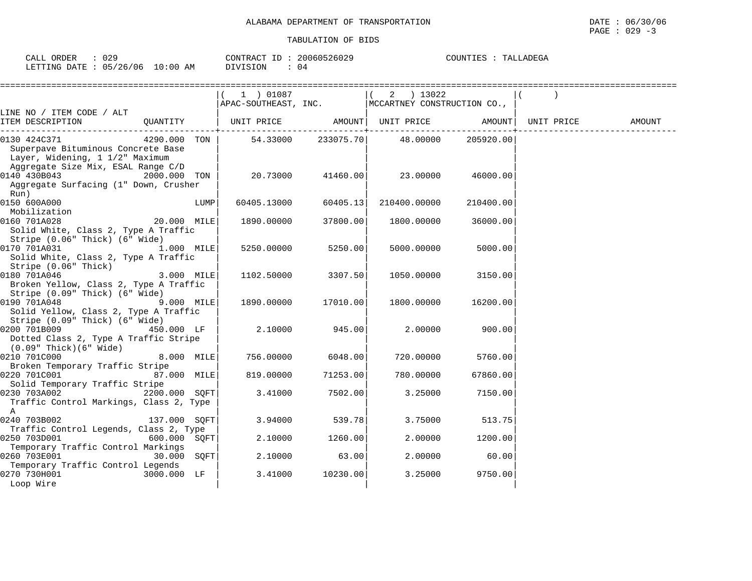ALABAMA DEPARTMENT OF TRANSPORTATION

TABULATION OF BIDS

DATE : 06/30/06

CALL ORDER : 029 CONTRACT ID : 20060526029 COUNTIES : TALLADEGA

LETTING DATE : 05/26/06 10:00 AM DIVISION : 04

| LINE NO / ITEM CODE / ALT ITEM DESCRIPTION | QUANTITY | ( 1 ) 01087 APAC-SOUTHEAST, INC. UNIT PRICE | AMOUNT | ( 2 ) 13022 MCCARTNEY CONSTRUCTION CO., UNIT PRICE | AMOUNT | ( ) UNIT PRICE | AMOUNT |
|---|---|---|---|---|---|---|---|
| 0130 424C371 Superpave Bituminous Concrete Base Layer, Widening, 1 1/2" Maximum Aggregate Size Mix, ESAL Range C/D | 4290.000 TON | 54.33000 | 233075.70 | 48.00000 | 205920.00 | | |
| 0140 430B043 Aggregate Surfacing (1" Down, Crusher Run) | 2000.000 TON | 20.73000 | 41460.00 | 23.00000 | 46000.00 | | |
| 0150 600A000 Mobilization | LUMP | 60405.13000 | 60405.13 | 210400.00000 | 210400.00 | | |
| 0160 701A028 Solid White, Class 2, Type A Traffic Stripe (0.06" Thick) (6" Wide) | 20.000 MILE | 1890.00000 | 37800.00 | 1800.00000 | 36000.00 | | |
| 0170 701A031 Solid White, Class 2, Type A Traffic Stripe (0.06" Thick) | 1.000 MILE | 5250.00000 | 5250.00 | 5000.00000 | 5000.00 | | |
| 0180 701A046 Broken Yellow, Class 2, Type A Traffic Stripe (0.09" Thick) (6" Wide) | 3.000 MILE | 1102.50000 | 3307.50 | 1050.00000 | 3150.00 | | |
| 0190 701A048 Solid Yellow, Class 2, Type A Traffic Stripe (0.09" Thick) (6" Wide) | 9.000 MILE | 1890.00000 | 17010.00 | 1800.00000 | 16200.00 | | |
| 0200 701B009 Dotted Class 2, Type A Traffic Stripe (0.09" Thick)(6" Wide) | 450.000 LF | 2.10000 | 945.00 | 2.00000 | 900.00 | | |
| 0210 701C000 Broken Temporary Traffic Stripe | 8.000 MILE | 756.00000 | 6048.00 | 720.00000 | 5760.00 | | |
| 0220 701C001 Solid Temporary Traffic Stripe | 87.000 MILE | 819.00000 | 71253.00 | 780.00000 | 67860.00 | | |
| 0230 703A002 Traffic Control Markings, Class 2, Type A | 2200.000 SQFT | 3.41000 | 7502.00 | 3.25000 | 7150.00 | | |
| 0240 703B002 Traffic Control Legends, Class 2, Type | 137.000 SQFT | 3.94000 | 539.78 | 3.75000 | 513.75 | | |
| 0250 703D001 Temporary Traffic Control Markings | 600.000 SQFT | 2.10000 | 1260.00 | 2.00000 | 1200.00 | | |
| 0260 703E001 Temporary Traffic Control Legends | 30.000 SQFT | 2.10000 | 63.00 | 2.00000 | 60.00 | | |
| 0270 730H001 Loop Wire | 3000.000 LF | 3.41000 | 10230.00 | 3.25000 | 9750.00 | | |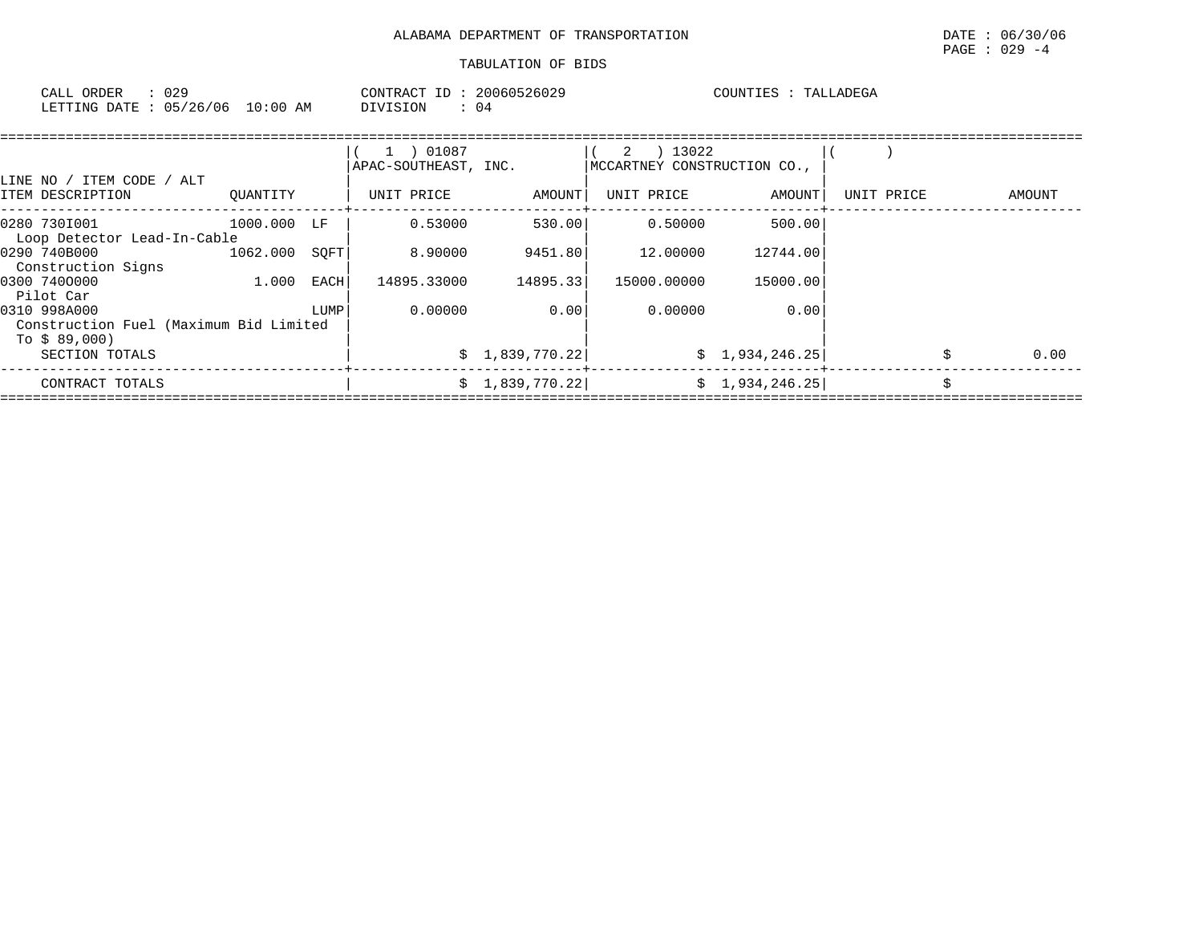ALABAMA DEPARTMENT OF TRANSPORTATION

TABULATION OF BIDS

CALL ORDER : 029 CONTRACT ID : 20060526029 COUNTIES : TALLADEGA
LETTING DATE : 05/26/06 10:00 AM DIVISION : 04

| LINE NO / ITEM CODE / ALT ITEM DESCRIPTION | QUANTITY | | ( 1 ) 01087 APAC-SOUTHEAST, INC. UNIT PRICE | AMOUNT | ( 2 ) 13022 MCCARTNEY CONSTRUCTION CO., UNIT PRICE | AMOUNT | ( ) UNIT PRICE | AMOUNT |
|---|---|---|---|---|---|---|---|---|
| 0280 730I001 Loop Detector Lead-In-Cable | 1000.000 | LF | 0.53000 | 530.00 | 0.50000 | 500.00 | | |
| 0290 740B000 Construction Signs | 1062.000 | SQFT | 8.90000 | 9451.80 | 12.00000 | 12744.00 | | |
| 0300 740O000 Pilot Car | 1.000 | EACH | 14895.33000 | 14895.33 | 15000.00000 | 15000.00 | | |
| 0310 998A000 Construction Fuel (Maximum Bid Limited To $ 89,000) | | LUMP | 0.00000 | 0.00 | 0.00000 | 0.00 | | |
| SECTION TOTALS | | | | $ 1,839,770.22 | | $ 1,934,246.25 | | $ 0.00 |
| CONTRACT TOTALS | | | | $ 1,839,770.22 | | $ 1,934,246.25 | | $ |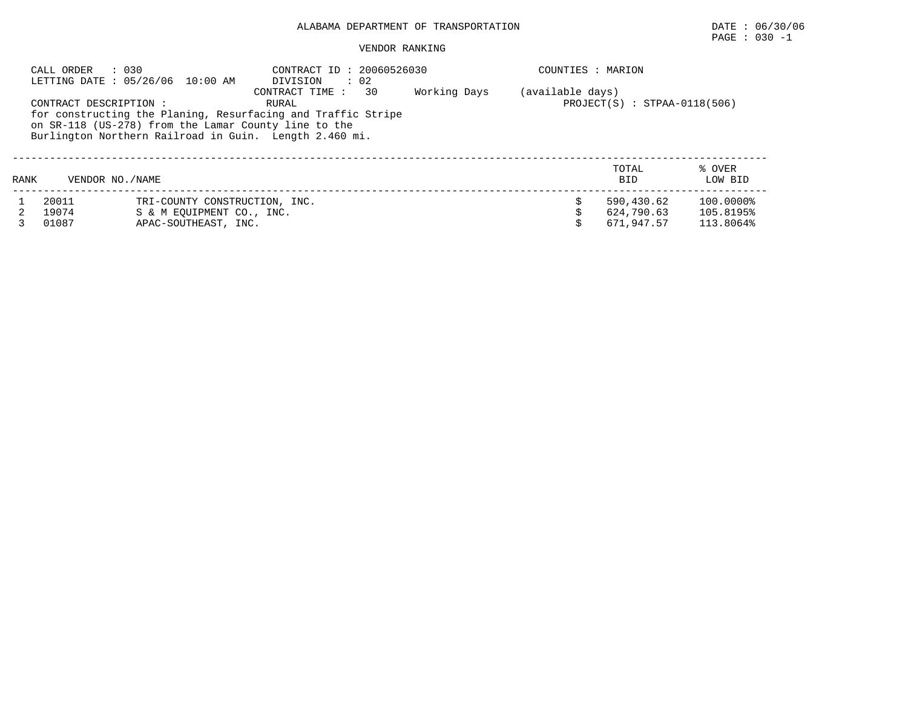ALABAMA DEPARTMENT OF TRANSPORTATION

DATE : 06/30/06

PAGE : 030 -1

VENDOR RANKING

CALL ORDER : 030
LETTING DATE : 05/26/06 10:00 AM

CONTRACT ID : 20060526030
DIVISION : 02
CONTRACT TIME : 30 Working Days (available days)
RURAL

COUNTIES : MARION

PROJECT(S) : STPAA-0118(506)

CONTRACT DESCRIPTION :
for constructing the Planing, Resurfacing and Traffic Stripe on SR-118 (US-278) from the Lamar County line to the Burlington Northern Railroad in Guin. Length 2.460 mi.

| RANK | VENDOR NO./NAME | | TOTAL BID | % OVER LOW BID |
|---|---|---|---|---|
| 1 | 20011 | TRI-COUNTY CONSTRUCTION, INC. | $ 590,430.62 | 100.0000% |
| 2 | 19074 | S & M EQUIPMENT CO., INC. | $ 624,790.63 | 105.8195% |
| 3 | 01087 | APAC-SOUTHEAST, INC. | $ 671,947.57 | 113.8064% |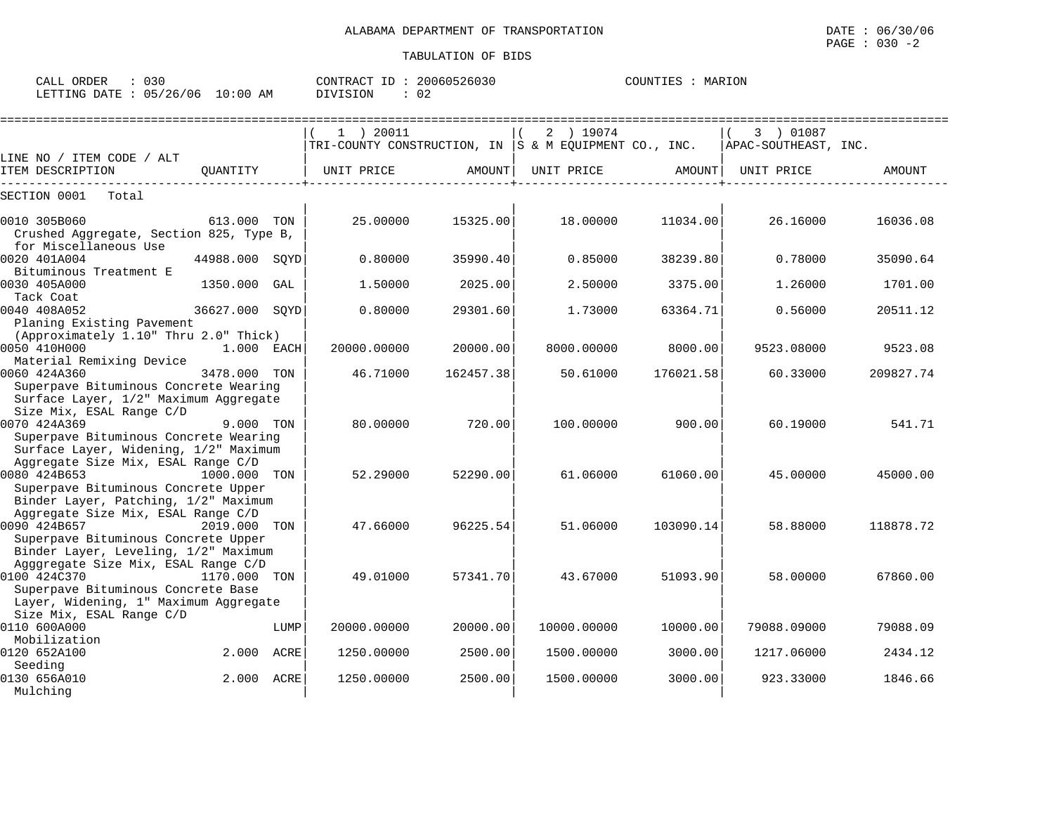ALABAMA DEPARTMENT OF TRANSPORTATION

DATE : 06/30/06
PAGE : 030 -2

TABULATION OF BIDS

CALL ORDER : 030
LETTING DATE : 05/26/06 10:00 AM

CONTRACT ID : 20060526030
DIVISION : 02

COUNTIES : MARION

| LINE NO / ITEM CODE / ALT ITEM DESCRIPTION | QUANTITY | ( 1 ) 20011 TRI-COUNTY CONSTRUCTION, IN UNIT PRICE | AMOUNT | ( 2 ) 19074 S & M EQUIPMENT CO., INC. UNIT PRICE | AMOUNT | ( 3 ) 01087 APAC-SOUTHEAST, INC. UNIT PRICE | AMOUNT |
|---|---|---|---|---|---|---|---|
| SECTION 0001 Total | | | | | | | |
| 0010 305B060 Crushed Aggregate, Section 825, Type B, for Miscellaneous Use | 613.000 TON | 25.00000 | 15325.00 | 18.00000 | 11034.00 | 26.16000 | 16036.08 |
| 0020 401A004 Bituminous Treatment E | 44988.000 SQYD | 0.80000 | 35990.40 | 0.85000 | 38239.80 | 0.78000 | 35090.64 |
| 0030 405A000 Tack Coat | 1350.000 GAL | 1.50000 | 2025.00 | 2.50000 | 3375.00 | 1.26000 | 1701.00 |
| 0040 408A052 Planing Existing Pavement (Approximately 1.10" Thru 2.0" Thick) | 36627.000 SQYD | 0.80000 | 29301.60 | 1.73000 | 63364.71 | 0.56000 | 20511.12 |
| 0050 410H000 Material Remixing Device | 1.000 EACH | 20000.00000 | 20000.00 | 8000.00000 | 8000.00 | 9523.08000 | 9523.08 |
| 0060 424A360 Superpave Bituminous Concrete Wearing Surface Layer, 1/2" Maximum Aggregate Size Mix, ESAL Range C/D | 3478.000 TON | 46.71000 | 162457.38 | 50.61000 | 176021.58 | 60.33000 | 209827.74 |
| 0070 424A369 Superpave Bituminous Concrete Wearing Surface Layer, Widening, 1/2" Maximum Aggregate Size Mix, ESAL Range C/D | 9.000 TON | 80.00000 | 720.00 | 100.00000 | 900.00 | 60.19000 | 541.71 |
| 0080 424B653 Superpave Bituminous Concrete Upper Binder Layer, Patching, 1/2" Maximum Aggregate Size Mix, ESAL Range C/D | 1000.000 TON | 52.29000 | 52290.00 | 61.06000 | 61060.00 | 45.00000 | 45000.00 |
| 0090 424B657 Superpave Bituminous Concrete Upper Binder Layer, Leveling, 1/2" Maximum Agggregate Size Mix, ESAL Range C/D | 2019.000 TON | 47.66000 | 96225.54 | 51.06000 | 103090.14 | 58.88000 | 118878.72 |
| 0100 424C370 Superpave Bituminous Concrete Base Layer, Widening, 1" Maximum Aggregate Size Mix, ESAL Range C/D | 1170.000 TON | 49.01000 | 57341.70 | 43.67000 | 51093.90 | 58.00000 | 67860.00 |
| 0110 600A000 Mobilization | LUMP | 20000.00000 | 20000.00 | 10000.00000 | 10000.00 | 79088.09000 | 79088.09 |
| 0120 652A100 Seeding | 2.000 ACRE | 1250.00000 | 2500.00 | 1500.00000 | 3000.00 | 1217.06000 | 2434.12 |
| 0130 656A010 Mulching | 2.000 ACRE | 1250.00000 | 2500.00 | 1500.00000 | 3000.00 | 923.33000 | 1846.66 |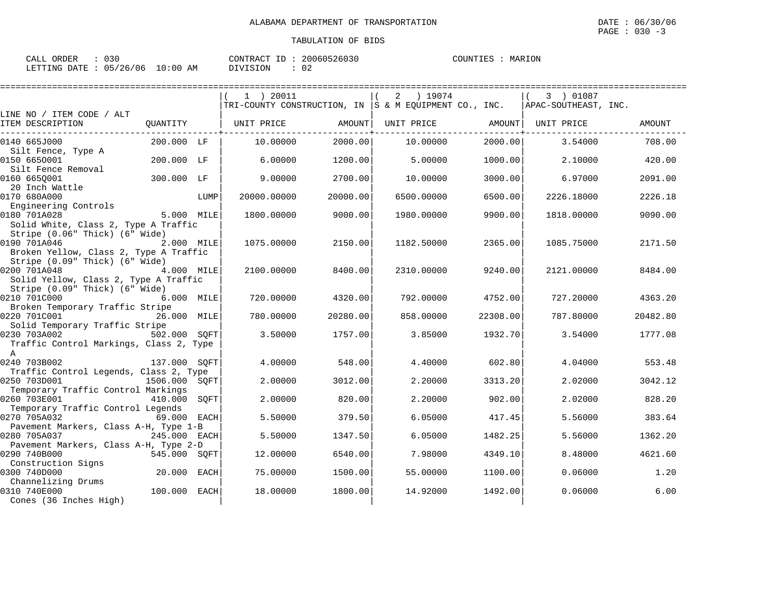ALABAMA DEPARTMENT OF TRANSPORTATION

DATE : 06/30/06

TABULATION OF BIDS

CALL ORDER : 030 CONTRACT ID : 20060526030 COUNTIES : MARION
LETTING DATE : 05/26/06 10:00 AM DIVISION : 02

| LINE NO / ITEM CODE / ALT ITEM DESCRIPTION | QUANTITY | (1) 20011 TRI-COUNTY CONSTRUCTION, IN UNIT PRICE | AMOUNT | (2) 19074 S & M EQUIPMENT CO., INC. UNIT PRICE | AMOUNT | (3) 01087 APAC-SOUTHEAST, INC. UNIT PRICE | AMOUNT |
|---|---|---|---|---|---|---|---|
| 0140 665J000 Silt Fence, Type A | 200.000 LF | 10.00000 | 2000.00 | 10.00000 | 2000.00 | 3.54000 | 708.00 |
| 0150 665O001 Silt Fence Removal | 200.000 LF | 6.00000 | 1200.00 | 5.00000 | 1000.00 | 2.10000 | 420.00 |
| 0160 665Q001 20 Inch Wattle | 300.000 LF | 9.00000 | 2700.00 | 10.00000 | 3000.00 | 6.97000 | 2091.00 |
| 0170 680A000 Engineering Controls | LUMP | 20000.00000 | 20000.00 | 6500.00000 | 6500.00 | 2226.18000 | 2226.18 |
| 0180 701A028 Solid White, Class 2, Type A Traffic Stripe (0.06" Thick) (6" Wide) | 5.000 MILE | 1800.00000 | 9000.00 | 1980.00000 | 9900.00 | 1818.00000 | 9090.00 |
| 0190 701A046 Broken Yellow, Class 2, Type A Traffic Stripe (0.09" Thick) (6" Wide) | 2.000 MILE | 1075.00000 | 2150.00 | 1182.50000 | 2365.00 | 1085.75000 | 2171.50 |
| 0200 701A048 Solid Yellow, Class 2, Type A Traffic Stripe (0.09" Thick) (6" Wide) | 4.000 MILE | 2100.00000 | 8400.00 | 2310.00000 | 9240.00 | 2121.00000 | 8484.00 |
| 0210 701C000 Broken Temporary Traffic Stripe | 6.000 MILE | 720.00000 | 4320.00 | 792.00000 | 4752.00 | 727.20000 | 4363.20 |
| 0220 701C001 Solid Temporary Traffic Stripe | 26.000 MILE | 780.00000 | 20280.00 | 858.00000 | 22308.00 | 787.80000 | 20482.80 |
| 0230 703A002 Traffic Control Markings, Class 2, Type A | 502.000 SQFT | 3.50000 | 1757.00 | 3.85000 | 1932.70 | 3.54000 | 1777.08 |
| 0240 703B002 Traffic Control Legends, Class 2, Type | 137.000 SQFT | 4.00000 | 548.00 | 4.40000 | 602.80 | 4.04000 | 553.48 |
| 0250 703D001 Temporary Traffic Control Markings | 1506.000 SQFT | 2.00000 | 3012.00 | 2.20000 | 3313.20 | 2.02000 | 3042.12 |
| 0260 703E001 Temporary Traffic Control Legends | 410.000 SQFT | 2.00000 | 820.00 | 2.20000 | 902.00 | 2.02000 | 828.20 |
| 0270 705A032 Pavement Markers, Class A-H, Type 1-B | 69.000 EACH | 5.50000 | 379.50 | 6.05000 | 417.45 | 5.56000 | 383.64 |
| 0280 705A037 Pavement Markers, Class A-H, Type 2-D | 245.000 EACH | 5.50000 | 1347.50 | 6.05000 | 1482.25 | 5.56000 | 1362.20 |
| 0290 740B000 Construction Signs | 545.000 SQFT | 12.00000 | 6540.00 | 7.98000 | 4349.10 | 8.48000 | 4621.60 |
| 0300 740D000 Channelizing Drums | 20.000 EACH | 75.00000 | 1500.00 | 55.00000 | 1100.00 | 0.06000 | 1.20 |
| 0310 740E000 Cones (36 Inches High) | 100.000 EACH | 18.00000 | 1800.00 | 14.92000 | 1492.00 | 0.06000 | 6.00 |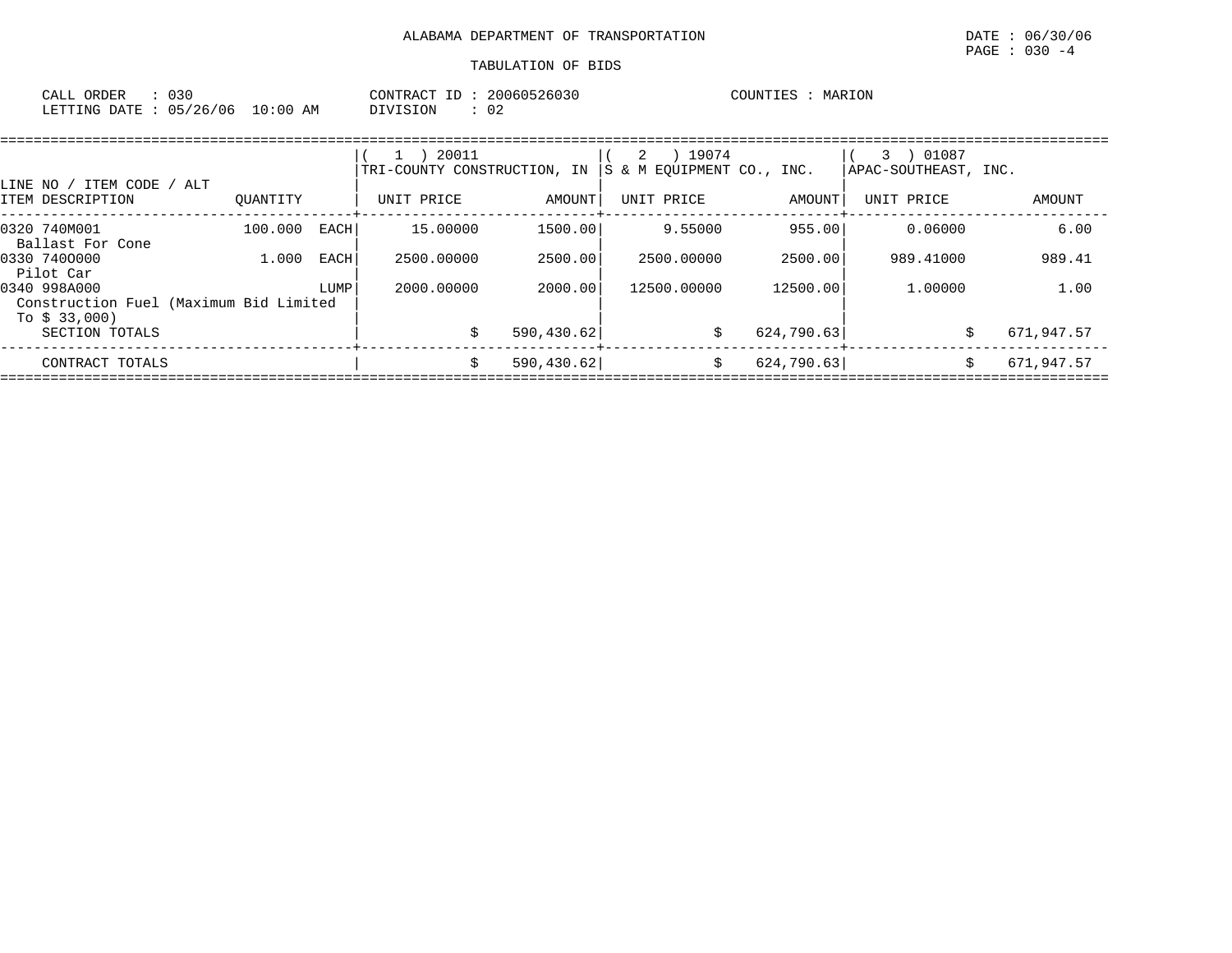ALABAMA DEPARTMENT OF TRANSPORTATION

TABULATION OF BIDS

CALL ORDER : 030 CONTRACT ID : 20060526030 COUNTIES : MARION
LETTING DATE : 05/26/06 10:00 AM DIVISION : 02

| LINE NO / ITEM CODE / ALT ITEM DESCRIPTION | QUANTITY | (1) 20011 TRI-COUNTY CONSTRUCTION, IN UNIT PRICE | AMOUNT | (2) 19074 S & M EQUIPMENT CO., INC. UNIT PRICE | AMOUNT | (3) 01087 APAC-SOUTHEAST, INC. UNIT PRICE | AMOUNT |
|---|---|---|---|---|---|---|---|
| 0320 740M001 Ballast For Cone | 100.000 EACH | 15.00000 | 1500.00 | 9.55000 | 955.00 | 0.06000 | 6.00 |
| 0330 740O000 Pilot Car | 1.000 EACH | 2500.00000 | 2500.00 | 2500.00000 | 2500.00 | 989.41000 | 989.41 |
| 0340 998A000 Construction Fuel (Maximum Bid Limited To $ 33,000) | LUMP | 2000.00000 | 2000.00 | 12500.00000 | 12500.00 | 1.00000 | 1.00 |
| SECTION TOTALS | | | $ 590,430.62 | | $ 624,790.63 | | $ 671,947.57 |
| CONTRACT TOTALS | | | $ 590,430.62 | | $ 624,790.63 | | $ 671,947.57 |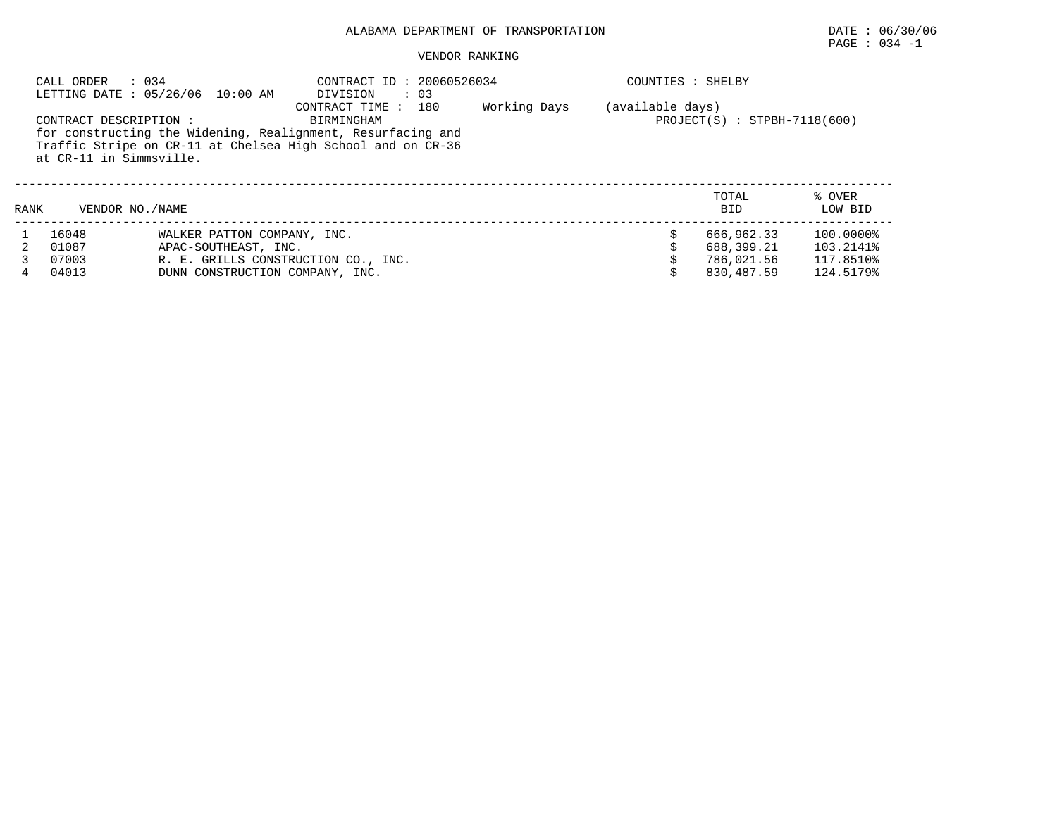# ALABAMA DEPARTMENT OF TRANSPORTATION

DATE : 06/30/06

## VENDOR RANKING

CALL ORDER : 034
LETTING DATE : 05/26/06 10:00 AM

CONTRACT ID : 20060526034
DIVISION : 03
CONTRACT TIME : 180 Working Days (available days)

COUNTIES : SHELBY

CONTRACT DESCRIPTION : BIRMINGHAM
for constructing the Widening, Realignment, Resurfacing and Traffic Stripe on CR-11 at Chelsea High School and on CR-36 at CR-11 in Simmsville.

PROJECT(S) : STPBH-7118(600)

| RANK | VENDOR NO./NAME | | TOTAL BID | % OVER LOW BID |
|---|---|---|---|---|
| 1 | 16048 | WALKER PATTON COMPANY, INC. | $ 666,962.33 | 100.0000% |
| 2 | 01087 | APAC-SOUTHEAST, INC. | $ 688,399.21 | 103.2141% |
| 3 | 07003 | R. E. GRILLS CONSTRUCTION CO., INC. | $ 786,021.56 | 117.8510% |
| 4 | 04013 | DUNN CONSTRUCTION COMPANY, INC. | $ 830,487.59 | 124.5179% |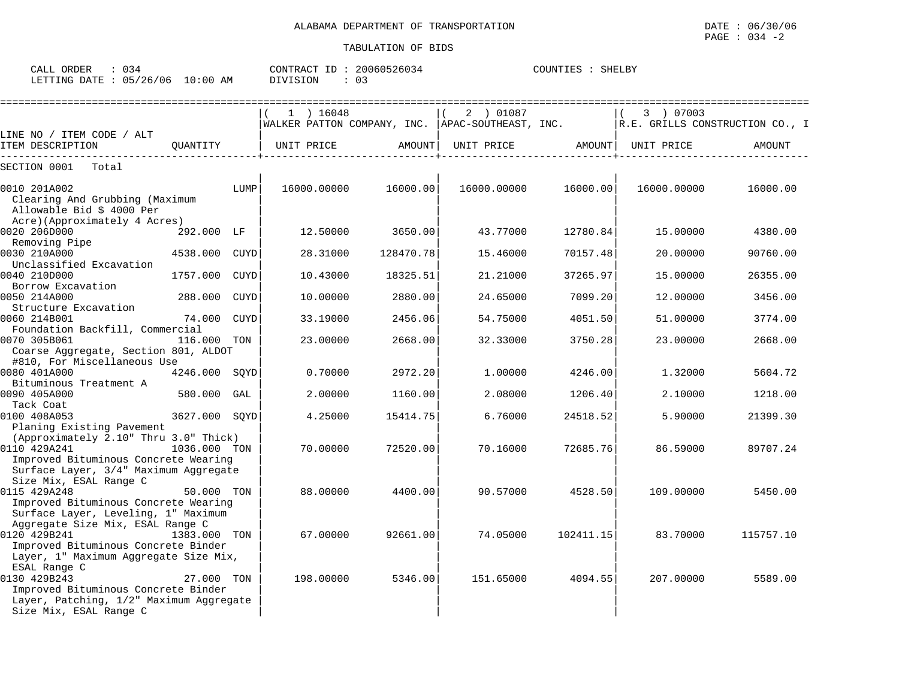ALABAMA DEPARTMENT OF TRANSPORTATION

TABULATION OF BIDS

DATE : 06/30/06
PAGE : 034 -2

CALL ORDER : 034
LETTING DATE : 05/26/06 10:00 AM
CONTRACT ID : 20060526034
DIVISION : 03
COUNTIES : SHELBY

| LINE NO / ITEM CODE / ALT ITEM DESCRIPTION | QUANTITY | ( 1 ) 16048 WALKER PATTON COMPANY, INC. UNIT PRICE | AMOUNT | ( 2 ) 01087 APAC-SOUTHEAST, INC. UNIT PRICE | AMOUNT | ( 3 ) 07003 R.E. GRILLS CONSTRUCTION CO., I UNIT PRICE | AMOUNT |
|---|---|---|---|---|---|---|---|
| SECTION 0001 Total | | | | | | | |
| 0010 201A002 Clearing And Grubbing (Maximum Allowable Bid $ 4000 Per Acre)(Approximately 4 Acres) | LUMP | 16000.00000 | 16000.00 | 16000.00000 | 16000.00 | 16000.00000 | 16000.00 |
| 0020 206D000 Removing Pipe | 292.000 LF | 12.50000 | 3650.00 | 43.77000 | 12780.84 | 15.00000 | 4380.00 |
| 0030 210A000 Unclassified Excavation | 4538.000 CUYD | 28.31000 | 128470.78 | 15.46000 | 70157.48 | 20.00000 | 90760.00 |
| 0040 210D000 Borrow Excavation | 1757.000 CUYD | 10.43000 | 18325.51 | 21.21000 | 37265.97 | 15.00000 | 26355.00 |
| 0050 214A000 Structure Excavation | 288.000 CUYD | 10.00000 | 2880.00 | 24.65000 | 7099.20 | 12.00000 | 3456.00 |
| 0060 214B001 Foundation Backfill, Commercial | 74.000 CUYD | 33.19000 | 2456.06 | 54.75000 | 4051.50 | 51.00000 | 3774.00 |
| 0070 305B061 Coarse Aggregate, Section 801, ALDOT #810, For Miscellaneous Use | 116.000 TON | 23.00000 | 2668.00 | 32.33000 | 3750.28 | 23.00000 | 2668.00 |
| 0080 401A000 Bituminous Treatment A | 4246.000 SQYD | 0.70000 | 2972.20 | 1.00000 | 4246.00 | 1.32000 | 5604.72 |
| 0090 405A000 Tack Coat | 580.000 GAL | 2.00000 | 1160.00 | 2.08000 | 1206.40 | 2.10000 | 1218.00 |
| 0100 408A053 Planing Existing Pavement (Approximately 2.10" Thru 3.0" Thick) | 3627.000 SQYD | 4.25000 | 15414.75 | 6.76000 | 24518.52 | 5.90000 | 21399.30 |
| 0110 429A241 Improved Bituminous Concrete Wearing Surface Layer, 3/4" Maximum Aggregate Size Mix, ESAL Range C | 1036.000 TON | 70.00000 | 72520.00 | 70.16000 | 72685.76 | 86.59000 | 89707.24 |
| 0115 429A248 Improved Bituminous Concrete Wearing Surface Layer, Leveling, 1" Maximum Aggregate Size Mix, ESAL Range C | 50.000 TON | 88.00000 | 4400.00 | 90.57000 | 4528.50 | 109.00000 | 5450.00 |
| 0120 429B241 Improved Bituminous Concrete Binder Layer, 1" Maximum Aggregate Size Mix, ESAL Range C | 1383.000 TON | 67.00000 | 92661.00 | 74.05000 | 102411.15 | 83.70000 | 115757.10 |
| 0130 429B243 Improved Bituminous Concrete Binder Layer, Patching, 1/2" Maximum Aggregate Size Mix, ESAL Range C | 27.000 TON | 198.00000 | 5346.00 | 151.65000 | 4094.55 | 207.00000 | 5589.00 |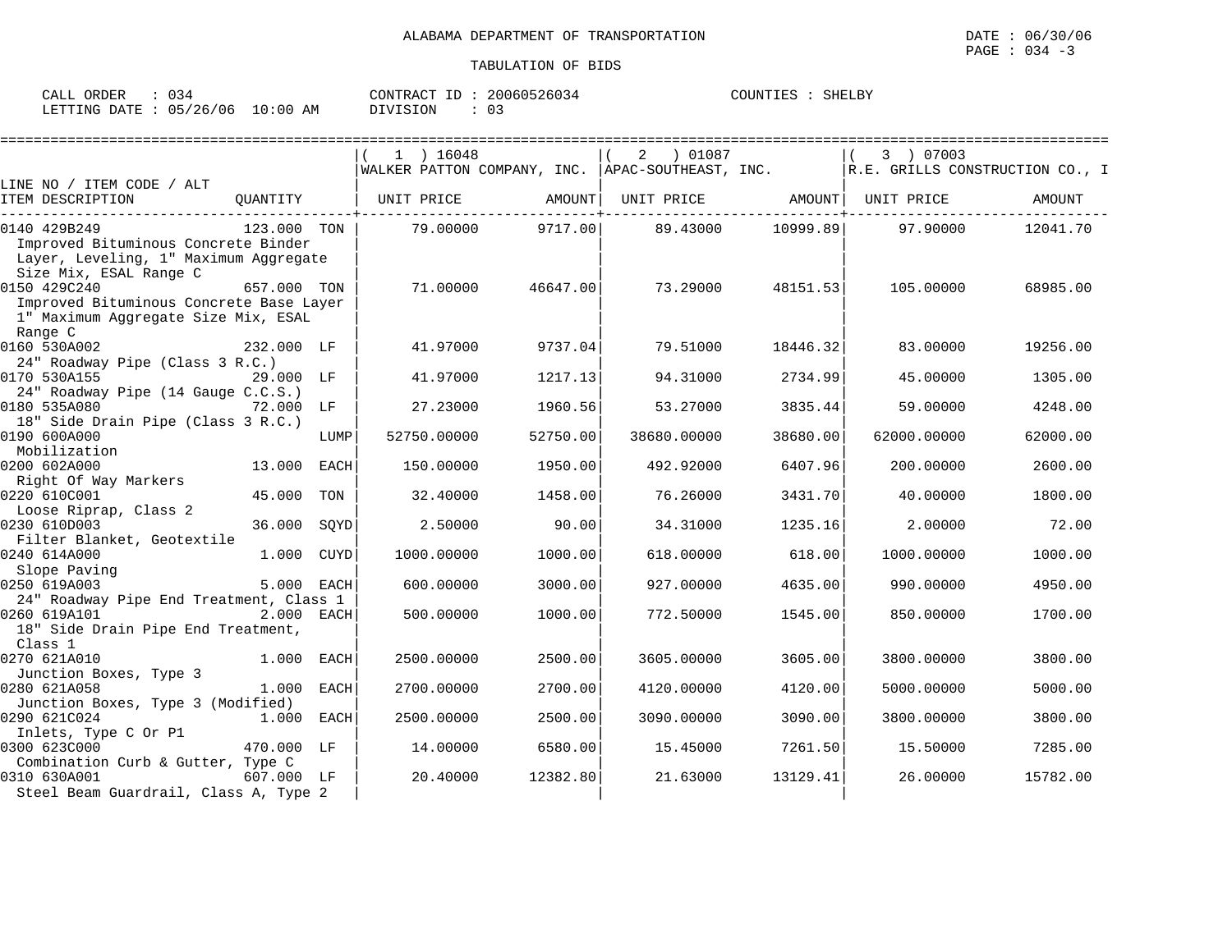ALABAMA DEPARTMENT OF TRANSPORTATION

TABULATION OF BIDS

DATE : 06/30/06
PAGE : 034 -3

CALL ORDER : 034
LETTING DATE : 05/26/06 10:00 AM

CONTRACT ID : 20060526034
DIVISION : 03

COUNTIES : SHELBY

| LINE NO / ITEM CODE / ALT<br>ITEM DESCRIPTION | QUANTITY | ( 1 ) 16048<br>WALKER PATTON COMPANY, INC.<br>UNIT PRICE | AMOUNT | ( 2 ) 01087<br>APAC-SOUTHEAST, INC.<br>UNIT PRICE | AMOUNT | ( 3 ) 07003<br>R.E. GRILLS CONSTRUCTION CO., I<br>UNIT PRICE | AMOUNT |
|---|---|---|---|---|---|---|---|
| 0140 429B249<br>Improved Bituminous Concrete Binder Layer, Leveling, 1" Maximum Aggregate Size Mix, ESAL Range C | 123.000 TON | 79.00000 | 9717.00 | 89.43000 | 10999.89 | 97.90000 | 12041.70 |
| 0150 429C240<br>Improved Bituminous Concrete Base Layer 1" Maximum Aggregate Size Mix, ESAL Range C | 657.000 TON | 71.00000 | 46647.00 | 73.29000 | 48151.53 | 105.00000 | 68985.00 |
| 0160 530A002<br>24" Roadway Pipe (Class 3 R.C.) | 232.000 LF | 41.97000 | 9737.04 | 79.51000 | 18446.32 | 83.00000 | 19256.00 |
| 0170 530A155<br>24" Roadway Pipe (14 Gauge C.C.S.) | 29.000 LF | 41.97000 | 1217.13 | 94.31000 | 2734.99 | 45.00000 | 1305.00 |
| 0180 535A080<br>18" Side Drain Pipe (Class 3 R.C.) | 72.000 LF | 27.23000 | 1960.56 | 53.27000 | 3835.44 | 59.00000 | 4248.00 |
| 0190 600A000<br>Mobilization | LUMP | 52750.00000 | 52750.00 | 38680.00000 | 38680.00 | 62000.00000 | 62000.00 |
| 0200 602A000<br>Right Of Way Markers | 13.000 EACH | 150.00000 | 1950.00 | 492.92000 | 6407.96 | 200.00000 | 2600.00 |
| 0220 610C001<br>Loose Riprap, Class 2 | 45.000 TON | 32.40000 | 1458.00 | 76.26000 | 3431.70 | 40.00000 | 1800.00 |
| 0230 610D003<br>Filter Blanket, Geotextile | 36.000 SQYD | 2.50000 | 90.00 | 34.31000 | 1235.16 | 2.00000 | 72.00 |
| 0240 614A000<br>Slope Paving | 1.000 CUYD | 1000.00000 | 1000.00 | 618.00000 | 618.00 | 1000.00000 | 1000.00 |
| 0250 619A003<br>24" Roadway Pipe End Treatment, Class 1 | 5.000 EACH | 600.00000 | 3000.00 | 927.00000 | 4635.00 | 990.00000 | 4950.00 |
| 0260 619A101<br>18" Side Drain Pipe End Treatment, Class 1 | 2.000 EACH | 500.00000 | 1000.00 | 772.50000 | 1545.00 | 850.00000 | 1700.00 |
| 0270 621A010<br>Junction Boxes, Type 3 | 1.000 EACH | 2500.00000 | 2500.00 | 3605.00000 | 3605.00 | 3800.00000 | 3800.00 |
| 0280 621A058<br>Junction Boxes, Type 3 (Modified) | 1.000 EACH | 2700.00000 | 2700.00 | 4120.00000 | 4120.00 | 5000.00000 | 5000.00 |
| 0290 621C024<br>Inlets, Type C Or P1 | 1.000 EACH | 2500.00000 | 2500.00 | 3090.00000 | 3090.00 | 3800.00000 | 3800.00 |
| 0300 623C000<br>Combination Curb & Gutter, Type C | 470.000 LF | 14.00000 | 6580.00 | 15.45000 | 7261.50 | 15.50000 | 7285.00 |
| 0310 630A001<br>Steel Beam Guardrail, Class A, Type 2 | 607.000 LF | 20.40000 | 12382.80 | 21.63000 | 13129.41 | 26.00000 | 15782.00 |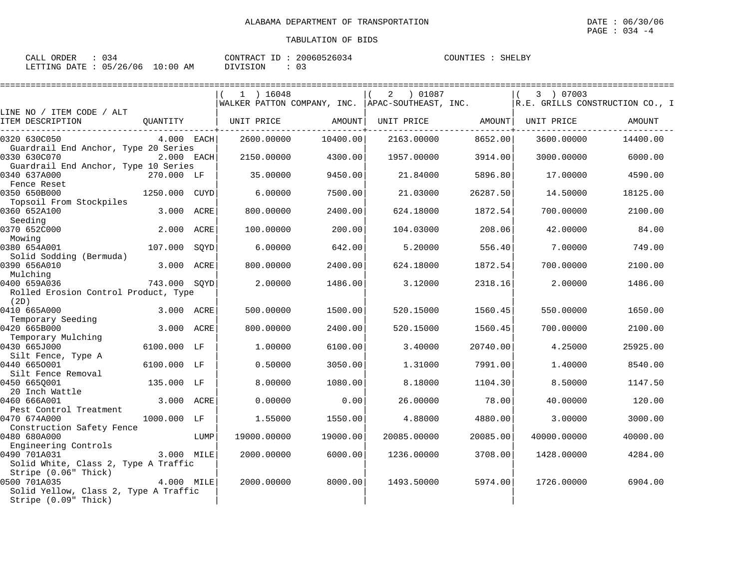ALABAMA DEPARTMENT OF TRANSPORTATION

TABULATION OF BIDS

DATE : 06/30/06
PAGE : 034 -4

CALL ORDER : 034
LETTING DATE : 05/26/06 10:00 AM

CONTRACT ID : 20060526034
DIVISION : 03

COUNTIES : SHELBY

| LINE NO / ITEM CODE / ALT ITEM DESCRIPTION | QUANTITY | | ( 1 ) 16048 WALKER PATTON COMPANY, INC. UNIT PRICE | AMOUNT | ( 2 ) 01087 APAC-SOUTHEAST, INC. UNIT PRICE | AMOUNT | ( 3 ) 07003 R.E. GRILLS CONSTRUCTION CO., I UNIT PRICE | AMOUNT |
|---|---|---|---|---|---|---|---|---|
| 0320 630C050 Guardrail End Anchor, Type 20 Series | 4.000 | EACH | 2600.00000 | 10400.00 | 2163.00000 | 8652.00 | 3600.00000 | 14400.00 |
| 0330 630C070 Guardrail End Anchor, Type 10 Series | 2.000 | EACH | 2150.00000 | 4300.00 | 1957.00000 | 3914.00 | 3000.00000 | 6000.00 |
| 0340 637A000 Fence Reset | 270.000 | LF | 35.00000 | 9450.00 | 21.84000 | 5896.80 | 17.00000 | 4590.00 |
| 0350 650B000 Topsoil From Stockpiles | 1250.000 | CUYD | 6.00000 | 7500.00 | 21.03000 | 26287.50 | 14.50000 | 18125.00 |
| 0360 652A100 Seeding | 3.000 | ACRE | 800.00000 | 2400.00 | 624.18000 | 1872.54 | 700.00000 | 2100.00 |
| 0370 652C000 Mowing | 2.000 | ACRE | 100.00000 | 200.00 | 104.03000 | 208.06 | 42.00000 | 84.00 |
| 0380 654A001 Solid Sodding (Bermuda) | 107.000 | SQYD | 6.00000 | 642.00 | 5.20000 | 556.40 | 7.00000 | 749.00 |
| 0390 656A010 Mulching | 3.000 | ACRE | 800.00000 | 2400.00 | 624.18000 | 1872.54 | 700.00000 | 2100.00 |
| 0400 659A036 Rolled Erosion Control Product, Type (2D) | 743.000 | SQYD | 2.00000 | 1486.00 | 3.12000 | 2318.16 | 2.00000 | 1486.00 |
| 0410 665A000 Temporary Seeding | 3.000 | ACRE | 500.00000 | 1500.00 | 520.15000 | 1560.45 | 550.00000 | 1650.00 |
| 0420 665B000 Temporary Mulching | 3.000 | ACRE | 800.00000 | 2400.00 | 520.15000 | 1560.45 | 700.00000 | 2100.00 |
| 0430 665J000 Silt Fence, Type A | 6100.000 | LF | 1.00000 | 6100.00 | 3.40000 | 20740.00 | 4.25000 | 25925.00 |
| 0440 665O001 Silt Fence Removal | 6100.000 | LF | 0.50000 | 3050.00 | 1.31000 | 7991.00 | 1.40000 | 8540.00 |
| 0450 665Q001 20 Inch Wattle | 135.000 | LF | 8.00000 | 1080.00 | 8.18000 | 1104.30 | 8.50000 | 1147.50 |
| 0460 666A001 Pest Control Treatment | 3.000 | ACRE | 0.00000 | 0.00 | 26.00000 | 78.00 | 40.00000 | 120.00 |
| 0470 674A000 Construction Safety Fence | 1000.000 | LF | 1.55000 | 1550.00 | 4.88000 | 4880.00 | 3.00000 | 3000.00 |
| 0480 680A000 Engineering Controls | | LUMP | 19000.00000 | 19000.00 | 20085.00000 | 20085.00 | 40000.00000 | 40000.00 |
| 0490 701A031 Solid White, Class 2, Type A Traffic Stripe (0.06" Thick) | 3.000 | MILE | 2000.00000 | 6000.00 | 1236.00000 | 3708.00 | 1428.00000 | 4284.00 |
| 0500 701A035 Solid Yellow, Class 2, Type A Traffic Stripe (0.09" Thick) | 4.000 | MILE | 2000.00000 | 8000.00 | 1493.50000 | 5974.00 | 1726.00000 | 6904.00 |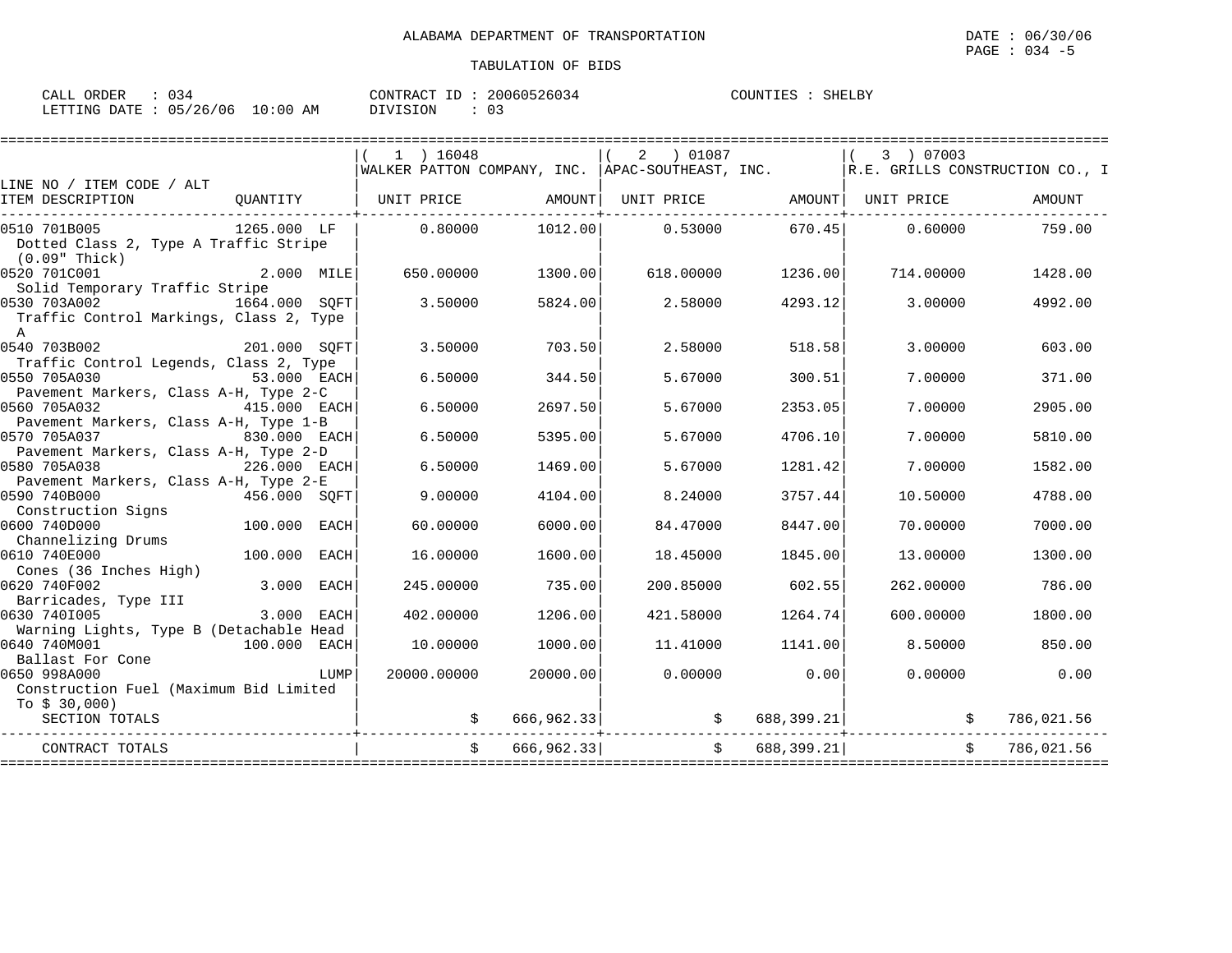ALABAMA DEPARTMENT OF TRANSPORTATION

DATE : 06/30/06

PAGE : 034 -5

TABULATION OF BIDS

CALL ORDER : 034 &nbsp;&nbsp;&nbsp; CONTRACT ID : 20060526034 &nbsp;&nbsp;&nbsp; COUNTIES : SHELBY

LETTING DATE : 05/26/06 10:00 AM &nbsp;&nbsp;&nbsp; DIVISION : 03

| LINE NO / ITEM CODE / ALT ITEM DESCRIPTION | QUANTITY | ( 1 ) 16048 WALKER PATTON COMPANY, INC. UNIT PRICE | AMOUNT | ( 2 ) 01087 APAC-SOUTHEAST, INC. UNIT PRICE | AMOUNT | ( 3 ) 07003 R.E. GRILLS CONSTRUCTION CO., I UNIT PRICE | AMOUNT |
|---|---|---|---|---|---|---|---|
| 0510 701B005 Dotted Class 2, Type A Traffic Stripe (0.09" Thick) | 1265.000 LF | 0.80000 | 1012.00 | 0.53000 | 670.45 | 0.60000 | 759.00 |
| 0520 701C001 Solid Temporary Traffic Stripe | 2.000 MILE | 650.00000 | 1300.00 | 618.00000 | 1236.00 | 714.00000 | 1428.00 |
| 0530 703A002 Traffic Control Markings, Class 2, Type A | 1664.000 SQFT | 3.50000 | 5824.00 | 2.58000 | 4293.12 | 3.00000 | 4992.00 |
| 0540 703B002 Traffic Control Legends, Class 2, Type | 201.000 SQFT | 3.50000 | 703.50 | 2.58000 | 518.58 | 3.00000 | 603.00 |
| 0550 705A030 Pavement Markers, Class A-H, Type 2-C | 53.000 EACH | 6.50000 | 344.50 | 5.67000 | 300.51 | 7.00000 | 371.00 |
| 0560 705A032 Pavement Markers, Class A-H, Type 1-B | 415.000 EACH | 6.50000 | 2697.50 | 5.67000 | 2353.05 | 7.00000 | 2905.00 |
| 0570 705A037 Pavement Markers, Class A-H, Type 2-D | 830.000 EACH | 6.50000 | 5395.00 | 5.67000 | 4706.10 | 7.00000 | 5810.00 |
| 0580 705A038 Pavement Markers, Class A-H, Type 2-E | 226.000 EACH | 6.50000 | 1469.00 | 5.67000 | 1281.42 | 7.00000 | 1582.00 |
| 0590 740B000 Construction Signs | 456.000 SQFT | 9.00000 | 4104.00 | 8.24000 | 3757.44 | 10.50000 | 4788.00 |
| 0600 740D000 Channelizing Drums | 100.000 EACH | 60.00000 | 6000.00 | 84.47000 | 8447.00 | 70.00000 | 7000.00 |
| 0610 740E000 Cones (36 Inches High) | 100.000 EACH | 16.00000 | 1600.00 | 18.45000 | 1845.00 | 13.00000 | 1300.00 |
| 0620 740F002 Barricades, Type III | 3.000 EACH | 245.00000 | 735.00 | 200.85000 | 602.55 | 262.00000 | 786.00 |
| 0630 740I005 Warning Lights, Type B (Detachable Head | 3.000 EACH | 402.00000 | 1206.00 | 421.58000 | 1264.74 | 600.00000 | 1800.00 |
| 0640 740M001 Ballast For Cone | 100.000 EACH | 10.00000 | 1000.00 | 11.41000 | 1141.00 | 8.50000 | 850.00 |
| 0650 998A000 Construction Fuel (Maximum Bid Limited To $ 30,000) | LUMP | 20000.00000 | 20000.00 | 0.00000 | 0.00 | 0.00000 | 0.00 |
| SECTION TOTALS | | $ | 666,962.33 | $ | 688,399.21 | $ | 786,021.56 |
| CONTRACT TOTALS | | $ | 666,962.33 | $ | 688,399.21 | $ | 786,021.56 |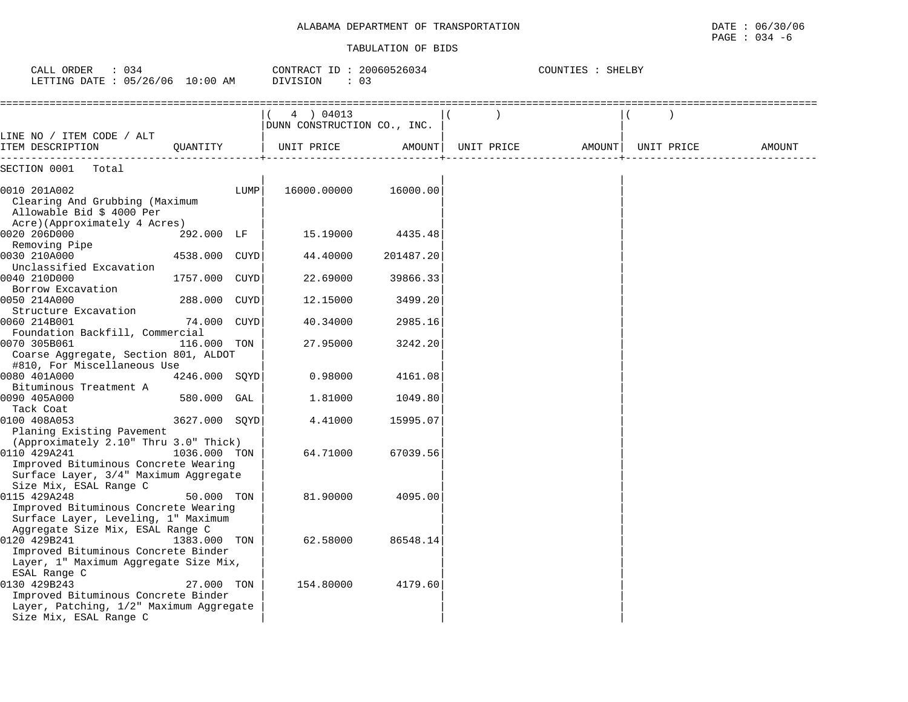ALABAMA DEPARTMENT OF TRANSPORTATION

TABULATION OF BIDS

CALL ORDER : 034 CONTRACT ID : 20060526034 COUNTIES : SHELBY
LETTING DATE : 05/26/06 10:00 AM DIVISION : 03

| LINE NO / ITEM CODE / ALT ITEM DESCRIPTION | QUANTITY | ( 4 ) 04013 DUNN CONSTRUCTION CO., INC. UNIT PRICE | AMOUNT | ( ) UNIT PRICE | AMOUNT | ( ) UNIT PRICE | AMOUNT |
|---|---|---|---|---|---|---|---|
| SECTION 0001 Total | | | | | | | |
| 0010 201A002 Clearing And Grubbing (Maximum Allowable Bid $ 4000 Per Acre)(Approximately 4 Acres) | LUMP | 16000.00000 | 16000.00 | | | | |
| 0020 206D000 Removing Pipe | 292.000 LF | 15.19000 | 4435.48 | | | | |
| 0030 210A000 Unclassified Excavation | 4538.000 CUYD | 44.40000 | 201487.20 | | | | |
| 0040 210D000 Borrow Excavation | 1757.000 CUYD | 22.69000 | 39866.33 | | | | |
| 0050 214A000 Structure Excavation | 288.000 CUYD | 12.15000 | 3499.20 | | | | |
| 0060 214B001 Foundation Backfill, Commercial | 74.000 CUYD | 40.34000 | 2985.16 | | | | |
| 0070 305B061 Coarse Aggregate, Section 801, ALDOT #810, For Miscellaneous Use | 116.000 TON | 27.95000 | 3242.20 | | | | |
| 0080 401A000 Bituminous Treatment A | 4246.000 SQYD | 0.98000 | 4161.08 | | | | |
| 0090 405A000 Tack Coat | 580.000 GAL | 1.81000 | 1049.80 | | | | |
| 0100 408A053 Planing Existing Pavement (Approximately 2.10" Thru 3.0" Thick) | 3627.000 SQYD | 4.41000 | 15995.07 | | | | |
| 0110 429A241 Improved Bituminous Concrete Wearing Surface Layer, 3/4" Maximum Aggregate Size Mix, ESAL Range C | 1036.000 TON | 64.71000 | 67039.56 | | | | |
| 0115 429A248 Improved Bituminous Concrete Wearing Surface Layer, Leveling, 1" Maximum Aggregate Size Mix, ESAL Range C | 50.000 TON | 81.90000 | 4095.00 | | | | |
| 0120 429B241 Improved Bituminous Concrete Binder Layer, 1" Maximum Aggregate Size Mix, ESAL Range C | 1383.000 TON | 62.58000 | 86548.14 | | | | |
| 0130 429B243 Improved Bituminous Concrete Binder Layer, Patching, 1/2" Maximum Aggregate Size Mix, ESAL Range C | 27.000 TON | 154.80000 | 4179.60 | | | | |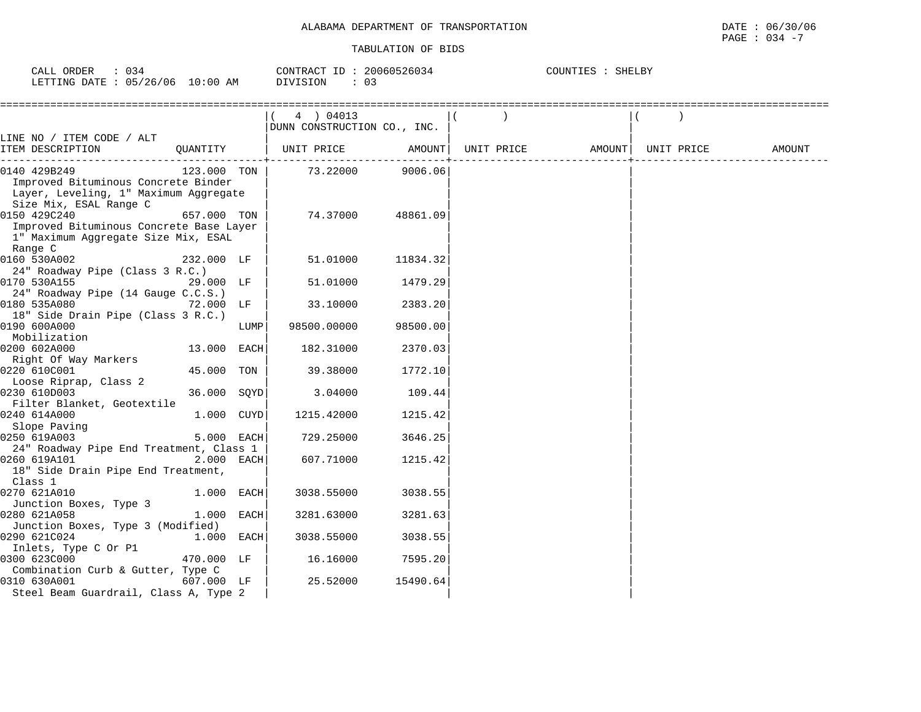ALABAMA DEPARTMENT OF TRANSPORTATION

TABULATION OF BIDS

DATE : 06/30/06
PAGE : 034 -7

CALL ORDER : 034 CONTRACT ID : 20060526034 COUNTIES : SHELBY
LETTING DATE : 05/26/06 10:00 AM DIVISION : 03

| LINE NO / ITEM CODE / ALT ITEM DESCRIPTION | QUANTITY | ( 4 ) 04013 DUNN CONSTRUCTION CO., INC. UNIT PRICE | AMOUNT | ( ) UNIT PRICE | AMOUNT | ( ) UNIT PRICE | AMOUNT |
|---|---|---|---|---|---|---|---|
| 0140 429B249 Improved Bituminous Concrete Binder Layer, Leveling, 1" Maximum Aggregate Size Mix, ESAL Range C | 123.000 TON | 73.22000 | 9006.06 | | | | |
| 0150 429C240 Improved Bituminous Concrete Base Layer 1" Maximum Aggregate Size Mix, ESAL Range C | 657.000 TON | 74.37000 | 48861.09 | | | | |
| 0160 530A002 24" Roadway Pipe (Class 3 R.C.) | 232.000 LF | 51.01000 | 11834.32 | | | | |
| 0170 530A155 24" Roadway Pipe (14 Gauge C.C.S.) | 29.000 LF | 51.01000 | 1479.29 | | | | |
| 0180 535A080 18" Side Drain Pipe (Class 3 R.C.) | 72.000 LF | 33.10000 | 2383.20 | | | | |
| 0190 600A000 Mobilization | LUMP | 98500.00000 | 98500.00 | | | | |
| 0200 602A000 Right Of Way Markers | 13.000 EACH | 182.31000 | 2370.03 | | | | |
| 0220 610C001 Loose Riprap, Class 2 | 45.000 TON | 39.38000 | 1772.10 | | | | |
| 0230 610D003 Filter Blanket, Geotextile | 36.000 SQYD | 3.04000 | 109.44 | | | | |
| 0240 614A000 Slope Paving | 1.000 CUYD | 1215.42000 | 1215.42 | | | | |
| 0250 619A003 24" Roadway Pipe End Treatment, Class 1 | 5.000 EACH | 729.25000 | 3646.25 | | | | |
| 0260 619A101 18" Side Drain Pipe End Treatment, Class 1 | 2.000 EACH | 607.71000 | 1215.42 | | | | |
| 0270 621A010 Junction Boxes, Type 3 | 1.000 EACH | 3038.55000 | 3038.55 | | | | |
| 0280 621A058 Junction Boxes, Type 3 (Modified) | 1.000 EACH | 3281.63000 | 3281.63 | | | | |
| 0290 621C024 Inlets, Type C Or P1 | 1.000 EACH | 3038.55000 | 3038.55 | | | | |
| 0300 623C000 Combination Curb & Gutter, Type C | 470.000 LF | 16.16000 | 7595.20 | | | | |
| 0310 630A001 Steel Beam Guardrail, Class A, Type 2 | 607.000 LF | 25.52000 | 15490.64 | | | | |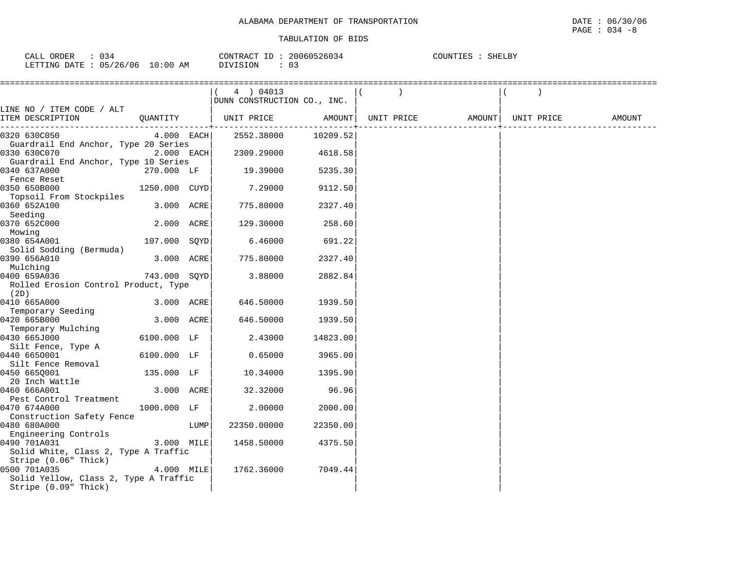ALABAMA DEPARTMENT OF TRANSPORTATION

TABULATION OF BIDS

DATE : 06/30/06
PAGE : 034 -8

CALL ORDER : 034
LETTING DATE : 05/26/06 10:00 AM

CONTRACT ID : 20060526034
DIVISION : 03

COUNTIES : SHELBY

| LINE NO / ITEM CODE / ALT ITEM DESCRIPTION | QUANTITY | ( 4 ) 04013 DUNN CONSTRUCTION CO., INC. UNIT PRICE | AMOUNT | ( ) UNIT PRICE | AMOUNT | ( ) UNIT PRICE | AMOUNT |
|---|---|---|---|---|---|---|---|
| 0320 630C050 Guardrail End Anchor, Type 20 Series | 4.000 EACH | 2552.38000 | 10209.52 | | | | |
| 0330 630C070 Guardrail End Anchor, Type 10 Series | 2.000 EACH | 2309.29000 | 4618.58 | | | | |
| 0340 637A000 Fence Reset | 270.000 LF | 19.39000 | 5235.30 | | | | |
| 0350 650B000 Topsoil From Stockpiles | 1250.000 CUYD | 7.29000 | 9112.50 | | | | |
| 0360 652A100 Seeding | 3.000 ACRE | 775.80000 | 2327.40 | | | | |
| 0370 652C000 Mowing | 2.000 ACRE | 129.30000 | 258.60 | | | | |
| 0380 654A001 Solid Sodding (Bermuda) | 107.000 SQYD | 6.46000 | 691.22 | | | | |
| 0390 656A010 Mulching | 3.000 ACRE | 775.80000 | 2327.40 | | | | |
| 0400 659A036 Rolled Erosion Control Product, Type (2D) | 743.000 SQYD | 3.88000 | 2882.84 | | | | |
| 0410 665A000 Temporary Seeding | 3.000 ACRE | 646.50000 | 1939.50 | | | | |
| 0420 665B000 Temporary Mulching | 3.000 ACRE | 646.50000 | 1939.50 | | | | |
| 0430 665J000 Silt Fence, Type A | 6100.000 LF | 2.43000 | 14823.00 | | | | |
| 0440 665O001 Silt Fence Removal | 6100.000 LF | 0.65000 | 3965.00 | | | | |
| 0450 665Q001 20 Inch Wattle | 135.000 LF | 10.34000 | 1395.90 | | | | |
| 0460 666A001 Pest Control Treatment | 3.000 ACRE | 32.32000 | 96.96 | | | | |
| 0470 674A000 Construction Safety Fence | 1000.000 LF | 2.00000 | 2000.00 | | | | |
| 0480 680A000 Engineering Controls | LUMP | 22350.00000 | 22350.00 | | | | |
| 0490 701A031 Solid White, Class 2, Type A Traffic Stripe (0.06" Thick) | 3.000 MILE | 1458.50000 | 4375.50 | | | | |
| 0500 701A035 Solid Yellow, Class 2, Type A Traffic Stripe (0.09" Thick) | 4.000 MILE | 1762.36000 | 7049.44 | | | | |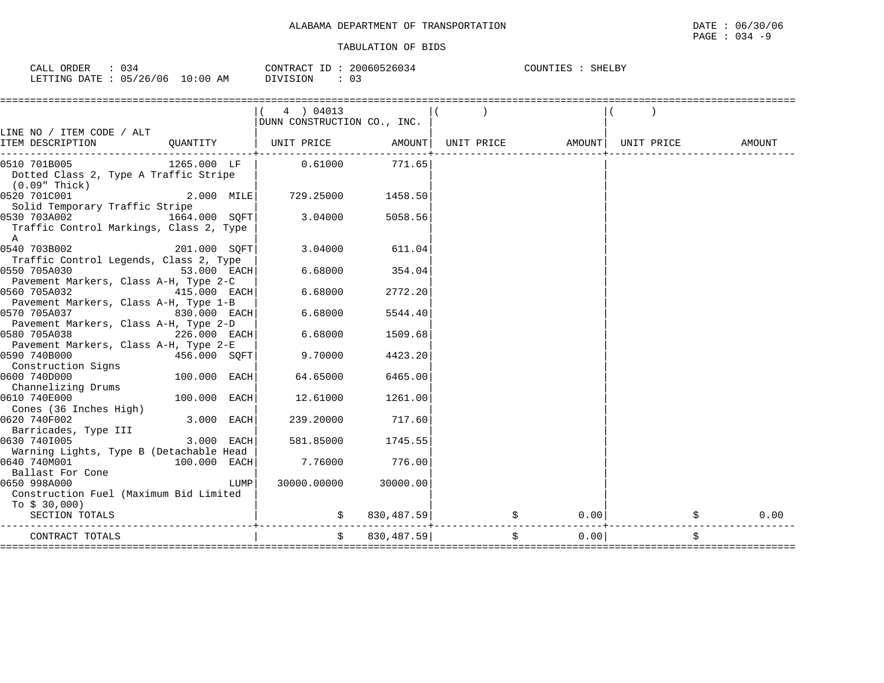ALABAMA DEPARTMENT OF TRANSPORTATION

DATE : 06/30/06

TABULATION OF BIDS

CALL ORDER : 034 CONTRACT ID : 20060526034 COUNTIES : SHELBY
LETTING DATE : 05/26/06 10:00 AM DIVISION : 03

| LINE NO / ITEM CODE / ALT<br>ITEM DESCRIPTION | QUANTITY | ( 4 ) 04013<br>DUNN CONSTRUCTION CO., INC.<br>UNIT PRICE | AMOUNT | ( )<br>UNIT PRICE | AMOUNT | ( )<br>UNIT PRICE | AMOUNT |
|---|---|---|---|---|---|---|---|
| 0510 701B005<br>Dotted Class 2, Type A Traffic Stripe (0.09" Thick) | 1265.000 LF | 0.61000 | 771.65 | | | | |
| 0520 701C001<br>Solid Temporary Traffic Stripe | 2.000 MILE | 729.25000 | 1458.50 | | | | |
| 0530 703A002<br>Traffic Control Markings, Class 2, Type A | 1664.000 SQFT | 3.04000 | 5058.56 | | | | |
| 0540 703B002<br>Traffic Control Legends, Class 2, Type | 201.000 SQFT | 3.04000 | 611.04 | | | | |
| 0550 705A030<br>Pavement Markers, Class A-H, Type 2-C | 53.000 EACH | 6.68000 | 354.04 | | | | |
| 0560 705A032<br>Pavement Markers, Class A-H, Type 1-B | 415.000 EACH | 6.68000 | 2772.20 | | | | |
| 0570 705A037<br>Pavement Markers, Class A-H, Type 2-D | 830.000 EACH | 6.68000 | 5544.40 | | | | |
| 0580 705A038<br>Pavement Markers, Class A-H, Type 2-E | 226.000 EACH | 6.68000 | 1509.68 | | | | |
| 0590 740B000<br>Construction Signs | 456.000 SQFT | 9.70000 | 4423.20 | | | | |
| 0600 740D000<br>Channelizing Drums | 100.000 EACH | 64.65000 | 6465.00 | | | | |
| 0610 740E000<br>Cones (36 Inches High) | 100.000 EACH | 12.61000 | 1261.00 | | | | |
| 0620 740F002<br>Barricades, Type III | 3.000 EACH | 239.20000 | 717.60 | | | | |
| 0630 740I005<br>Warning Lights, Type B (Detachable Head | 3.000 EACH | 581.85000 | 1745.55 | | | | |
| 0640 740M001<br>Ballast For Cone | 100.000 EACH | 7.76000 | 776.00 | | | | |
| 0650 998A000<br>Construction Fuel (Maximum Bid Limited To $ 30,000) | LUMP | 30000.00000 | 30000.00 | | | | |
| SECTION TOTALS | | $ | 830,487.59 | $ | 0.00 | $ | 0.00 |
| CONTRACT TOTALS | | $ | 830,487.59 | $ | 0.00 | $ | |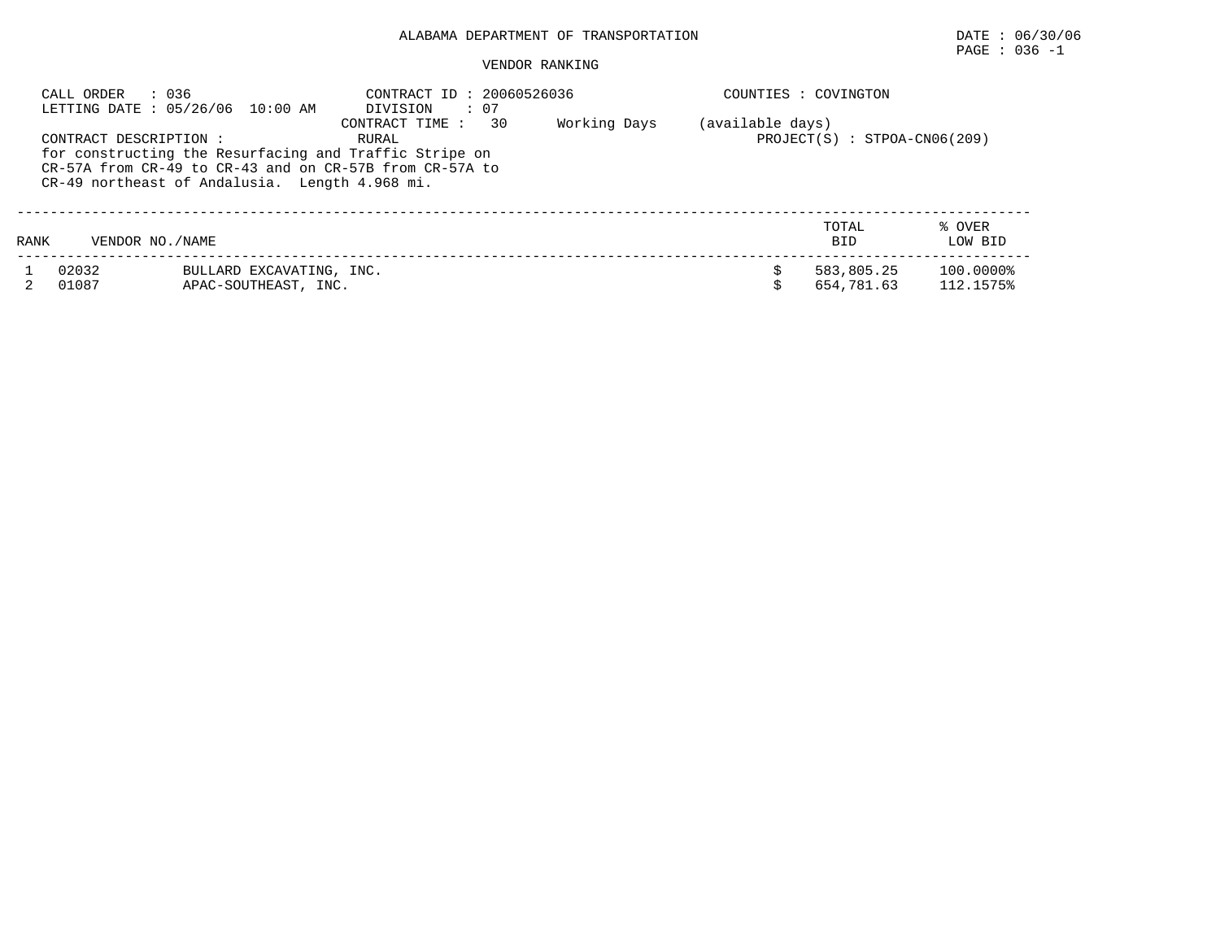ALABAMA DEPARTMENT OF TRANSPORTATION

DATE : 06/30/06

PAGE : 036 -1

VENDOR RANKING

CALL ORDER : 036
LETTING DATE : 05/26/06 10:00 AM

CONTRACT ID : 20060526036
DIVISION : 07
CONTRACT TIME : 30 Working Days (available days)

COUNTIES : COVINGTON

CONTRACT DESCRIPTION : RURAL
for constructing the Resurfacing and Traffic Stripe on CR-57A from CR-49 to CR-43 and on CR-57B from CR-57A to CR-49 northeast of Andalusia. Length 4.968 mi.

PROJECT(S) : STPOA-CN06(209)

| RANK | VENDOR NO./NAME | | TOTAL BID | % OVER LOW BID |
|---|---|---|---|---|
| 1 | 02032 | BULLARD EXCAVATING, INC. | $ 583,805.25 | 100.0000% |
| 2 | 01087 | APAC-SOUTHEAST, INC. | $ 654,781.63 | 112.1575% |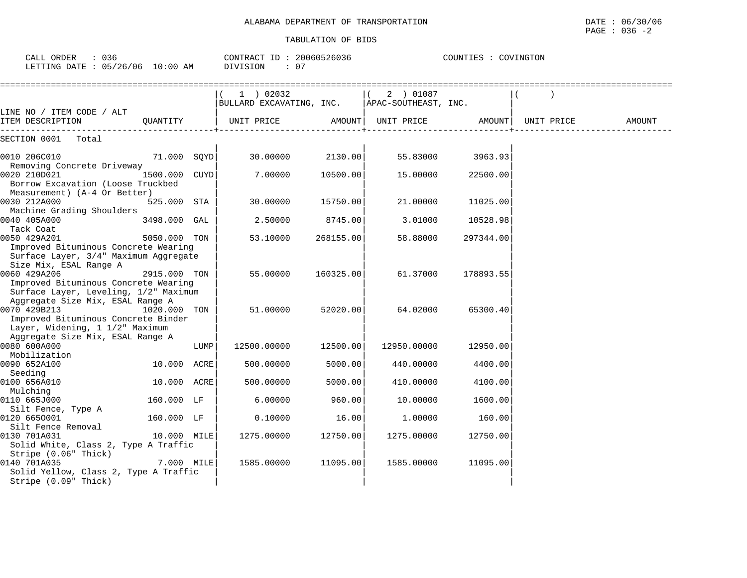ALABAMA DEPARTMENT OF TRANSPORTATION

TABULATION OF BIDS

DATE : 06/30/06

CALL ORDER : 036 | CONTRACT ID : 20060526036 | COUNTIES : COVINGTON

LETTING DATE : 05/26/06 10:00 AM | DIVISION : 07

| LINE NO / ITEM CODE / ALT ITEM DESCRIPTION | QUANTITY | (1) 02032 BULLARD EXCAVATING, INC. UNIT PRICE | AMOUNT | (2) 01087 APAC-SOUTHEAST, INC. UNIT PRICE | AMOUNT | ( ) UNIT PRICE | AMOUNT |
|---|---|---|---|---|---|---|---|
| SECTION 0001 Total | | | | | | | |
| 0010 206C010 Removing Concrete Driveway | 71.000 SQYD | 30.00000 | 2130.00 | 55.83000 | 3963.93 | | |
| 0020 210D021 Borrow Excavation (Loose Truckbed Measurement) (A-4 Or Better) | 1500.000 CUYD | 7.00000 | 10500.00 | 15.00000 | 22500.00 | | |
| 0030 212A000 Machine Grading Shoulders | 525.000 STA | 30.00000 | 15750.00 | 21.00000 | 11025.00 | | |
| 0040 405A000 Tack Coat | 3498.000 GAL | 2.50000 | 8745.00 | 3.01000 | 10528.98 | | |
| 0050 429A201 Improved Bituminous Concrete Wearing Surface Layer, 3/4" Maximum Aggregate Size Mix, ESAL Range A | 5050.000 TON | 53.10000 | 268155.00 | 58.88000 | 297344.00 | | |
| 0060 429A206 Improved Bituminous Concrete Wearing Surface Layer, Leveling, 1/2" Maximum Aggregate Size Mix, ESAL Range A | 2915.000 TON | 55.00000 | 160325.00 | 61.37000 | 178893.55 | | |
| 0070 429B213 Improved Bituminous Concrete Binder Layer, Widening, 1 1/2" Maximum Aggregate Size Mix, ESAL Range A | 1020.000 TON | 51.00000 | 52020.00 | 64.02000 | 65300.40 | | |
| 0080 600A000 Mobilization | LUMP | 12500.00000 | 12500.00 | 12950.00000 | 12950.00 | | |
| 0090 652A100 Seeding | 10.000 ACRE | 500.00000 | 5000.00 | 440.00000 | 4400.00 | | |
| 0100 656A010 Mulching | 10.000 ACRE | 500.00000 | 5000.00 | 410.00000 | 4100.00 | | |
| 0110 665J000 Silt Fence, Type A | 160.000 LF | 6.00000 | 960.00 | 10.00000 | 1600.00 | | |
| 0120 665O001 Silt Fence Removal | 160.000 LF | 0.10000 | 16.00 | 1.00000 | 160.00 | | |
| 0130 701A031 Solid White, Class 2, Type A Traffic Stripe (0.06" Thick) | 10.000 MILE | 1275.00000 | 12750.00 | 1275.00000 | 12750.00 | | |
| 0140 701A035 Solid Yellow, Class 2, Type A Traffic Stripe (0.09" Thick) | 7.000 MILE | 1585.00000 | 11095.00 | 1585.00000 | 11095.00 | | |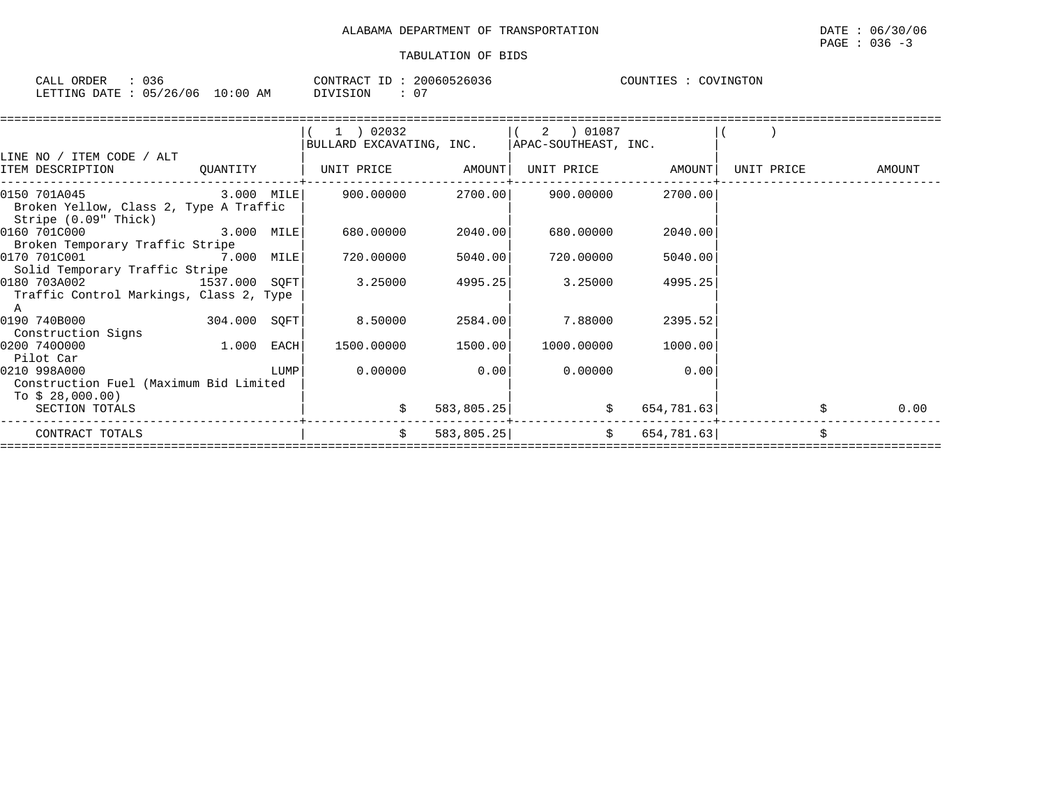ALABAMA DEPARTMENT OF TRANSPORTATION

TABULATION OF BIDS

CALL ORDER : 036 CONTRACT ID : 20060526036 COUNTIES : COVINGTON
LETTING DATE : 05/26/06 10:00 AM DIVISION : 07

| LINE NO / ITEM CODE / ALT ITEM DESCRIPTION | QUANTITY | ( 1 ) 02032 BULLARD EXCAVATING, INC. UNIT PRICE | AMOUNT | ( 2 ) 01087 APAC-SOUTHEAST, INC. UNIT PRICE | AMOUNT | ( ) UNIT PRICE | AMOUNT |
|---|---|---|---|---|---|---|---|
| 0150 701A045 Broken Yellow, Class 2, Type A Traffic Stripe (0.09" Thick) | 3.000 MILE | 900.00000 | 2700.00 | 900.00000 | 2700.00 | | |
| 0160 701C000 Broken Temporary Traffic Stripe | 3.000 MILE | 680.00000 | 2040.00 | 680.00000 | 2040.00 | | |
| 0170 701C001 Solid Temporary Traffic Stripe | 7.000 MILE | 720.00000 | 5040.00 | 720.00000 | 5040.00 | | |
| 0180 703A002 Traffic Control Markings, Class 2, Type A | 1537.000 SQFT | 3.25000 | 4995.25 | 3.25000 | 4995.25 | | |
| 0190 740B000 Construction Signs | 304.000 SQFT | 8.50000 | 2584.00 | 7.88000 | 2395.52 | | |
| 0200 740O000 Pilot Car | 1.000 EACH | 1500.00000 | 1500.00 | 1000.00000 | 1000.00 | | |
| 0210 998A000 Construction Fuel (Maximum Bid Limited To $ 28,000.00) | LUMP | 0.00000 | 0.00 | 0.00000 | 0.00 | | |
| SECTION TOTALS | | | $ 583,805.25 | | $ 654,781.63 | | $ 0.00 |
| CONTRACT TOTALS | | | $ 583,805.25 | | $ 654,781.63 | | $ |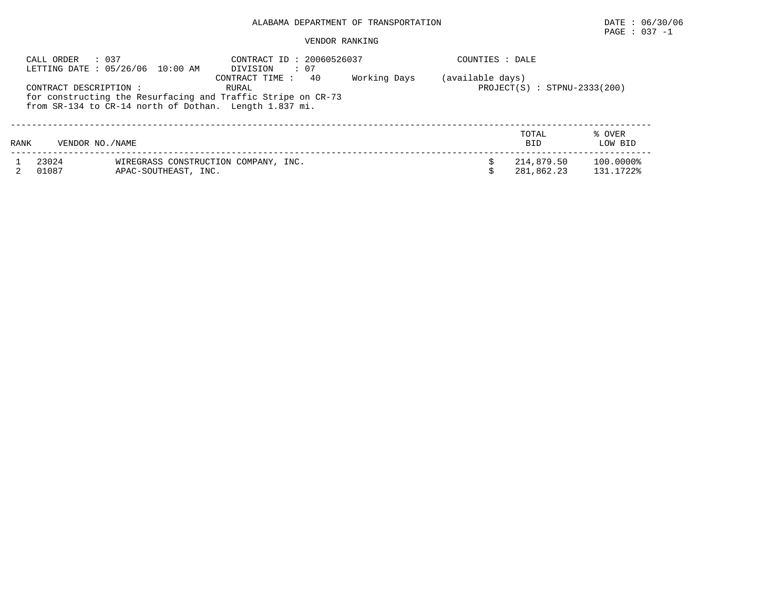ALABAMA DEPARTMENT OF TRANSPORTATION

DATE : 06/30/06

PAGE : 037 -1

VENDOR RANKING

CALL ORDER : 037
LETTING DATE : 05/26/06 10:00 AM

CONTRACT ID : 20060526037
DIVISION : 07
CONTRACT TIME : 40 Working Days (available days)

COUNTIES : DALE

CONTRACT DESCRIPTION : RURAL

PROJECT(S) : STPNU-2333(200)

for constructing the Resurfacing and Traffic Stripe on CR-73
from SR-134 to CR-14 north of Dothan. Length 1.837 mi.

| RANK | VENDOR NO./NAME | | TOTAL BID | % OVER LOW BID |
|---|---|---|---|---|
| 1 | 23024 | WIREGRASS CONSTRUCTION COMPANY, INC. | $ 214,879.50 | 100.0000% |
| 2 | 01087 | APAC-SOUTHEAST, INC. | $ 281,862.23 | 131.1722% |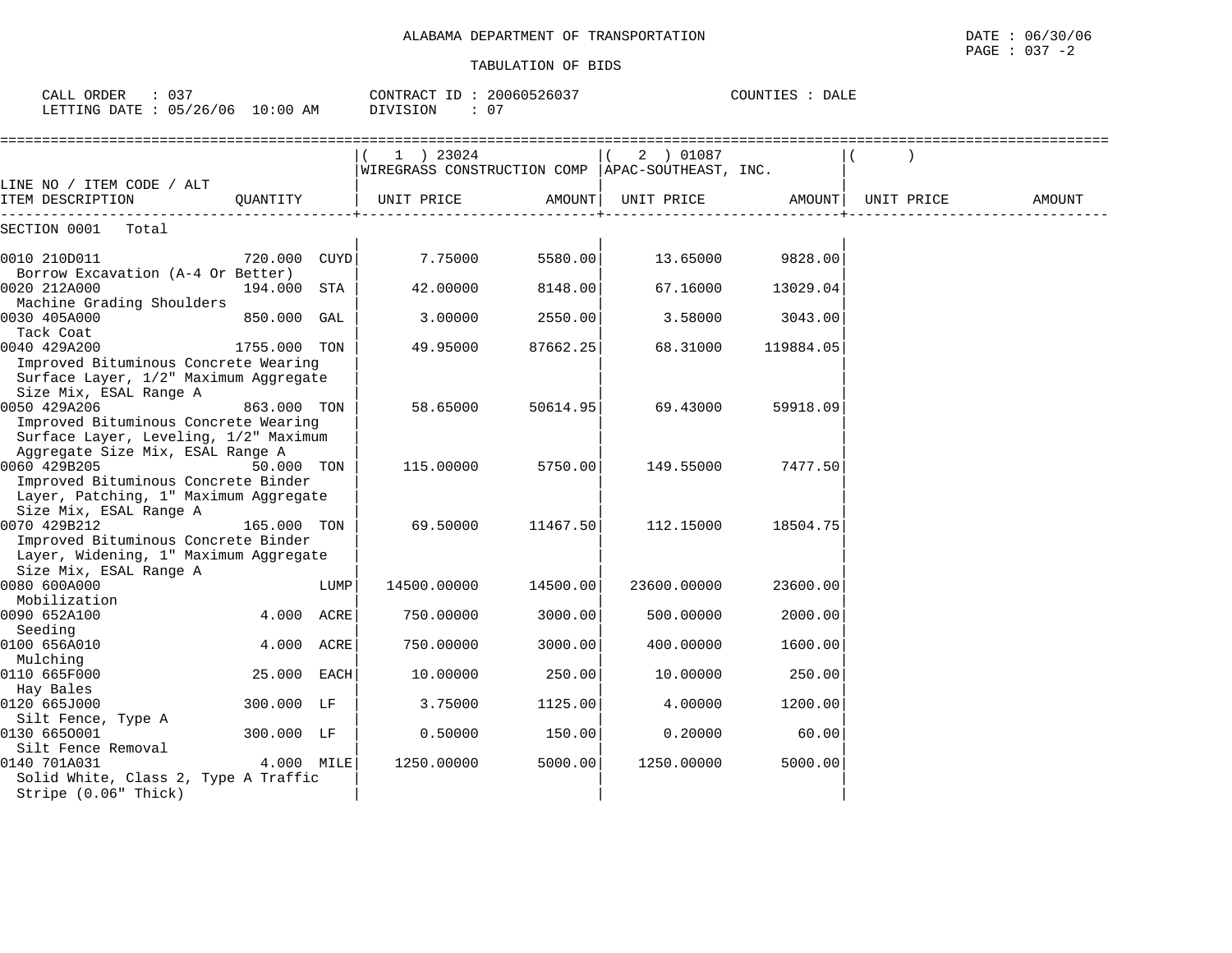ALABAMA DEPARTMENT OF TRANSPORTATION

DATE : 06/30/06

PAGE : 037 -2

TABULATION OF BIDS

CALL ORDER : 037 CONTRACT ID : 20060526037 COUNTIES : DALE

LETTING DATE : 05/26/06 10:00 AM DIVISION : 07

| LINE NO / ITEM CODE / ALT<br>ITEM DESCRIPTION | QUANTITY | | ( 1 ) 23024<br>WIREGRASS CONSTRUCTION COMP<br>UNIT PRICE | AMOUNT | ( 2 ) 01087<br>APAC-SOUTHEAST, INC.<br>UNIT PRICE | AMOUNT | ( )<br>UNIT PRICE | AMOUNT |
|---|---|---|---|---|---|---|---|---|
| SECTION 0001 Total | | | | | | | | |
| 0010 210D011<br>Borrow Excavation (A-4 Or Better) | 720.000 | CUYD | 7.75000 | 5580.00 | 13.65000 | 9828.00 | | |
| 0020 212A000<br>Machine Grading Shoulders | 194.000 | STA | 42.00000 | 8148.00 | 67.16000 | 13029.04 | | |
| 0030 405A000<br>Tack Coat | 850.000 | GAL | 3.00000 | 2550.00 | 3.58000 | 3043.00 | | |
| 0040 429A200<br>Improved Bituminous Concrete Wearing Surface Layer, 1/2" Maximum Aggregate Size Mix, ESAL Range A | 1755.000 | TON | 49.95000 | 87662.25 | 68.31000 | 119884.05 | | |
| 0050 429A206<br>Improved Bituminous Concrete Wearing Surface Layer, Leveling, 1/2" Maximum Aggregate Size Mix, ESAL Range A | 863.000 | TON | 58.65000 | 50614.95 | 69.43000 | 59918.09 | | |
| 0060 429B205<br>Improved Bituminous Concrete Binder Layer, Patching, 1" Maximum Aggregate Size Mix, ESAL Range A | 50.000 | TON | 115.00000 | 5750.00 | 149.55000 | 7477.50 | | |
| 0070 429B212<br>Improved Bituminous Concrete Binder Layer, Widening, 1" Maximum Aggregate Size Mix, ESAL Range A | 165.000 | TON | 69.50000 | 11467.50 | 112.15000 | 18504.75 | | |
| 0080 600A000<br>Mobilization | | LUMP | 14500.00000 | 14500.00 | 23600.00000 | 23600.00 | | |
| 0090 652A100<br>Seeding | 4.000 | ACRE | 750.00000 | 3000.00 | 500.00000 | 2000.00 | | |
| 0100 656A010<br>Mulching | 4.000 | ACRE | 750.00000 | 3000.00 | 400.00000 | 1600.00 | | |
| 0110 665F000<br>Hay Bales | 25.000 | EACH | 10.00000 | 250.00 | 10.00000 | 250.00 | | |
| 0120 665J000<br>Silt Fence, Type A | 300.000 | LF | 3.75000 | 1125.00 | 4.00000 | 1200.00 | | |
| 0130 665O001<br>Silt Fence Removal | 300.000 | LF | 0.50000 | 150.00 | 0.20000 | 60.00 | | |
| 0140 701A031<br>Solid White, Class 2, Type A Traffic Stripe (0.06" Thick) | 4.000 | MILE | 1250.00000 | 5000.00 | 1250.00000 | 5000.00 | | |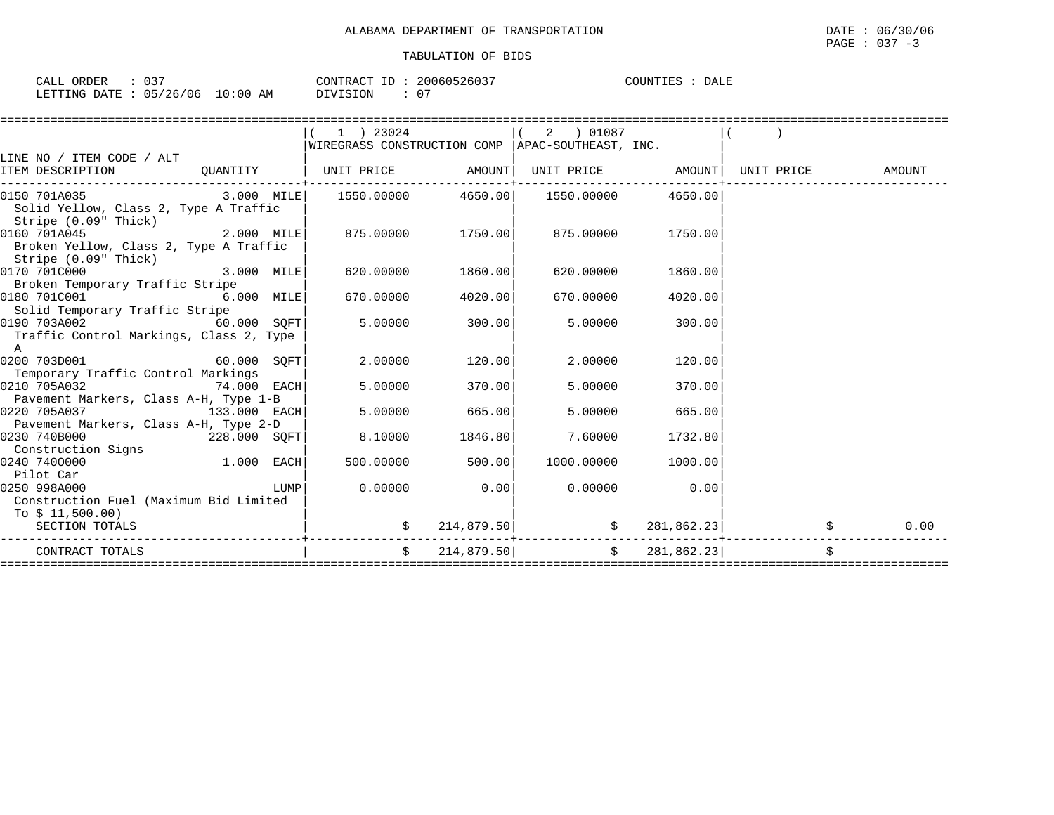ALABAMA DEPARTMENT OF TRANSPORTATION

TABULATION OF BIDS

DATE : 06/30/06
PAGE : 037 -3

CALL ORDER : 037
LETTING DATE : 05/26/06 10:00 AM

CONTRACT ID : 20060526037
DIVISION : 07

COUNTIES : DALE

| LINE NO / ITEM CODE / ALT ITEM DESCRIPTION | QUANTITY | ( 1 ) 23024 WIREGRASS CONSTRUCTION COMP UNIT PRICE | AMOUNT | ( 2 ) 01087 APAC-SOUTHEAST, INC. UNIT PRICE | AMOUNT | ( ) UNIT PRICE | AMOUNT |
|---|---|---|---|---|---|---|---|
| 0150 701A035 Solid Yellow, Class 2, Type A Traffic Stripe (0.09" Thick) | 3.000 MILE | 1550.00000 | 4650.00 | 1550.00000 | 4650.00 | | |
| 0160 701A045 Broken Yellow, Class 2, Type A Traffic Stripe (0.09" Thick) | 2.000 MILE | 875.00000 | 1750.00 | 875.00000 | 1750.00 | | |
| 0170 701C000 Broken Temporary Traffic Stripe | 3.000 MILE | 620.00000 | 1860.00 | 620.00000 | 1860.00 | | |
| 0180 701C001 Solid Temporary Traffic Stripe | 6.000 MILE | 670.00000 | 4020.00 | 670.00000 | 4020.00 | | |
| 0190 703A002 Traffic Control Markings, Class 2, Type A | 60.000 SQFT | 5.00000 | 300.00 | 5.00000 | 300.00 | | |
| 0200 703D001 Temporary Traffic Control Markings | 60.000 SQFT | 2.00000 | 120.00 | 2.00000 | 120.00 | | |
| 0210 705A032 Pavement Markers, Class A-H, Type 1-B | 74.000 EACH | 5.00000 | 370.00 | 5.00000 | 370.00 | | |
| 0220 705A037 Pavement Markers, Class A-H, Type 2-D | 133.000 EACH | 5.00000 | 665.00 | 5.00000 | 665.00 | | |
| 0230 740B000 Construction Signs | 228.000 SQFT | 8.10000 | 1846.80 | 7.60000 | 1732.80 | | |
| 0240 740O000 Pilot Car | 1.000 EACH | 500.00000 | 500.00 | 1000.00000 | 1000.00 | | |
| 0250 998A000 Construction Fuel (Maximum Bid Limited To $ 11,500.00) | LUMP | 0.00000 | 0.00 | 0.00000 | 0.00 | | |
| SECTION TOTALS | | | $ 214,879.50 | | $ 281,862.23 | | $ 0.00 |
| CONTRACT TOTALS | | | $ 214,879.50 | | $ 281,862.23 | | $ |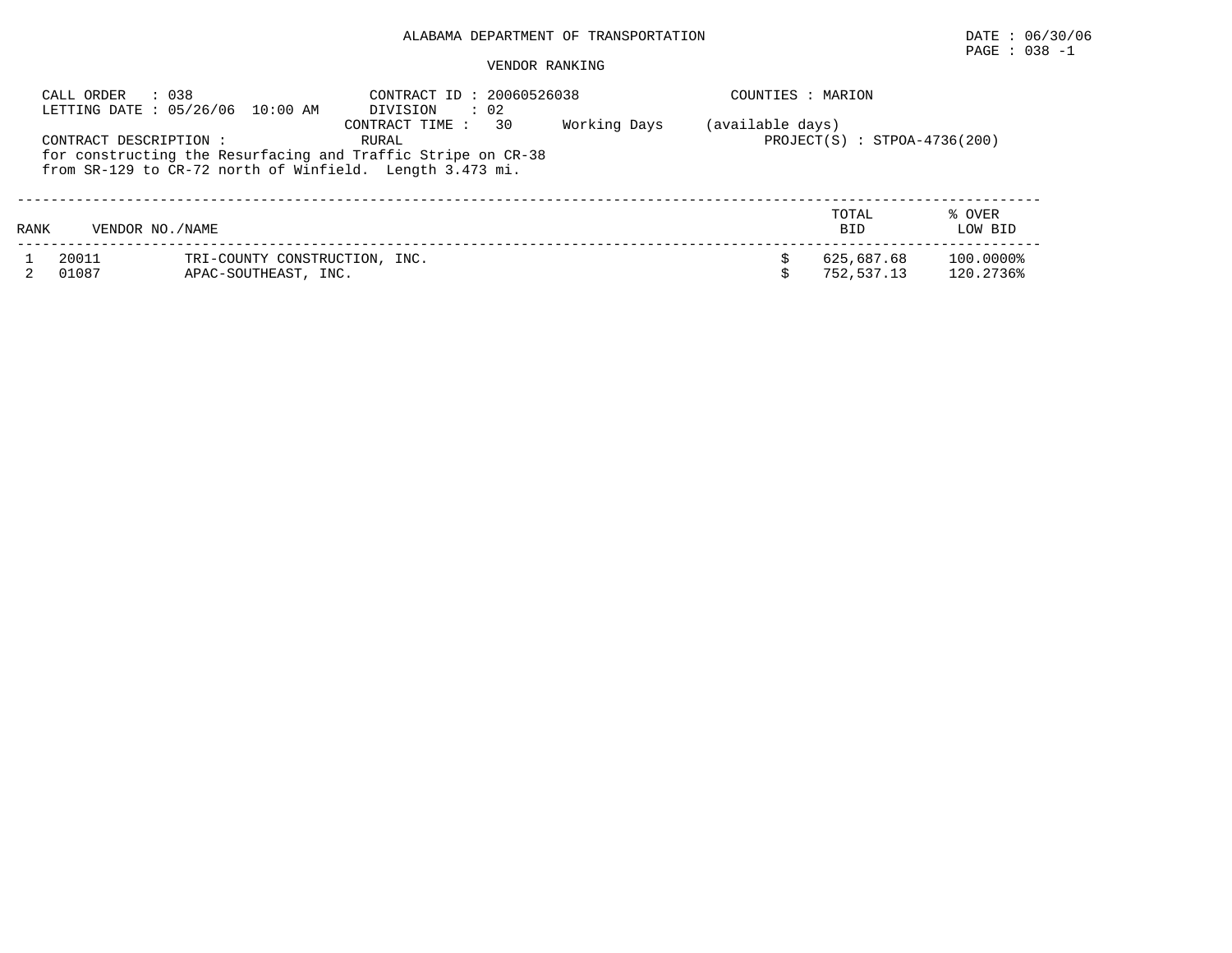ALABAMA DEPARTMENT OF TRANSPORTATION

DATE : 06/30/06

PAGE : 038 -1

VENDOR RANKING

CALL ORDER : 038
LETTING DATE : 05/26/06 10:00 AM

CONTRACT ID : 20060526038
DIVISION : 02
CONTRACT TIME : 30 Working Days (available days)

COUNTIES : MARION

CONTRACT DESCRIPTION : RURAL

PROJECT(S) : STPOA-4736(200)

for constructing the Resurfacing and Traffic Stripe on CR-38 from SR-129 to CR-72 north of Winfield. Length 3.473 mi.

| RANK | VENDOR NO./NAME | | TOTAL BID | % OVER LOW BID |
|---|---|---|---|---|
| 1 | 20011 | TRI-COUNTY CONSTRUCTION, INC. | $ 625,687.68 | 100.0000% |
| 2 | 01087 | APAC-SOUTHEAST, INC. | $ 752,537.13 | 120.2736% |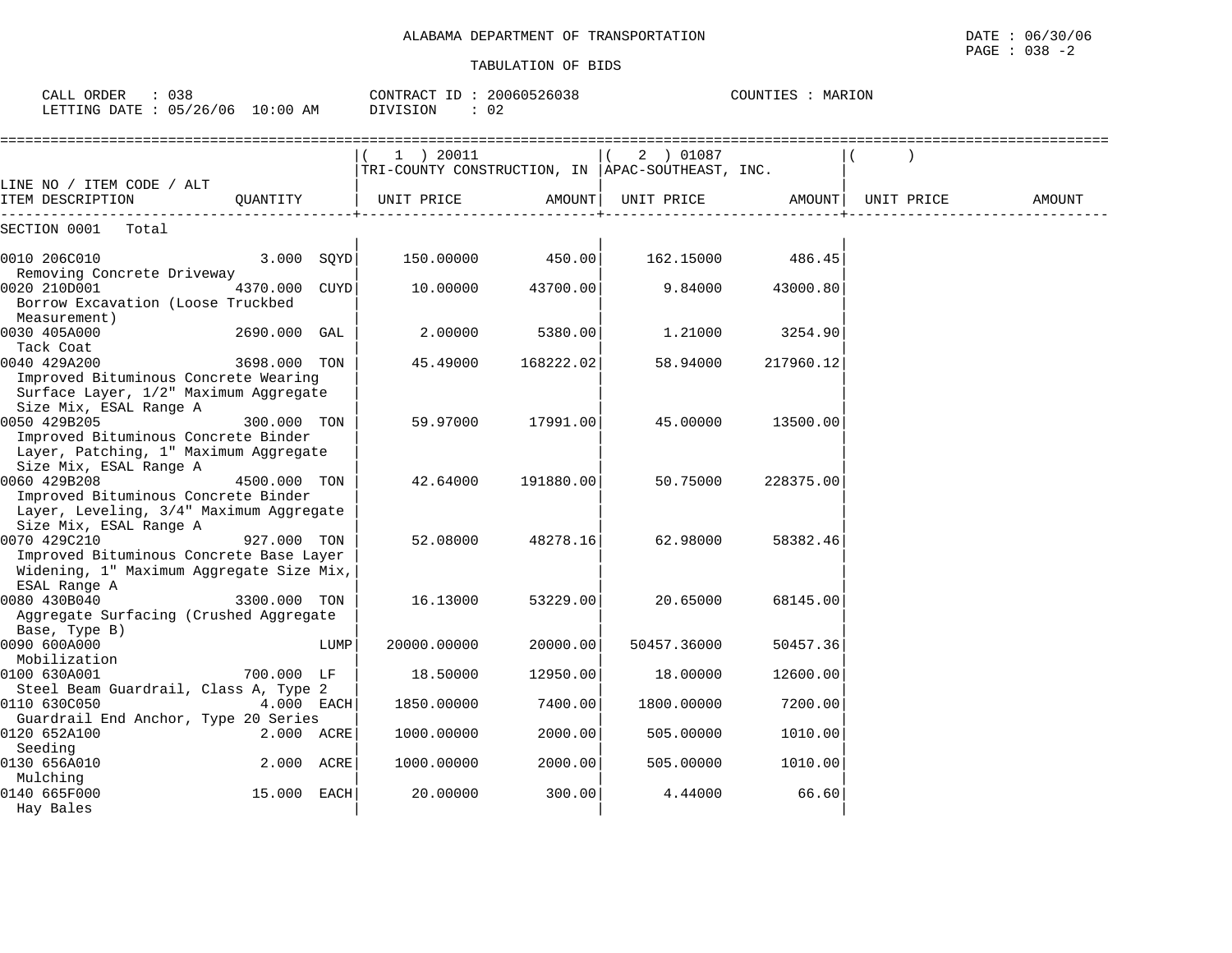ALABAMA DEPARTMENT OF TRANSPORTATION

TABULATION OF BIDS

DATE : 06/30/06
PAGE : 038 -2

CALL ORDER : 038
LETTING DATE : 05/26/06 10:00 AM

CONTRACT ID : 20060526038
DIVISION : 02

COUNTIES : MARION

| LINE NO / ITEM CODE / ALT<br>ITEM DESCRIPTION | QUANTITY | (1) 20011<br>TRI-COUNTY CONSTRUCTION, IN<br>UNIT PRICE | AMOUNT | (2) 01087<br>APAC-SOUTHEAST, INC.<br>UNIT PRICE | AMOUNT | ( )<br>UNIT PRICE | AMOUNT |
|---|---|---|---|---|---|---|---|
| SECTION 0001 Total | | | | | | | |
| 0010 206C010<br>Removing Concrete Driveway | 3.000 SQYD | 150.00000 | 450.00 | 162.15000 | 486.45 | | |
| 0020 210D001<br>Borrow Excavation (Loose Truckbed Measurement) | 4370.000 CUYD | 10.00000 | 43700.00 | 9.84000 | 43000.80 | | |
| 0030 405A000<br>Tack Coat | 2690.000 GAL | 2.00000 | 5380.00 | 1.21000 | 3254.90 | | |
| 0040 429A200<br>Improved Bituminous Concrete Wearing Surface Layer, 1/2" Maximum Aggregate Size Mix, ESAL Range A | 3698.000 TON | 45.49000 | 168222.02 | 58.94000 | 217960.12 | | |
| 0050 429B205<br>Improved Bituminous Concrete Binder Layer, Patching, 1" Maximum Aggregate Size Mix, ESAL Range A | 300.000 TON | 59.97000 | 17991.00 | 45.00000 | 13500.00 | | |
| 0060 429B208<br>Improved Bituminous Concrete Binder Layer, Leveling, 3/4" Maximum Aggregate Size Mix, ESAL Range A | 4500.000 TON | 42.64000 | 191880.00 | 50.75000 | 228375.00 | | |
| 0070 429C210<br>Improved Bituminous Concrete Base Layer Widening, 1" Maximum Aggregate Size Mix, ESAL Range A | 927.000 TON | 52.08000 | 48278.16 | 62.98000 | 58382.46 | | |
| 0080 430B040<br>Aggregate Surfacing (Crushed Aggregate Base, Type B) | 3300.000 TON | 16.13000 | 53229.00 | 20.65000 | 68145.00 | | |
| 0090 600A000<br>Mobilization | LUMP | 20000.00000 | 20000.00 | 50457.36000 | 50457.36 | | |
| 0100 630A001<br>Steel Beam Guardrail, Class A, Type 2 | 700.000 LF | 18.50000 | 12950.00 | 18.00000 | 12600.00 | | |
| 0110 630C050<br>Guardrail End Anchor, Type 20 Series | 4.000 EACH | 1850.00000 | 7400.00 | 1800.00000 | 7200.00 | | |
| 0120 652A100<br>Seeding | 2.000 ACRE | 1000.00000 | 2000.00 | 505.00000 | 1010.00 | | |
| 0130 656A010<br>Mulching | 2.000 ACRE | 1000.00000 | 2000.00 | 505.00000 | 1010.00 | | |
| 0140 665F000<br>Hay Bales | 15.000 EACH | 20.00000 | 300.00 | 4.44000 | 66.60 | | |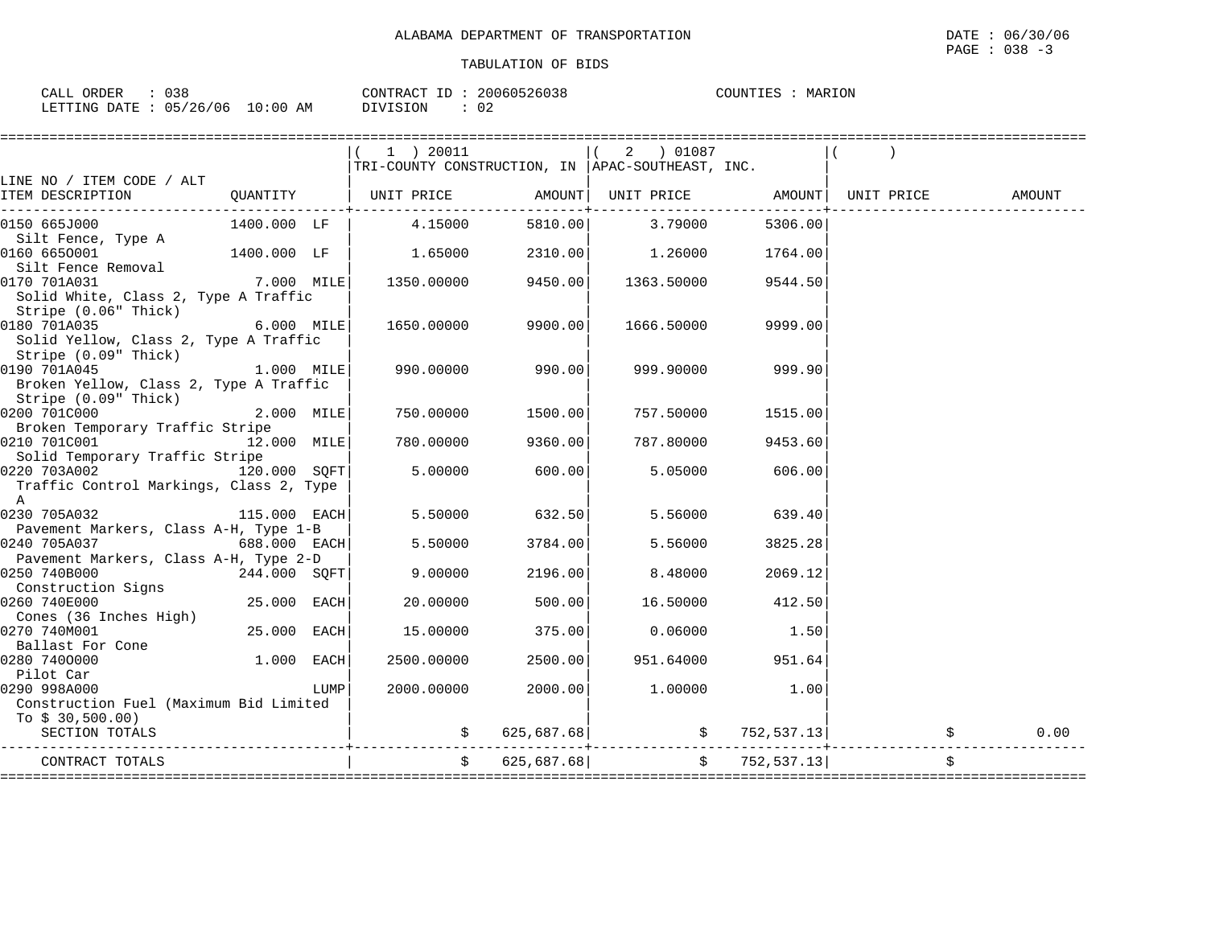ALABAMA DEPARTMENT OF TRANSPORTATION

DATE : 06/30/06

TABULATION OF BIDS

CALL ORDER : 038 &nbsp;&nbsp;&nbsp; CONTRACT ID : 20060526038 &nbsp;&nbsp;&nbsp; COUNTIES : MARION

LETTING DATE : 05/26/06 10:00 AM &nbsp;&nbsp;&nbsp; DIVISION : 02

| LINE NO / ITEM CODE / ALT ITEM DESCRIPTION | QUANTITY | (1) 20011 TRI-COUNTY CONSTRUCTION, IN UNIT PRICE | AMOUNT | (2) 01087 APAC-SOUTHEAST, INC. UNIT PRICE | AMOUNT | ( ) UNIT PRICE | AMOUNT |
|---|---|---|---|---|---|---|---|
| 0150 665J000 Silt Fence, Type A | 1400.000 LF | 4.15000 | 5810.00 | 3.79000 | 5306.00 | | |
| 0160 665O001 Silt Fence Removal | 1400.000 LF | 1.65000 | 2310.00 | 1.26000 | 1764.00 | | |
| 0170 701A031 Solid White, Class 2, Type A Traffic Stripe (0.06" Thick) | 7.000 MILE | 1350.00000 | 9450.00 | 1363.50000 | 9544.50 | | |
| 0180 701A035 Solid Yellow, Class 2, Type A Traffic Stripe (0.09" Thick) | 6.000 MILE | 1650.00000 | 9900.00 | 1666.50000 | 9999.00 | | |
| 0190 701A045 Broken Yellow, Class 2, Type A Traffic Stripe (0.09" Thick) | 1.000 MILE | 990.00000 | 990.00 | 999.90000 | 999.90 | | |
| 0200 701C000 Broken Temporary Traffic Stripe | 2.000 MILE | 750.00000 | 1500.00 | 757.50000 | 1515.00 | | |
| 0210 701C001 Solid Temporary Traffic Stripe | 12.000 MILE | 780.00000 | 9360.00 | 787.80000 | 9453.60 | | |
| 0220 703A002 Traffic Control Markings, Class 2, Type A | 120.000 SQFT | 5.00000 | 600.00 | 5.05000 | 606.00 | | |
| 0230 705A032 Pavement Markers, Class A-H, Type 1-B | 115.000 EACH | 5.50000 | 632.50 | 5.56000 | 639.40 | | |
| 0240 705A037 Pavement Markers, Class A-H, Type 2-D | 688.000 EACH | 5.50000 | 3784.00 | 5.56000 | 3825.28 | | |
| 0250 740B000 Construction Signs | 244.000 SQFT | 9.00000 | 2196.00 | 8.48000 | 2069.12 | | |
| 0260 740E000 Cones (36 Inches High) | 25.000 EACH | 20.00000 | 500.00 | 16.50000 | 412.50 | | |
| 0270 740M001 Ballast For Cone | 25.000 EACH | 15.00000 | 375.00 | 0.06000 | 1.50 | | |
| 0280 740O000 Pilot Car | 1.000 EACH | 2500.00000 | 2500.00 | 951.64000 | 951.64 | | |
| 0290 998A000 Construction Fuel (Maximum Bid Limited To $ 30,500.00) | LUMP | 2000.00000 | 2000.00 | 1.00000 | 1.00 | | |
| SECTION TOTALS | | $ | 625,687.68 | $ | 752,537.13 | $ | 0.00 |
| CONTRACT TOTALS | | $ | 625,687.68 | $ | 752,537.13 | $ | |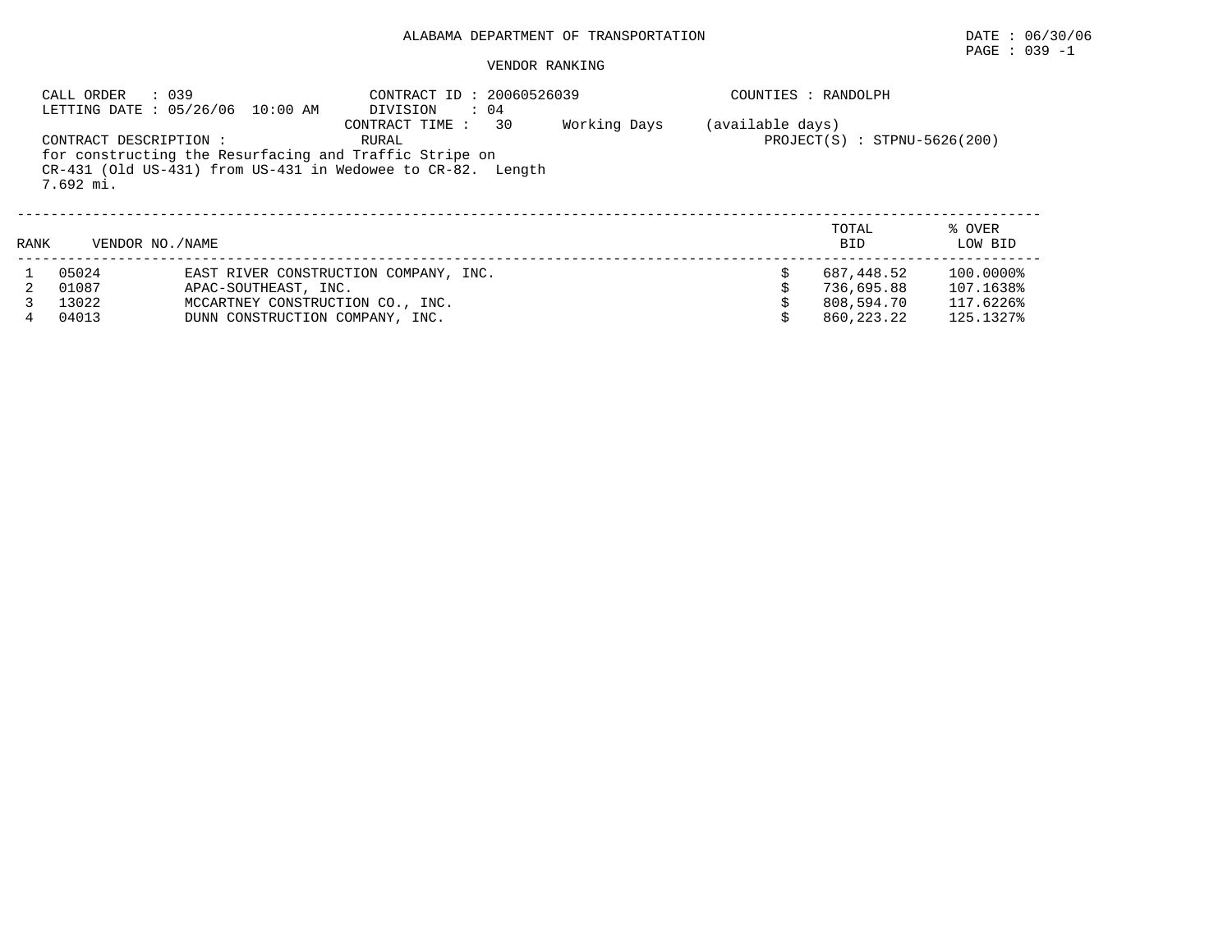ALABAMA DEPARTMENT OF TRANSPORTATION

DATE : 06/30/06

PAGE : 039 -1

VENDOR RANKING

CALL ORDER : 039
LETTING DATE : 05/26/06 10:00 AM

CONTRACT ID : 20060526039
DIVISION : 04
CONTRACT TIME : 30 Working Days (available days)

COUNTIES : RANDOLPH

CONTRACT DESCRIPTION : RURAL

PROJECT(S) : STPNU-5626(200)

for constructing the Resurfacing and Traffic Stripe on CR-431 (Old US-431) from US-431 in Wedowee to CR-82. Length 7.692 mi.

| RANK | VENDOR NO./NAME | | TOTAL BID | % OVER LOW BID |
|---|---|---|---|---|
| 1 | 05024 | EAST RIVER CONSTRUCTION COMPANY, INC. | $ 687,448.52 | 100.0000% |
| 2 | 01087 | APAC-SOUTHEAST, INC. | $ 736,695.88 | 107.1638% |
| 3 | 13022 | MCCARTNEY CONSTRUCTION CO., INC. | $ 808,594.70 | 117.6226% |
| 4 | 04013 | DUNN CONSTRUCTION COMPANY, INC. | $ 860,223.22 | 125.1327% |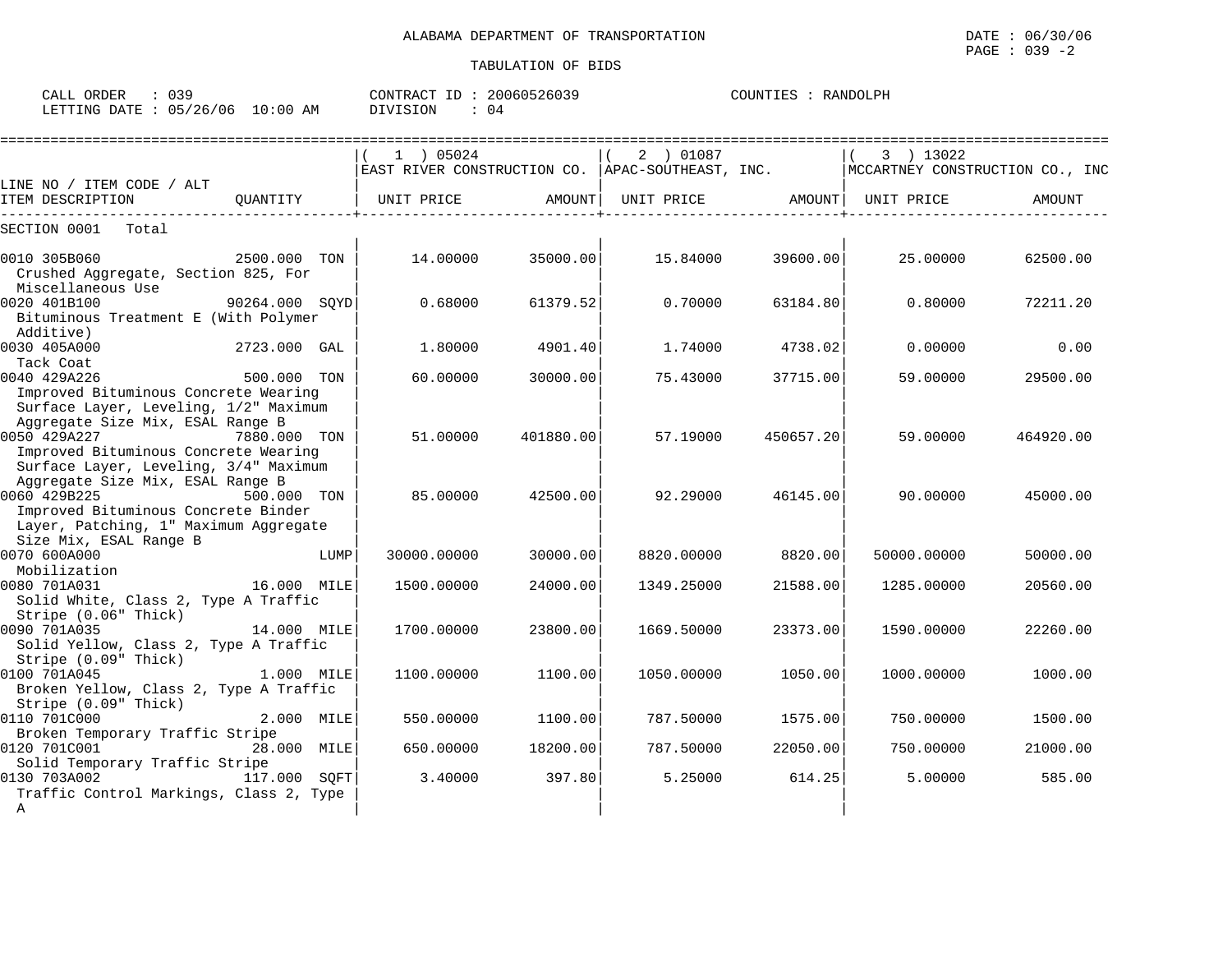ALABAMA DEPARTMENT OF TRANSPORTATION

DATE : 06/30/06

TABULATION OF BIDS

CALL ORDER : 039 CONTRACT ID : 20060526039 COUNTIES : RANDOLPH
LETTING DATE : 05/26/06 10:00 AM DIVISION : 04

| LINE NO / ITEM CODE / ALT ITEM DESCRIPTION | QUANTITY | (1) 05024 EAST RIVER CONSTRUCTION CO. UNIT PRICE | AMOUNT | (2) 01087 APAC-SOUTHEAST, INC. UNIT PRICE | AMOUNT | (3) 13022 MCCARTNEY CONSTRUCTION CO., INC UNIT PRICE | AMOUNT |
|---|---|---|---|---|---|---|---|
| SECTION 0001 Total | | | | | | | |
| 0010 305B060 Crushed Aggregate, Section 825, For Miscellaneous Use | 2500.000 TON | 14.00000 | 35000.00 | 15.84000 | 39600.00 | 25.00000 | 62500.00 |
| 0020 401B100 Bituminous Treatment E (With Polymer Additive) | 90264.000 SQYD | 0.68000 | 61379.52 | 0.70000 | 63184.80 | 0.80000 | 72211.20 |
| 0030 405A000 Tack Coat | 2723.000 GAL | 1.80000 | 4901.40 | 1.74000 | 4738.02 | 0.00000 | 0.00 |
| 0040 429A226 Improved Bituminous Concrete Wearing Surface Layer, Leveling, 1/2" Maximum Aggregate Size Mix, ESAL Range B | 500.000 TON | 60.00000 | 30000.00 | 75.43000 | 37715.00 | 59.00000 | 29500.00 |
| 0050 429A227 Improved Bituminous Concrete Wearing Surface Layer, Leveling, 3/4" Maximum Aggregate Size Mix, ESAL Range B | 7880.000 TON | 51.00000 | 401880.00 | 57.19000 | 450657.20 | 59.00000 | 464920.00 |
| 0060 429B225 Improved Bituminous Concrete Binder Layer, Patching, 1" Maximum Aggregate Size Mix, ESAL Range B | 500.000 TON | 85.00000 | 42500.00 | 92.29000 | 46145.00 | 90.00000 | 45000.00 |
| 0070 600A000 Mobilization | LUMP | 30000.00000 | 30000.00 | 8820.00000 | 8820.00 | 50000.00000 | 50000.00 |
| 0080 701A031 Solid White, Class 2, Type A Traffic Stripe (0.06" Thick) | 16.000 MILE | 1500.00000 | 24000.00 | 1349.25000 | 21588.00 | 1285.00000 | 20560.00 |
| 0090 701A035 Solid Yellow, Class 2, Type A Traffic Stripe (0.09" Thick) | 14.000 MILE | 1700.00000 | 23800.00 | 1669.50000 | 23373.00 | 1590.00000 | 22260.00 |
| 0100 701A045 Broken Yellow, Class 2, Type A Traffic Stripe (0.09" Thick) | 1.000 MILE | 1100.00000 | 1100.00 | 1050.00000 | 1050.00 | 1000.00000 | 1000.00 |
| 0110 701C000 Broken Temporary Traffic Stripe | 2.000 MILE | 550.00000 | 1100.00 | 787.50000 | 1575.00 | 750.00000 | 1500.00 |
| 0120 701C001 Solid Temporary Traffic Stripe | 28.000 MILE | 650.00000 | 18200.00 | 787.50000 | 22050.00 | 750.00000 | 21000.00 |
| 0130 703A002 Traffic Control Markings, Class 2, Type A | 117.000 SQFT | 3.40000 | 397.80 | 5.25000 | 614.25 | 5.00000 | 585.00 |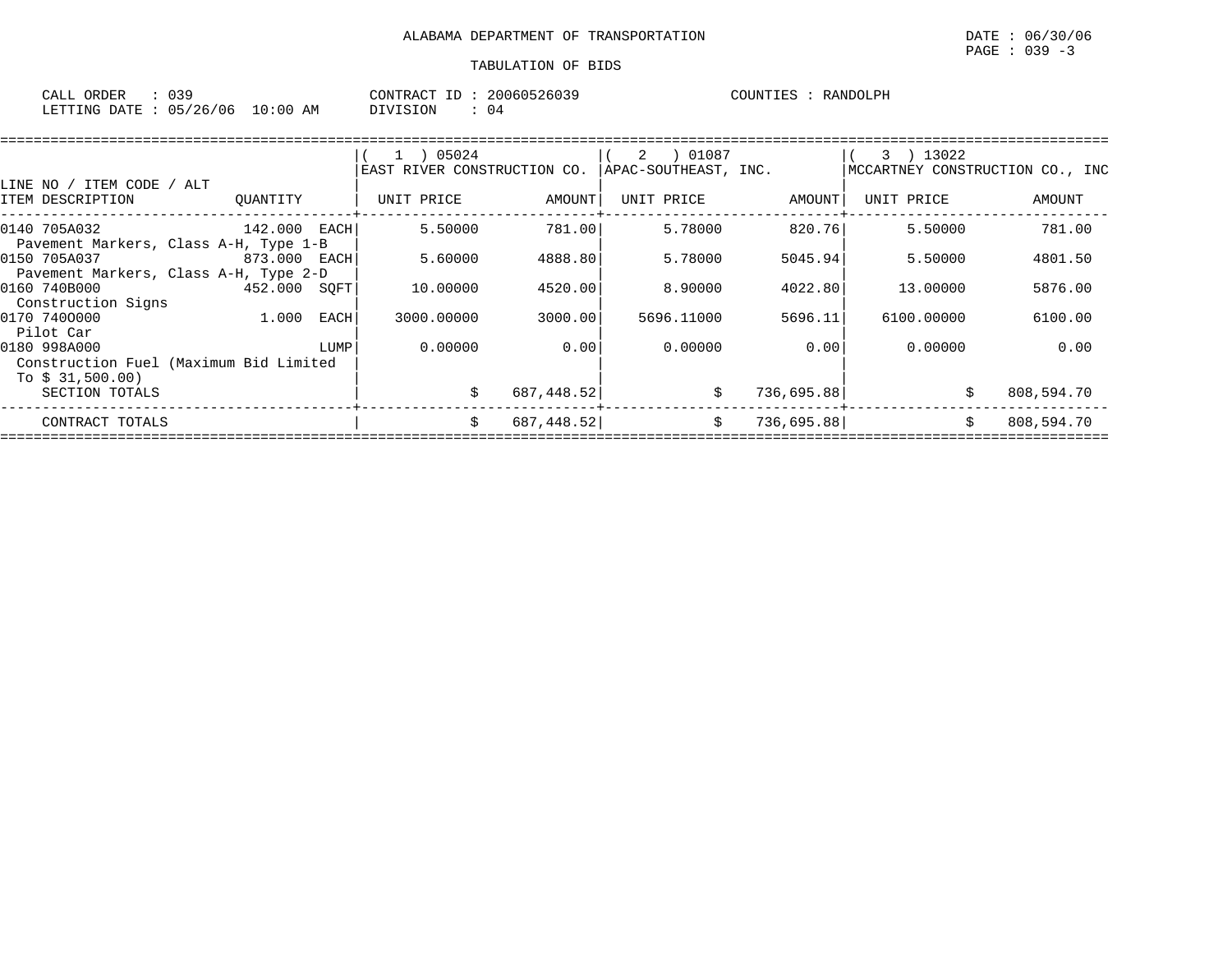ALABAMA DEPARTMENT OF TRANSPORTATION

DATE : 06/30/06

PAGE : 039 -3

TABULATION OF BIDS

CALL ORDER : 039
LETTING DATE : 05/26/06 10:00 AM

CONTRACT ID : 20060526039
DIVISION : 04

COUNTIES : RANDOLPH

| LINE NO / ITEM CODE / ALT<br>ITEM DESCRIPTION | QUANTITY | ( 1 ) 05024<br>EAST RIVER CONSTRUCTION CO.<br>UNIT PRICE | AMOUNT | ( 2 ) 01087<br>APAC-SOUTHEAST, INC.<br>UNIT PRICE | AMOUNT | ( 3 ) 13022<br>MCCARTNEY CONSTRUCTION CO., INC<br>UNIT PRICE | AMOUNT |
|---|---|---|---|---|---|---|---|
| 0140 705A032<br>Pavement Markers, Class A-H, Type 1-B | 142.000 EACH | 5.50000 | 781.00 | 5.78000 | 820.76 | 5.50000 | 781.00 |
| 0150 705A037<br>Pavement Markers, Class A-H, Type 2-D | 873.000 EACH | 5.60000 | 4888.80 | 5.78000 | 5045.94 | 5.50000 | 4801.50 |
| 0160 740B000<br>Construction Signs | 452.000 SQFT | 10.00000 | 4520.00 | 8.90000 | 4022.80 | 13.00000 | 5876.00 |
| 0170 740O000<br>Pilot Car | 1.000 EACH | 3000.00000 | 3000.00 | 5696.11000 | 5696.11 | 6100.00000 | 6100.00 |
| 0180 998A000<br>Construction Fuel (Maximum Bid Limited To $ 31,500.00) | LUMP | 0.00000 | 0.00 | 0.00000 | 0.00 | 0.00000 | 0.00 |
| SECTION TOTALS | | $ | 687,448.52 | $ | 736,695.88 | $ | 808,594.70 |
| CONTRACT TOTALS | | $ | 687,448.52 | $ | 736,695.88 | $ | 808,594.70 |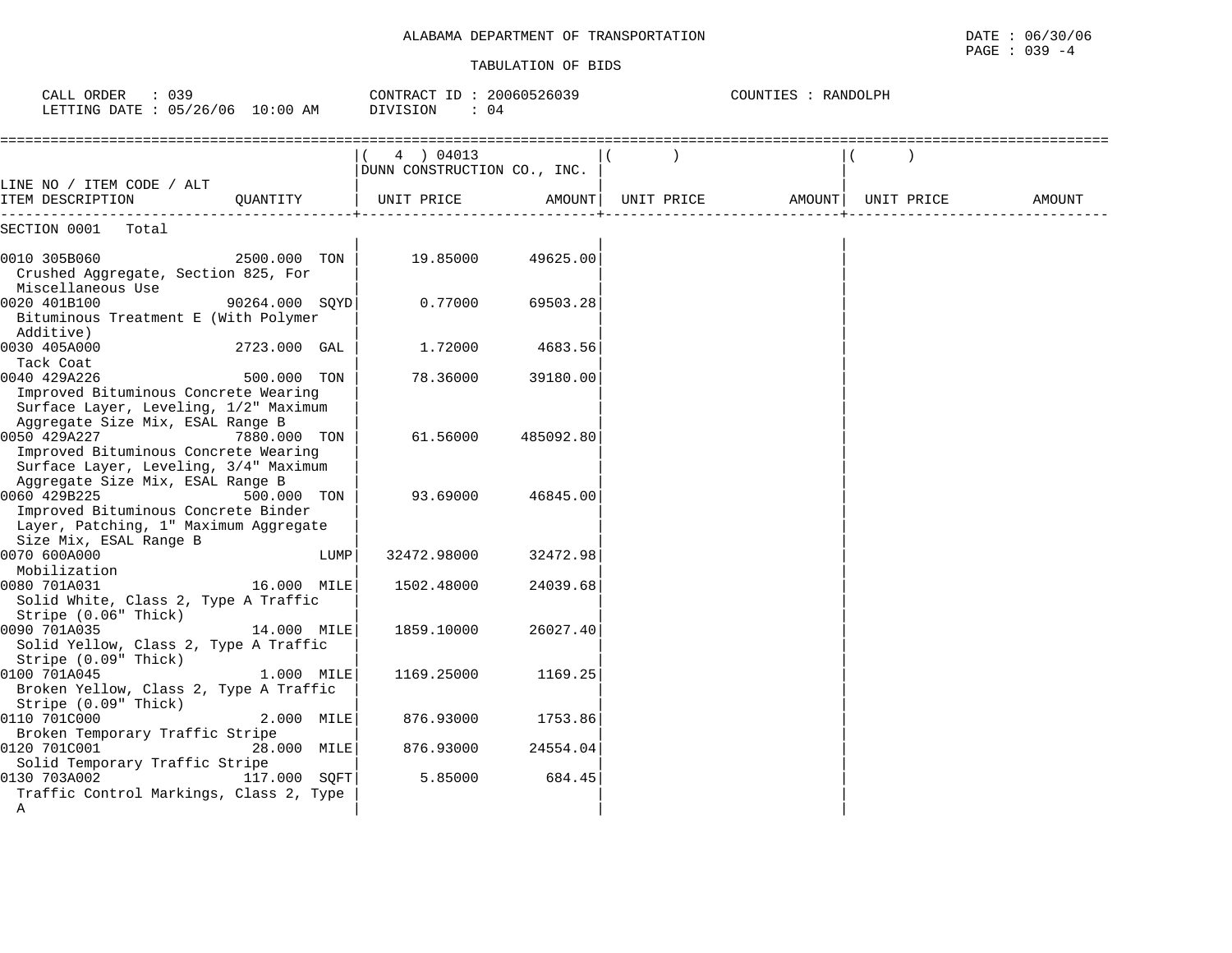ALABAMA DEPARTMENT OF TRANSPORTATION

TABULATION OF BIDS

DATE : 06/30/06
PAGE : 039 -4

CALL ORDER : 039 | CONTRACT ID : 20060526039 | COUNTIES : RANDOLPH
LETTING DATE : 05/26/06 10:00 AM | DIVISION : 04

| LINE NO / ITEM CODE / ALT ITEM DESCRIPTION | QUANTITY | ( 4 ) 04013 DUNN CONSTRUCTION CO., INC. UNIT PRICE | AMOUNT | ( ) UNIT PRICE | AMOUNT | ( ) UNIT PRICE | AMOUNT |
|---|---|---|---|---|---|---|---|
| SECTION 0001 Total | | | | | | | |
| 0010 305B060 Crushed Aggregate, Section 825, For Miscellaneous Use | 2500.000 TON | 19.85000 | 49625.00 | | | | |
| 0020 401B100 Bituminous Treatment E (With Polymer Additive) | 90264.000 SQYD | 0.77000 | 69503.28 | | | | |
| 0030 405A000 Tack Coat | 2723.000 GAL | 1.72000 | 4683.56 | | | | |
| 0040 429A226 Improved Bituminous Concrete Wearing Surface Layer, Leveling, 1/2" Maximum Aggregate Size Mix, ESAL Range B | 500.000 TON | 78.36000 | 39180.00 | | | | |
| 0050 429A227 Improved Bituminous Concrete Wearing Surface Layer, Leveling, 3/4" Maximum Aggregate Size Mix, ESAL Range B | 7880.000 TON | 61.56000 | 485092.80 | | | | |
| 0060 429B225 Improved Bituminous Concrete Binder Layer, Patching, 1" Maximum Aggregate Size Mix, ESAL Range B | 500.000 TON | 93.69000 | 46845.00 | | | | |
| 0070 600A000 Mobilization | LUMP | 32472.98000 | 32472.98 | | | | |
| 0080 701A031 Solid White, Class 2, Type A Traffic Stripe (0.06" Thick) | 16.000 MILE | 1502.48000 | 24039.68 | | | | |
| 0090 701A035 Solid Yellow, Class 2, Type A Traffic Stripe (0.09" Thick) | 14.000 MILE | 1859.10000 | 26027.40 | | | | |
| 0100 701A045 Broken Yellow, Class 2, Type A Traffic Stripe (0.09" Thick) | 1.000 MILE | 1169.25000 | 1169.25 | | | | |
| 0110 701C000 Broken Temporary Traffic Stripe | 2.000 MILE | 876.93000 | 1753.86 | | | | |
| 0120 701C001 Solid Temporary Traffic Stripe | 28.000 MILE | 876.93000 | 24554.04 | | | | |
| 0130 703A002 Traffic Control Markings, Class 2, Type A | 117.000 SQFT | 5.85000 | 684.45 | | | | |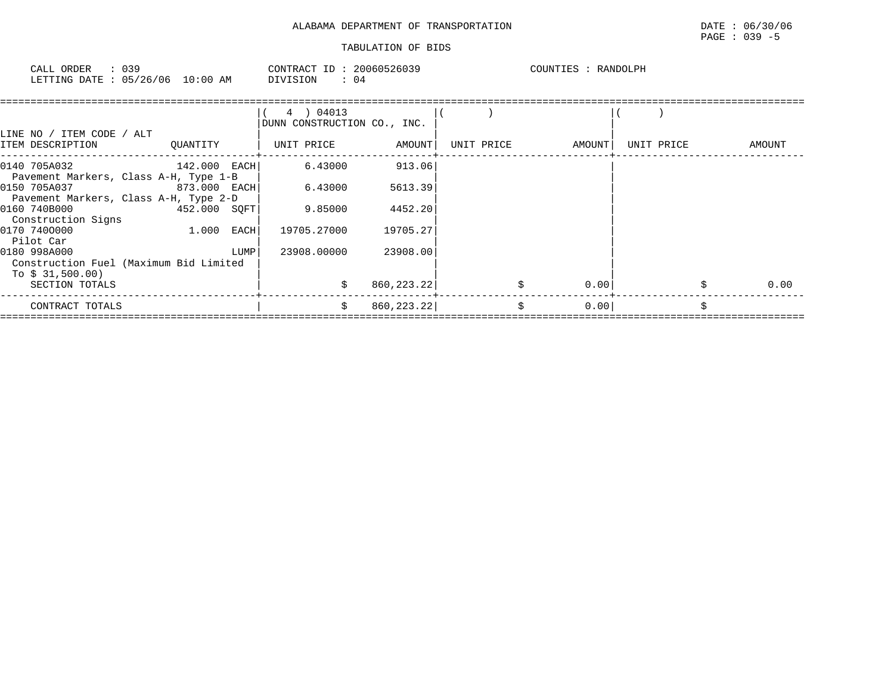ALABAMA DEPARTMENT OF TRANSPORTATION

DATE : 06/30/06
PAGE : 039 -5

TABULATION OF BIDS

CALL ORDER : 039
LETTING DATE : 05/26/06 10:00 AM

CONTRACT ID : 20060526039
DIVISION : 04

COUNTIES : RANDOLPH

| LINE NO / ITEM CODE / ALT ITEM DESCRIPTION | QUANTITY | ( 4 ) 04013 DUNN CONSTRUCTION CO., INC. UNIT PRICE | AMOUNT | ( ) UNIT PRICE | AMOUNT | ( ) UNIT PRICE | AMOUNT |
|---|---|---|---|---|---|---|---|
| 0140 705A032 Pavement Markers, Class A-H, Type 1-B | 142.000 EACH | 6.43000 | 913.06 | | | | |
| 0150 705A037 Pavement Markers, Class A-H, Type 2-D | 873.000 EACH | 6.43000 | 5613.39 | | | | |
| 0160 740B000 Construction Signs | 452.000 SQFT | 9.85000 | 4452.20 | | | | |
| 0170 740O000 Pilot Car | 1.000 EACH | 19705.27000 | 19705.27 | | | | |
| 0180 998A000 Construction Fuel (Maximum Bid Limited To $ 31,500.00) | LUMP | 23908.00000 | 23908.00 | | | | |
| SECTION TOTALS | | $ | 860,223.22 | $ | 0.00 | $ | 0.00 |
| CONTRACT TOTALS | | $ | 860,223.22 | $ | 0.00 | $ | |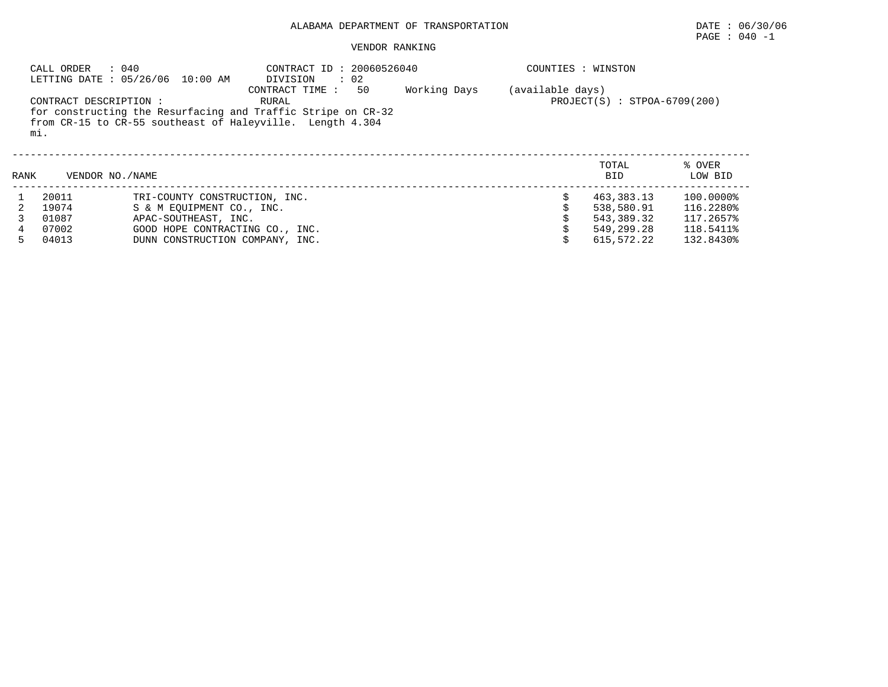ALABAMA DEPARTMENT OF TRANSPORTATION

DATE : 06/30/06

PAGE : 040 -1

VENDOR RANKING

CALL ORDER : 040    CONTRACT ID : 20060526040    COUNTIES : WINSTON

LETTING DATE : 05/26/06 10:00 AM    DIVISION : 02

CONTRACT TIME : 50 Working Days (available days)

CONTRACT DESCRIPTION : RURAL    PROJECT(S) : STPOA-6709(200)

for constructing the Resurfacing and Traffic Stripe on CR-32 from CR-15 to CR-55 southeast of Haleyville. Length 4.304 mi.

| RANK | VENDOR NO. | NAME | TOTAL BID | % OVER LOW BID |
|---|---|---|---|---|
| 1 | 20011 | TRI-COUNTY CONSTRUCTION, INC. | $ 463,383.13 | 100.0000% |
| 2 | 19074 | S & M EQUIPMENT CO., INC. | $ 538,580.91 | 116.2280% |
| 3 | 01087 | APAC-SOUTHEAST, INC. | $ 543,389.32 | 117.2657% |
| 4 | 07002 | GOOD HOPE CONTRACTING CO., INC. | $ 549,299.28 | 118.5411% |
| 5 | 04013 | DUNN CONSTRUCTION COMPANY, INC. | $ 615,572.22 | 132.8430% |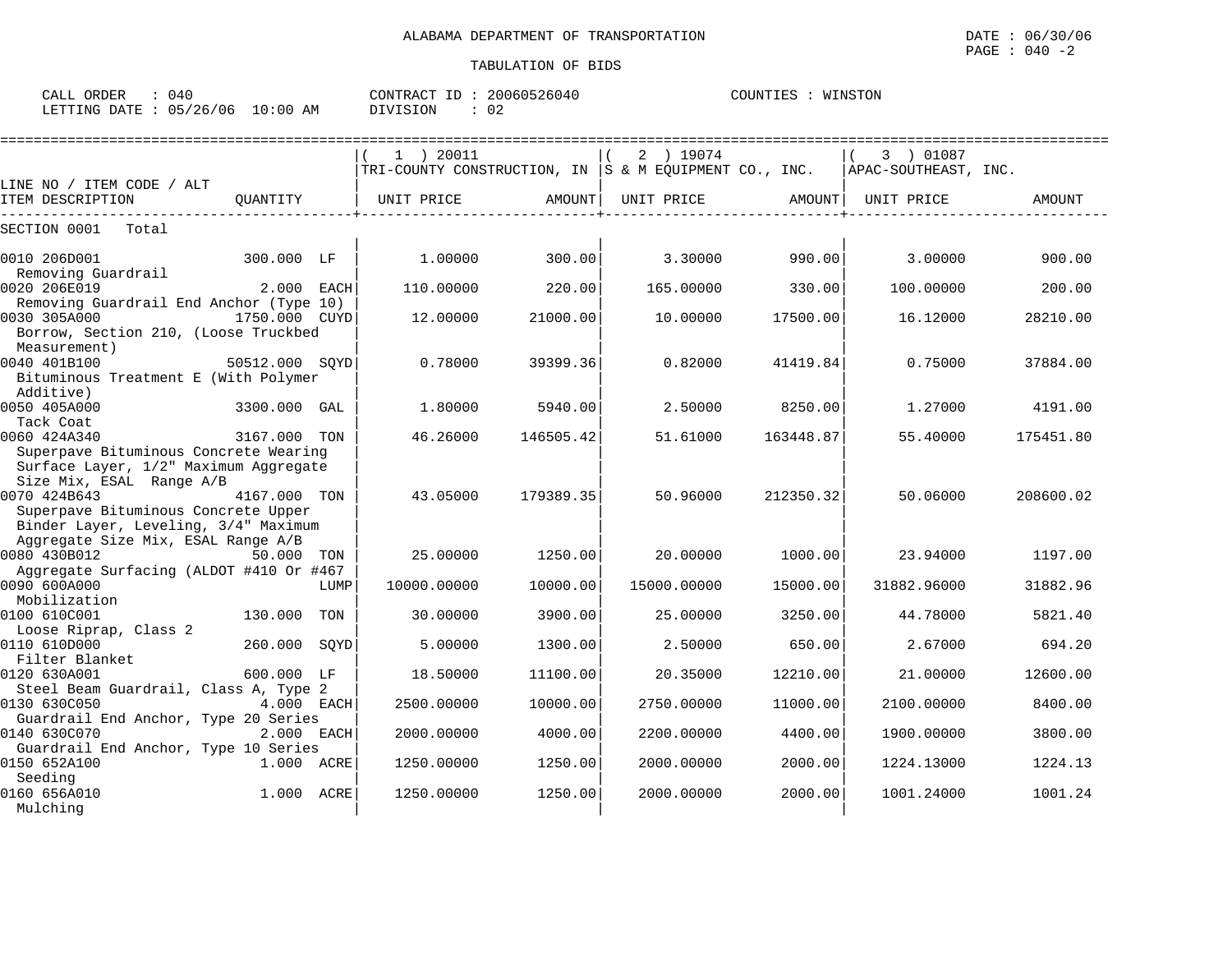ALABAMA DEPARTMENT OF TRANSPORTATION

TABULATION OF BIDS

CALL ORDER : 040  CONTRACT ID : 20060526040  COUNTIES : WINSTON
LETTING DATE : 05/26/06 10:00 AM  DIVISION : 02

| LINE NO / ITEM CODE / ALT ITEM DESCRIPTION | QUANTITY | ( 1 ) 20011 TRI-COUNTY CONSTRUCTION, IN UNIT PRICE | AMOUNT | ( 2 ) 19074 S & M EQUIPMENT CO., INC. UNIT PRICE | AMOUNT | ( 3 ) 01087 APAC-SOUTHEAST, INC. UNIT PRICE | AMOUNT |
|---|---|---|---|---|---|---|---|
| SECTION 0001 Total | | | | | | | |
| 0010 206D001 Removing Guardrail | 300.000 LF | 1.00000 | 300.00 | 3.30000 | 990.00 | 3.00000 | 900.00 |
| 0020 206E019 Removing Guardrail End Anchor (Type 10) | 2.000 EACH | 110.00000 | 220.00 | 165.00000 | 330.00 | 100.00000 | 200.00 |
| 0030 305A000 Borrow, Section 210, (Loose Truckbed Measurement) | 1750.000 CUYD | 12.00000 | 21000.00 | 10.00000 | 17500.00 | 16.12000 | 28210.00 |
| 0040 401B100 Bituminous Treatment E (With Polymer Additive) | 50512.000 SQYD | 0.78000 | 39399.36 | 0.82000 | 41419.84 | 0.75000 | 37884.00 |
| 0050 405A000 Tack Coat | 3300.000 GAL | 1.80000 | 5940.00 | 2.50000 | 8250.00 | 1.27000 | 4191.00 |
| 0060 424A340 Superpave Bituminous Concrete Wearing Surface Layer, 1/2" Maximum Aggregate Size Mix, ESAL Range A/B | 3167.000 TON | 46.26000 | 146505.42 | 51.61000 | 163448.87 | 55.40000 | 175451.80 |
| 0070 424B643 Superpave Bituminous Concrete Upper Binder Layer, Leveling, 3/4" Maximum Aggregate Size Mix, ESAL Range A/B | 4167.000 TON | 43.05000 | 179389.35 | 50.96000 | 212350.32 | 50.06000 | 208600.02 |
| 0080 430B012 Aggregate Surfacing (ALDOT #410 Or #467 | 50.000 TON | 25.00000 | 1250.00 | 20.00000 | 1000.00 | 23.94000 | 1197.00 |
| 0090 600A000 Mobilization | LUMP | 10000.00000 | 10000.00 | 15000.00000 | 15000.00 | 31882.96000 | 31882.96 |
| 0100 610C001 Loose Riprap, Class 2 | 130.000 TON | 30.00000 | 3900.00 | 25.00000 | 3250.00 | 44.78000 | 5821.40 |
| 0110 610D000 Filter Blanket | 260.000 SQYD | 5.00000 | 1300.00 | 2.50000 | 650.00 | 2.67000 | 694.20 |
| 0120 630A001 Steel Beam Guardrail, Class A, Type 2 | 600.000 LF | 18.50000 | 11100.00 | 20.35000 | 12210.00 | 21.00000 | 12600.00 |
| 0130 630C050 Guardrail End Anchor, Type 20 Series | 4.000 EACH | 2500.00000 | 10000.00 | 2750.00000 | 11000.00 | 2100.00000 | 8400.00 |
| 0140 630C070 Guardrail End Anchor, Type 10 Series | 2.000 EACH | 2000.00000 | 4000.00 | 2200.00000 | 4400.00 | 1900.00000 | 3800.00 |
| 0150 652A100 Seeding | 1.000 ACRE | 1250.00000 | 1250.00 | 2000.00000 | 2000.00 | 1224.13000 | 1224.13 |
| 0160 656A010 Mulching | 1.000 ACRE | 1250.00000 | 1250.00 | 2000.00000 | 2000.00 | 1001.24000 | 1001.24 |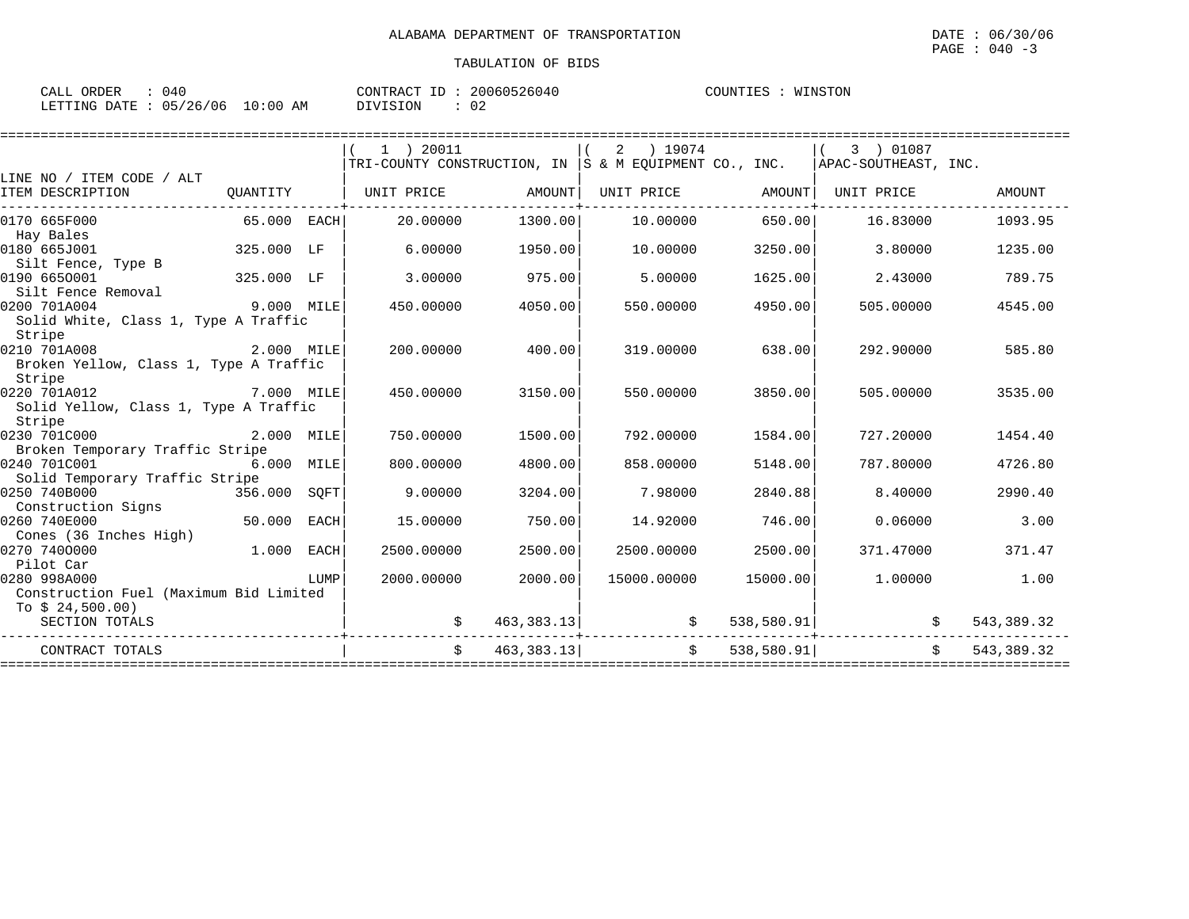ALABAMA DEPARTMENT OF TRANSPORTATION

DATE : 06/30/06

TABULATION OF BIDS

CALL ORDER : 040 CONTRACT ID : 20060526040 COUNTIES : WINSTON
LETTING DATE : 05/26/06 10:00 AM DIVISION : 02

| LINE NO / ITEM CODE / ALT ITEM DESCRIPTION | QUANTITY | (1) 20011 TRI-COUNTY CONSTRUCTION, IN UNIT PRICE | AMOUNT | (2) 19074 S & M EQUIPMENT CO., INC. UNIT PRICE | AMOUNT | (3) 01087 APAC-SOUTHEAST, INC. UNIT PRICE | AMOUNT |
|---|---|---|---|---|---|---|---|
| 0170 665F000 Hay Bales | 65.000 EACH | 20.00000 | 1300.00 | 10.00000 | 650.00 | 16.83000 | 1093.95 |
| 0180 665J001 Silt Fence, Type B | 325.000 LF | 6.00000 | 1950.00 | 10.00000 | 3250.00 | 3.80000 | 1235.00 |
| 0190 665O001 Silt Fence Removal | 325.000 LF | 3.00000 | 975.00 | 5.00000 | 1625.00 | 2.43000 | 789.75 |
| 0200 701A004 Solid White, Class 1, Type A Traffic Stripe | 9.000 MILE | 450.00000 | 4050.00 | 550.00000 | 4950.00 | 505.00000 | 4545.00 |
| 0210 701A008 Broken Yellow, Class 1, Type A Traffic Stripe | 2.000 MILE | 200.00000 | 400.00 | 319.00000 | 638.00 | 292.90000 | 585.80 |
| 0220 701A012 Solid Yellow, Class 1, Type A Traffic Stripe | 7.000 MILE | 450.00000 | 3150.00 | 550.00000 | 3850.00 | 505.00000 | 3535.00 |
| 0230 701C000 Broken Temporary Traffic Stripe | 2.000 MILE | 750.00000 | 1500.00 | 792.00000 | 1584.00 | 727.20000 | 1454.40 |
| 0240 701C001 Solid Temporary Traffic Stripe | 6.000 MILE | 800.00000 | 4800.00 | 858.00000 | 5148.00 | 787.80000 | 4726.80 |
| 0250 740B000 Construction Signs | 356.000 SQFT | 9.00000 | 3204.00 | 7.98000 | 2840.88 | 8.40000 | 2990.40 |
| 0260 740E000 Cones (36 Inches High) | 50.000 EACH | 15.00000 | 750.00 | 14.92000 | 746.00 | 0.06000 | 3.00 |
| 0270 740O000 Pilot Car | 1.000 EACH | 2500.00000 | 2500.00 | 2500.00000 | 2500.00 | 371.47000 | 371.47 |
| 0280 998A000 Construction Fuel (Maximum Bid Limited To $ 24,500.00) | LUMP | 2000.00000 | 2000.00 | 15000.00000 | 15000.00 | 1.00000 | 1.00 |
| SECTION TOTALS | | | $ 463,383.13 | | $ 538,580.91 | | $ 543,389.32 |
| CONTRACT TOTALS | | | $ 463,383.13 | | $ 538,580.91 | | $ 543,389.32 |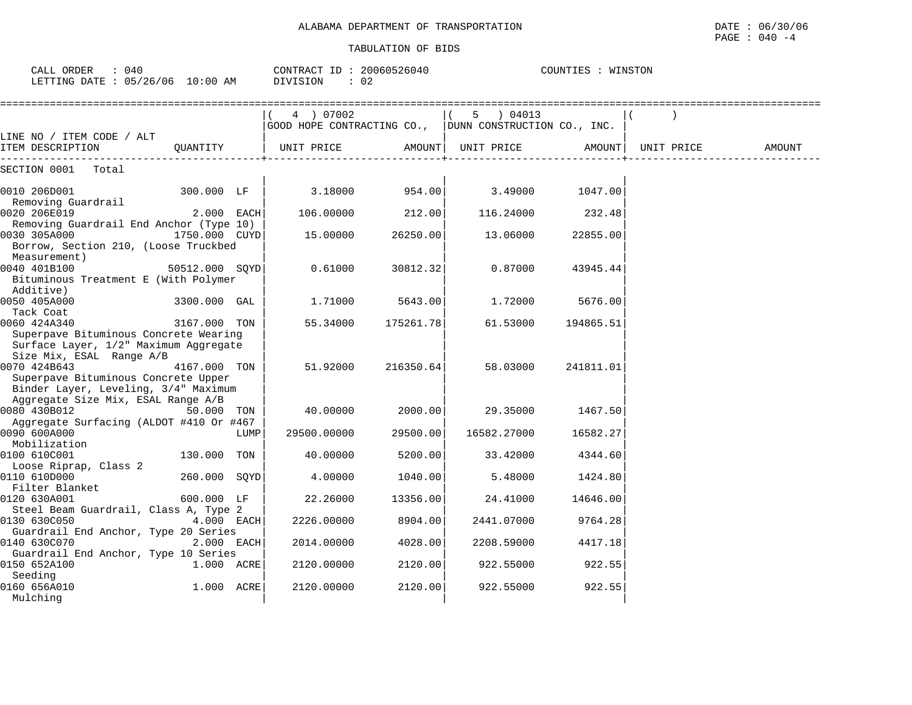ALABAMA DEPARTMENT OF TRANSPORTATION

DATE : 06/30/06

PAGE : 040 -4

TABULATION OF BIDS

CALL ORDER : 040 &nbsp;&nbsp;&nbsp; CONTRACT ID : 20060526040 &nbsp;&nbsp;&nbsp; COUNTIES : WINSTON

LETTING DATE : 05/26/06 10:00 AM &nbsp;&nbsp;&nbsp; DIVISION : 02

| LINE NO / ITEM CODE / ALT ITEM DESCRIPTION | QUANTITY | ( 4 ) 07002 GOOD HOPE CONTRACTING CO., UNIT PRICE | AMOUNT | ( 5 ) 04013 DUNN CONSTRUCTION CO., INC. UNIT PRICE | AMOUNT | ( ) UNIT PRICE | AMOUNT |
|---|---|---|---|---|---|---|---|
| SECTION 0001 Total | | | | | | | |
| 0010 206D001 Removing Guardrail | 300.000 LF | 3.18000 | 954.00 | 3.49000 | 1047.00 | | |
| 0020 206E019 Removing Guardrail End Anchor (Type 10) | 2.000 EACH | 106.00000 | 212.00 | 116.24000 | 232.48 | | |
| 0030 305A000 Borrow, Section 210, (Loose Truckbed Measurement) | 1750.000 CUYD | 15.00000 | 26250.00 | 13.06000 | 22855.00 | | |
| 0040 401B100 Bituminous Treatment E (With Polymer Additive) | 50512.000 SQYD | 0.61000 | 30812.32 | 0.87000 | 43945.44 | | |
| 0050 405A000 Tack Coat | 3300.000 GAL | 1.71000 | 5643.00 | 1.72000 | 5676.00 | | |
| 0060 424A340 Superpave Bituminous Concrete Wearing Surface Layer, 1/2" Maximum Aggregate Size Mix, ESAL Range A/B | 3167.000 TON | 55.34000 | 175261.78 | 61.53000 | 194865.51 | | |
| 0070 424B643 Superpave Bituminous Concrete Upper Binder Layer, Leveling, 3/4" Maximum Aggregate Size Mix, ESAL Range A/B | 4167.000 TON | 51.92000 | 216350.64 | 58.03000 | 241811.01 | | |
| 0080 430B012 Aggregate Surfacing (ALDOT #410 Or #467 | 50.000 TON | 40.00000 | 2000.00 | 29.35000 | 1467.50 | | |
| 0090 600A000 Mobilization | LUMP | 29500.00000 | 29500.00 | 16582.27000 | 16582.27 | | |
| 0100 610C001 Loose Riprap, Class 2 | 130.000 TON | 40.00000 | 5200.00 | 33.42000 | 4344.60 | | |
| 0110 610D000 Filter Blanket | 260.000 SQYD | 4.00000 | 1040.00 | 5.48000 | 1424.80 | | |
| 0120 630A001 Steel Beam Guardrail, Class A, Type 2 | 600.000 LF | 22.26000 | 13356.00 | 24.41000 | 14646.00 | | |
| 0130 630C050 Guardrail End Anchor, Type 20 Series | 4.000 EACH | 2226.00000 | 8904.00 | 2441.07000 | 9764.28 | | |
| 0140 630C070 Guardrail End Anchor, Type 10 Series | 2.000 EACH | 2014.00000 | 4028.00 | 2208.59000 | 4417.18 | | |
| 0150 652A100 Seeding | 1.000 ACRE | 2120.00000 | 2120.00 | 922.55000 | 922.55 | | |
| 0160 656A010 Mulching | 1.000 ACRE | 2120.00000 | 2120.00 | 922.55000 | 922.55 | | |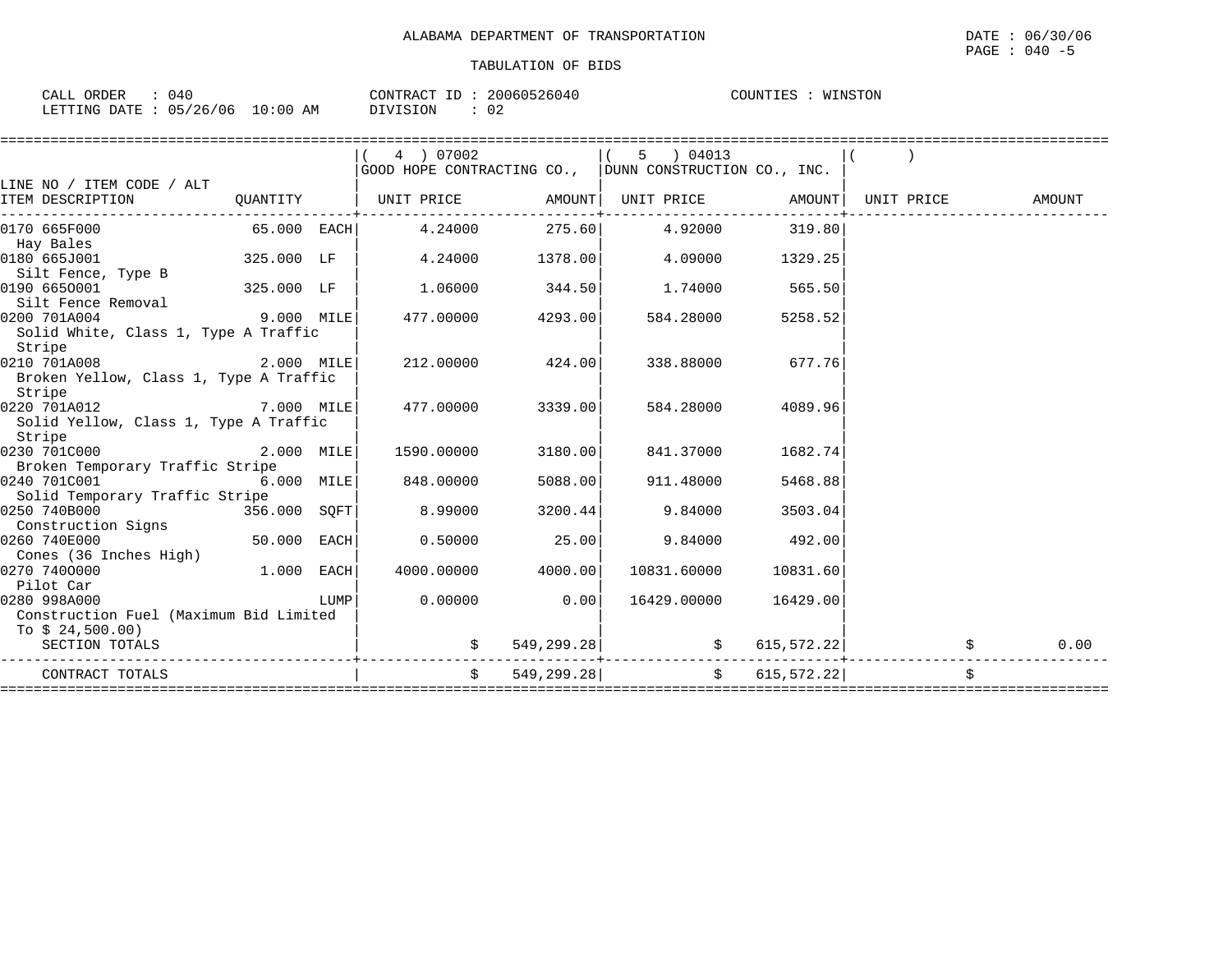ALABAMA DEPARTMENT OF TRANSPORTATION

DATE : 06/30/06
PAGE : 040 -5

TABULATION OF BIDS

CALL ORDER : 040 CONTRACT ID : 20060526040 COUNTIES : WINSTON
LETTING DATE : 05/26/06 10:00 AM DIVISION : 02

| LINE NO / ITEM CODE / ALT ITEM DESCRIPTION | QUANTITY | ( 4 ) 07002 GOOD HOPE CONTRACTING CO., UNIT PRICE | AMOUNT | ( 5 ) 04013 DUNN CONSTRUCTION CO., INC. UNIT PRICE | AMOUNT | ( ) UNIT PRICE | AMOUNT |
|---|---|---|---|---|---|---|---|
| 0170 665F000 Hay Bales | 65.000 EACH | 4.24000 | 275.60 | 4.92000 | 319.80 | | |
| 0180 665J001 Silt Fence, Type B | 325.000 LF | 4.24000 | 1378.00 | 4.09000 | 1329.25 | | |
| 0190 665O001 Silt Fence Removal | 325.000 LF | 1.06000 | 344.50 | 1.74000 | 565.50 | | |
| 0200 701A004 Solid White, Class 1, Type A Traffic Stripe | 9.000 MILE | 477.00000 | 4293.00 | 584.28000 | 5258.52 | | |
| 0210 701A008 Broken Yellow, Class 1, Type A Traffic Stripe | 2.000 MILE | 212.00000 | 424.00 | 338.88000 | 677.76 | | |
| 0220 701A012 Solid Yellow, Class 1, Type A Traffic Stripe | 7.000 MILE | 477.00000 | 3339.00 | 584.28000 | 4089.96 | | |
| 0230 701C000 Broken Temporary Traffic Stripe | 2.000 MILE | 1590.00000 | 3180.00 | 841.37000 | 1682.74 | | |
| 0240 701C001 Solid Temporary Traffic Stripe | 6.000 MILE | 848.00000 | 5088.00 | 911.48000 | 5468.88 | | |
| 0250 740B000 Construction Signs | 356.000 SQFT | 8.99000 | 3200.44 | 9.84000 | 3503.04 | | |
| 0260 740E000 Cones (36 Inches High) | 50.000 EACH | 0.50000 | 25.00 | 9.84000 | 492.00 | | |
| 0270 740O000 Pilot Car | 1.000 EACH | 4000.00000 | 4000.00 | 10831.60000 | 10831.60 | | |
| 0280 998A000 Construction Fuel (Maximum Bid Limited To $ 24,500.00) | LUMP | 0.00000 | 0.00 | 16429.00000 | 16429.00 | | |
| SECTION TOTALS | | | $ 549,299.28 | | $ 615,572.22 | | $ 0.00 |
| CONTRACT TOTALS | | | $ 549,299.28 | | $ 615,572.22 | | $ |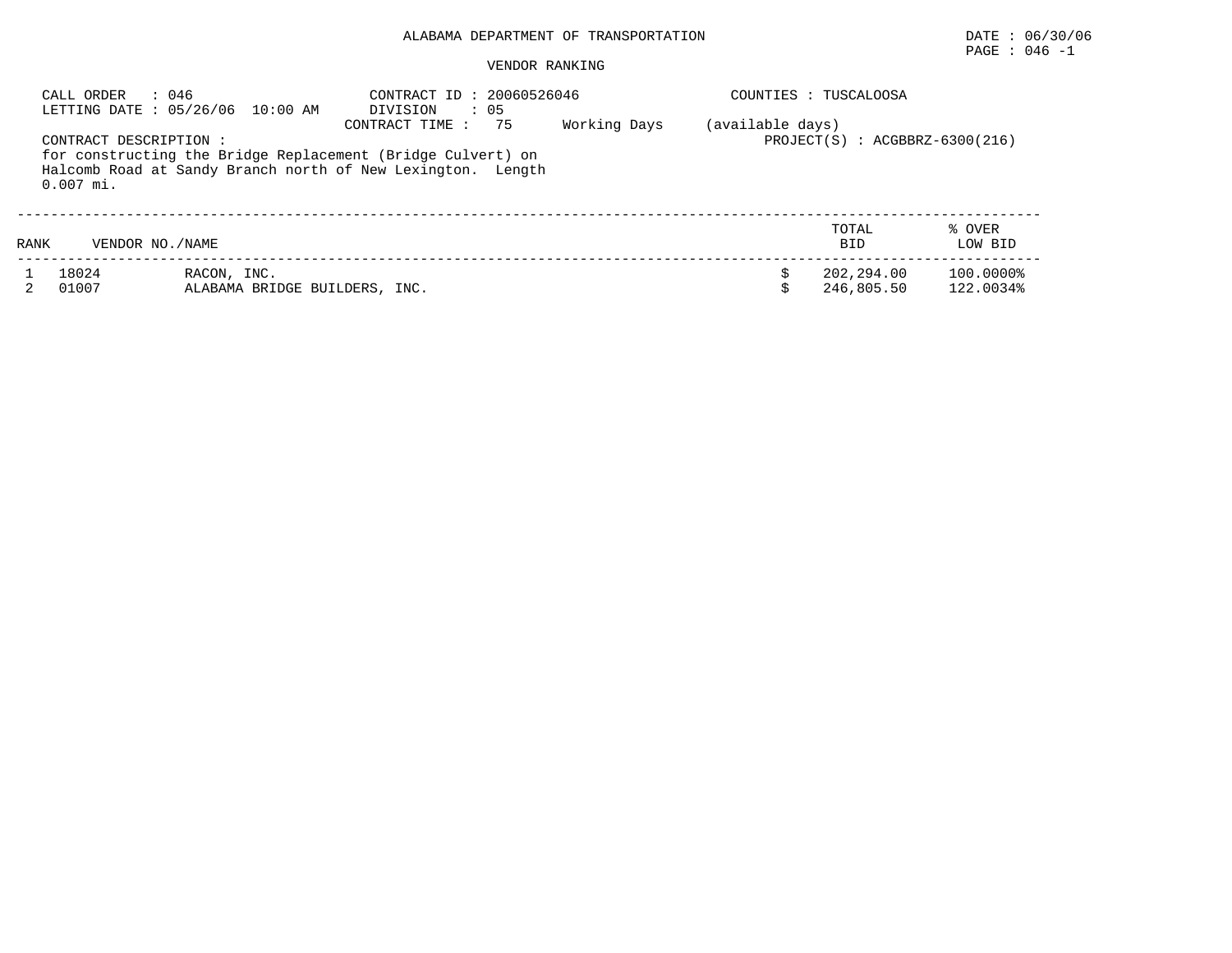ALABAMA DEPARTMENT OF TRANSPORTATION

DATE : 06/30/06
PAGE : 046 -1

VENDOR RANKING

CALL ORDER : 046
LETTING DATE : 05/26/06 10:00 AM

CONTRACT ID : 20060526046
DIVISION : 05
CONTRACT TIME : 75 Working Days (available days)

COUNTIES : TUSCALOOSA

PROJECT(S) : ACGBBRZ-6300(216)

CONTRACT DESCRIPTION :
for constructing the Bridge Replacement (Bridge Culvert) on Halcomb Road at Sandy Branch north of New Lexington. Length 0.007 mi.

| RANK | VENDOR NO./NAME | | TOTAL BID | % OVER LOW BID |
|---|---|---|---|---|
| 1 | 18024 | RACON, INC. | $ 202,294.00 | 100.0000% |
| 2 | 01007 | ALABAMA BRIDGE BUILDERS, INC. | $ 246,805.50 | 122.0034% |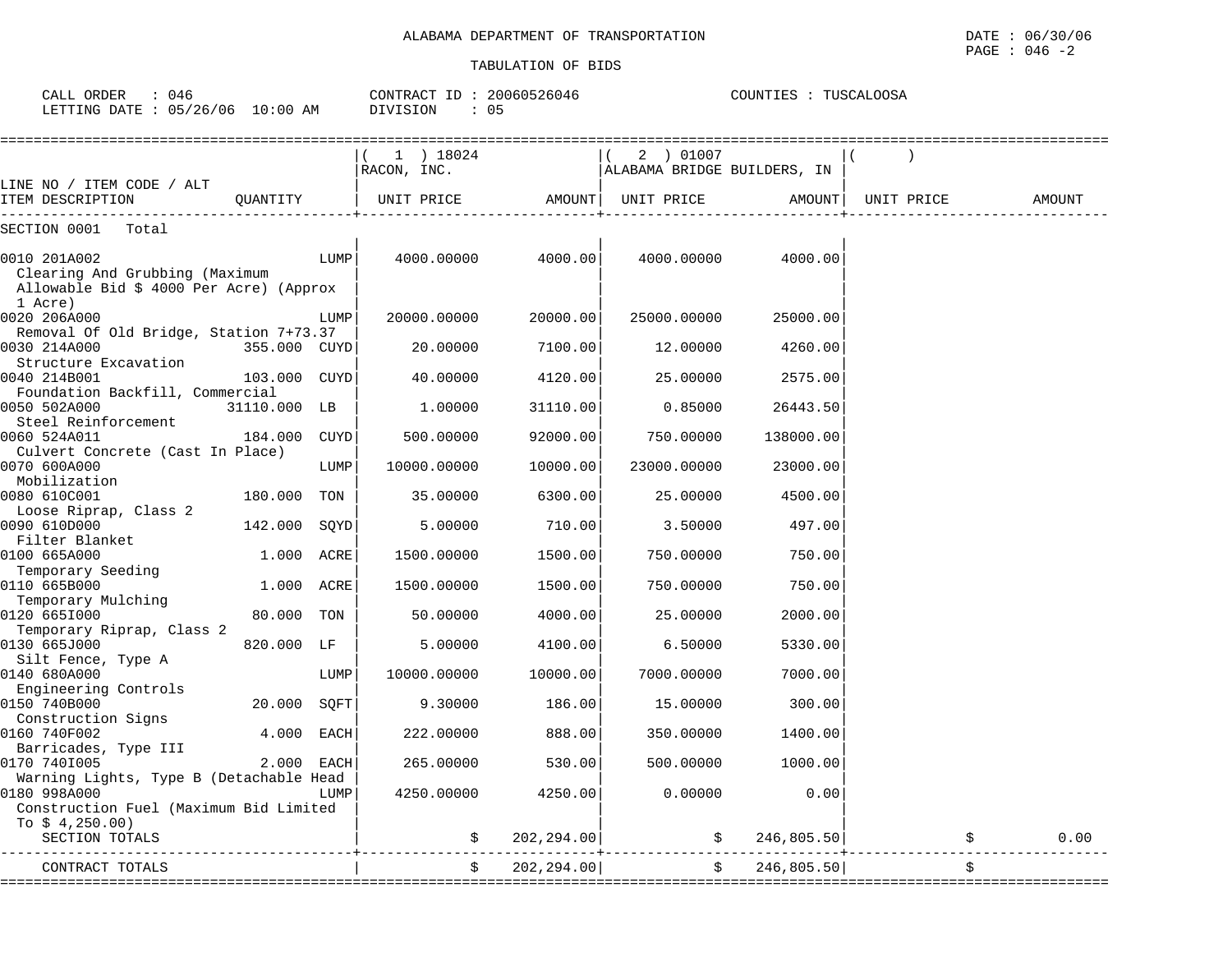ALABAMA DEPARTMENT OF TRANSPORTATION

TABULATION OF BIDS

DATE : 06/30/06
PAGE : 046 -2

CALL ORDER : 046
LETTING DATE : 05/26/06 10:00 AM

CONTRACT ID : 20060526046
DIVISION : 05

COUNTIES : TUSCALOOSA

| LINE NO / ITEM CODE / ALT ITEM DESCRIPTION | QUANTITY | ( 1 ) 18024 RACON, INC. UNIT PRICE | AMOUNT | ( 2 ) 01007 ALABAMA BRIDGE BUILDERS, IN UNIT PRICE | AMOUNT | ( ) UNIT PRICE | AMOUNT |
|---|---|---|---|---|---|---|---|
| SECTION 0001 Total | | | | | | | |
| 0010 201A002 Clearing And Grubbing (Maximum Allowable Bid $ 4000 Per Acre) (Approx 1 Acre) | LUMP | 4000.00000 | 4000.00 | 4000.00000 | 4000.00 | | |
| 0020 206A000 Removal Of Old Bridge, Station 7+73.37 | LUMP | 20000.00000 | 20000.00 | 25000.00000 | 25000.00 | | |
| 0030 214A000 Structure Excavation | 355.000 CUYD | 20.00000 | 7100.00 | 12.00000 | 4260.00 | | |
| 0040 214B001 Foundation Backfill, Commercial | 103.000 CUYD | 40.00000 | 4120.00 | 25.00000 | 2575.00 | | |
| 0050 502A000 Steel Reinforcement | 31110.000 LB | 1.00000 | 31110.00 | 0.85000 | 26443.50 | | |
| 0060 524A011 Culvert Concrete (Cast In Place) | 184.000 CUYD | 500.00000 | 92000.00 | 750.00000 | 138000.00 | | |
| 0070 600A000 Mobilization | LUMP | 10000.00000 | 10000.00 | 23000.00000 | 23000.00 | | |
| 0080 610C001 Loose Riprap, Class 2 | 180.000 TON | 35.00000 | 6300.00 | 25.00000 | 4500.00 | | |
| 0090 610D000 Filter Blanket | 142.000 SQYD | 5.00000 | 710.00 | 3.50000 | 497.00 | | |
| 0100 665A000 Temporary Seeding | 1.000 ACRE | 1500.00000 | 1500.00 | 750.00000 | 750.00 | | |
| 0110 665B000 Temporary Mulching | 1.000 ACRE | 1500.00000 | 1500.00 | 750.00000 | 750.00 | | |
| 0120 665I000 Temporary Riprap, Class 2 | 80.000 TON | 50.00000 | 4000.00 | 25.00000 | 2000.00 | | |
| 0130 665J000 Silt Fence, Type A | 820.000 LF | 5.00000 | 4100.00 | 6.50000 | 5330.00 | | |
| 0140 680A000 Engineering Controls | LUMP | 10000.00000 | 10000.00 | 7000.00000 | 7000.00 | | |
| 0150 740B000 Construction Signs | 20.000 SQFT | 9.30000 | 186.00 | 15.00000 | 300.00 | | |
| 0160 740F002 Barricades, Type III | 4.000 EACH | 222.00000 | 888.00 | 350.00000 | 1400.00 | | |
| 0170 740I005 Warning Lights, Type B (Detachable Head | 2.000 EACH | 265.00000 | 530.00 | 500.00000 | 1000.00 | | |
| 0180 998A000 Construction Fuel (Maximum Bid Limited To $ 4,250.00) | LUMP | 4250.00000 | 4250.00 | 0.00000 | 0.00 | | |
| SECTION TOTALS | | $ | 202,294.00 | $ | 246,805.50 | $ | 0.00 |
| CONTRACT TOTALS | | $ | 202,294.00 | $ | 246,805.50 | $ | |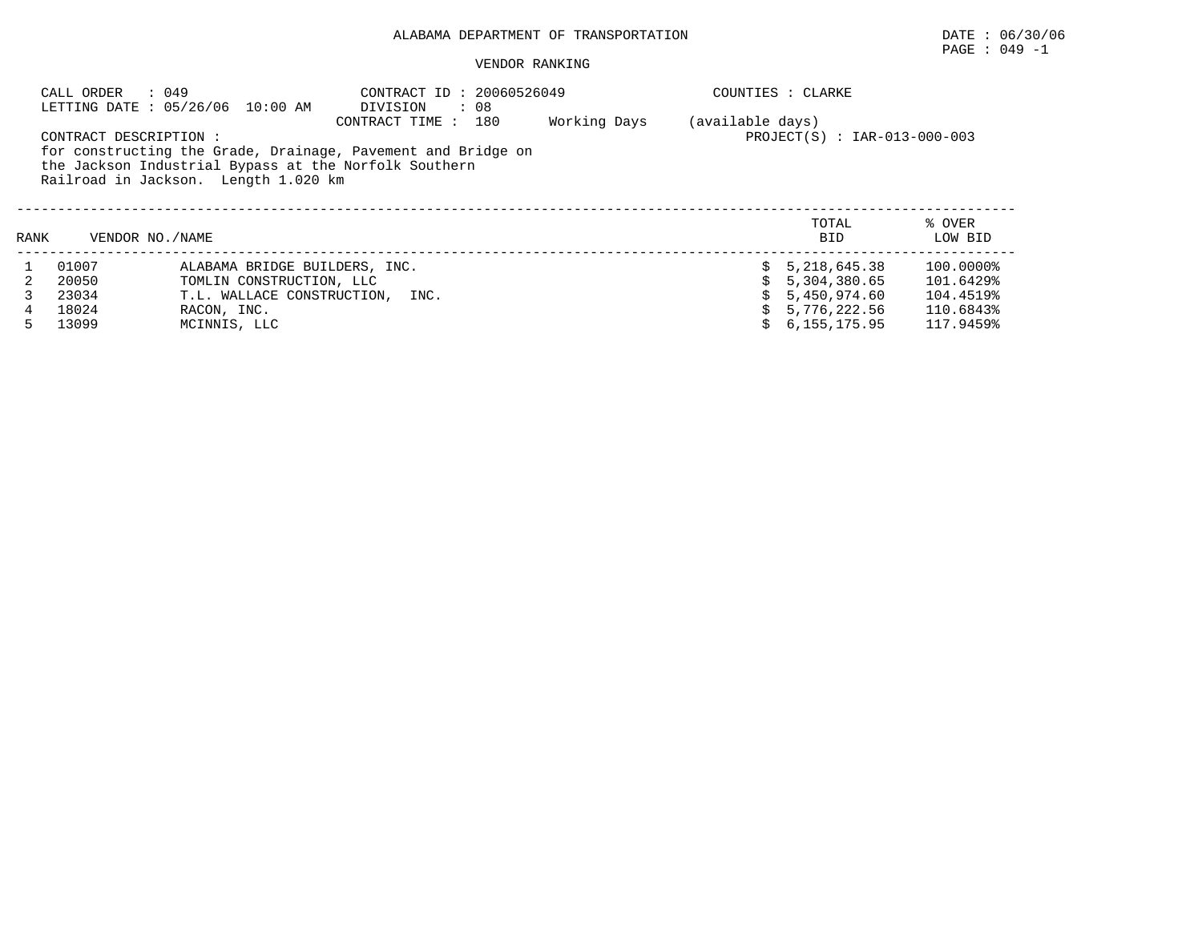ALABAMA DEPARTMENT OF TRANSPORTATION

DATE : 06/30/06

PAGE : 049 -1

VENDOR RANKING

CALL ORDER : 049
LETTING DATE : 05/26/06 10:00 AM

CONTRACT ID : 20060526049
DIVISION : 08
CONTRACT TIME : 180 Working Days (available days)

COUNTIES : CLARKE

PROJECT(S) : IAR-013-000-003

CONTRACT DESCRIPTION :
for constructing the Grade, Drainage, Pavement and Bridge on the Jackson Industrial Bypass at the Norfolk Southern Railroad in Jackson. Length 1.020 km

| RANK | VENDOR NO./NAME | | TOTAL BID | % OVER LOW BID |
|---|---|---|---|---|
| 1 | 01007 | ALABAMA BRIDGE BUILDERS, INC. | $ 5,218,645.38 | 100.0000% |
| 2 | 20050 | TOMLIN CONSTRUCTION, LLC | $ 5,304,380.65 | 101.6429% |
| 3 | 23034 | T.L. WALLACE CONSTRUCTION, INC. | $ 5,450,974.60 | 104.4519% |
| 4 | 18024 | RACON, INC. | $ 5,776,222.56 | 110.6843% |
| 5 | 13099 | MCINNIS, LLC | $ 6,155,175.95 | 117.9459% |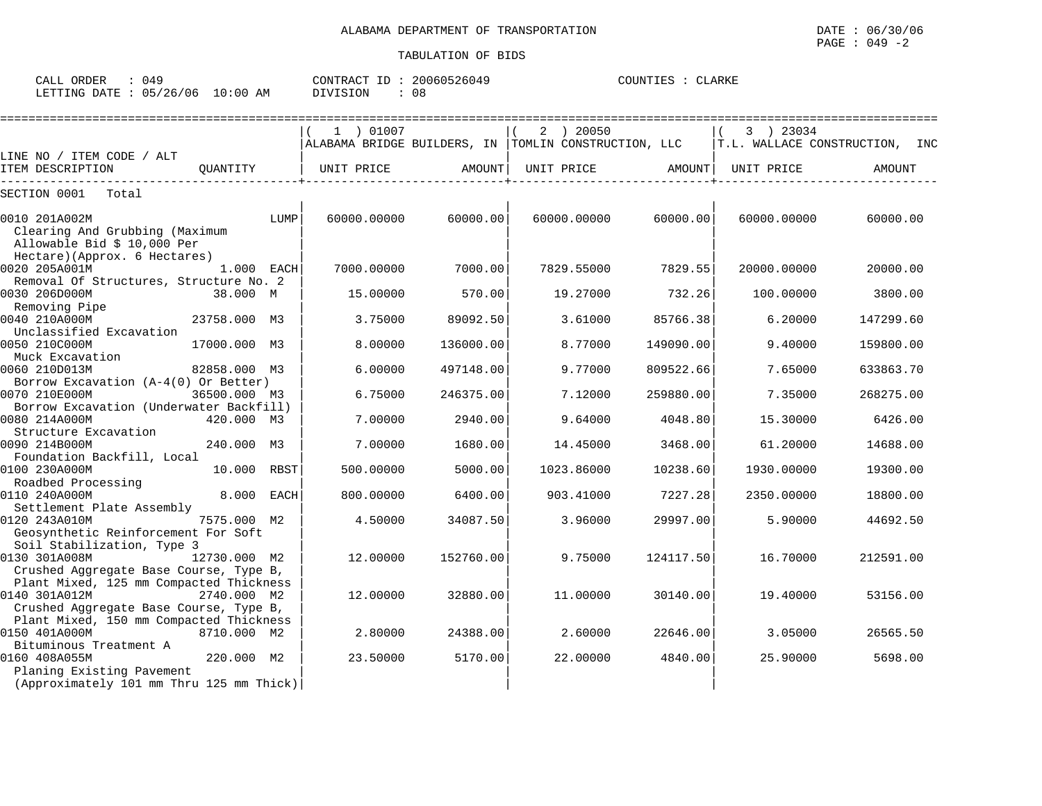ALABAMA DEPARTMENT OF TRANSPORTATION

TABULATION OF BIDS

DATE : 06/30/06
PAGE : 049 -2

CALL ORDER : 049 CONTRACT ID : 20060526049 COUNTIES : CLARKE
LETTING DATE : 05/26/06 10:00 AM DIVISION : 08

| LINE NO / ITEM CODE / ALT ITEM DESCRIPTION | QUANTITY | ( 1 ) 01007 ALABAMA BRIDGE BUILDERS, IN UNIT PRICE | AMOUNT | ( 2 ) 20050 TOMLIN CONSTRUCTION, LLC UNIT PRICE | AMOUNT | ( 3 ) 23034 T.L. WALLACE CONSTRUCTION, INC UNIT PRICE | AMOUNT |
|---|---|---|---|---|---|---|---|
| SECTION 0001 Total | | | | | | | |
| 0010 201A002M Clearing And Grubbing (Maximum Allowable Bid $ 10,000 Per Hectare)(Approx. 6 Hectares) | LUMP | 60000.00000 | 60000.00 | 60000.00000 | 60000.00 | 60000.00000 | 60000.00 |
| 0020 205A001M Removal Of Structures, Structure No. 2 | 1.000 EACH | 7000.00000 | 7000.00 | 7829.55000 | 7829.55 | 20000.00000 | 20000.00 |
| 0030 206D000M Removing Pipe | 38.000 M | 15.00000 | 570.00 | 19.27000 | 732.26 | 100.00000 | 3800.00 |
| 0040 210A000M Unclassified Excavation | 23758.000 M3 | 3.75000 | 89092.50 | 3.61000 | 85766.38 | 6.20000 | 147299.60 |
| 0050 210C000M Muck Excavation | 17000.000 M3 | 8.00000 | 136000.00 | 8.77000 | 149090.00 | 9.40000 | 159800.00 |
| 0060 210D013M Borrow Excavation (A-4(0) Or Better) | 82858.000 M3 | 6.00000 | 497148.00 | 9.77000 | 809522.66 | 7.65000 | 633863.70 |
| 0070 210E000M Borrow Excavation (Underwater Backfill) | 36500.000 M3 | 6.75000 | 246375.00 | 7.12000 | 259880.00 | 7.35000 | 268275.00 |
| 0080 214A000M Structure Excavation | 420.000 M3 | 7.00000 | 2940.00 | 9.64000 | 4048.80 | 15.30000 | 6426.00 |
| 0090 214B000M Foundation Backfill, Local | 240.000 M3 | 7.00000 | 1680.00 | 14.45000 | 3468.00 | 61.20000 | 14688.00 |
| 0100 230A000M Roadbed Processing | 10.000 RBST | 500.00000 | 5000.00 | 1023.86000 | 10238.60 | 1930.00000 | 19300.00 |
| 0110 240A000M Settlement Plate Assembly | 8.000 EACH | 800.00000 | 6400.00 | 903.41000 | 7227.28 | 2350.00000 | 18800.00 |
| 0120 243A010M Geosynthetic Reinforcement For Soft Soil Stabilization, Type 3 | 7575.000 M2 | 4.50000 | 34087.50 | 3.96000 | 29997.00 | 5.90000 | 44692.50 |
| 0130 301A008M Crushed Aggregate Base Course, Type B, Plant Mixed, 125 mm Compacted Thickness | 12730.000 M2 | 12.00000 | 152760.00 | 9.75000 | 124117.50 | 16.70000 | 212591.00 |
| 0140 301A012M Crushed Aggregate Base Course, Type B, Plant Mixed, 150 mm Compacted Thickness | 2740.000 M2 | 12.00000 | 32880.00 | 11.00000 | 30140.00 | 19.40000 | 53156.00 |
| 0150 401A000M Bituminous Treatment A | 8710.000 M2 | 2.80000 | 24388.00 | 2.60000 | 22646.00 | 3.05000 | 26565.50 |
| 0160 408A055M Planing Existing Pavement (Approximately 101 mm Thru 125 mm Thick) | 220.000 M2 | 23.50000 | 5170.00 | 22.00000 | 4840.00 | 25.90000 | 5698.00 |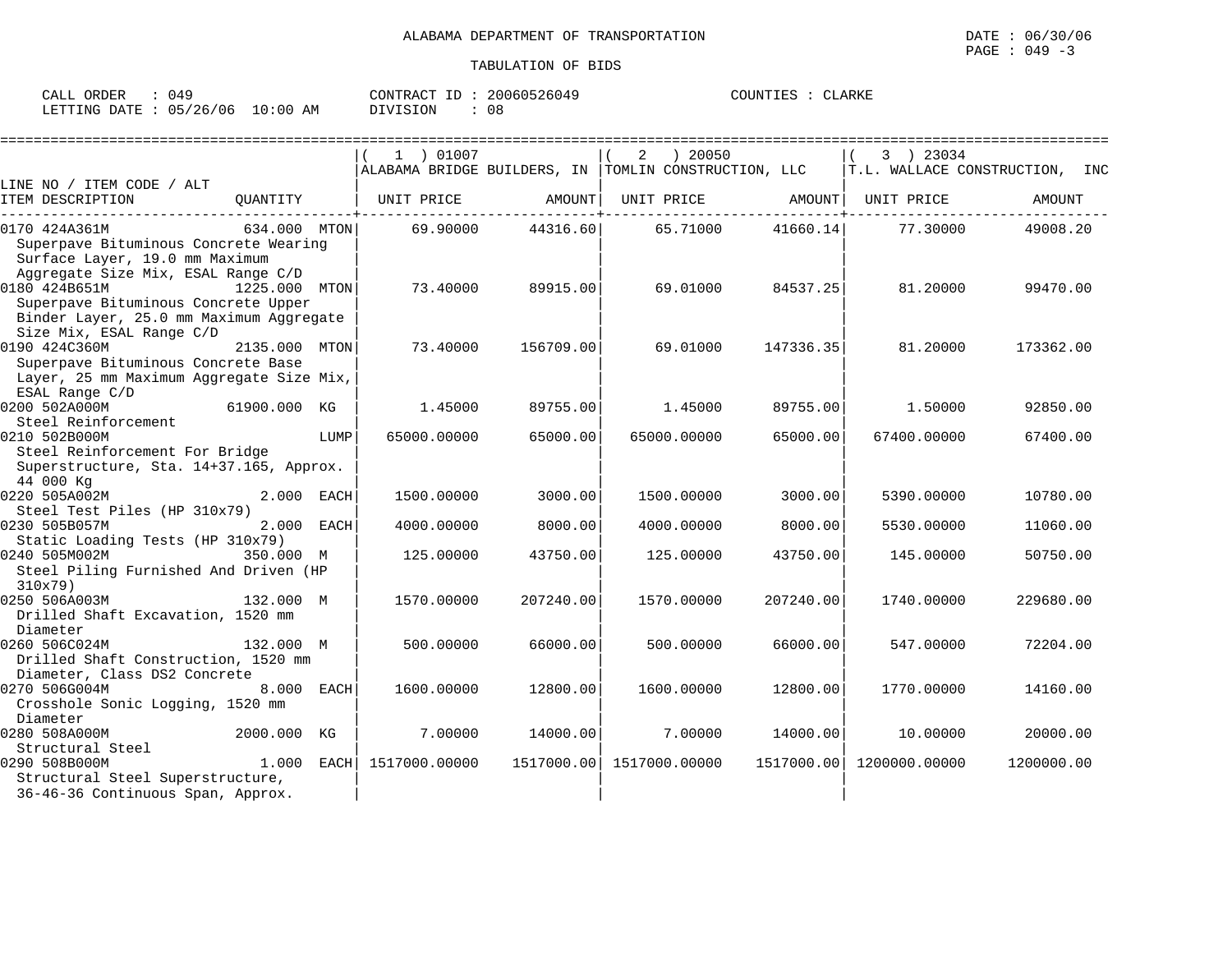ALABAMA DEPARTMENT OF TRANSPORTATION

TABULATION OF BIDS

DATE : 06/30/06
PAGE : 049 -3

CALL ORDER : 049
LETTING DATE : 05/26/06 10:00 AM

CONTRACT ID : 20060526049
DIVISION : 08

COUNTIES : CLARKE

| LINE NO / ITEM CODE / ALT ITEM DESCRIPTION | QUANTITY | ( 1 ) 01007 ALABAMA BRIDGE BUILDERS, IN UNIT PRICE | AMOUNT | ( 2 ) 20050 TOMLIN CONSTRUCTION, LLC UNIT PRICE | AMOUNT | ( 3 ) 23034 T.L. WALLACE CONSTRUCTION, INC UNIT PRICE | AMOUNT |
|---|---|---|---|---|---|---|---|
| 0170 424A361M Superpave Bituminous Concrete Wearing Surface Layer, 19.0 mm Maximum Aggregate Size Mix, ESAL Range C/D | 634.000 MTON | 69.90000 | 44316.60 | 65.71000 | 41660.14 | 77.30000 | 49008.20 |
| 0180 424B651M Superpave Bituminous Concrete Upper Binder Layer, 25.0 mm Maximum Aggregate Size Mix, ESAL Range C/D | 1225.000 MTON | 73.40000 | 89915.00 | 69.01000 | 84537.25 | 81.20000 | 99470.00 |
| 0190 424C360M Superpave Bituminous Concrete Base Layer, 25 mm Maximum Aggregate Size Mix, ESAL Range C/D | 2135.000 MTON | 73.40000 | 156709.00 | 69.01000 | 147336.35 | 81.20000 | 173362.00 |
| 0200 502A000M Steel Reinforcement | 61900.000 KG | 1.45000 | 89755.00 | 1.45000 | 89755.00 | 1.50000 | 92850.00 |
| 0210 502B000M Steel Reinforcement For Bridge Superstructure, Sta. 14+37.165, Approx. 44 000 Kg | LUMP | 65000.00000 | 65000.00 | 65000.00000 | 65000.00 | 67400.00000 | 67400.00 |
| 0220 505A002M Steel Test Piles (HP 310x79) | 2.000 EACH | 1500.00000 | 3000.00 | 1500.00000 | 3000.00 | 5390.00000 | 10780.00 |
| 0230 505B057M Static Loading Tests (HP 310x79) | 2.000 EACH | 4000.00000 | 8000.00 | 4000.00000 | 8000.00 | 5530.00000 | 11060.00 |
| 0240 505M002M Steel Piling Furnished And Driven (HP 310x79) | 350.000 M | 125.00000 | 43750.00 | 125.00000 | 43750.00 | 145.00000 | 50750.00 |
| 0250 506A003M Drilled Shaft Excavation, 1520 mm Diameter | 132.000 M | 1570.00000 | 207240.00 | 1570.00000 | 207240.00 | 1740.00000 | 229680.00 |
| 0260 506C024M Drilled Shaft Construction, 1520 mm Diameter, Class DS2 Concrete | 132.000 M | 500.00000 | 66000.00 | 500.00000 | 66000.00 | 547.00000 | 72204.00 |
| 0270 506G004M Crosshole Sonic Logging, 1520 mm Diameter | 8.000 EACH | 1600.00000 | 12800.00 | 1600.00000 | 12800.00 | 1770.00000 | 14160.00 |
| 0280 508A000M Structural Steel | 2000.000 KG | 7.00000 | 14000.00 | 7.00000 | 14000.00 | 10.00000 | 20000.00 |
| 0290 508B000M Structural Steel Superstructure, 36-46-36 Continuous Span, Approx. | 1.000 EACH | 1517000.00000 | 1517000.00 | 1517000.00000 | 1517000.00 | 1200000.00000 | 1200000.00 |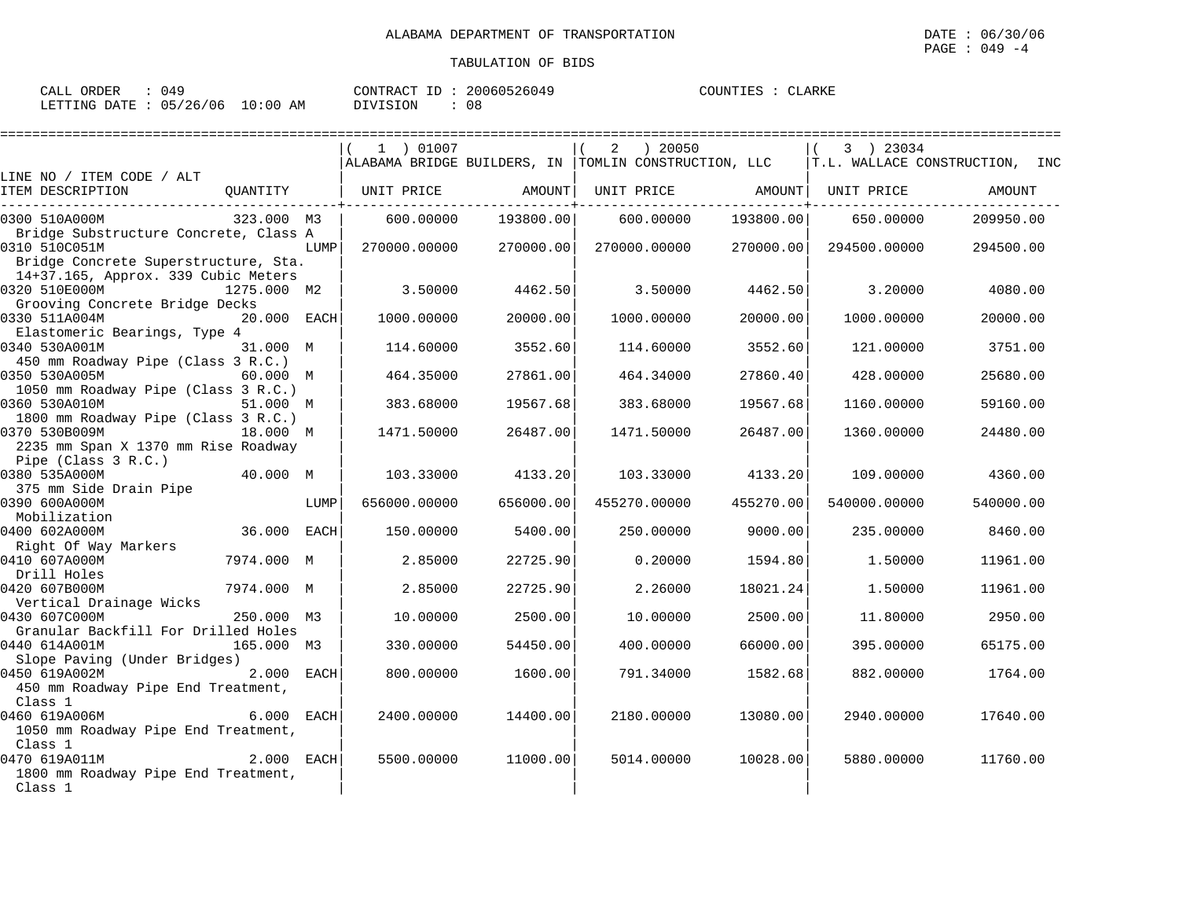ALABAMA DEPARTMENT OF TRANSPORTATION

TABULATION OF BIDS

DATE : 06/30/06
PAGE : 049 -4

CALL ORDER : 049 | CONTRACT ID : 20060526049 | COUNTIES : CLARKE
LETTING DATE : 05/26/06 10:00 AM | DIVISION : 08

| LINE NO / ITEM CODE / ALT | | | ( 1 ) 01007 ALABAMA BRIDGE BUILDERS, IN | | ( 2 ) 20050 TOMLIN CONSTRUCTION, LLC | | ( 3 ) 23034 T.L. WALLACE CONSTRUCTION, INC | |
|---|---|---|---|---|---|---|---|---|
| ITEM DESCRIPTION | QUANTITY | | UNIT PRICE | AMOUNT | UNIT PRICE | AMOUNT | UNIT PRICE | AMOUNT |
| 0300 510A000M Bridge Substructure Concrete, Class A | 323.000 | M3 | 600.00000 | 193800.00 | 600.00000 | 193800.00 | 650.00000 | 209950.00 |
| 0310 510C051M Bridge Concrete Superstructure, Sta. 14+37.165, Approx. 339 Cubic Meters | | LUMP | 270000.00000 | 270000.00 | 270000.00000 | 270000.00 | 294500.00000 | 294500.00 |
| 0320 510E000M Grooving Concrete Bridge Decks | 1275.000 | M2 | 3.50000 | 4462.50 | 3.50000 | 4462.50 | 3.20000 | 4080.00 |
| 0330 511A004M Elastomeric Bearings, Type 4 | 20.000 | EACH | 1000.00000 | 20000.00 | 1000.00000 | 20000.00 | 1000.00000 | 20000.00 |
| 0340 530A001M 450 mm Roadway Pipe (Class 3 R.C.) | 31.000 | M | 114.60000 | 3552.60 | 114.60000 | 3552.60 | 121.00000 | 3751.00 |
| 0350 530A005M 1050 mm Roadway Pipe (Class 3 R.C.) | 60.000 | M | 464.35000 | 27861.00 | 464.34000 | 27860.40 | 428.00000 | 25680.00 |
| 0360 530A010M 1800 mm Roadway Pipe (Class 3 R.C.) | 51.000 | M | 383.68000 | 19567.68 | 383.68000 | 19567.68 | 1160.00000 | 59160.00 |
| 0370 530B009M 2235 mm Span X 1370 mm Rise Roadway Pipe (Class 3 R.C.) | 18.000 | M | 1471.50000 | 26487.00 | 1471.50000 | 26487.00 | 1360.00000 | 24480.00 |
| 0380 535A000M 375 mm Side Drain Pipe | 40.000 | M | 103.33000 | 4133.20 | 103.33000 | 4133.20 | 109.00000 | 4360.00 |
| 0390 600A000M Mobilization | | LUMP | 656000.00000 | 656000.00 | 455270.00000 | 455270.00 | 540000.00000 | 540000.00 |
| 0400 602A000M Right Of Way Markers | 36.000 | EACH | 150.00000 | 5400.00 | 250.00000 | 9000.00 | 235.00000 | 8460.00 |
| 0410 607A000M Drill Holes | 7974.000 | M | 2.85000 | 22725.90 | 0.20000 | 1594.80 | 1.50000 | 11961.00 |
| 0420 607B000M Vertical Drainage Wicks | 7974.000 | M | 2.85000 | 22725.90 | 2.26000 | 18021.24 | 1.50000 | 11961.00 |
| 0430 607C000M Granular Backfill For Drilled Holes | 250.000 | M3 | 10.00000 | 2500.00 | 10.00000 | 2500.00 | 11.80000 | 2950.00 |
| 0440 614A001M Slope Paving (Under Bridges) | 165.000 | M3 | 330.00000 | 54450.00 | 400.00000 | 66000.00 | 395.00000 | 65175.00 |
| 0450 619A002M 450 mm Roadway Pipe End Treatment, Class 1 | 2.000 | EACH | 800.00000 | 1600.00 | 791.34000 | 1582.68 | 882.00000 | 1764.00 |
| 0460 619A006M 1050 mm Roadway Pipe End Treatment, Class 1 | 6.000 | EACH | 2400.00000 | 14400.00 | 2180.00000 | 13080.00 | 2940.00000 | 17640.00 |
| 0470 619A011M 1800 mm Roadway Pipe End Treatment, Class 1 | 2.000 | EACH | 5500.00000 | 11000.00 | 5014.00000 | 10028.00 | 5880.00000 | 11760.00 |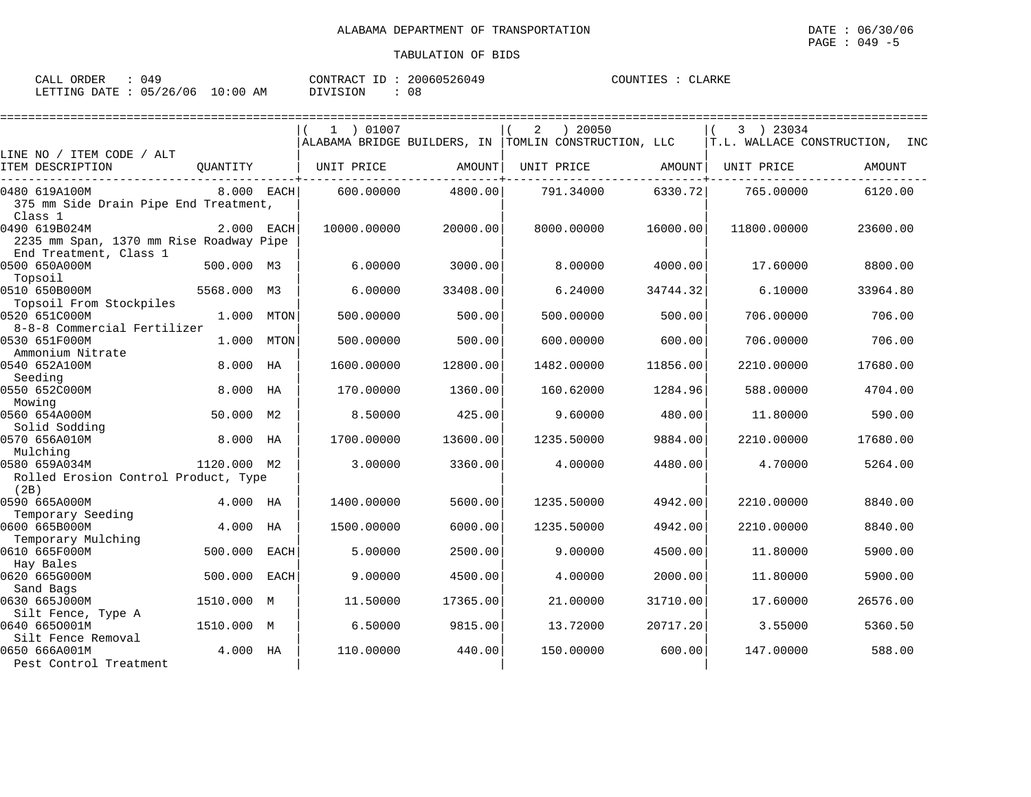ALABAMA DEPARTMENT OF TRANSPORTATION

TABULATION OF BIDS

DATE : 06/30/06
PAGE : 049 -5

CALL ORDER : 049
LETTING DATE : 05/26/06 10:00 AM

CONTRACT ID : 20060526049
DIVISION : 08

COUNTIES : CLARKE

| LINE NO / ITEM CODE / ALT ITEM DESCRIPTION | QUANTITY | (1) 01007 ALABAMA BRIDGE BUILDERS, IN UNIT PRICE | AMOUNT | (2) 20050 TOMLIN CONSTRUCTION, LLC UNIT PRICE | AMOUNT | (3) 23034 T.L. WALLACE CONSTRUCTION, INC UNIT PRICE | AMOUNT |
|---|---|---|---|---|---|---|---|
| 0480 619A100M 375 mm Side Drain Pipe End Treatment, Class 1 | 8.000 EACH | 600.00000 | 4800.00 | 791.34000 | 6330.72 | 765.00000 | 6120.00 |
| 0490 619B024M 2235 mm Span, 1370 mm Rise Roadway Pipe End Treatment, Class 1 | 2.000 EACH | 10000.00000 | 20000.00 | 8000.00000 | 16000.00 | 11800.00000 | 23600.00 |
| 0500 650A000M Topsoil | 500.000 M3 | 6.00000 | 3000.00 | 8.00000 | 4000.00 | 17.60000 | 8800.00 |
| 0510 650B000M Topsoil From Stockpiles | 5568.000 M3 | 6.00000 | 33408.00 | 6.24000 | 34744.32 | 6.10000 | 33964.80 |
| 0520 651C000M 8-8-8 Commercial Fertilizer | 1.000 MTON | 500.00000 | 500.00 | 500.00000 | 500.00 | 706.00000 | 706.00 |
| 0530 651F000M Ammonium Nitrate | 1.000 MTON | 500.00000 | 500.00 | 600.00000 | 600.00 | 706.00000 | 706.00 |
| 0540 652A100M Seeding | 8.000 HA | 1600.00000 | 12800.00 | 1482.00000 | 11856.00 | 2210.00000 | 17680.00 |
| 0550 652C000M Mowing | 8.000 HA | 170.00000 | 1360.00 | 160.62000 | 1284.96 | 588.00000 | 4704.00 |
| 0560 654A000M Solid Sodding | 50.000 M2 | 8.50000 | 425.00 | 9.60000 | 480.00 | 11.80000 | 590.00 |
| 0570 656A010M Mulching | 8.000 HA | 1700.00000 | 13600.00 | 1235.50000 | 9884.00 | 2210.00000 | 17680.00 |
| 0580 659A034M Rolled Erosion Control Product, Type (2B) | 1120.000 M2 | 3.00000 | 3360.00 | 4.00000 | 4480.00 | 4.70000 | 5264.00 |
| 0590 665A000M Temporary Seeding | 4.000 HA | 1400.00000 | 5600.00 | 1235.50000 | 4942.00 | 2210.00000 | 8840.00 |
| 0600 665B000M Temporary Mulching | 4.000 HA | 1500.00000 | 6000.00 | 1235.50000 | 4942.00 | 2210.00000 | 8840.00 |
| 0610 665F000M Hay Bales | 500.000 EACH | 5.00000 | 2500.00 | 9.00000 | 4500.00 | 11.80000 | 5900.00 |
| 0620 665G000M Sand Bags | 500.000 EACH | 9.00000 | 4500.00 | 4.00000 | 2000.00 | 11.80000 | 5900.00 |
| 0630 665J000M Silt Fence, Type A | 1510.000 M | 11.50000 | 17365.00 | 21.00000 | 31710.00 | 17.60000 | 26576.00 |
| 0640 665O001M Silt Fence Removal | 1510.000 M | 6.50000 | 9815.00 | 13.72000 | 20717.20 | 3.55000 | 5360.50 |
| 0650 666A001M Pest Control Treatment | 4.000 HA | 110.00000 | 440.00 | 150.00000 | 600.00 | 147.00000 | 588.00 |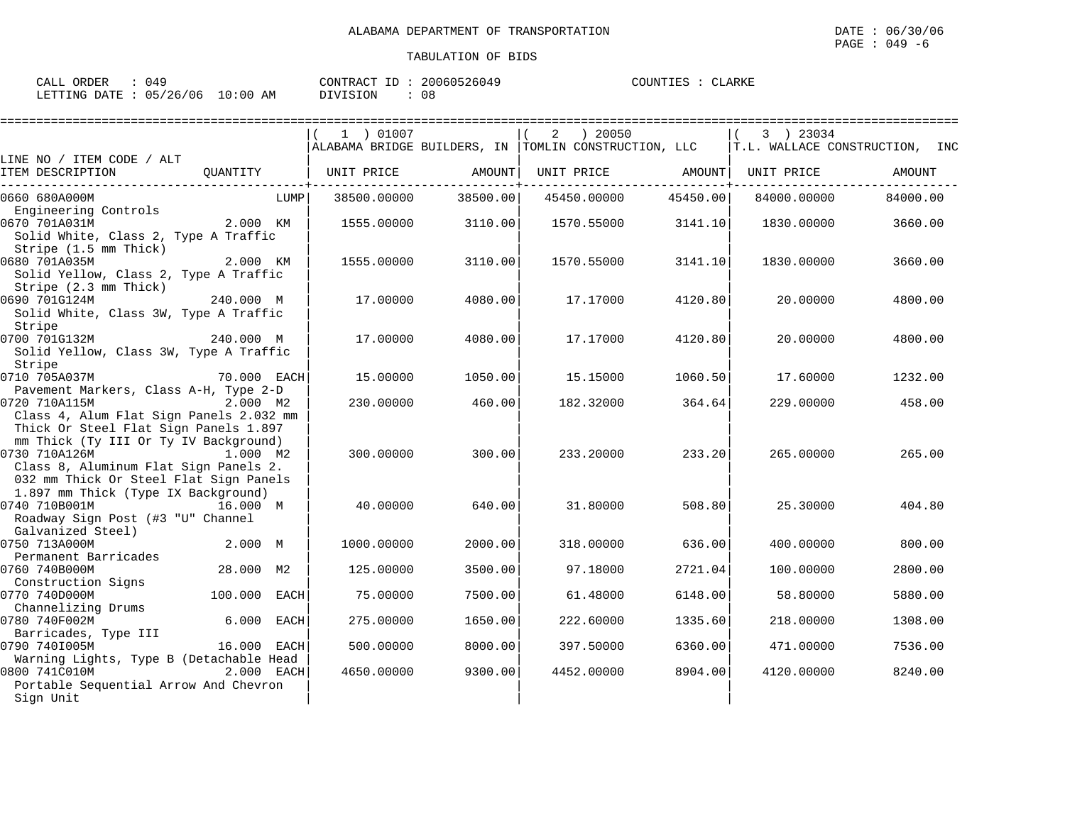ALABAMA DEPARTMENT OF TRANSPORTATION

TABULATION OF BIDS

DATE : 06/30/06
PAGE : 049 -6

CALL ORDER : 049 &nbsp;&nbsp;&nbsp; CONTRACT ID : 20060526049 &nbsp;&nbsp;&nbsp; COUNTIES : CLARKE
LETTING DATE : 05/26/06 10:00 AM &nbsp;&nbsp;&nbsp; DIVISION : 08

| LINE NO / ITEM CODE / ALT ITEM DESCRIPTION | QUANTITY | ( 1 ) 01007 ALABAMA BRIDGE BUILDERS, IN UNIT PRICE | AMOUNT | ( 2 ) 20050 TOMLIN CONSTRUCTION, LLC UNIT PRICE | AMOUNT | ( 3 ) 23034 T.L. WALLACE CONSTRUCTION, INC UNIT PRICE | AMOUNT |
|---|---|---|---|---|---|---|---|
| 0660 680A000M Engineering Controls | LUMP | 38500.00000 | 38500.00 | 45450.00000 | 45450.00 | 84000.00000 | 84000.00 |
| 0670 701A031M Solid White, Class 2, Type A Traffic Stripe (1.5 mm Thick) | 2.000 KM | 1555.00000 | 3110.00 | 1570.55000 | 3141.10 | 1830.00000 | 3660.00 |
| 0680 701A035M Solid Yellow, Class 2, Type A Traffic Stripe (2.3 mm Thick) | 2.000 KM | 1555.00000 | 3110.00 | 1570.55000 | 3141.10 | 1830.00000 | 3660.00 |
| 0690 701G124M Solid White, Class 3W, Type A Traffic Stripe | 240.000 M | 17.00000 | 4080.00 | 17.17000 | 4120.80 | 20.00000 | 4800.00 |
| 0700 701G132M Solid Yellow, Class 3W, Type A Traffic Stripe | 240.000 M | 17.00000 | 4080.00 | 17.17000 | 4120.80 | 20.00000 | 4800.00 |
| 0710 705A037M Pavement Markers, Class A-H, Type 2-D | 70.000 EACH | 15.00000 | 1050.00 | 15.15000 | 1060.50 | 17.60000 | 1232.00 |
| 0720 710A115M Class 4, Alum Flat Sign Panels 2.032 mm Thick Or Steel Flat Sign Panels 1.897 mm Thick (Ty III Or Ty IV Background) | 2.000 M2 | 230.00000 | 460.00 | 182.32000 | 364.64 | 229.00000 | 458.00 |
| 0730 710A126M Class 8, Aluminum Flat Sign Panels 2. 032 mm Thick Or Steel Flat Sign Panels 1.897 mm Thick (Type IX Background) | 1.000 M2 | 300.00000 | 300.00 | 233.20000 | 233.20 | 265.00000 | 265.00 |
| 0740 710B001M Roadway Sign Post (#3 "U" Channel Galvanized Steel) | 16.000 M | 40.00000 | 640.00 | 31.80000 | 508.80 | 25.30000 | 404.80 |
| 0750 713A000M Permanent Barricades | 2.000 M | 1000.00000 | 2000.00 | 318.00000 | 636.00 | 400.00000 | 800.00 |
| 0760 740B000M Construction Signs | 28.000 M2 | 125.00000 | 3500.00 | 97.18000 | 2721.04 | 100.00000 | 2800.00 |
| 0770 740D000M Channelizing Drums | 100.000 EACH | 75.00000 | 7500.00 | 61.48000 | 6148.00 | 58.80000 | 5880.00 |
| 0780 740F002M Barricades, Type III | 6.000 EACH | 275.00000 | 1650.00 | 222.60000 | 1335.60 | 218.00000 | 1308.00 |
| 0790 740I005M Warning Lights, Type B (Detachable Head | 16.000 EACH | 500.00000 | 8000.00 | 397.50000 | 6360.00 | 471.00000 | 7536.00 |
| 0800 741C010M Portable Sequential Arrow And Chevron Sign Unit | 2.000 EACH | 4650.00000 | 9300.00 | 4452.00000 | 8904.00 | 4120.00000 | 8240.00 |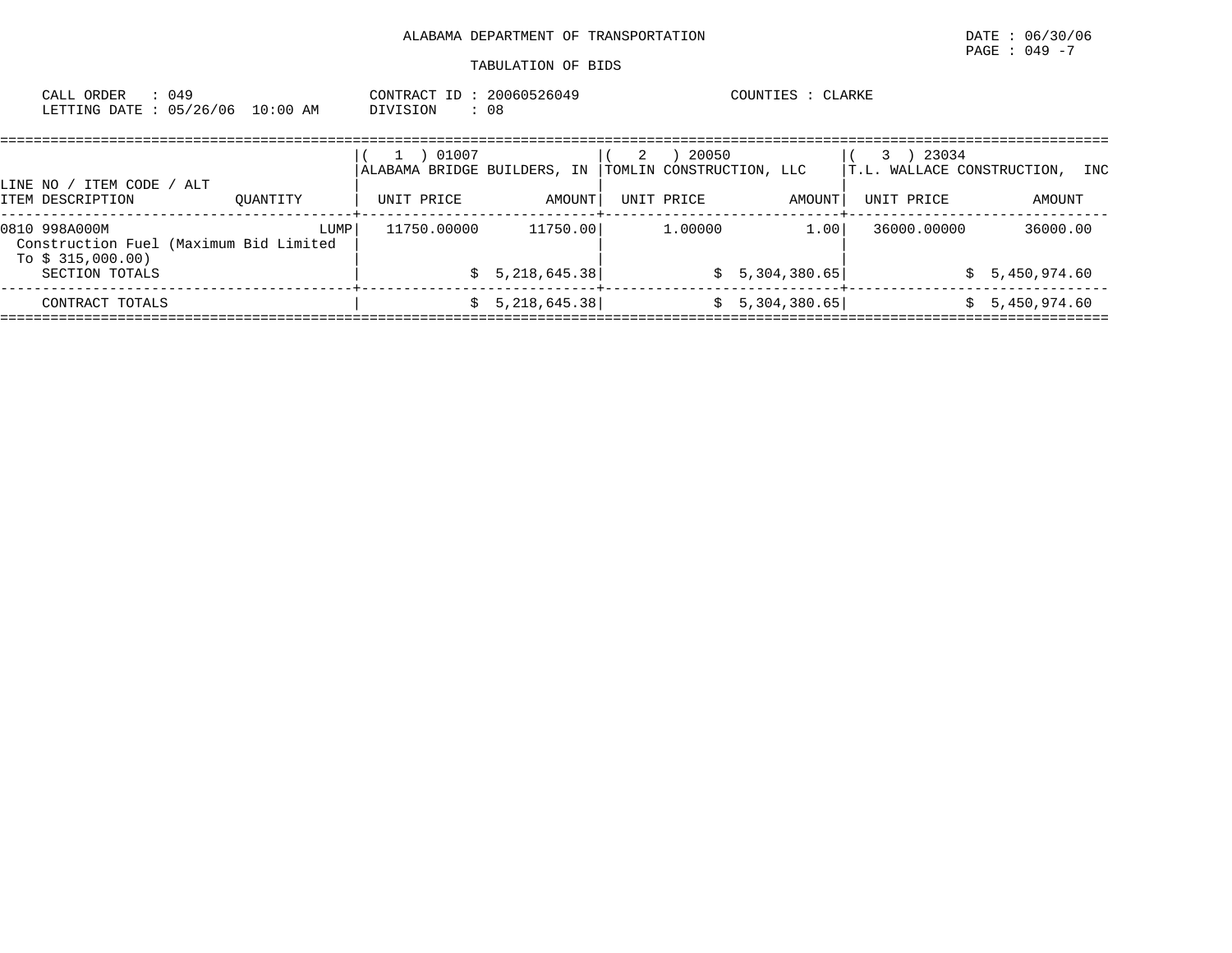ALABAMA DEPARTMENT OF TRANSPORTATION

TABULATION OF BIDS

CALL ORDER : 049 
LETTING DATE : 05/26/06 10:00 AM

CONTRACT ID : 20060526049 
DIVISION : 08

COUNTIES : CLARKE

| LINE NO / ITEM CODE / ALT ITEM DESCRIPTION | QUANTITY | ( 1 ) 01007 ALABAMA BRIDGE BUILDERS, IN UNIT PRICE | AMOUNT | ( 2 ) 20050 TOMLIN CONSTRUCTION, LLC UNIT PRICE | AMOUNT | ( 3 ) 23034 T.L. WALLACE CONSTRUCTION, INC UNIT PRICE | AMOUNT |
|---|---|---|---|---|---|---|---|
| 0810 998A000M Construction Fuel (Maximum Bid Limited To $ 315,000.00) | LUMP | 11750.00000 | 11750.00 | 1.00000 | 1.00 | 36000.00000 | 36000.00 |
| SECTION TOTALS | | | $ 5,218,645.38 | | $ 5,304,380.65 | | $ 5,450,974.60 |
| CONTRACT TOTALS | | | $ 5,218,645.38 | | $ 5,304,380.65 | | $ 5,450,974.60 |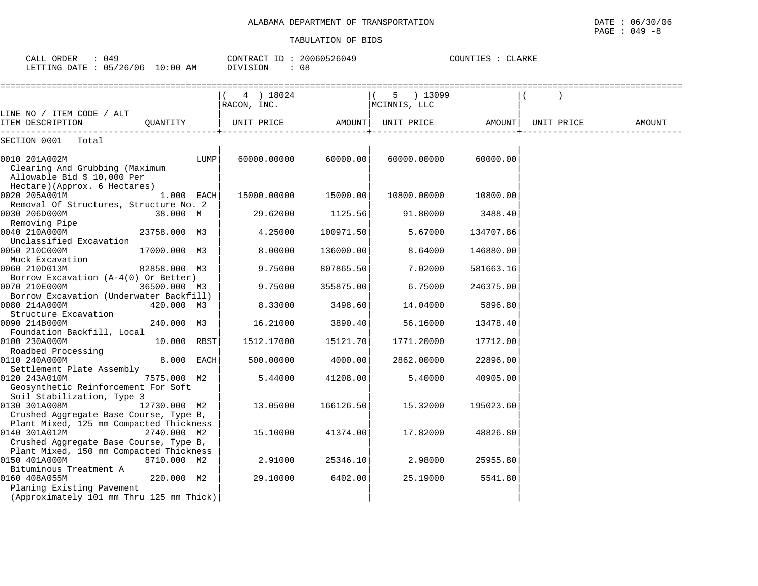ALABAMA DEPARTMENT OF TRANSPORTATION

TABULATION OF BIDS

CALL ORDER : 049 CONTRACT ID : 20060526049 COUNTIES : CLARKE
LETTING DATE : 05/26/06 10:00 AM DIVISION : 08

DATE : 06/30/06

| LINE NO / ITEM CODE / ALT ITEM DESCRIPTION | QUANTITY | ( 4 ) 18024 RACON, INC. UNIT PRICE | AMOUNT | ( 5 ) 13099 MCINNIS, LLC UNIT PRICE | AMOUNT | ( ) UNIT PRICE | AMOUNT |
|---|---|---|---|---|---|---|---|
| SECTION 0001 Total | | | | | | | |
| 0010 201A002M Clearing And Grubbing (Maximum Allowable Bid $ 10,000 Per Hectare)(Approx. 6 Hectares) | LUMP | 60000.00000 | 60000.00 | 60000.00000 | 60000.00 | | |
| 0020 205A001M Removal Of Structures, Structure No. 2 | 1.000 EACH | 15000.00000 | 15000.00 | 10800.00000 | 10800.00 | | |
| 0030 206D000M Removing Pipe | 38.000 M | 29.62000 | 1125.56 | 91.80000 | 3488.40 | | |
| 0040 210A000M Unclassified Excavation | 23758.000 M3 | 4.25000 | 100971.50 | 5.67000 | 134707.86 | | |
| 0050 210C000M Muck Excavation | 17000.000 M3 | 8.00000 | 136000.00 | 8.64000 | 146880.00 | | |
| 0060 210D013M Borrow Excavation (A-4(0) Or Better) | 82858.000 M3 | 9.75000 | 807865.50 | 7.02000 | 581663.16 | | |
| 0070 210E000M Borrow Excavation (Underwater Backfill) | 36500.000 M3 | 9.75000 | 355875.00 | 6.75000 | 246375.00 | | |
| 0080 214A000M Structure Excavation | 420.000 M3 | 8.33000 | 3498.60 | 14.04000 | 5896.80 | | |
| 0090 214B000M Foundation Backfill, Local | 240.000 M3 | 16.21000 | 3890.40 | 56.16000 | 13478.40 | | |
| 0100 230A000M Roadbed Processing | 10.000 RBST | 1512.17000 | 15121.70 | 1771.20000 | 17712.00 | | |
| 0110 240A000M Settlement Plate Assembly | 8.000 EACH | 500.00000 | 4000.00 | 2862.00000 | 22896.00 | | |
| 0120 243A010M Geosynthetic Reinforcement For Soft Soil Stabilization, Type 3 | 7575.000 M2 | 5.44000 | 41208.00 | 5.40000 | 40905.00 | | |
| 0130 301A008M Crushed Aggregate Base Course, Type B, Plant Mixed, 125 mm Compacted Thickness | 12730.000 M2 | 13.05000 | 166126.50 | 15.32000 | 195023.60 | | |
| 0140 301A012M Crushed Aggregate Base Course, Type B, Plant Mixed, 150 mm Compacted Thickness | 2740.000 M2 | 15.10000 | 41374.00 | 17.82000 | 48826.80 | | |
| 0150 401A000M Bituminous Treatment A | 8710.000 M2 | 2.91000 | 25346.10 | 2.98000 | 25955.80 | | |
| 0160 408A055M Planing Existing Pavement (Approximately 101 mm Thru 125 mm Thick) | 220.000 M2 | 29.10000 | 6402.00 | 25.19000 | 5541.80 | | |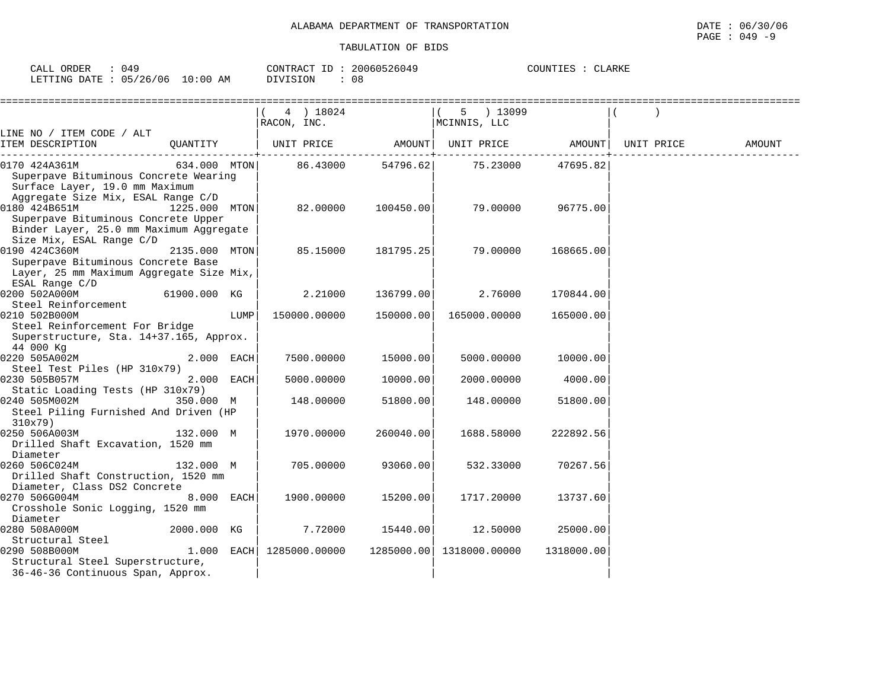ALABAMA DEPARTMENT OF TRANSPORTATION

TABULATION OF BIDS

DATE : 06/30/06
PAGE : 049 -9

CALL ORDER : 049
LETTING DATE : 05/26/06 10:00 AM

CONTRACT ID : 20060526049
DIVISION : 08

COUNTIES : CLARKE

| LINE NO / ITEM CODE / ALT ITEM DESCRIPTION | QUANTITY | ( 4 ) 18024 RACON, INC. UNIT PRICE | AMOUNT | ( 5 ) 13099 MCINNIS, LLC UNIT PRICE | AMOUNT | ( ) UNIT PRICE | AMOUNT |
|---|---|---|---|---|---|---|---|
| 0170 424A361M Superpave Bituminous Concrete Wearing Surface Layer, 19.0 mm Maximum Aggregate Size Mix, ESAL Range C/D | 634.000 MTON | 86.43000 | 54796.62 | 75.23000 | 47695.82 | | |
| 0180 424B651M Superpave Bituminous Concrete Upper Binder Layer, 25.0 mm Maximum Aggregate Size Mix, ESAL Range C/D | 1225.000 MTON | 82.00000 | 100450.00 | 79.00000 | 96775.00 | | |
| 0190 424C360M Superpave Bituminous Concrete Base Layer, 25 mm Maximum Aggregate Size Mix, ESAL Range C/D | 2135.000 MTON | 85.15000 | 181795.25 | 79.00000 | 168665.00 | | |
| 0200 502A000M Steel Reinforcement | 61900.000 KG | 2.21000 | 136799.00 | 2.76000 | 170844.00 | | |
| 0210 502B000M Steel Reinforcement For Bridge Superstructure, Sta. 14+37.165, Approx. 44 000 Kg | LUMP | 150000.00000 | 150000.00 | 165000.00000 | 165000.00 | | |
| 0220 505A002M Steel Test Piles (HP 310x79) | 2.000 EACH | 7500.00000 | 15000.00 | 5000.00000 | 10000.00 | | |
| 0230 505B057M Static Loading Tests (HP 310x79) | 2.000 EACH | 5000.00000 | 10000.00 | 2000.00000 | 4000.00 | | |
| 0240 505M002M Steel Piling Furnished And Driven (HP 310x79) | 350.000 M | 148.00000 | 51800.00 | 148.00000 | 51800.00 | | |
| 0250 506A003M Drilled Shaft Excavation, 1520 mm Diameter | 132.000 M | 1970.00000 | 260040.00 | 1688.58000 | 222892.56 | | |
| 0260 506C024M Drilled Shaft Construction, 1520 mm Diameter, Class DS2 Concrete | 132.000 M | 705.00000 | 93060.00 | 532.33000 | 70267.56 | | |
| 0270 506G004M Crosshole Sonic Logging, 1520 mm Diameter | 8.000 EACH | 1900.00000 | 15200.00 | 1717.20000 | 13737.60 | | |
| 0280 508A000M Structural Steel | 2000.000 KG | 7.72000 | 15440.00 | 12.50000 | 25000.00 | | |
| 0290 508B000M Structural Steel Superstructure, 36-46-36 Continuous Span, Approx. | 1.000 EACH | 1285000.00000 | 1285000.00 | 1318000.00000 | 1318000.00 | | |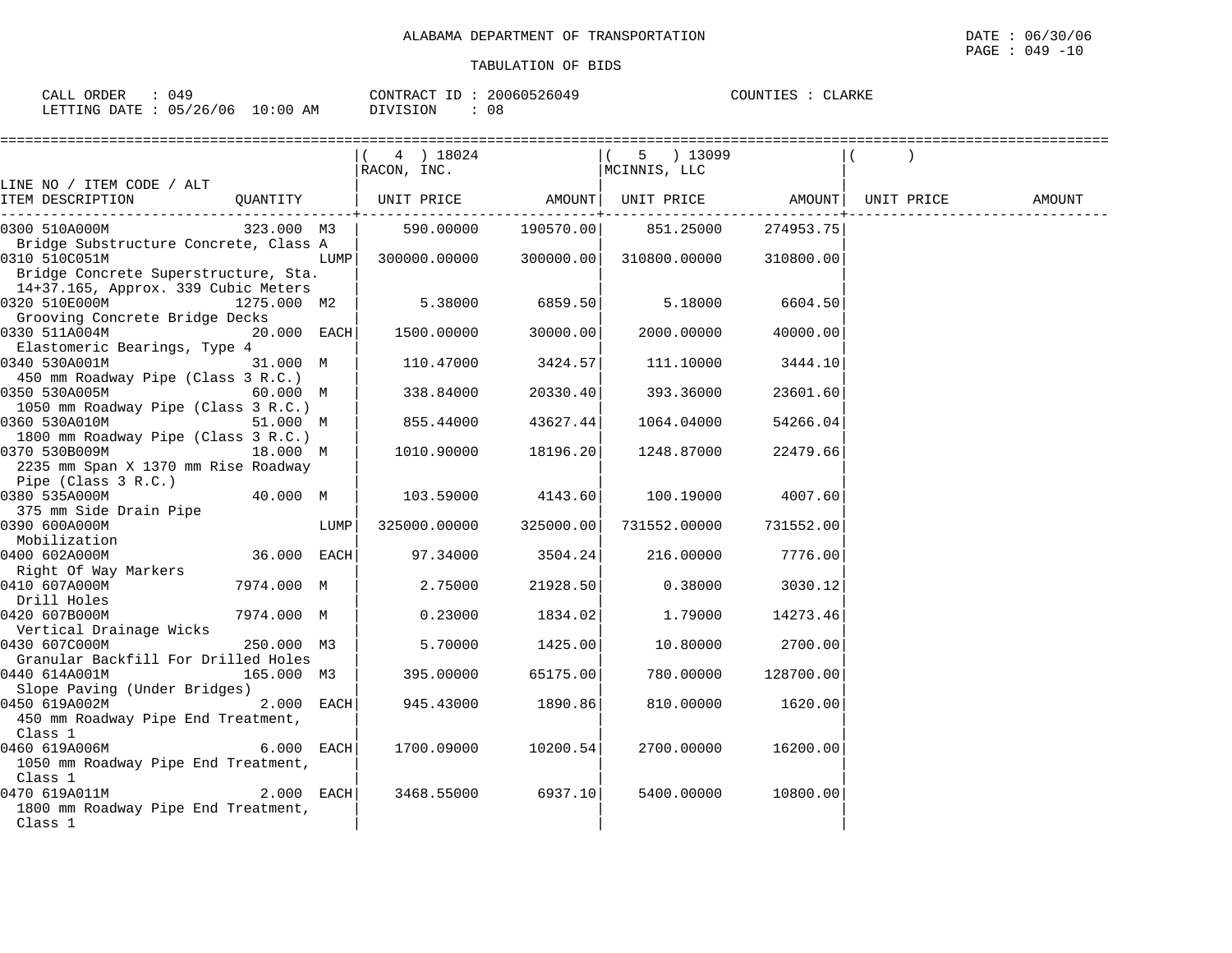ALABAMA DEPARTMENT OF TRANSPORTATION

TABULATION OF BIDS

DATE : 06/30/06
PAGE : 049 -10

CALL ORDER : 049 CONTRACT ID : 20060526049 COUNTIES : CLARKE
LETTING DATE : 05/26/06 10:00 AM DIVISION : 08

| LINE NO / ITEM CODE / ALT ITEM DESCRIPTION | QUANTITY | ( 4 ) 18024 RACON, INC. UNIT PRICE | AMOUNT | ( 5 ) 13099 MCINNIS, LLC UNIT PRICE | AMOUNT | ( ) UNIT PRICE | AMOUNT |
|---|---|---|---|---|---|---|---|
| 0300 510A000M Bridge Substructure Concrete, Class A | 323.000 M3 | 590.00000 | 190570.00 | 851.25000 | 274953.75 | | |
| 0310 510C051M Bridge Concrete Superstructure, Sta. 14+37.165, Approx. 339 Cubic Meters | LUMP | 300000.00000 | 300000.00 | 310800.00000 | 310800.00 | | |
| 0320 510E000M Grooving Concrete Bridge Decks | 1275.000 M2 | 5.38000 | 6859.50 | 5.18000 | 6604.50 | | |
| 0330 511A004M Elastomeric Bearings, Type 4 | 20.000 EACH | 1500.00000 | 30000.00 | 2000.00000 | 40000.00 | | |
| 0340 530A001M 450 mm Roadway Pipe (Class 3 R.C.) | 31.000 M | 110.47000 | 3424.57 | 111.10000 | 3444.10 | | |
| 0350 530A005M 1050 mm Roadway Pipe (Class 3 R.C.) | 60.000 M | 338.84000 | 20330.40 | 393.36000 | 23601.60 | | |
| 0360 530A010M 1800 mm Roadway Pipe (Class 3 R.C.) | 51.000 M | 855.44000 | 43627.44 | 1064.04000 | 54266.04 | | |
| 0370 530B009M 2235 mm Span X 1370 mm Rise Roadway Pipe (Class 3 R.C.) | 18.000 M | 1010.90000 | 18196.20 | 1248.87000 | 22479.66 | | |
| 0380 535A000M 375 mm Side Drain Pipe | 40.000 M | 103.59000 | 4143.60 | 100.19000 | 4007.60 | | |
| 0390 600A000M Mobilization | LUMP | 325000.00000 | 325000.00 | 731552.00000 | 731552.00 | | |
| 0400 602A000M Right Of Way Markers | 36.000 EACH | 97.34000 | 3504.24 | 216.00000 | 7776.00 | | |
| 0410 607A000M Drill Holes | 7974.000 M | 2.75000 | 21928.50 | 0.38000 | 3030.12 | | |
| 0420 607B000M Vertical Drainage Wicks | 7974.000 M | 0.23000 | 1834.02 | 1.79000 | 14273.46 | | |
| 0430 607C000M Granular Backfill For Drilled Holes | 250.000 M3 | 5.70000 | 1425.00 | 10.80000 | 2700.00 | | |
| 0440 614A001M Slope Paving (Under Bridges) | 165.000 M3 | 395.00000 | 65175.00 | 780.00000 | 128700.00 | | |
| 0450 619A002M 450 mm Roadway Pipe End Treatment, Class 1 | 2.000 EACH | 945.43000 | 1890.86 | 810.00000 | 1620.00 | | |
| 0460 619A006M 1050 mm Roadway Pipe End Treatment, Class 1 | 6.000 EACH | 1700.09000 | 10200.54 | 2700.00000 | 16200.00 | | |
| 0470 619A011M 1800 mm Roadway Pipe End Treatment, Class 1 | 2.000 EACH | 3468.55000 | 6937.10 | 5400.00000 | 10800.00 | | |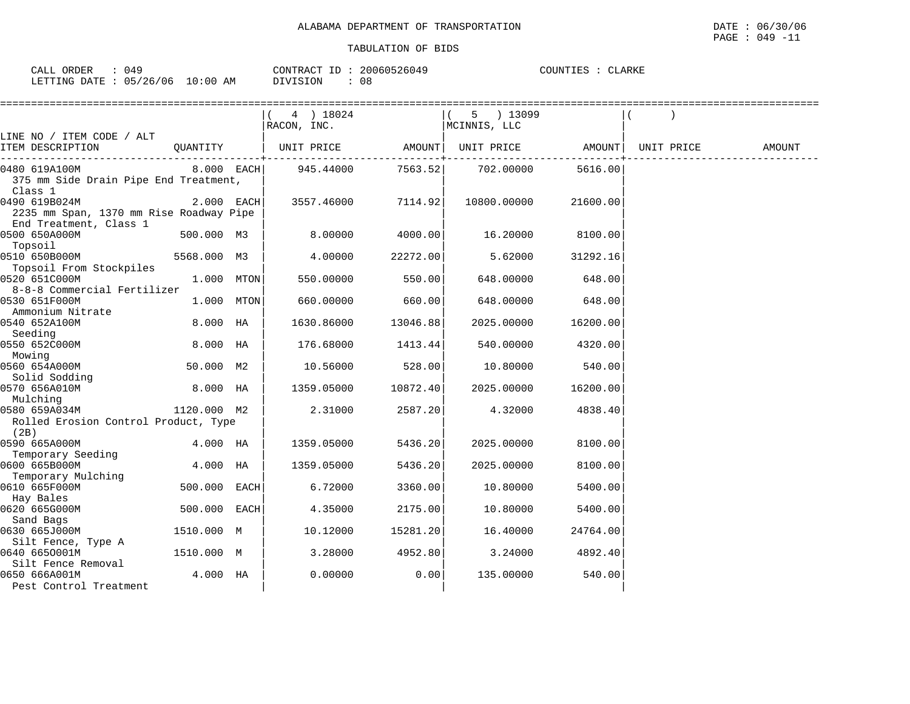ALABAMA DEPARTMENT OF TRANSPORTATION

TABULATION OF BIDS

DATE : 06/30/06
PAGE : 049 -11

CALL ORDER : 049 CONTRACT ID : 20060526049 COUNTIES : CLARKE
LETTING DATE : 05/26/06 10:00 AM DIVISION : 08

| LINE NO / ITEM CODE / ALT ITEM DESCRIPTION | QUANTITY | ( 4 ) 18024 RACON, INC. UNIT PRICE | AMOUNT | ( 5 ) 13099 MCINNIS, LLC UNIT PRICE | AMOUNT | ( ) UNIT PRICE | AMOUNT |
|---|---|---|---|---|---|---|---|
| 0480 619A100M 375 mm Side Drain Pipe End Treatment, Class 1 | 8.000 EACH | 945.44000 | 7563.52 | 702.00000 | 5616.00 | | |
| 0490 619B024M 2235 mm Span, 1370 mm Rise Roadway Pipe End Treatment, Class 1 | 2.000 EACH | 3557.46000 | 7114.92 | 10800.00000 | 21600.00 | | |
| 0500 650A000M Topsoil | 500.000 M3 | 8.00000 | 4000.00 | 16.20000 | 8100.00 | | |
| 0510 650B000M Topsoil From Stockpiles | 5568.000 M3 | 4.00000 | 22272.00 | 5.62000 | 31292.16 | | |
| 0520 651C000M 8-8-8 Commercial Fertilizer | 1.000 MTON | 550.00000 | 550.00 | 648.00000 | 648.00 | | |
| 0530 651F000M Ammonium Nitrate | 1.000 MTON | 660.00000 | 660.00 | 648.00000 | 648.00 | | |
| 0540 652A100M Seeding | 8.000 HA | 1630.86000 | 13046.88 | 2025.00000 | 16200.00 | | |
| 0550 652C000M Mowing | 8.000 HA | 176.68000 | 1413.44 | 540.00000 | 4320.00 | | |
| 0560 654A000M Solid Sodding | 50.000 M2 | 10.56000 | 528.00 | 10.80000 | 540.00 | | |
| 0570 656A010M Mulching | 8.000 HA | 1359.05000 | 10872.40 | 2025.00000 | 16200.00 | | |
| 0580 659A034M Rolled Erosion Control Product, Type (2B) | 1120.000 M2 | 2.31000 | 2587.20 | 4.32000 | 4838.40 | | |
| 0590 665A000M Temporary Seeding | 4.000 HA | 1359.05000 | 5436.20 | 2025.00000 | 8100.00 | | |
| 0600 665B000M Temporary Mulching | 4.000 HA | 1359.05000 | 5436.20 | 2025.00000 | 8100.00 | | |
| 0610 665F000M Hay Bales | 500.000 EACH | 6.72000 | 3360.00 | 10.80000 | 5400.00 | | |
| 0620 665G000M Sand Bags | 500.000 EACH | 4.35000 | 2175.00 | 10.80000 | 5400.00 | | |
| 0630 665J000M Silt Fence, Type A | 1510.000 M | 10.12000 | 15281.20 | 16.40000 | 24764.00 | | |
| 0640 665O001M Silt Fence Removal | 1510.000 M | 3.28000 | 4952.80 | 3.24000 | 4892.40 | | |
| 0650 666A001M Pest Control Treatment | 4.000 HA | 0.00000 | 0.00 | 135.00000 | 540.00 | | |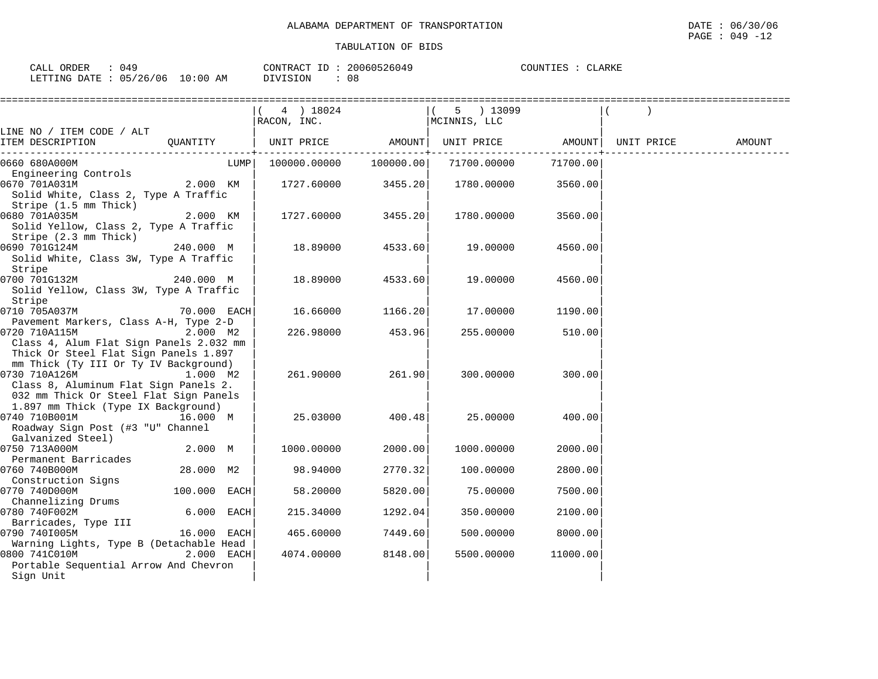ALABAMA DEPARTMENT OF TRANSPORTATION

TABULATION OF BIDS

DATE : 06/30/06
PAGE : 049 -12

CALL ORDER : 049
LETTING DATE : 05/26/06 10:00 AM

CONTRACT ID : 20060526049
DIVISION : 08

COUNTIES : CLARKE

| LINE NO / ITEM CODE / ALT ITEM DESCRIPTION | QUANTITY | ( 4 ) 18024 RACON, INC. UNIT PRICE | AMOUNT | ( 5 ) 13099 MCINNIS, LLC UNIT PRICE | AMOUNT | ( ) UNIT PRICE | AMOUNT |
|---|---|---|---|---|---|---|---|
| 0660 680A000M Engineering Controls | LUMP | 100000.00000 | 100000.00 | 71700.00000 | 71700.00 | | |
| 0670 701A031M Solid White, Class 2, Type A Traffic Stripe (1.5 mm Thick) | 2.000 KM | 1727.60000 | 3455.20 | 1780.00000 | 3560.00 | | |
| 0680 701A035M Solid Yellow, Class 2, Type A Traffic Stripe (2.3 mm Thick) | 2.000 KM | 1727.60000 | 3455.20 | 1780.00000 | 3560.00 | | |
| 0690 701G124M Solid White, Class 3W, Type A Traffic Stripe | 240.000 M | 18.89000 | 4533.60 | 19.00000 | 4560.00 | | |
| 0700 701G132M Solid Yellow, Class 3W, Type A Traffic Stripe | 240.000 M | 18.89000 | 4533.60 | 19.00000 | 4560.00 | | |
| 0710 705A037M Pavement Markers, Class A-H, Type 2-D | 70.000 EACH | 16.66000 | 1166.20 | 17.00000 | 1190.00 | | |
| 0720 710A115M Class 4, Alum Flat Sign Panels 2.032 mm Thick Or Steel Flat Sign Panels 1.897 mm Thick (Ty III Or Ty IV Background) | 2.000 M2 | 226.98000 | 453.96 | 255.00000 | 510.00 | | |
| 0730 710A126M Class 8, Aluminum Flat Sign Panels 2. 032 mm Thick Or Steel Flat Sign Panels 1.897 mm Thick (Type IX Background) | 1.000 M2 | 261.90000 | 261.90 | 300.00000 | 300.00 | | |
| 0740 710B001M Roadway Sign Post (#3 "U" Channel Galvanized Steel) | 16.000 M | 25.03000 | 400.48 | 25.00000 | 400.00 | | |
| 0750 713A000M Permanent Barricades | 2.000 M | 1000.00000 | 2000.00 | 1000.00000 | 2000.00 | | |
| 0760 740B000M Construction Signs | 28.000 M2 | 98.94000 | 2770.32 | 100.00000 | 2800.00 | | |
| 0770 740D000M Channelizing Drums | 100.000 EACH | 58.20000 | 5820.00 | 75.00000 | 7500.00 | | |
| 0780 740F002M Barricades, Type III | 6.000 EACH | 215.34000 | 1292.04 | 350.00000 | 2100.00 | | |
| 0790 740I005M Warning Lights, Type B (Detachable Head | 16.000 EACH | 465.60000 | 7449.60 | 500.00000 | 8000.00 | | |
| 0800 741C010M Portable Sequential Arrow And Chevron Sign Unit | 2.000 EACH | 4074.00000 | 8148.00 | 5500.00000 | 11000.00 | | |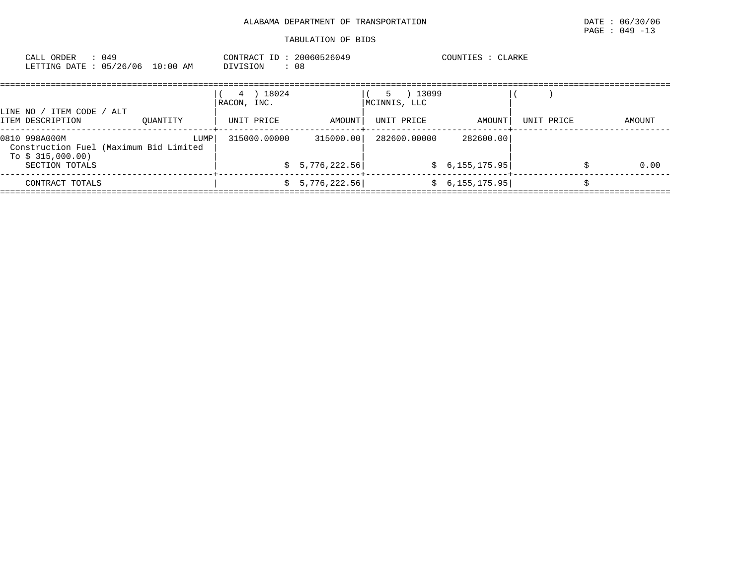ALABAMA DEPARTMENT OF TRANSPORTATION

DATE : 06/30/06
PAGE : 049 -13

TABULATION OF BIDS

CALL ORDER : 049
LETTING DATE : 05/26/06 10:00 AM

CONTRACT ID : 20060526049
DIVISION : 08

COUNTIES : CLARKE

| LINE NO / ITEM CODE / ALT<br>ITEM DESCRIPTION | QUANTITY | ( 4 ) 18024<br>RACON, INC.<br>UNIT PRICE | <br><br>AMOUNT | ( 5 ) 13099<br>MCINNIS, LLC<br>UNIT PRICE | <br><br>AMOUNT | ( )<br><br>UNIT PRICE | <br><br>AMOUNT |
|---|---|---|---|---|---|---|---|
| 0810 998A000M<br>Construction Fuel (Maximum Bid Limited To $ 315,000.00) | LUMP | 315000.00000 | 315000.00 | 282600.00000 | 282600.00 | | |
| SECTION TOTALS | | | $ 5,776,222.56 | | $ 6,155,175.95 | | $ 0.00 |
| CONTRACT TOTALS | | | $ 5,776,222.56 | | $ 6,155,175.95 | | $ |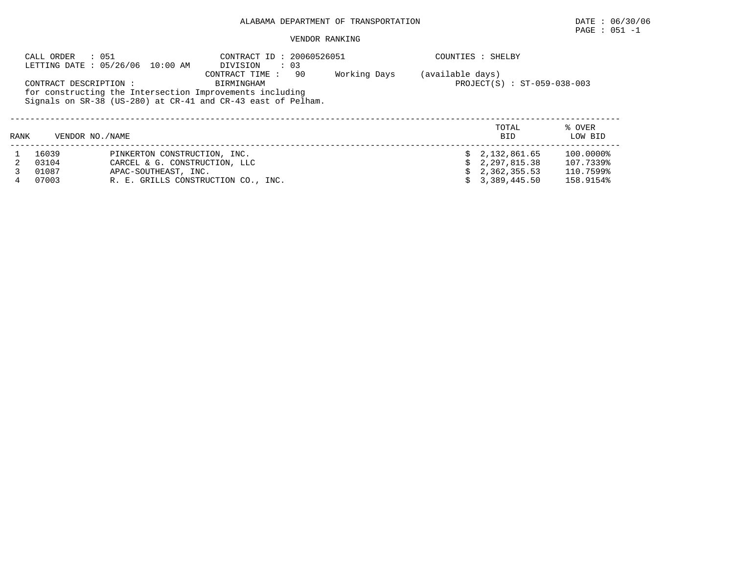ALABAMA DEPARTMENT OF TRANSPORTATION

DATE : 06/30/06

PAGE : 051 -1

VENDOR RANKING

CALL ORDER : 051
LETTING DATE : 05/26/06 10:00 AM

CONTRACT ID : 20060526051
DIVISION : 03
CONTRACT TIME : 90 Working Days (available days)

COUNTIES : SHELBY

CONTRACT DESCRIPTION : BIRMINGHAM
for constructing the Intersection Improvements including
Signals on SR-38 (US-280) at CR-41 and CR-43 east of Pelham.

PROJECT(S) : ST-059-038-003

| RANK | VENDOR NO./NAME | | TOTAL BID | % OVER LOW BID |
|---|---|---|---|---|
| 1 | 16039 | PINKERTON CONSTRUCTION, INC. | $ 2,132,861.65 | 100.0000% |
| 2 | 03104 | CARCEL & G. CONSTRUCTION, LLC | $ 2,297,815.38 | 107.7339% |
| 3 | 01087 | APAC-SOUTHEAST, INC. | $ 2,362,355.53 | 110.7599% |
| 4 | 07003 | R. E. GRILLS CONSTRUCTION CO., INC. | $ 3,389,445.50 | 158.9154% |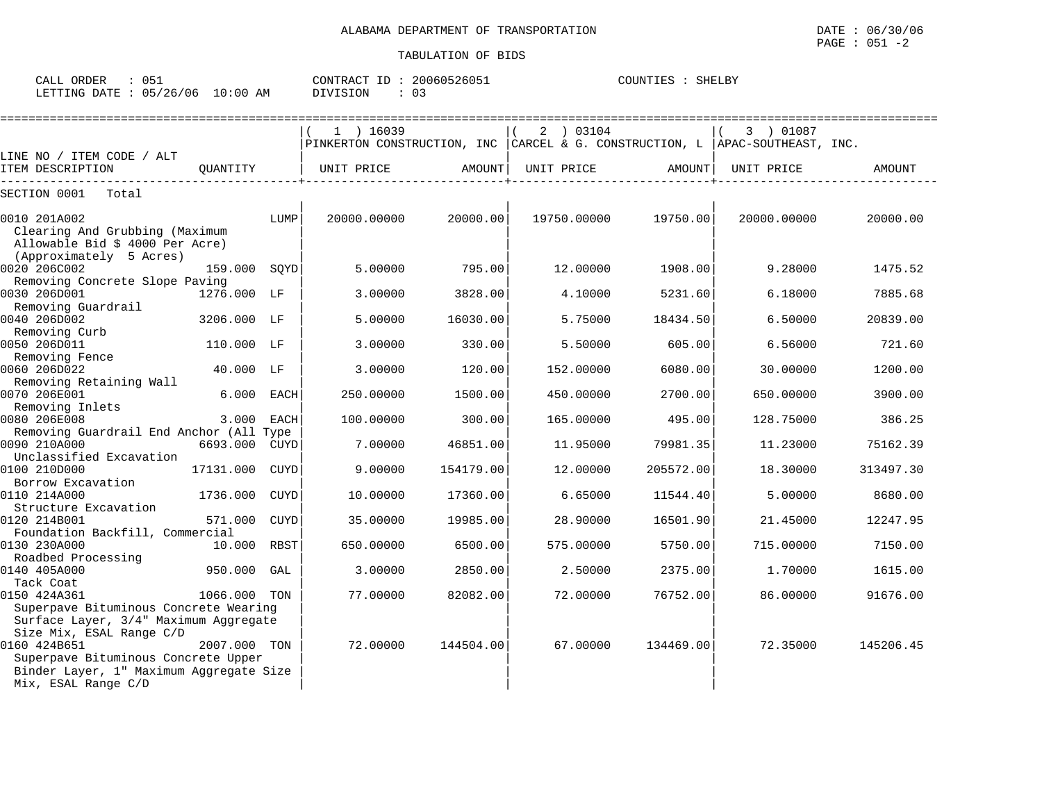ALABAMA DEPARTMENT OF TRANSPORTATION

TABULATION OF BIDS

DATE : 06/30/06

CALL ORDER : 051 | CONTRACT ID : 20060526051 | COUNTIES : SHELBY

LETTING DATE : 05/26/06 10:00 AM | DIVISION : 03

| LINE NO / ITEM CODE / ALT ITEM DESCRIPTION | QUANTITY | UNIT | (1) 16039 PINKERTON CONSTRUCTION, INC UNIT PRICE | AMOUNT | (2) 03104 CARCEL & G. CONSTRUCTION, L UNIT PRICE | AMOUNT | (3) 01087 APAC-SOUTHEAST, INC. UNIT PRICE | AMOUNT |
|---|---|---|---|---|---|---|---|---|
| SECTION 0001 Total | | | | | | | | |
| 0010 201A002 Clearing And Grubbing (Maximum Allowable Bid $ 4000 Per Acre) (Approximately 5 Acres) | | LUMP | 20000.00000 | 20000.00 | 19750.00000 | 19750.00 | 20000.00000 | 20000.00 |
| 0020 206C002 Removing Concrete Slope Paving | 159.000 | SQYD | 5.00000 | 795.00 | 12.00000 | 1908.00 | 9.28000 | 1475.52 |
| 0030 206D001 Removing Guardrail | 1276.000 | LF | 3.00000 | 3828.00 | 4.10000 | 5231.60 | 6.18000 | 7885.68 |
| 0040 206D002 Removing Curb | 3206.000 | LF | 5.00000 | 16030.00 | 5.75000 | 18434.50 | 6.50000 | 20839.00 |
| 0050 206D011 Removing Fence | 110.000 | LF | 3.00000 | 330.00 | 5.50000 | 605.00 | 6.56000 | 721.60 |
| 0060 206D022 Removing Retaining Wall | 40.000 | LF | 3.00000 | 120.00 | 152.00000 | 6080.00 | 30.00000 | 1200.00 |
| 0070 206E001 Removing Inlets | 6.000 | EACH | 250.00000 | 1500.00 | 450.00000 | 2700.00 | 650.00000 | 3900.00 |
| 0080 206E008 Removing Guardrail End Anchor (All Type | 3.000 | EACH | 100.00000 | 300.00 | 165.00000 | 495.00 | 128.75000 | 386.25 |
| 0090 210A000 Unclassified Excavation | 6693.000 | CUYD | 7.00000 | 46851.00 | 11.95000 | 79981.35 | 11.23000 | 75162.39 |
| 0100 210D000 Borrow Excavation | 17131.000 | CUYD | 9.00000 | 154179.00 | 12.00000 | 205572.00 | 18.30000 | 313497.30 |
| 0110 214A000 Structure Excavation | 1736.000 | CUYD | 10.00000 | 17360.00 | 6.65000 | 11544.40 | 5.00000 | 8680.00 |
| 0120 214B001 Foundation Backfill, Commercial | 571.000 | CUYD | 35.00000 | 19985.00 | 28.90000 | 16501.90 | 21.45000 | 12247.95 |
| 0130 230A000 Roadbed Processing | 10.000 | RBST | 650.00000 | 6500.00 | 575.00000 | 5750.00 | 715.00000 | 7150.00 |
| 0140 405A000 Tack Coat | 950.000 | GAL | 3.00000 | 2850.00 | 2.50000 | 2375.00 | 1.70000 | 1615.00 |
| 0150 424A361 Superpave Bituminous Concrete Wearing Surface Layer, 3/4" Maximum Aggregate Size Mix, ESAL Range C/D | 1066.000 | TON | 77.00000 | 82082.00 | 72.00000 | 76752.00 | 86.00000 | 91676.00 |
| 0160 424B651 Superpave Bituminous Concrete Upper Binder Layer, 1" Maximum Aggregate Size Mix, ESAL Range C/D | 2007.000 | TON | 72.00000 | 144504.00 | 67.00000 | 134469.00 | 72.35000 | 145206.45 |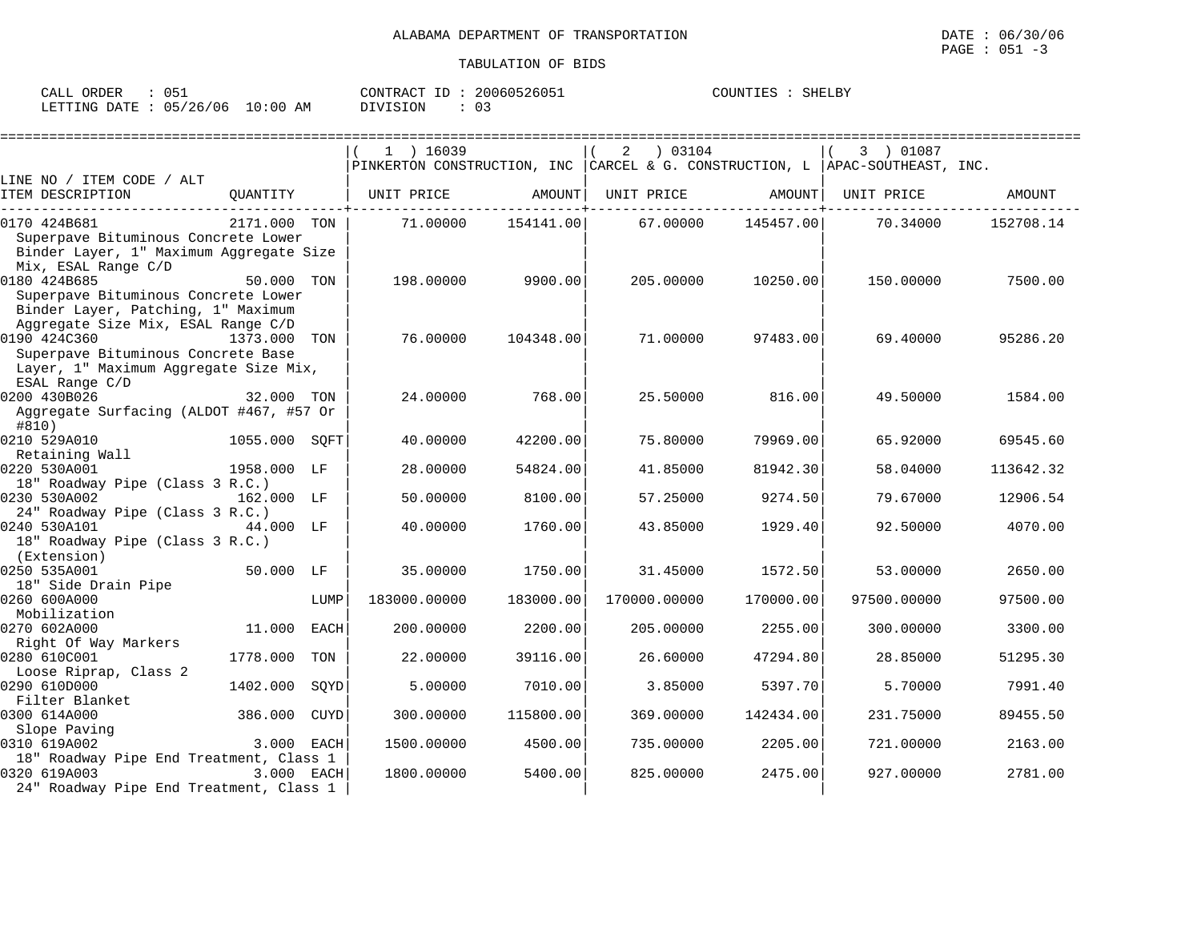ALABAMA DEPARTMENT OF TRANSPORTATION

TABULATION OF BIDS

CALL ORDER : 051 CONTRACT ID : 20060526051 COUNTIES : SHELBY
LETTING DATE : 05/26/06 10:00 AM DIVISION : 03

| LINE NO / ITEM CODE / ALT<br>ITEM DESCRIPTION | QUANTITY | (1) 16039 PINKERTON CONSTRUCTION, INC<br>UNIT PRICE | AMOUNT | (2) 03104 CARCEL & G. CONSTRUCTION, L<br>UNIT PRICE | AMOUNT | (3) 01087 APAC-SOUTHEAST, INC.<br>UNIT PRICE | AMOUNT |
|---|---|---|---|---|---|---|---|
| 0170 424B681 Superpave Bituminous Concrete Lower Binder Layer, 1" Maximum Aggregate Size Mix, ESAL Range C/D | 2171.000 TON | 71.00000 | 154141.00 | 67.00000 | 145457.00 | 70.34000 | 152708.14 |
| 0180 424B685 Superpave Bituminous Concrete Lower Binder Layer, Patching, 1" Maximum Aggregate Size Mix, ESAL Range C/D | 50.000 TON | 198.00000 | 9900.00 | 205.00000 | 10250.00 | 150.00000 | 7500.00 |
| 0190 424C360 Superpave Bituminous Concrete Base Layer, 1" Maximum Aggregate Size Mix, ESAL Range C/D | 1373.000 TON | 76.00000 | 104348.00 | 71.00000 | 97483.00 | 69.40000 | 95286.20 |
| 0200 430B026 Aggregate Surfacing (ALDOT #467, #57 Or #810) | 32.000 TON | 24.00000 | 768.00 | 25.50000 | 816.00 | 49.50000 | 1584.00 |
| 0210 529A010 Retaining Wall | 1055.000 SQFT | 40.00000 | 42200.00 | 75.80000 | 79969.00 | 65.92000 | 69545.60 |
| 0220 530A001 18" Roadway Pipe (Class 3 R.C.) | 1958.000 LF | 28.00000 | 54824.00 | 41.85000 | 81942.30 | 58.04000 | 113642.32 |
| 0230 530A002 24" Roadway Pipe (Class 3 R.C.) | 162.000 LF | 50.00000 | 8100.00 | 57.25000 | 9274.50 | 79.67000 | 12906.54 |
| 0240 530A101 18" Roadway Pipe (Class 3 R.C.) (Extension) | 44.000 LF | 40.00000 | 1760.00 | 43.85000 | 1929.40 | 92.50000 | 4070.00 |
| 0250 535A001 18" Side Drain Pipe | 50.000 LF | 35.00000 | 1750.00 | 31.45000 | 1572.50 | 53.00000 | 2650.00 |
| 0260 600A000 Mobilization | LUMP | 183000.00000 | 183000.00 | 170000.00000 | 170000.00 | 97500.00000 | 97500.00 |
| 0270 602A000 Right Of Way Markers | 11.000 EACH | 200.00000 | 2200.00 | 205.00000 | 2255.00 | 300.00000 | 3300.00 |
| 0280 610C001 Loose Riprap, Class 2 | 1778.000 TON | 22.00000 | 39116.00 | 26.60000 | 47294.80 | 28.85000 | 51295.30 |
| 0290 610D000 Filter Blanket | 1402.000 SQYD | 5.00000 | 7010.00 | 3.85000 | 5397.70 | 5.70000 | 7991.40 |
| 0300 614A000 Slope Paving | 386.000 CUYD | 300.00000 | 115800.00 | 369.00000 | 142434.00 | 231.75000 | 89455.50 |
| 0310 619A002 18" Roadway Pipe End Treatment, Class 1 | 3.000 EACH | 1500.00000 | 4500.00 | 735.00000 | 2205.00 | 721.00000 | 2163.00 |
| 0320 619A003 24" Roadway Pipe End Treatment, Class 1 | 3.000 EACH | 1800.00000 | 5400.00 | 825.00000 | 2475.00 | 927.00000 | 2781.00 |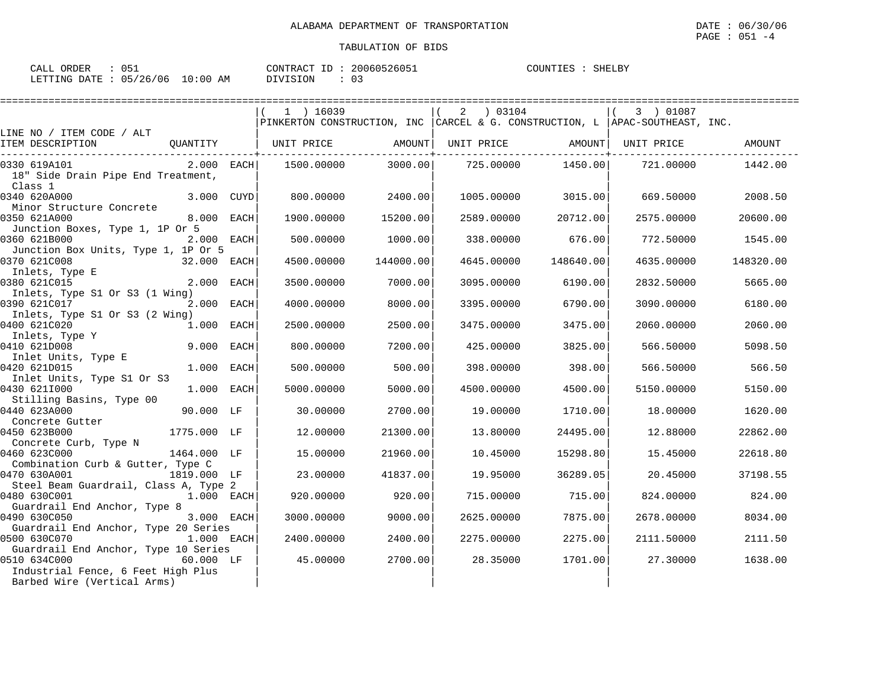ALABAMA DEPARTMENT OF TRANSPORTATION

DATE : 06/30/06

TABULATION OF BIDS

CALL ORDER : 051  CONTRACT ID : 20060526051  COUNTIES : SHELBY
LETTING DATE : 05/26/06 10:00 AM  DIVISION : 03

| LINE NO / ITEM CODE / ALT ITEM DESCRIPTION | QUANTITY | (1) 16039 PINKERTON CONSTRUCTION, INC UNIT PRICE | AMOUNT | (2) 03104 CARCEL & G. CONSTRUCTION, L UNIT PRICE | AMOUNT | (3) 01087 APAC-SOUTHEAST, INC. UNIT PRICE | AMOUNT |
|---|---|---|---|---|---|---|---|
| 0330 619A101 18" Side Drain Pipe End Treatment, Class 1 | 2.000 EACH | 1500.00000 | 3000.00 | 725.00000 | 1450.00 | 721.00000 | 1442.00 |
| 0340 620A000 Minor Structure Concrete | 3.000 CUYD | 800.00000 | 2400.00 | 1005.00000 | 3015.00 | 669.50000 | 2008.50 |
| 0350 621A000 Junction Boxes, Type 1, 1P Or 5 | 8.000 EACH | 1900.00000 | 15200.00 | 2589.00000 | 20712.00 | 2575.00000 | 20600.00 |
| 0360 621B000 Junction Box Units, Type 1, 1P Or 5 | 2.000 EACH | 500.00000 | 1000.00 | 338.00000 | 676.00 | 772.50000 | 1545.00 |
| 0370 621C008 Inlets, Type E | 32.000 EACH | 4500.00000 | 144000.00 | 4645.00000 | 148640.00 | 4635.00000 | 148320.00 |
| 0380 621C015 Inlets, Type S1 Or S3 (1 Wing) | 2.000 EACH | 3500.00000 | 7000.00 | 3095.00000 | 6190.00 | 2832.50000 | 5665.00 |
| 0390 621C017 Inlets, Type S1 Or S3 (2 Wing) | 2.000 EACH | 4000.00000 | 8000.00 | 3395.00000 | 6790.00 | 3090.00000 | 6180.00 |
| 0400 621C020 Inlets, Type Y | 1.000 EACH | 2500.00000 | 2500.00 | 3475.00000 | 3475.00 | 2060.00000 | 2060.00 |
| 0410 621D008 Inlet Units, Type E | 9.000 EACH | 800.00000 | 7200.00 | 425.00000 | 3825.00 | 566.50000 | 5098.50 |
| 0420 621D015 Inlet Units, Type S1 Or S3 | 1.000 EACH | 500.00000 | 500.00 | 398.00000 | 398.00 | 566.50000 | 566.50 |
| 0430 621I000 Stilling Basins, Type 00 | 1.000 EACH | 5000.00000 | 5000.00 | 4500.00000 | 4500.00 | 5150.00000 | 5150.00 |
| 0440 623A000 Concrete Gutter | 90.000 LF | 30.00000 | 2700.00 | 19.00000 | 1710.00 | 18.00000 | 1620.00 |
| 0450 623B000 Concrete Curb, Type N | 1775.000 LF | 12.00000 | 21300.00 | 13.80000 | 24495.00 | 12.88000 | 22862.00 |
| 0460 623C000 Combination Curb & Gutter, Type C | 1464.000 LF | 15.00000 | 21960.00 | 10.45000 | 15298.80 | 15.45000 | 22618.80 |
| 0470 630A001 Steel Beam Guardrail, Class A, Type 2 | 1819.000 LF | 23.00000 | 41837.00 | 19.95000 | 36289.05 | 20.45000 | 37198.55 |
| 0480 630C001 Guardrail End Anchor, Type 8 | 1.000 EACH | 920.00000 | 920.00 | 715.00000 | 715.00 | 824.00000 | 824.00 |
| 0490 630C050 Guardrail End Anchor, Type 20 Series | 3.000 EACH | 3000.00000 | 9000.00 | 2625.00000 | 7875.00 | 2678.00000 | 8034.00 |
| 0500 630C070 Guardrail End Anchor, Type 10 Series | 1.000 EACH | 2400.00000 | 2400.00 | 2275.00000 | 2275.00 | 2111.50000 | 2111.50 |
| 0510 634C000 Industrial Fence, 6 Feet High Plus Barbed Wire (Vertical Arms) | 60.000 LF | 45.00000 | 2700.00 | 28.35000 | 1701.00 | 27.30000 | 1638.00 |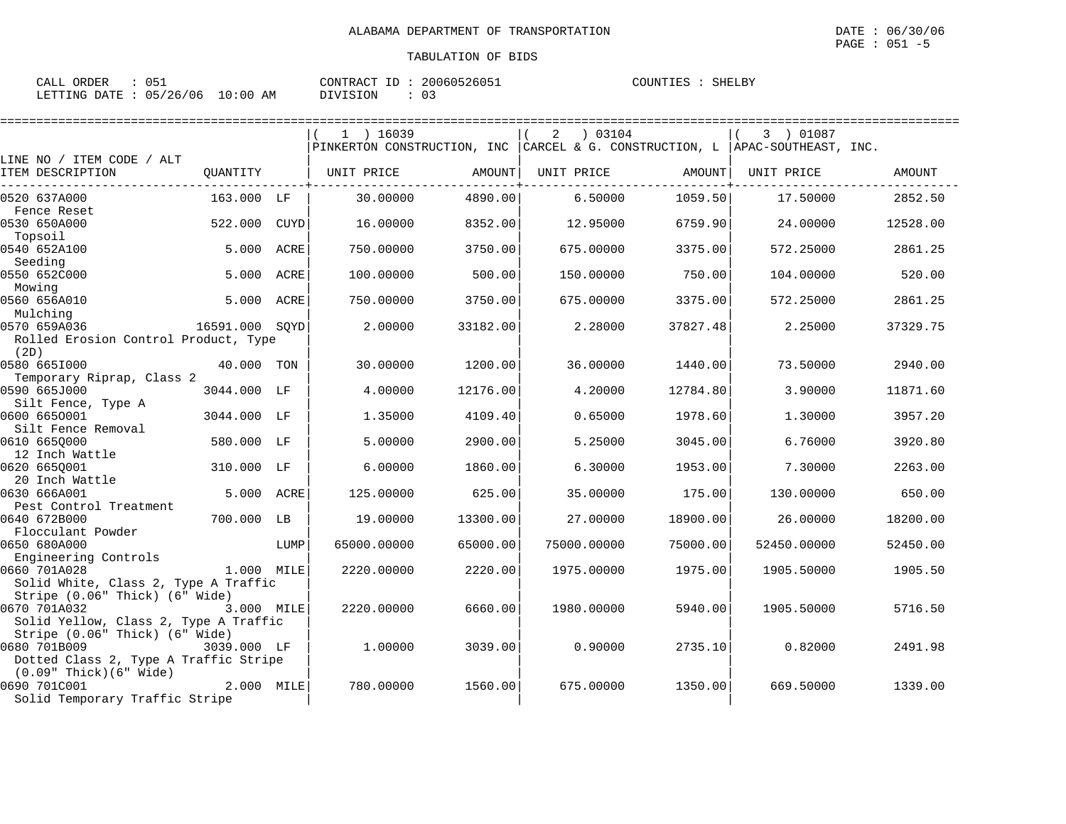ALABAMA DEPARTMENT OF TRANSPORTATION

DATE : 06/30/06

TABULATION OF BIDS

CALL ORDER : 051 CONTRACT ID : 20060526051 COUNTIES : SHELBY
LETTING DATE : 05/26/06 10:00 AM DIVISION : 03

| LINE NO / ITEM CODE / ALT ITEM DESCRIPTION | QUANTITY | (1) 16039 PINKERTON CONSTRUCTION, INC UNIT PRICE | AMOUNT | (2) 03104 CARCEL & G. CONSTRUCTION, L UNIT PRICE | AMOUNT | (3) 01087 APAC-SOUTHEAST, INC. UNIT PRICE | AMOUNT |
|---|---|---|---|---|---|---|---|
| 0520 637A000 Fence Reset | 163.000 LF | 30.00000 | 4890.00 | 6.50000 | 1059.50 | 17.50000 | 2852.50 |
| 0530 650A000 Topsoil | 522.000 CUYD | 16.00000 | 8352.00 | 12.95000 | 6759.90 | 24.00000 | 12528.00 |
| 0540 652A100 Seeding | 5.000 ACRE | 750.00000 | 3750.00 | 675.00000 | 3375.00 | 572.25000 | 2861.25 |
| 0550 652C000 Mowing | 5.000 ACRE | 100.00000 | 500.00 | 150.00000 | 750.00 | 104.00000 | 520.00 |
| 0560 656A010 Mulching | 5.000 ACRE | 750.00000 | 3750.00 | 675.00000 | 3375.00 | 572.25000 | 2861.25 |
| 0570 659A036 Rolled Erosion Control Product, Type (2D) | 16591.000 SQYD | 2.00000 | 33182.00 | 2.28000 | 37827.48 | 2.25000 | 37329.75 |
| 0580 665I000 Temporary Riprap, Class 2 | 40.000 TON | 30.00000 | 1200.00 | 36.00000 | 1440.00 | 73.50000 | 2940.00 |
| 0590 665J000 Silt Fence, Type A | 3044.000 LF | 4.00000 | 12176.00 | 4.20000 | 12784.80 | 3.90000 | 11871.60 |
| 0600 665O001 Silt Fence Removal | 3044.000 LF | 1.35000 | 4109.40 | 0.65000 | 1978.60 | 1.30000 | 3957.20 |
| 0610 665Q000 12 Inch Wattle | 580.000 LF | 5.00000 | 2900.00 | 5.25000 | 3045.00 | 6.76000 | 3920.80 |
| 0620 665Q001 20 Inch Wattle | 310.000 LF | 6.00000 | 1860.00 | 6.30000 | 1953.00 | 7.30000 | 2263.00 |
| 0630 666A001 Pest Control Treatment | 5.000 ACRE | 125.00000 | 625.00 | 35.00000 | 175.00 | 130.00000 | 650.00 |
| 0640 672B000 Flocculant Powder | 700.000 LB | 19.00000 | 13300.00 | 27.00000 | 18900.00 | 26.00000 | 18200.00 |
| 0650 680A000 Engineering Controls | LUMP | 65000.00000 | 65000.00 | 75000.00000 | 75000.00 | 52450.00000 | 52450.00 |
| 0660 701A028 Solid White, Class 2, Type A Traffic Stripe (0.06" Thick) (6" Wide) | 1.000 MILE | 2220.00000 | 2220.00 | 1975.00000 | 1975.00 | 1905.50000 | 1905.50 |
| 0670 701A032 Solid Yellow, Class 2, Type A Traffic Stripe (0.06" Thick) (6" Wide) | 3.000 MILE | 2220.00000 | 6660.00 | 1980.00000 | 5940.00 | 1905.50000 | 5716.50 |
| 0680 701B009 Dotted Class 2, Type A Traffic Stripe (0.09" Thick)(6" Wide) | 3039.000 LF | 1.00000 | 3039.00 | 0.90000 | 2735.10 | 0.82000 | 2491.98 |
| 0690 701C001 Solid Temporary Traffic Stripe | 2.000 MILE | 780.00000 | 1560.00 | 675.00000 | 1350.00 | 669.50000 | 1339.00 |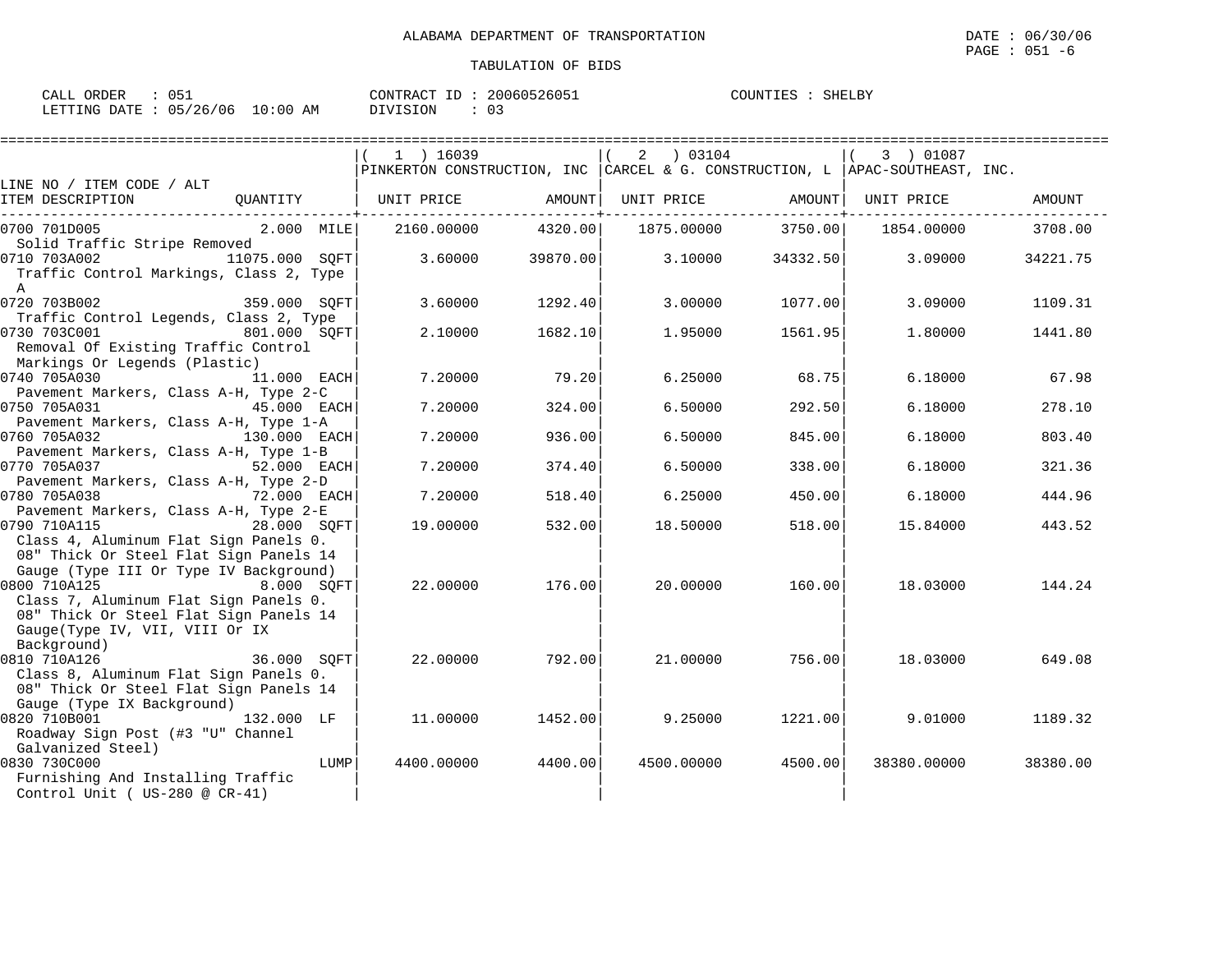ALABAMA DEPARTMENT OF TRANSPORTATION

TABULATION OF BIDS

CALL ORDER : 051 CONTRACT ID : 20060526051 COUNTIES : SHELBY
LETTING DATE : 05/26/06 10:00 AM DIVISION : 03

| LINE NO / ITEM CODE / ALT ITEM DESCRIPTION | QUANTITY | (1) 16039 PINKERTON CONSTRUCTION, INC UNIT PRICE | AMOUNT | (2) 03104 CARCEL & G. CONSTRUCTION, L UNIT PRICE | AMOUNT | (3) 01087 APAC-SOUTHEAST, INC. UNIT PRICE | AMOUNT |
|---|---|---|---|---|---|---|---|
| 0700 701D005 Solid Traffic Stripe Removed | 2.000 MILE | 2160.00000 | 4320.00 | 1875.00000 | 3750.00 | 1854.00000 | 3708.00 |
| 0710 703A002 Traffic Control Markings, Class 2, Type A | 11075.000 SQFT | 3.60000 | 39870.00 | 3.10000 | 34332.50 | 3.09000 | 34221.75 |
| 0720 703B002 Traffic Control Legends, Class 2, Type | 359.000 SQFT | 3.60000 | 1292.40 | 3.00000 | 1077.00 | 3.09000 | 1109.31 |
| 0730 703C001 Removal Of Existing Traffic Control Markings Or Legends (Plastic) | 801.000 SQFT | 2.10000 | 1682.10 | 1.95000 | 1561.95 | 1.80000 | 1441.80 |
| 0740 705A030 Pavement Markers, Class A-H, Type 2-C | 11.000 EACH | 7.20000 | 79.20 | 6.25000 | 68.75 | 6.18000 | 67.98 |
| 0750 705A031 Pavement Markers, Class A-H, Type 1-A | 45.000 EACH | 7.20000 | 324.00 | 6.50000 | 292.50 | 6.18000 | 278.10 |
| 0760 705A032 Pavement Markers, Class A-H, Type 1-B | 130.000 EACH | 7.20000 | 936.00 | 6.50000 | 845.00 | 6.18000 | 803.40 |
| 0770 705A037 Pavement Markers, Class A-H, Type 2-D | 52.000 EACH | 7.20000 | 374.40 | 6.50000 | 338.00 | 6.18000 | 321.36 |
| 0780 705A038 Pavement Markers, Class A-H, Type 2-E | 72.000 EACH | 7.20000 | 518.40 | 6.25000 | 450.00 | 6.18000 | 444.96 |
| 0790 710A115 Class 4, Aluminum Flat Sign Panels 0. 08" Thick Or Steel Flat Sign Panels 14 Gauge (Type III Or Type IV Background) | 28.000 SQFT | 19.00000 | 532.00 | 18.50000 | 518.00 | 15.84000 | 443.52 |
| 0800 710A125 Class 7, Aluminum Flat Sign Panels 0. 08" Thick Or Steel Flat Sign Panels 14 Gauge(Type IV, VII, VIII Or IX Background) | 8.000 SQFT | 22.00000 | 176.00 | 20.00000 | 160.00 | 18.03000 | 144.24 |
| 0810 710A126 Class 8, Aluminum Flat Sign Panels 0. 08" Thick Or Steel Flat Sign Panels 14 Gauge (Type IX Background) | 36.000 SQFT | 22.00000 | 792.00 | 21.00000 | 756.00 | 18.03000 | 649.08 |
| 0820 710B001 Roadway Sign Post (#3 "U" Channel Galvanized Steel) | 132.000 LF | 11.00000 | 1452.00 | 9.25000 | 1221.00 | 9.01000 | 1189.32 |
| 0830 730C000 Furnishing And Installing Traffic Control Unit ( US-280 @ CR-41) | LUMP | 4400.00000 | 4400.00 | 4500.00000 | 4500.00 | 38380.00000 | 38380.00 |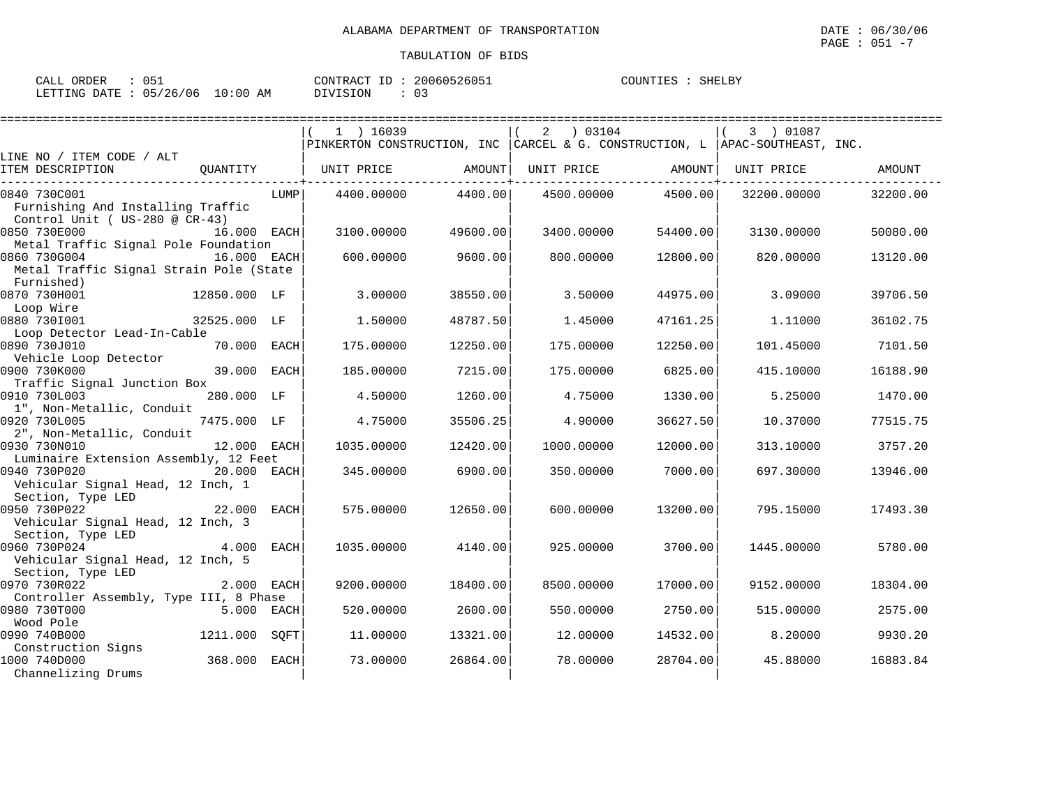ALABAMA DEPARTMENT OF TRANSPORTATION

DATE : 06/30/06

TABULATION OF BIDS

CALL ORDER : 051 CONTRACT ID : 20060526051 COUNTIES : SHELBY
LETTING DATE : 05/26/06 10:00 AM DIVISION : 03

| LINE NO / ITEM CODE / ALT ITEM DESCRIPTION | QUANTITY | (1) 16039 PINKERTON CONSTRUCTION, INC UNIT PRICE | AMOUNT | (2) 03104 CARCEL & G. CONSTRUCTION, L UNIT PRICE | AMOUNT | (3) 01087 APAC-SOUTHEAST, INC. UNIT PRICE | AMOUNT |
|---|---|---|---|---|---|---|---|
| 0840 730C001 Furnishing And Installing Traffic Control Unit ( US-280 @ CR-43) | LUMP | 4400.00000 | 4400.00 | 4500.00000 | 4500.00 | 32200.00000 | 32200.00 |
| 0850 730E000 Metal Traffic Signal Pole Foundation | 16.000 EACH | 3100.00000 | 49600.00 | 3400.00000 | 54400.00 | 3130.00000 | 50080.00 |
| 0860 730G004 Metal Traffic Signal Strain Pole (State Furnished) | 16.000 EACH | 600.00000 | 9600.00 | 800.00000 | 12800.00 | 820.00000 | 13120.00 |
| 0870 730H001 Loop Wire | 12850.000 LF | 3.00000 | 38550.00 | 3.50000 | 44975.00 | 3.09000 | 39706.50 |
| 0880 730I001 Loop Detector Lead-In-Cable | 32525.000 LF | 1.50000 | 48787.50 | 1.45000 | 47161.25 | 1.11000 | 36102.75 |
| 0890 730J010 Vehicle Loop Detector | 70.000 EACH | 175.00000 | 12250.00 | 175.00000 | 12250.00 | 101.45000 | 7101.50 |
| 0900 730K000 Traffic Signal Junction Box | 39.000 EACH | 185.00000 | 7215.00 | 175.00000 | 6825.00 | 415.10000 | 16188.90 |
| 0910 730L003 1", Non-Metallic, Conduit | 280.000 LF | 4.50000 | 1260.00 | 4.75000 | 1330.00 | 5.25000 | 1470.00 |
| 0920 730L005 2", Non-Metallic, Conduit | 7475.000 LF | 4.75000 | 35506.25 | 4.90000 | 36627.50 | 10.37000 | 77515.75 |
| 0930 730N010 Luminaire Extension Assembly, 12 Feet | 12.000 EACH | 1035.00000 | 12420.00 | 1000.00000 | 12000.00 | 313.10000 | 3757.20 |
| 0940 730P020 Vehicular Signal Head, 12 Inch, 1 Section, Type LED | 20.000 EACH | 345.00000 | 6900.00 | 350.00000 | 7000.00 | 697.30000 | 13946.00 |
| 0950 730P022 Vehicular Signal Head, 12 Inch, 3 Section, Type LED | 22.000 EACH | 575.00000 | 12650.00 | 600.00000 | 13200.00 | 795.15000 | 17493.30 |
| 0960 730P024 Vehicular Signal Head, 12 Inch, 5 Section, Type LED | 4.000 EACH | 1035.00000 | 4140.00 | 925.00000 | 3700.00 | 1445.00000 | 5780.00 |
| 0970 730R022 Controller Assembly, Type III, 8 Phase | 2.000 EACH | 9200.00000 | 18400.00 | 8500.00000 | 17000.00 | 9152.00000 | 18304.00 |
| 0980 730T000 Wood Pole | 5.000 EACH | 520.00000 | 2600.00 | 550.00000 | 2750.00 | 515.00000 | 2575.00 |
| 0990 740B000 Construction Signs | 1211.000 SQFT | 11.00000 | 13321.00 | 12.00000 | 14532.00 | 8.20000 | 9930.20 |
| 1000 740D000 Channelizing Drums | 368.000 EACH | 73.00000 | 26864.00 | 78.00000 | 28704.00 | 45.88000 | 16883.84 |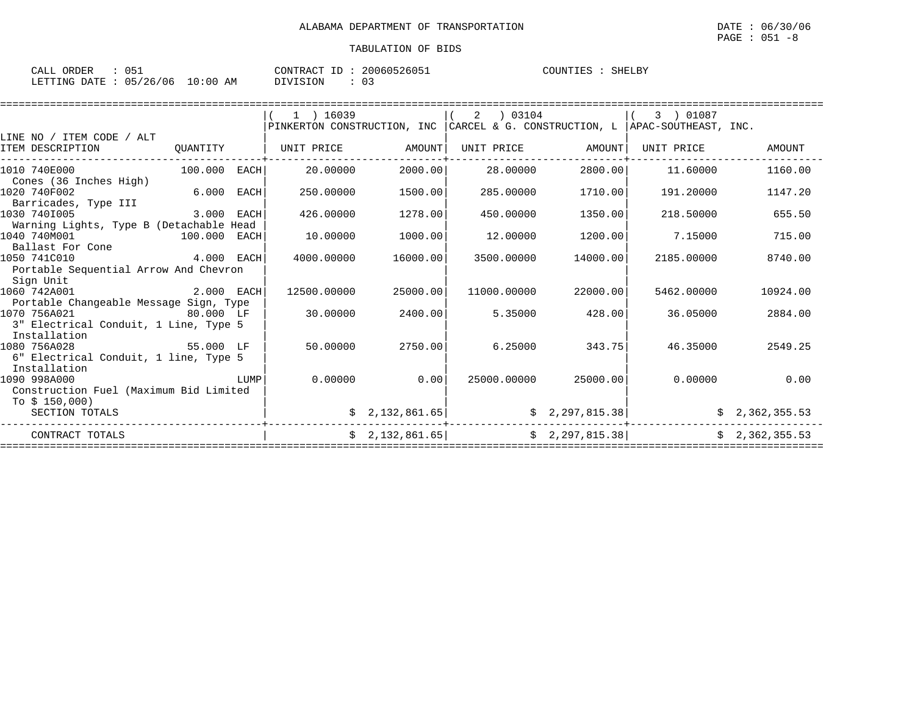ALABAMA DEPARTMENT OF TRANSPORTATION

TABULATION OF BIDS

CALL ORDER : 051 CONTRACT ID : 20060526051 COUNTIES : SHELBY
LETTING DATE : 05/26/06 10:00 AM DIVISION : 03

| LINE NO / ITEM CODE / ALT ITEM DESCRIPTION | QUANTITY | (1) 16039 PINKERTON CONSTRUCTION, INC UNIT PRICE | AMOUNT | (2) 03104 CARCEL & G. CONSTRUCTION, L UNIT PRICE | AMOUNT | (3) 01087 APAC-SOUTHEAST, INC. UNIT PRICE | AMOUNT |
|---|---|---|---|---|---|---|---|
| 1010 740E000 Cones (36 Inches High) | 100.000 EACH | 20.00000 | 2000.00 | 28.00000 | 2800.00 | 11.60000 | 1160.00 |
| 1020 740F002 Barricades, Type III | 6.000 EACH | 250.00000 | 1500.00 | 285.00000 | 1710.00 | 191.20000 | 1147.20 |
| 1030 740I005 Warning Lights, Type B (Detachable Head | 3.000 EACH | 426.00000 | 1278.00 | 450.00000 | 1350.00 | 218.50000 | 655.50 |
| 1040 740M001 Ballast For Cone | 100.000 EACH | 10.00000 | 1000.00 | 12.00000 | 1200.00 | 7.15000 | 715.00 |
| 1050 741C010 Portable Sequential Arrow And Chevron Sign Unit | 4.000 EACH | 4000.00000 | 16000.00 | 3500.00000 | 14000.00 | 2185.00000 | 8740.00 |
| 1060 742A001 Portable Changeable Message Sign, Type | 2.000 EACH | 12500.00000 | 25000.00 | 11000.00000 | 22000.00 | 5462.00000 | 10924.00 |
| 1070 756A021 3" Electrical Conduit, 1 Line, Type 5 Installation | 80.000 LF | 30.00000 | 2400.00 | 5.35000 | 428.00 | 36.05000 | 2884.00 |
| 1080 756A028 6" Electrical Conduit, 1 line, Type 5 Installation | 55.000 LF | 50.00000 | 2750.00 | 6.25000 | 343.75 | 46.35000 | 2549.25 |
| 1090 998A000 Construction Fuel (Maximum Bid Limited To $ 150,000) | LUMP | 0.00000 | 0.00 | 25000.00000 | 25000.00 | 0.00000 | 0.00 |
| SECTION TOTALS | | | $ 2,132,861.65 | | $ 2,297,815.38 | | $ 2,362,355.53 |
| CONTRACT TOTALS | | | $ 2,132,861.65 | | $ 2,297,815.38 | | $ 2,362,355.53 |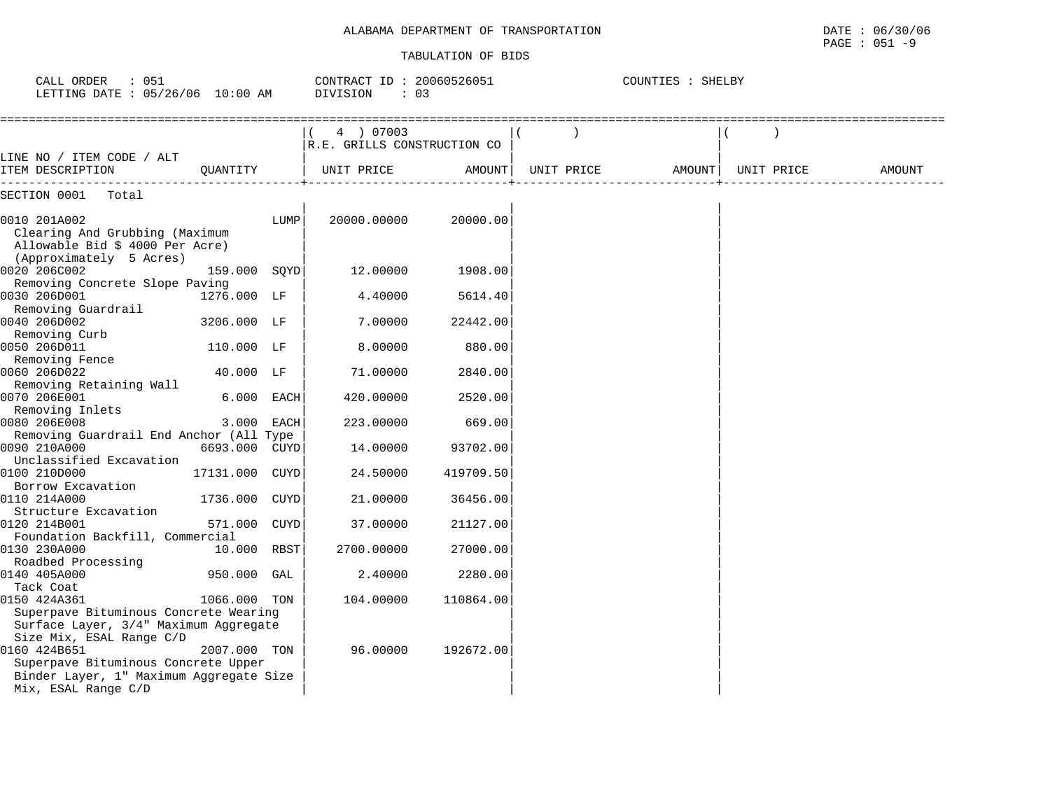ALABAMA DEPARTMENT OF TRANSPORTATION

TABULATION OF BIDS

DATE : 06/30/06
PAGE : 051 -9

CALL ORDER : 051
LETTING DATE : 05/26/06 10:00 AM

CONTRACT ID : 20060526051
DIVISION : 03

COUNTIES : SHELBY

| LINE NO / ITEM CODE / ALT ITEM DESCRIPTION | QUANTITY | ( 4 ) 07003 R.E. GRILLS CONSTRUCTION CO UNIT PRICE | AMOUNT | ( ) UNIT PRICE | AMOUNT | ( ) UNIT PRICE | AMOUNT |
|---|---|---|---|---|---|---|---|
| SECTION 0001 Total | | | | | | | |
| 0010 201A002 Clearing And Grubbing (Maximum Allowable Bid $ 4000 Per Acre) (Approximately 5 Acres) | LUMP | 20000.00000 | 20000.00 | | | | |
| 0020 206C002 Removing Concrete Slope Paving | 159.000 SQYD | 12.00000 | 1908.00 | | | | |
| 0030 206D001 Removing Guardrail | 1276.000 LF | 4.40000 | 5614.40 | | | | |
| 0040 206D002 Removing Curb | 3206.000 LF | 7.00000 | 22442.00 | | | | |
| 0050 206D011 Removing Fence | 110.000 LF | 8.00000 | 880.00 | | | | |
| 0060 206D022 Removing Retaining Wall | 40.000 LF | 71.00000 | 2840.00 | | | | |
| 0070 206E001 Removing Inlets | 6.000 EACH | 420.00000 | 2520.00 | | | | |
| 0080 206E008 Removing Guardrail End Anchor (All Type | 3.000 EACH | 223.00000 | 669.00 | | | | |
| 0090 210A000 Unclassified Excavation | 6693.000 CUYD | 14.00000 | 93702.00 | | | | |
| 0100 210D000 Borrow Excavation | 17131.000 CUYD | 24.50000 | 419709.50 | | | | |
| 0110 214A000 Structure Excavation | 1736.000 CUYD | 21.00000 | 36456.00 | | | | |
| 0120 214B001 Foundation Backfill, Commercial | 571.000 CUYD | 37.00000 | 21127.00 | | | | |
| 0130 230A000 Roadbed Processing | 10.000 RBST | 2700.00000 | 27000.00 | | | | |
| 0140 405A000 Tack Coat | 950.000 GAL | 2.40000 | 2280.00 | | | | |
| 0150 424A361 Superpave Bituminous Concrete Wearing Surface Layer, 3/4" Maximum Aggregate Size Mix, ESAL Range C/D | 1066.000 TON | 104.00000 | 110864.00 | | | | |
| 0160 424B651 Superpave Bituminous Concrete Upper Binder Layer, 1" Maximum Aggregate Size Mix, ESAL Range C/D | 2007.000 TON | 96.00000 | 192672.00 | | | | |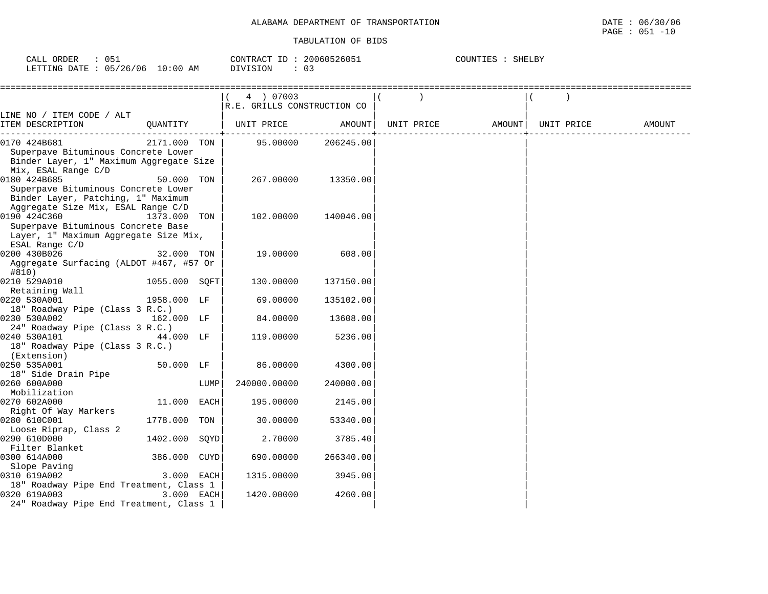ALABAMA DEPARTMENT OF TRANSPORTATION

TABULATION OF BIDS

CALL ORDER : 051 CONTRACT ID : 20060526051 COUNTIES : SHELBY
LETTING DATE : 05/26/06 10:00 AM DIVISION : 03

| LINE NO / ITEM CODE / ALT ITEM DESCRIPTION | QUANTITY | ( 4 ) 07003 R.E. GRILLS CONSTRUCTION CO UNIT PRICE | AMOUNT | ( ) UNIT PRICE | AMOUNT | ( ) UNIT PRICE | AMOUNT |
|---|---|---|---|---|---|---|---|
| 0170 424B681 Superpave Bituminous Concrete Lower Binder Layer, 1" Maximum Aggregate Size Mix, ESAL Range C/D | 2171.000 TON | 95.00000 | 206245.00 | | | | |
| 0180 424B685 Superpave Bituminous Concrete Lower Binder Layer, Patching, 1" Maximum Aggregate Size Mix, ESAL Range C/D | 50.000 TON | 267.00000 | 13350.00 | | | | |
| 0190 424C360 Superpave Bituminous Concrete Base Layer, 1" Maximum Aggregate Size Mix, ESAL Range C/D | 1373.000 TON | 102.00000 | 140046.00 | | | | |
| 0200 430B026 Aggregate Surfacing (ALDOT #467, #57 Or #810) | 32.000 TON | 19.00000 | 608.00 | | | | |
| 0210 529A010 Retaining Wall | 1055.000 SQFT | 130.00000 | 137150.00 | | | | |
| 0220 530A001 18" Roadway Pipe (Class 3 R.C.) | 1958.000 LF | 69.00000 | 135102.00 | | | | |
| 0230 530A002 24" Roadway Pipe (Class 3 R.C.) | 162.000 LF | 84.00000 | 13608.00 | | | | |
| 0240 530A101 18" Roadway Pipe (Class 3 R.C.) (Extension) | 44.000 LF | 119.00000 | 5236.00 | | | | |
| 0250 535A001 18" Side Drain Pipe | 50.000 LF | 86.00000 | 4300.00 | | | | |
| 0260 600A000 Mobilization | LUMP | 240000.00000 | 240000.00 | | | | |
| 0270 602A000 Right Of Way Markers | 11.000 EACH | 195.00000 | 2145.00 | | | | |
| 0280 610C001 Loose Riprap, Class 2 | 1778.000 TON | 30.00000 | 53340.00 | | | | |
| 0290 610D000 Filter Blanket | 1402.000 SQYD | 2.70000 | 3785.40 | | | | |
| 0300 614A000 Slope Paving | 386.000 CUYD | 690.00000 | 266340.00 | | | | |
| 0310 619A002 18" Roadway Pipe End Treatment, Class 1 | 3.000 EACH | 1315.00000 | 3945.00 | | | | |
| 0320 619A003 24" Roadway Pipe End Treatment, Class 1 | 3.000 EACH | 1420.00000 | 4260.00 | | | | |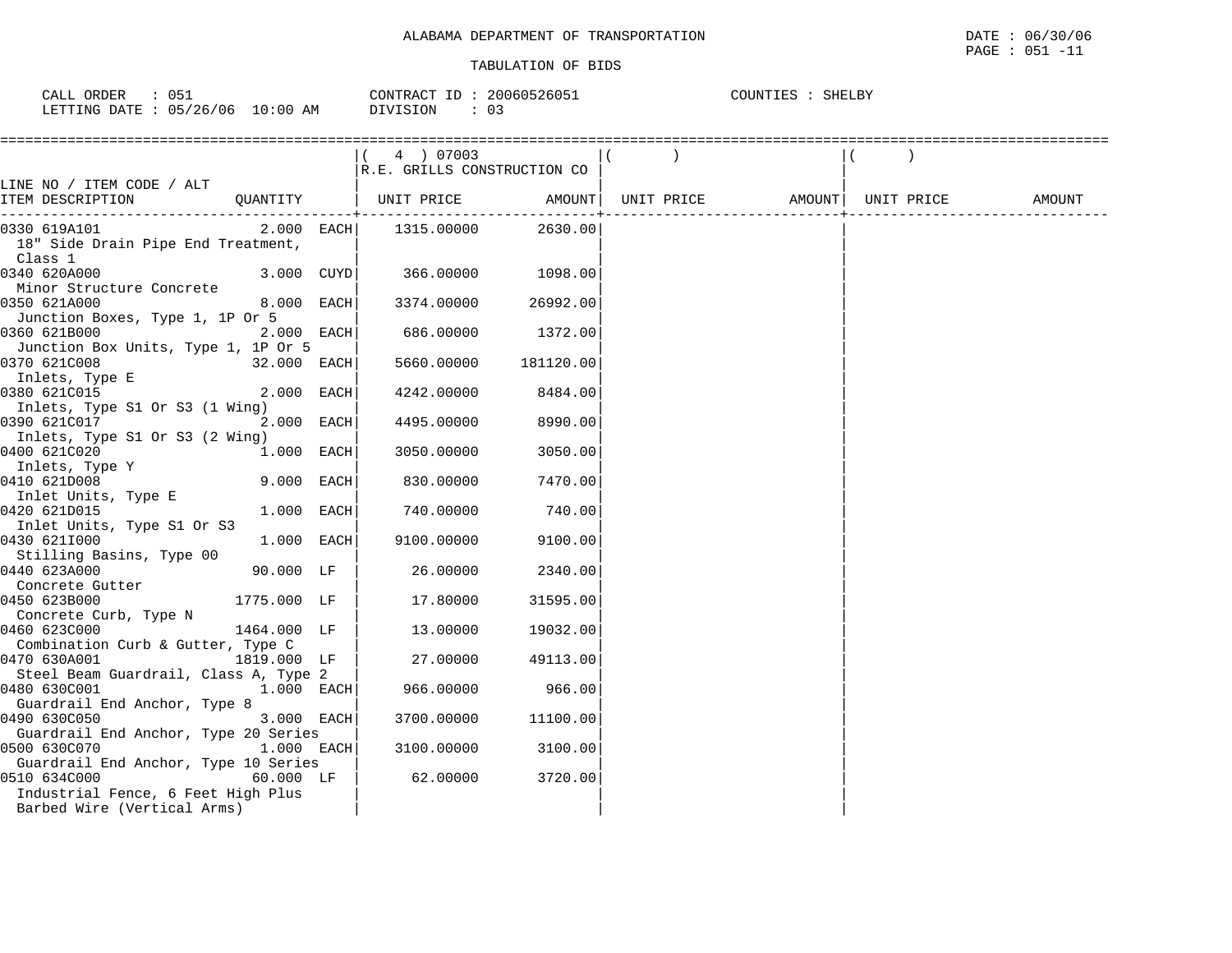ALABAMA DEPARTMENT OF TRANSPORTATION

TABULATION OF BIDS

DATE : 06/30/06
PAGE : 051 -11

CALL ORDER : 051
LETTING DATE : 05/26/06 10:00 AM

CONTRACT ID : 20060526051
DIVISION : 03

COUNTIES : SHELBY

| LINE NO / ITEM CODE / ALT<br>ITEM DESCRIPTION | QUANTITY | ( 4 ) 07003<br>R.E. GRILLS CONSTRUCTION CO<br>UNIT PRICE | AMOUNT | ( )<br>UNIT PRICE | AMOUNT | ( )<br>UNIT PRICE | AMOUNT |
|---|---|---|---|---|---|---|---|
| 0330 619A101<br>18" Side Drain Pipe End Treatment, Class 1 | 2.000 EACH | 1315.00000 | 2630.00 | | | | |
| 0340 620A000<br>Minor Structure Concrete | 3.000 CUYD | 366.00000 | 1098.00 | | | | |
| 0350 621A000<br>Junction Boxes, Type 1, 1P Or 5 | 8.000 EACH | 3374.00000 | 26992.00 | | | | |
| 0360 621B000<br>Junction Box Units, Type 1, 1P Or 5 | 2.000 EACH | 686.00000 | 1372.00 | | | | |
| 0370 621C008<br>Inlets, Type E | 32.000 EACH | 5660.00000 | 181120.00 | | | | |
| 0380 621C015<br>Inlets, Type S1 Or S3 (1 Wing) | 2.000 EACH | 4242.00000 | 8484.00 | | | | |
| 0390 621C017<br>Inlets, Type S1 Or S3 (2 Wing) | 2.000 EACH | 4495.00000 | 8990.00 | | | | |
| 0400 621C020<br>Inlets, Type Y | 1.000 EACH | 3050.00000 | 3050.00 | | | | |
| 0410 621D008<br>Inlet Units, Type E | 9.000 EACH | 830.00000 | 7470.00 | | | | |
| 0420 621D015<br>Inlet Units, Type S1 Or S3 | 1.000 EACH | 740.00000 | 740.00 | | | | |
| 0430 621I000<br>Stilling Basins, Type 00 | 1.000 EACH | 9100.00000 | 9100.00 | | | | |
| 0440 623A000<br>Concrete Gutter | 90.000 LF | 26.00000 | 2340.00 | | | | |
| 0450 623B000<br>Concrete Curb, Type N | 1775.000 LF | 17.80000 | 31595.00 | | | | |
| 0460 623C000<br>Combination Curb & Gutter, Type C | 1464.000 LF | 13.00000 | 19032.00 | | | | |
| 0470 630A001<br>Steel Beam Guardrail, Class A, Type 2 | 1819.000 LF | 27.00000 | 49113.00 | | | | |
| 0480 630C001<br>Guardrail End Anchor, Type 8 | 1.000 EACH | 966.00000 | 966.00 | | | | |
| 0490 630C050<br>Guardrail End Anchor, Type 20 Series | 3.000 EACH | 3700.00000 | 11100.00 | | | | |
| 0500 630C070<br>Guardrail End Anchor, Type 10 Series | 1.000 EACH | 3100.00000 | 3100.00 | | | | |
| 0510 634C000<br>Industrial Fence, 6 Feet High Plus Barbed Wire (Vertical Arms) | 60.000 LF | 62.00000 | 3720.00 | | | | |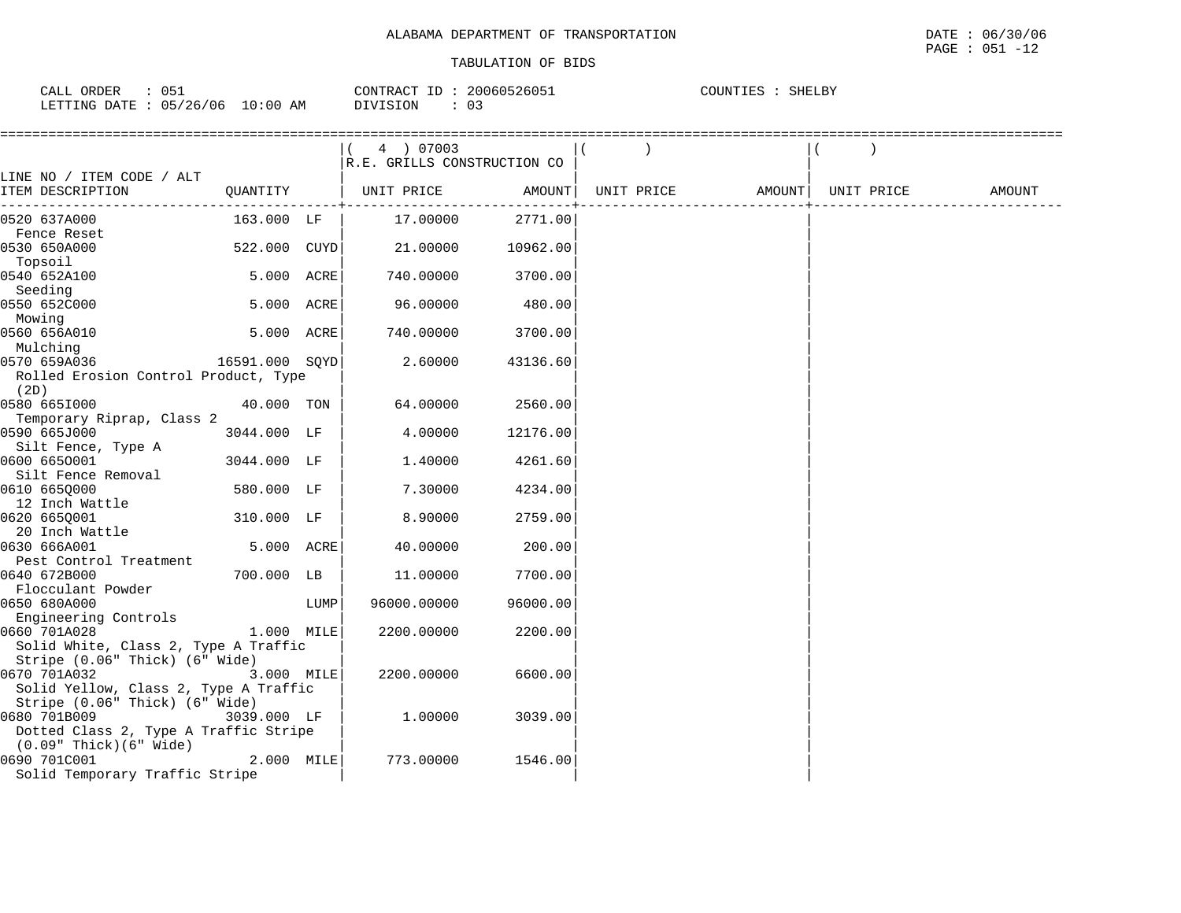ALABAMA DEPARTMENT OF TRANSPORTATION

TABULATION OF BIDS

CALL ORDER : 051 CONTRACT ID : 20060526051 COUNTIES : SHELBY
LETTING DATE : 05/26/06 10:00 AM DIVISION : 03

DATE : 06/30/06
PAGE : 051 -12

| LINE NO / ITEM CODE / ALT ITEM DESCRIPTION | QUANTITY | ( 4 ) 07003 R.E. GRILLS CONSTRUCTION CO UNIT PRICE | AMOUNT | ( ) UNIT PRICE | AMOUNT | ( ) UNIT PRICE | AMOUNT |
|---|---|---|---|---|---|---|---|
| 0520 637A000 Fence Reset | 163.000 LF | 17.00000 | 2771.00 | | | | |
| 0530 650A000 Topsoil | 522.000 CUYD | 21.00000 | 10962.00 | | | | |
| 0540 652A100 Seeding | 5.000 ACRE | 740.00000 | 3700.00 | | | | |
| 0550 652C000 Mowing | 5.000 ACRE | 96.00000 | 480.00 | | | | |
| 0560 656A010 Mulching | 5.000 ACRE | 740.00000 | 3700.00 | | | | |
| 0570 659A036 Rolled Erosion Control Product, Type (2D) | 16591.000 SQYD | 2.60000 | 43136.60 | | | | |
| 0580 665I000 Temporary Riprap, Class 2 | 40.000 TON | 64.00000 | 2560.00 | | | | |
| 0590 665J000 Silt Fence, Type A | 3044.000 LF | 4.00000 | 12176.00 | | | | |
| 0600 665O001 Silt Fence Removal | 3044.000 LF | 1.40000 | 4261.60 | | | | |
| 0610 665Q000 12 Inch Wattle | 580.000 LF | 7.30000 | 4234.00 | | | | |
| 0620 665Q001 20 Inch Wattle | 310.000 LF | 8.90000 | 2759.00 | | | | |
| 0630 666A001 Pest Control Treatment | 5.000 ACRE | 40.00000 | 200.00 | | | | |
| 0640 672B000 Flocculant Powder | 700.000 LB | 11.00000 | 7700.00 | | | | |
| 0650 680A000 Engineering Controls | LUMP | 96000.00000 | 96000.00 | | | | |
| 0660 701A028 Solid White, Class 2, Type A Traffic Stripe (0.06" Thick) (6" Wide) | 1.000 MILE | 2200.00000 | 2200.00 | | | | |
| 0670 701A032 Solid Yellow, Class 2, Type A Traffic Stripe (0.06" Thick) (6" Wide) | 3.000 MILE | 2200.00000 | 6600.00 | | | | |
| 0680 701B009 Dotted Class 2, Type A Traffic Stripe (0.09" Thick)(6" Wide) | 3039.000 LF | 1.00000 | 3039.00 | | | | |
| 0690 701C001 Solid Temporary Traffic Stripe | 2.000 MILE | 773.00000 | 1546.00 | | | | |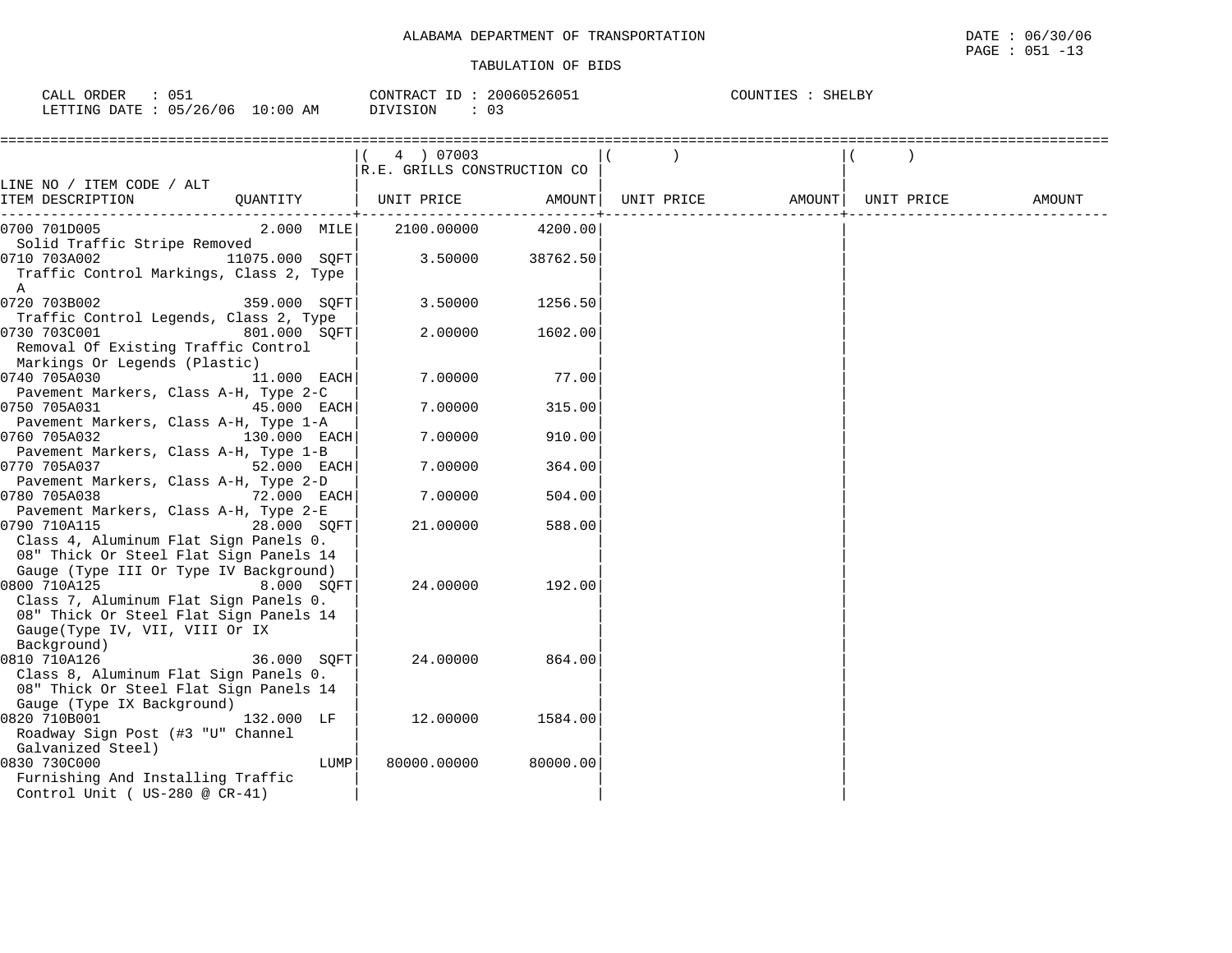ALABAMA DEPARTMENT OF TRANSPORTATION

TABULATION OF BIDS

DATE : 06/30/06

CALL ORDER : 051 CONTRACT ID : 20060526051 COUNTIES : SHELBY
LETTING DATE : 05/26/06 10:00 AM DIVISION : 03

| LINE NO / ITEM CODE / ALT ITEM DESCRIPTION | QUANTITY | ( 4 ) 07003 R.E. GRILLS CONSTRUCTION CO UNIT PRICE | AMOUNT | ( ) UNIT PRICE | AMOUNT | ( ) UNIT PRICE | AMOUNT |
|---|---|---|---|---|---|---|---|
| 0700 701D005 Solid Traffic Stripe Removed | 2.000 MILE | 2100.00000 | 4200.00 | | | | |
| 0710 703A002 Traffic Control Markings, Class 2, Type A | 11075.000 SQFT | 3.50000 | 38762.50 | | | | |
| 0720 703B002 Traffic Control Legends, Class 2, Type | 359.000 SQFT | 3.50000 | 1256.50 | | | | |
| 0730 703C001 Removal Of Existing Traffic Control Markings Or Legends (Plastic) | 801.000 SQFT | 2.00000 | 1602.00 | | | | |
| 0740 705A030 Pavement Markers, Class A-H, Type 2-C | 11.000 EACH | 7.00000 | 77.00 | | | | |
| 0750 705A031 Pavement Markers, Class A-H, Type 1-A | 45.000 EACH | 7.00000 | 315.00 | | | | |
| 0760 705A032 Pavement Markers, Class A-H, Type 1-B | 130.000 EACH | 7.00000 | 910.00 | | | | |
| 0770 705A037 Pavement Markers, Class A-H, Type 2-D | 52.000 EACH | 7.00000 | 364.00 | | | | |
| 0780 705A038 Pavement Markers, Class A-H, Type 2-E | 72.000 EACH | 7.00000 | 504.00 | | | | |
| 0790 710A115 Class 4, Aluminum Flat Sign Panels 0. 08" Thick Or Steel Flat Sign Panels 14 Gauge (Type III Or Type IV Background) | 28.000 SQFT | 21.00000 | 588.00 | | | | |
| 0800 710A125 Class 7, Aluminum Flat Sign Panels 0. 08" Thick Or Steel Flat Sign Panels 14 Gauge(Type IV, VII, VIII Or IX Background) | 8.000 SQFT | 24.00000 | 192.00 | | | | |
| 0810 710A126 Class 8, Aluminum Flat Sign Panels 0. 08" Thick Or Steel Flat Sign Panels 14 Gauge (Type IX Background) | 36.000 SQFT | 24.00000 | 864.00 | | | | |
| 0820 710B001 Roadway Sign Post (#3 "U" Channel Galvanized Steel) | 132.000 LF | 12.00000 | 1584.00 | | | | |
| 0830 730C000 Furnishing And Installing Traffic Control Unit ( US-280 @ CR-41) | LUMP | 80000.00000 | 80000.00 | | | | |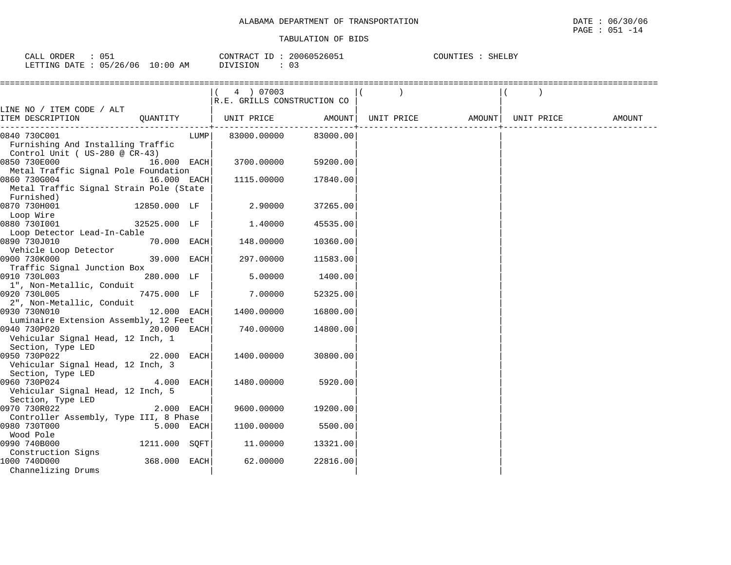ALABAMA DEPARTMENT OF TRANSPORTATION

TABULATION OF BIDS

DATE : 06/30/06
PAGE : 051 -14

CALL ORDER : 051
LETTING DATE : 05/26/06 10:00 AM

CONTRACT ID : 20060526051
DIVISION : 03

COUNTIES : SHELBY

| LINE NO / ITEM CODE / ALT<br>ITEM DESCRIPTION | QUANTITY | ( 4 ) 07003<br>R.E. GRILLS CONSTRUCTION CO<br>UNIT PRICE | AMOUNT | ( )<br>UNIT PRICE | AMOUNT | ( )<br>UNIT PRICE | AMOUNT |
|---|---|---|---|---|---|---|---|
| 0840 730C001<br>Furnishing And Installing Traffic Control Unit ( US-280 @ CR-43) | LUMP | 83000.00000 | 83000.00 | | | | |
| 0850 730E000<br>Metal Traffic Signal Pole Foundation | 16.000 EACH | 3700.00000 | 59200.00 | | | | |
| 0860 730G004<br>Metal Traffic Signal Strain Pole (State Furnished) | 16.000 EACH | 1115.00000 | 17840.00 | | | | |
| 0870 730H001<br>Loop Wire | 12850.000 LF | 2.90000 | 37265.00 | | | | |
| 0880 730I001<br>Loop Detector Lead-In-Cable | 32525.000 LF | 1.40000 | 45535.00 | | | | |
| 0890 730J010<br>Vehicle Loop Detector | 70.000 EACH | 148.00000 | 10360.00 | | | | |
| 0900 730K000<br>Traffic Signal Junction Box | 39.000 EACH | 297.00000 | 11583.00 | | | | |
| 0910 730L003<br>1", Non-Metallic, Conduit | 280.000 LF | 5.00000 | 1400.00 | | | | |
| 0920 730L005<br>2", Non-Metallic, Conduit | 7475.000 LF | 7.00000 | 52325.00 | | | | |
| 0930 730N010<br>Luminaire Extension Assembly, 12 Feet | 12.000 EACH | 1400.00000 | 16800.00 | | | | |
| 0940 730P020<br>Vehicular Signal Head, 12 Inch, 1 Section, Type LED | 20.000 EACH | 740.00000 | 14800.00 | | | | |
| 0950 730P022<br>Vehicular Signal Head, 12 Inch, 3 Section, Type LED | 22.000 EACH | 1400.00000 | 30800.00 | | | | |
| 0960 730P024<br>Vehicular Signal Head, 12 Inch, 5 Section, Type LED | 4.000 EACH | 1480.00000 | 5920.00 | | | | |
| 0970 730R022<br>Controller Assembly, Type III, 8 Phase | 2.000 EACH | 9600.00000 | 19200.00 | | | | |
| 0980 730T000<br>Wood Pole | 5.000 EACH | 1100.00000 | 5500.00 | | | | |
| 0990 740B000<br>Construction Signs | 1211.000 SQFT | 11.00000 | 13321.00 | | | | |
| 1000 740D000<br>Channelizing Drums | 368.000 EACH | 62.00000 | 22816.00 | | | | |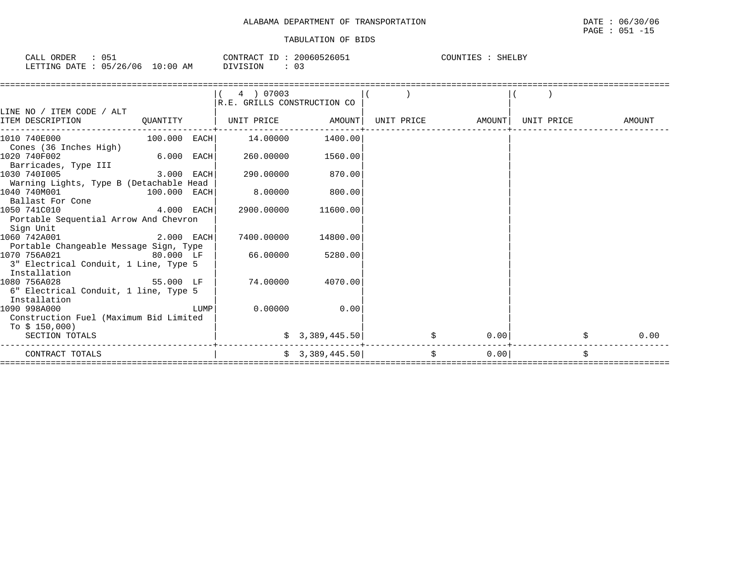ALABAMA DEPARTMENT OF TRANSPORTATION

TABULATION OF BIDS

DATE : 06/30/06

CALL ORDER : 051 &nbsp;&nbsp; CONTRACT ID : 20060526051 &nbsp;&nbsp; COUNTIES : SHELBY

LETTING DATE : 05/26/06 10:00 AM &nbsp;&nbsp; DIVISION : 03

| LINE NO / ITEM CODE / ALT ITEM DESCRIPTION | QUANTITY | ( 4 ) 07003 R.E. GRILLS CONSTRUCTION CO UNIT PRICE | AMOUNT | ( ) UNIT PRICE | AMOUNT | ( ) UNIT PRICE | AMOUNT |
|---|---|---|---|---|---|---|---|
| 1010 740E000 Cones (36 Inches High) | 100.000 EACH | 14.00000 | 1400.00 | | | | |
| 1020 740F002 Barricades, Type III | 6.000 EACH | 260.00000 | 1560.00 | | | | |
| 1030 740I005 Warning Lights, Type B (Detachable Head | 3.000 EACH | 290.00000 | 870.00 | | | | |
| 1040 740M001 Ballast For Cone | 100.000 EACH | 8.00000 | 800.00 | | | | |
| 1050 741C010 Portable Sequential Arrow And Chevron Sign Unit | 4.000 EACH | 2900.00000 | 11600.00 | | | | |
| 1060 742A001 Portable Changeable Message Sign, Type | 2.000 EACH | 7400.00000 | 14800.00 | | | | |
| 1070 756A021 3" Electrical Conduit, 1 Line, Type 5 Installation | 80.000 LF | 66.00000 | 5280.00 | | | | |
| 1080 756A028 6" Electrical Conduit, 1 line, Type 5 Installation | 55.000 LF | 74.00000 | 4070.00 | | | | |
| 1090 998A000 Construction Fuel (Maximum Bid Limited To $ 150,000) | LUMP | 0.00000 | 0.00 | | | | |
| SECTION TOTALS | | | $ 3,389,445.50 | | $ 0.00 | | $ 0.00 |
| CONTRACT TOTALS | | | $ 3,389,445.50 | | $ 0.00 | | $ |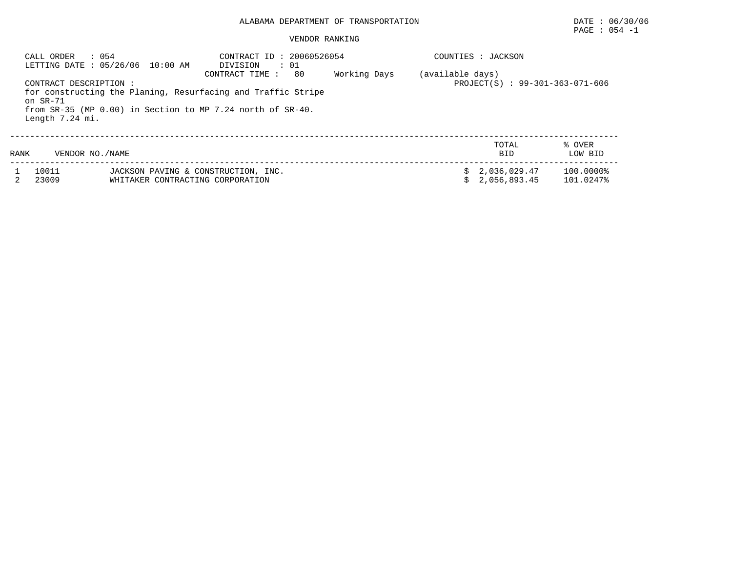ALABAMA DEPARTMENT OF TRANSPORTATION

DATE : 06/30/06

VENDOR RANKING

CALL ORDER : 054
LETTING DATE : 05/26/06 10:00 AM

CONTRACT ID : 20060526054
DIVISION : 01
CONTRACT TIME : 80 Working Days (available days)

COUNTIES : JACKSON

PROJECT(S) : 99-301-363-071-606

CONTRACT DESCRIPTION :
for constructing the Planing, Resurfacing and Traffic Stripe on SR-71
from SR-35 (MP 0.00) in Section to MP 7.24 north of SR-40.
Length 7.24 mi.

| RANK | VENDOR NO./NAME | | TOTAL BID | % OVER LOW BID |
|---|---|---|---|---|
| 1 | 10011 | JACKSON PAVING & CONSTRUCTION, INC. | $ 2,036,029.47 | 100.0000% |
| 2 | 23009 | WHITAKER CONTRACTING CORPORATION | $ 2,056,893.45 | 101.0247% |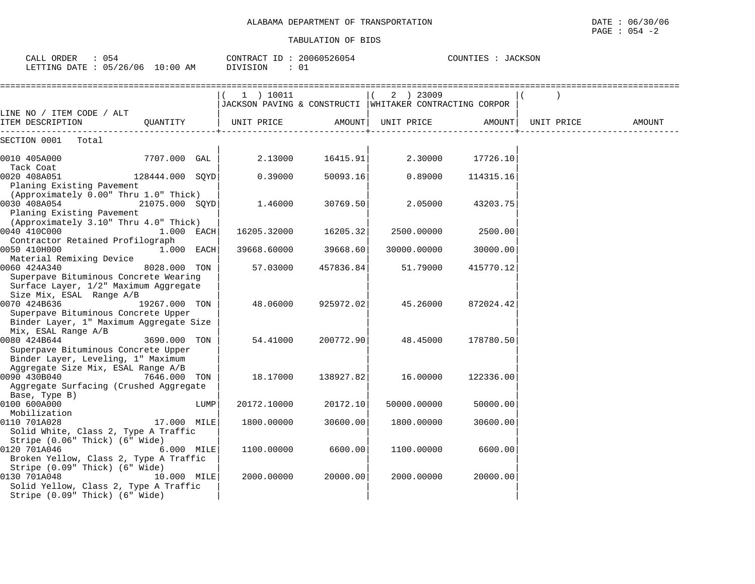ALABAMA DEPARTMENT OF TRANSPORTATION

TABULATION OF BIDS

DATE : 06/30/06
PAGE : 054 -2

CALL ORDER : 054 CONTRACT ID : 20060526054 COUNTIES : JACKSON
LETTING DATE : 05/26/06 10:00 AM DIVISION : 01

| LINE NO / ITEM CODE / ALT ITEM DESCRIPTION | QUANTITY | ( 1 ) 10011 JACKSON PAVING & CONSTRUCTI UNIT PRICE | AMOUNT | ( 2 ) 23009 WHITAKER CONTRACTING CORPOR UNIT PRICE | AMOUNT | ( ) UNIT PRICE | AMOUNT |
|---|---|---|---|---|---|---|---|
| SECTION 0001 Total | | | | | | | |
| 0010 405A000 Tack Coat | 7707.000 GAL | 2.13000 | 16415.91 | 2.30000 | 17726.10 | | |
| 0020 408A051 Planing Existing Pavement (Approximately 0.00" Thru 1.0" Thick) | 128444.000 SQYD | 0.39000 | 50093.16 | 0.89000 | 114315.16 | | |
| 0030 408A054 Planing Existing Pavement (Approximately 3.10" Thru 4.0" Thick) | 21075.000 SQYD | 1.46000 | 30769.50 | 2.05000 | 43203.75 | | |
| 0040 410C000 Contractor Retained Profilograph | 1.000 EACH | 16205.32000 | 16205.32 | 2500.00000 | 2500.00 | | |
| 0050 410H000 Material Remixing Device | 1.000 EACH | 39668.60000 | 39668.60 | 30000.00000 | 30000.00 | | |
| 0060 424A340 Superpave Bituminous Concrete Wearing Surface Layer, 1/2" Maximum Aggregate Size Mix, ESAL Range A/B | 8028.000 TON | 57.03000 | 457836.84 | 51.79000 | 415770.12 | | |
| 0070 424B636 Superpave Bituminous Concrete Upper Binder Layer, 1" Maximum Aggregate Size Mix, ESAL Range A/B | 19267.000 TON | 48.06000 | 925972.02 | 45.26000 | 872024.42 | | |
| 0080 424B644 Superpave Bituminous Concrete Upper Binder Layer, Leveling, 1" Maximum Aggregate Size Mix, ESAL Range A/B | 3690.000 TON | 54.41000 | 200772.90 | 48.45000 | 178780.50 | | |
| 0090 430B040 Aggregate Surfacing (Crushed Aggregate Base, Type B) | 7646.000 TON | 18.17000 | 138927.82 | 16.00000 | 122336.00 | | |
| 0100 600A000 Mobilization | LUMP | 20172.10000 | 20172.10 | 50000.00000 | 50000.00 | | |
| 0110 701A028 Solid White, Class 2, Type A Traffic Stripe (0.06" Thick) (6" Wide) | 17.000 MILE | 1800.00000 | 30600.00 | 1800.00000 | 30600.00 | | |
| 0120 701A046 Broken Yellow, Class 2, Type A Traffic Stripe (0.09" Thick) (6" Wide) | 6.000 MILE | 1100.00000 | 6600.00 | 1100.00000 | 6600.00 | | |
| 0130 701A048 Solid Yellow, Class 2, Type A Traffic Stripe (0.09" Thick) (6" Wide) | 10.000 MILE | 2000.00000 | 20000.00 | 2000.00000 | 20000.00 | | |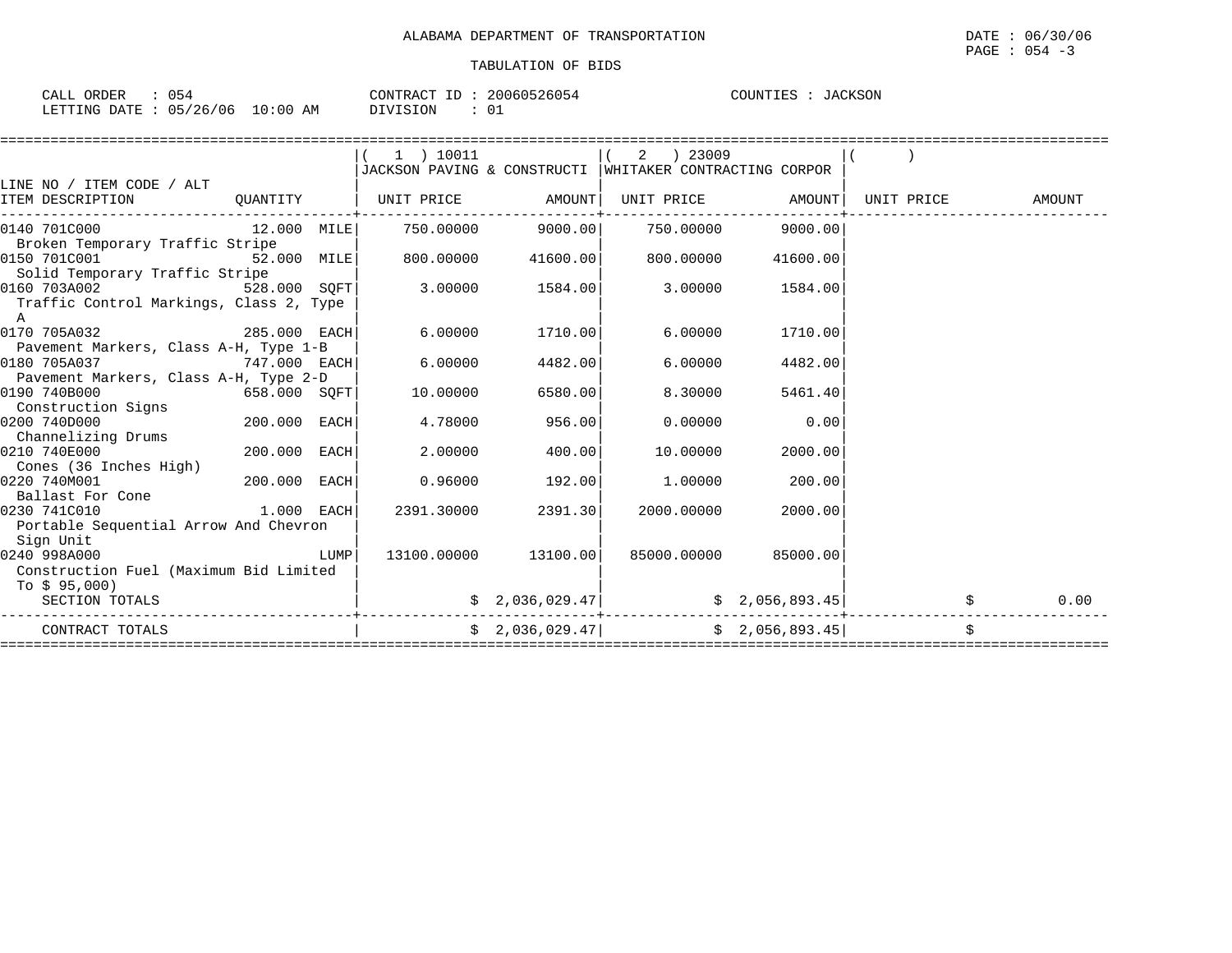ALABAMA DEPARTMENT OF TRANSPORTATION

DATE : 06/30/06

PAGE : 054 -3

TABULATION OF BIDS

CALL ORDER : 054    CONTRACT ID : 20060526054    COUNTIES : JACKSON

LETTING DATE : 05/26/06 10:00 AM    DIVISION : 01

| LINE NO / ITEM CODE / ALT<br>ITEM DESCRIPTION | QUANTITY | ( 1 ) 10011<br>JACKSON PAVING & CONSTRUCTI<br>UNIT PRICE | AMOUNT | ( 2 ) 23009<br>WHITAKER CONTRACTING CORPOR<br>UNIT PRICE | AMOUNT | ( )<br>UNIT PRICE | AMOUNT |
|---|---|---|---|---|---|---|---|
| 0140 701C000<br>Broken Temporary Traffic Stripe | 12.000 MILE | 750.00000 | 9000.00 | 750.00000 | 9000.00 | | |
| 0150 701C001<br>Solid Temporary Traffic Stripe | 52.000 MILE | 800.00000 | 41600.00 | 800.00000 | 41600.00 | | |
| 0160 703A002<br>Traffic Control Markings, Class 2, Type A | 528.000 SQFT | 3.00000 | 1584.00 | 3.00000 | 1584.00 | | |
| 0170 705A032<br>Pavement Markers, Class A-H, Type 1-B | 285.000 EACH | 6.00000 | 1710.00 | 6.00000 | 1710.00 | | |
| 0180 705A037<br>Pavement Markers, Class A-H, Type 2-D | 747.000 EACH | 6.00000 | 4482.00 | 6.00000 | 4482.00 | | |
| 0190 740B000<br>Construction Signs | 658.000 SQFT | 10.00000 | 6580.00 | 8.30000 | 5461.40 | | |
| 0200 740D000<br>Channelizing Drums | 200.000 EACH | 4.78000 | 956.00 | 0.00000 | 0.00 | | |
| 0210 740E000<br>Cones (36 Inches High) | 200.000 EACH | 2.00000 | 400.00 | 10.00000 | 2000.00 | | |
| 0220 740M001<br>Ballast For Cone | 200.000 EACH | 0.96000 | 192.00 | 1.00000 | 200.00 | | |
| 0230 741C010<br>Portable Sequential Arrow And Chevron Sign Unit | 1.000 EACH | 2391.30000 | 2391.30 | 2000.00000 | 2000.00 | | |
| 0240 998A000<br>Construction Fuel (Maximum Bid Limited To $ 95,000) | LUMP | 13100.00000 | 13100.00 | 85000.00000 | 85000.00 | | |
| SECTION TOTALS | | | $ 2,036,029.47 | | $ 2,056,893.45 | | $ 0.00 |
| CONTRACT TOTALS | | | $ 2,036,029.47 | | $ 2,056,893.45 | | $ |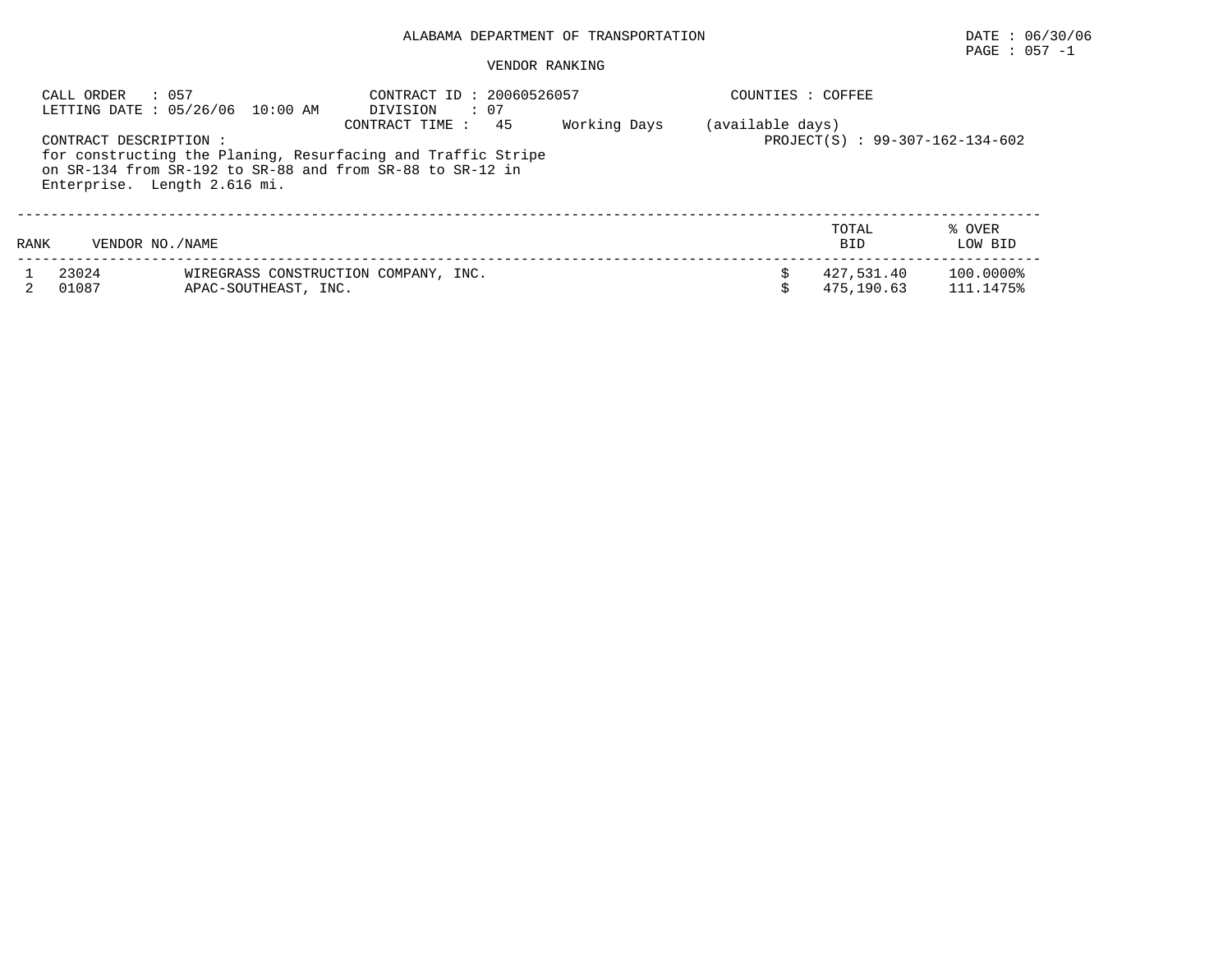ALABAMA DEPARTMENT OF TRANSPORTATION

DATE : 06/30/06

PAGE : 057 -1

VENDOR RANKING

CALL ORDER : 057
LETTING DATE : 05/26/06 10:00 AM

CONTRACT ID : 20060526057
DIVISION : 07
CONTRACT TIME : 45 Working Days (available days)

COUNTIES : COFFEE

PROJECT(S) : 99-307-162-134-602

CONTRACT DESCRIPTION :
for constructing the Planing, Resurfacing and Traffic Stripe on SR-134 from SR-192 to SR-88 and from SR-88 to SR-12 in Enterprise. Length 2.616 mi.

| RANK | VENDOR NO./NAME | | TOTAL BID | % OVER LOW BID |
|---|---|---|---|---|
| 1 | 23024 | WIREGRASS CONSTRUCTION COMPANY, INC. | $ 427,531.40 | 100.0000% |
| 2 | 01087 | APAC-SOUTHEAST, INC. | $ 475,190.63 | 111.1475% |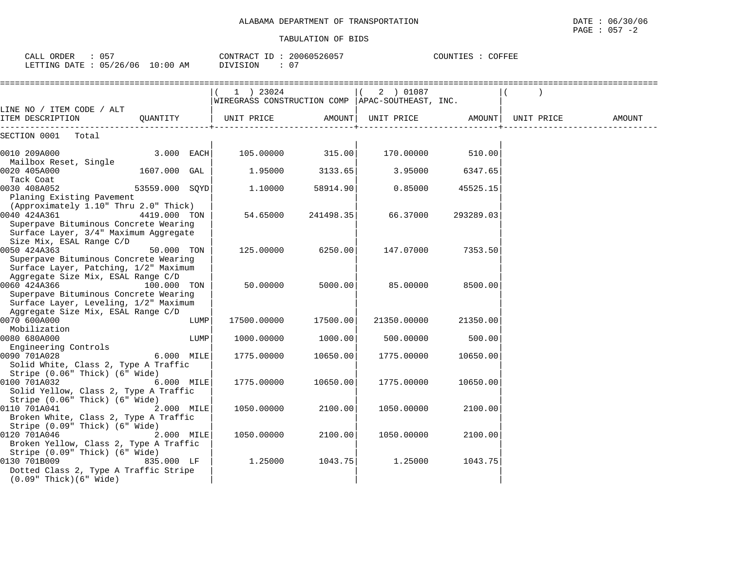ALABAMA DEPARTMENT OF TRANSPORTATION

DATE : 06/30/06

TABULATION OF BIDS

CALL ORDER : 057 CONTRACT ID : 20060526057 COUNTIES : COFFEE
LETTING DATE : 05/26/06 10:00 AM DIVISION : 07

| LINE NO / ITEM CODE / ALT ITEM DESCRIPTION | QUANTITY | (1) 23024 WIREGRASS CONSTRUCTION COMP UNIT PRICE | AMOUNT | (2) 01087 APAC-SOUTHEAST, INC. UNIT PRICE | AMOUNT | ( ) UNIT PRICE | AMOUNT |
|---|---|---|---|---|---|---|---|
| SECTION 0001 Total | | | | | | | |
| 0010 209A000 Mailbox Reset, Single | 3.000 EACH | 105.00000 | 315.00 | 170.00000 | 510.00 | | |
| 0020 405A000 Tack Coat | 1607.000 GAL | 1.95000 | 3133.65 | 3.95000 | 6347.65 | | |
| 0030 408A052 Planing Existing Pavement (Approximately 1.10" Thru 2.0" Thick) | 53559.000 SQYD | 1.10000 | 58914.90 | 0.85000 | 45525.15 | | |
| 0040 424A361 Superpave Bituminous Concrete Wearing Surface Layer, 3/4" Maximum Aggregate Size Mix, ESAL Range C/D | 4419.000 TON | 54.65000 | 241498.35 | 66.37000 | 293289.03 | | |
| 0050 424A363 Superpave Bituminous Concrete Wearing Surface Layer, Patching, 1/2" Maximum Aggregate Size Mix, ESAL Range C/D | 50.000 TON | 125.00000 | 6250.00 | 147.07000 | 7353.50 | | |
| 0060 424A366 Superpave Bituminous Concrete Wearing Surface Layer, Leveling, 1/2" Maximum Aggregate Size Mix, ESAL Range C/D | 100.000 TON | 50.00000 | 5000.00 | 85.00000 | 8500.00 | | |
| 0070 600A000 Mobilization | LUMP | 17500.00000 | 17500.00 | 21350.00000 | 21350.00 | | |
| 0080 680A000 Engineering Controls | LUMP | 1000.00000 | 1000.00 | 500.00000 | 500.00 | | |
| 0090 701A028 Solid White, Class 2, Type A Traffic Stripe (0.06" Thick) (6" Wide) | 6.000 MILE | 1775.00000 | 10650.00 | 1775.00000 | 10650.00 | | |
| 0100 701A032 Solid Yellow, Class 2, Type A Traffic Stripe (0.06" Thick) (6" Wide) | 6.000 MILE | 1775.00000 | 10650.00 | 1775.00000 | 10650.00 | | |
| 0110 701A041 Broken White, Class 2, Type A Traffic Stripe (0.09" Thick) (6" Wide) | 2.000 MILE | 1050.00000 | 2100.00 | 1050.00000 | 2100.00 | | |
| 0120 701A046 Broken Yellow, Class 2, Type A Traffic Stripe (0.09" Thick) (6" Wide) | 2.000 MILE | 1050.00000 | 2100.00 | 1050.00000 | 2100.00 | | |
| 0130 701B009 Dotted Class 2, Type A Traffic Stripe (0.09" Thick)(6" Wide) | 835.000 LF | 1.25000 | 1043.75 | 1.25000 | 1043.75 | | |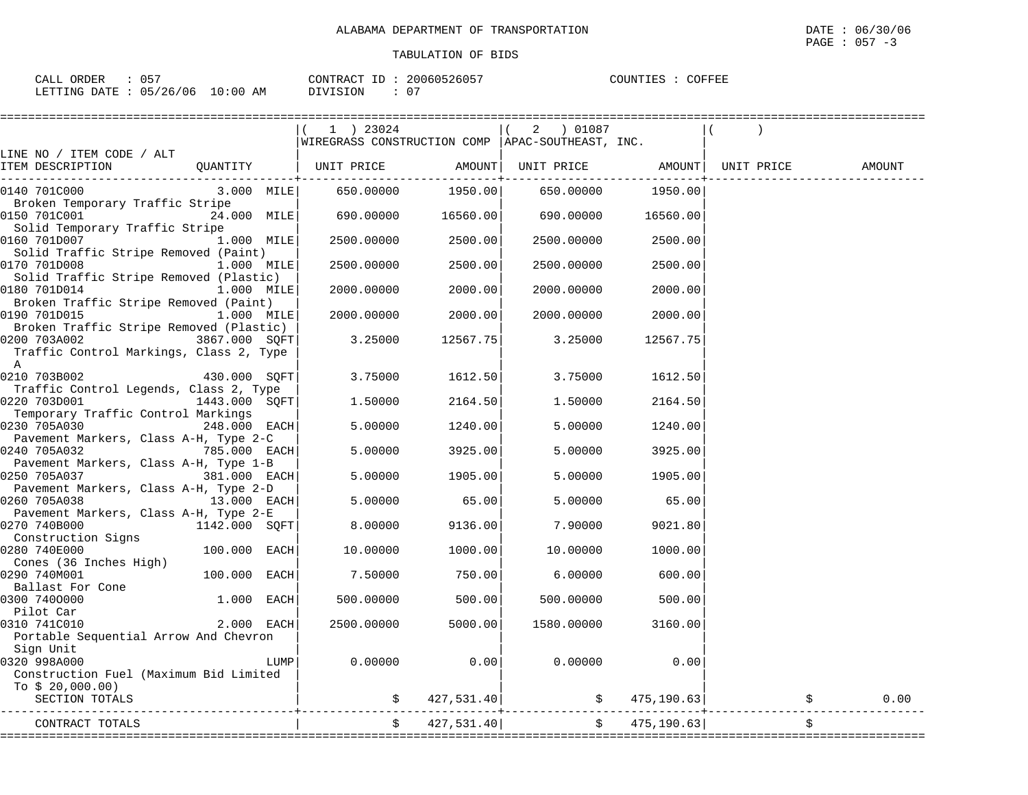ALABAMA DEPARTMENT OF TRANSPORTATION

TABULATION OF BIDS

DATE : 06/30/06
PAGE : 057 -3

CALL ORDER : 057
LETTING DATE : 05/26/06 10:00 AM

CONTRACT ID : 20060526057
DIVISION : 07

COUNTIES : COFFEE

| LINE NO / ITEM CODE / ALT ITEM DESCRIPTION | QUANTITY | (1) 23024 WIREGRASS CONSTRUCTION COMP UNIT PRICE | AMOUNT | (2) 01087 APAC-SOUTHEAST, INC. UNIT PRICE | AMOUNT | ( ) UNIT PRICE | AMOUNT |
|---|---|---|---|---|---|---|---|
| 0140 701C000 Broken Temporary Traffic Stripe | 3.000 MILE | 650.00000 | 1950.00 | 650.00000 | 1950.00 | | |
| 0150 701C001 Solid Temporary Traffic Stripe | 24.000 MILE | 690.00000 | 16560.00 | 690.00000 | 16560.00 | | |
| 0160 701D007 Solid Traffic Stripe Removed (Paint) | 1.000 MILE | 2500.00000 | 2500.00 | 2500.00000 | 2500.00 | | |
| 0170 701D008 Solid Traffic Stripe Removed (Plastic) | 1.000 MILE | 2500.00000 | 2500.00 | 2500.00000 | 2500.00 | | |
| 0180 701D014 Broken Traffic Stripe Removed (Paint) | 1.000 MILE | 2000.00000 | 2000.00 | 2000.00000 | 2000.00 | | |
| 0190 701D015 Broken Traffic Stripe Removed (Plastic) | 1.000 MILE | 2000.00000 | 2000.00 | 2000.00000 | 2000.00 | | |
| 0200 703A002 Traffic Control Markings, Class 2, Type A | 3867.000 SQFT | 3.25000 | 12567.75 | 3.25000 | 12567.75 | | |
| 0210 703B002 Traffic Control Legends, Class 2, Type | 430.000 SQFT | 3.75000 | 1612.50 | 3.75000 | 1612.50 | | |
| 0220 703D001 Temporary Traffic Control Markings | 1443.000 SQFT | 1.50000 | 2164.50 | 1.50000 | 2164.50 | | |
| 0230 705A030 Pavement Markers, Class A-H, Type 2-C | 248.000 EACH | 5.00000 | 1240.00 | 5.00000 | 1240.00 | | |
| 0240 705A032 Pavement Markers, Class A-H, Type 1-B | 785.000 EACH | 5.00000 | 3925.00 | 5.00000 | 3925.00 | | |
| 0250 705A037 Pavement Markers, Class A-H, Type 2-D | 381.000 EACH | 5.00000 | 1905.00 | 5.00000 | 1905.00 | | |
| 0260 705A038 Pavement Markers, Class A-H, Type 2-E | 13.000 EACH | 5.00000 | 65.00 | 5.00000 | 65.00 | | |
| 0270 740B000 Construction Signs | 1142.000 SQFT | 8.00000 | 9136.00 | 7.90000 | 9021.80 | | |
| 0280 740E000 Cones (36 Inches High) | 100.000 EACH | 10.00000 | 1000.00 | 10.00000 | 1000.00 | | |
| 0290 740M001 Ballast For Cone | 100.000 EACH | 7.50000 | 750.00 | 6.00000 | 600.00 | | |
| 0300 740O000 Pilot Car | 1.000 EACH | 500.00000 | 500.00 | 500.00000 | 500.00 | | |
| 0310 741C010 Portable Sequential Arrow And Chevron Sign Unit | 2.000 EACH | 2500.00000 | 5000.00 | 1580.00000 | 3160.00 | | |
| 0320 998A000 Construction Fuel (Maximum Bid Limited To $ 20,000.00) | LUMP | 0.00000 | 0.00 | 0.00000 | 0.00 | | |
| SECTION TOTALS | | | $ 427,531.40 | | $ 475,190.63 | | $ 0.00 |
| CONTRACT TOTALS | | | $ 427,531.40 | | $ 475,190.63 | | $ |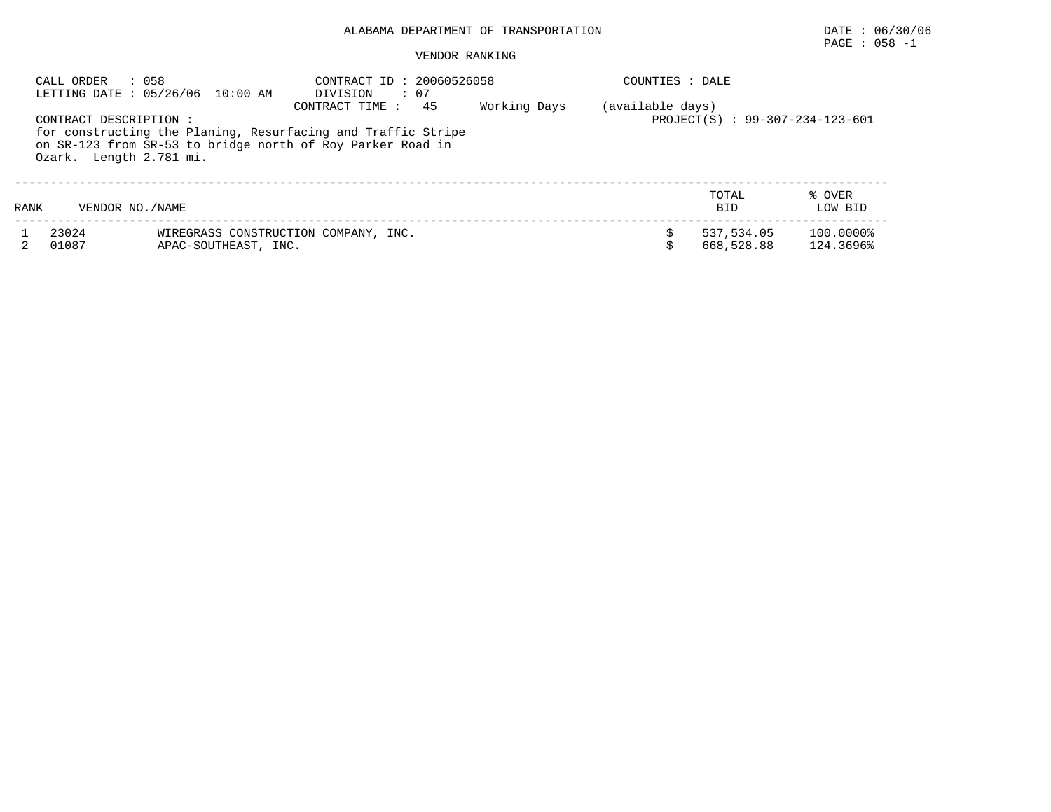# ALABAMA DEPARTMENT OF TRANSPORTATION

DATE : 06/30/06

## VENDOR RANKING

CALL ORDER : 058
LETTING DATE : 05/26/06 10:00 AM

CONTRACT ID : 20060526058
DIVISION : 07
CONTRACT TIME : 45 Working Days (available days)

COUNTIES : DALE

PROJECT(S) : 99-307-234-123-601

CONTRACT DESCRIPTION :
for constructing the Planing, Resurfacing and Traffic Stripe on SR-123 from SR-53 to bridge north of Roy Parker Road in Ozark. Length 2.781 mi.

| RANK | VENDOR NO./NAME | | TOTAL BID | % OVER LOW BID |
|---|---|---|---|---|
| 1 | 23024 | WIREGRASS CONSTRUCTION COMPANY, INC. | $ 537,534.05 | 100.0000% |
| 2 | 01087 | APAC-SOUTHEAST, INC. | $ 668,528.88 | 124.3696% |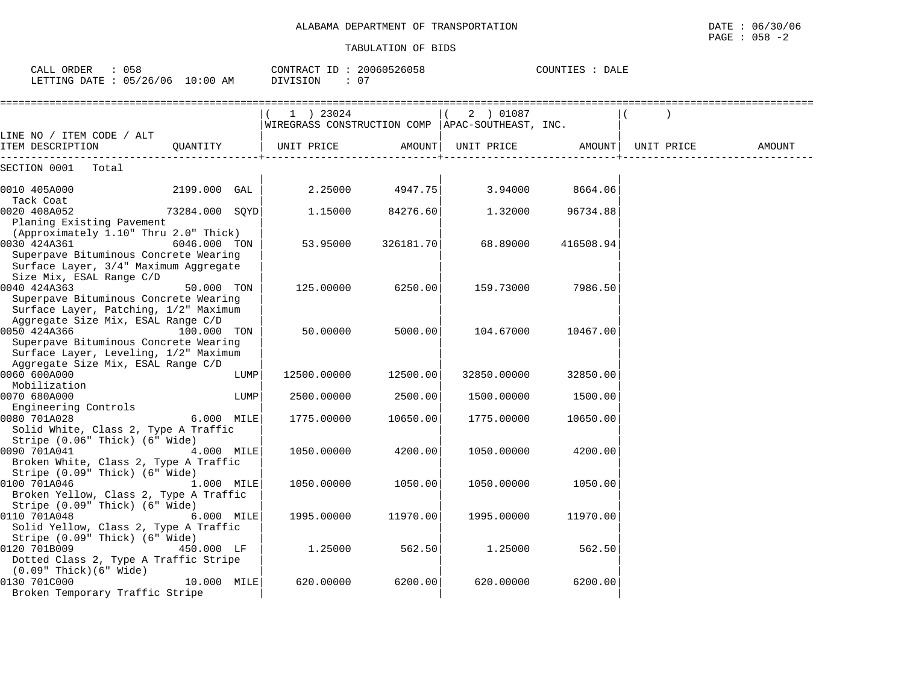ALABAMA DEPARTMENT OF TRANSPORTATION

DATE : 06/30/06

TABULATION OF BIDS

CALL ORDER : 058 | CONTRACT ID : 20060526058 | COUNTIES : DALE
LETTING DATE : 05/26/06 10:00 AM | DIVISION : 07

| LINE NO / ITEM CODE / ALT / ITEM DESCRIPTION | QUANTITY | (1) 23024 WIREGRASS CONSTRUCTION COMP UNIT PRICE | AMOUNT | (2) 01087 APAC-SOUTHEAST, INC. UNIT PRICE | AMOUNT | ( ) UNIT PRICE | AMOUNT |
|---|---|---|---|---|---|---|---|
| SECTION 0001 Total | | | | | | | |
| 0010 405A000 Tack Coat | 2199.000 GAL | 2.25000 | 4947.75 | 3.94000 | 8664.06 | | |
| 0020 408A052 Planing Existing Pavement (Approximately 1.10" Thru 2.0" Thick) | 73284.000 SQYD | 1.15000 | 84276.60 | 1.32000 | 96734.88 | | |
| 0030 424A361 Superpave Bituminous Concrete Wearing Surface Layer, 3/4" Maximum Aggregate Size Mix, ESAL Range C/D | 6046.000 TON | 53.95000 | 326181.70 | 68.89000 | 416508.94 | | |
| 0040 424A363 Superpave Bituminous Concrete Wearing Surface Layer, Patching, 1/2" Maximum Aggregate Size Mix, ESAL Range C/D | 50.000 TON | 125.00000 | 6250.00 | 159.73000 | 7986.50 | | |
| 0050 424A366 Superpave Bituminous Concrete Wearing Surface Layer, Leveling, 1/2" Maximum Aggregate Size Mix, ESAL Range C/D | 100.000 TON | 50.00000 | 5000.00 | 104.67000 | 10467.00 | | |
| 0060 600A000 Mobilization | LUMP | 12500.00000 | 12500.00 | 32850.00000 | 32850.00 | | |
| 0070 680A000 Engineering Controls | LUMP | 2500.00000 | 2500.00 | 1500.00000 | 1500.00 | | |
| 0080 701A028 Solid White, Class 2, Type A Traffic Stripe (0.06" Thick) (6" Wide) | 6.000 MILE | 1775.00000 | 10650.00 | 1775.00000 | 10650.00 | | |
| 0090 701A041 Broken White, Class 2, Type A Traffic Stripe (0.09" Thick) (6" Wide) | 4.000 MILE | 1050.00000 | 4200.00 | 1050.00000 | 4200.00 | | |
| 0100 701A046 Broken Yellow, Class 2, Type A Traffic Stripe (0.09" Thick) (6" Wide) | 1.000 MILE | 1050.00000 | 1050.00 | 1050.00000 | 1050.00 | | |
| 0110 701A048 Solid Yellow, Class 2, Type A Traffic Stripe (0.09" Thick) (6" Wide) | 6.000 MILE | 1995.00000 | 11970.00 | 1995.00000 | 11970.00 | | |
| 0120 701B009 Dotted Class 2, Type A Traffic Stripe (0.09" Thick)(6" Wide) | 450.000 LF | 1.25000 | 562.50 | 1.25000 | 562.50 | | |
| 0130 701C000 Broken Temporary Traffic Stripe | 10.000 MILE | 620.00000 | 6200.00 | 620.00000 | 6200.00 | | |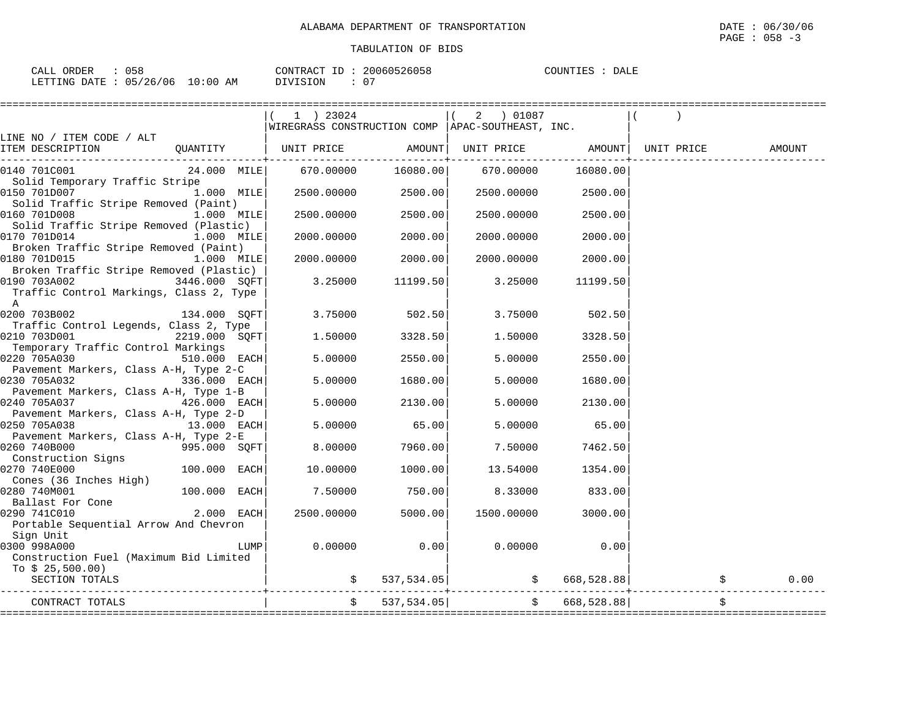ALABAMA DEPARTMENT OF TRANSPORTATION

TABULATION OF BIDS

DATE : 06/30/06
PAGE : 058 -3

CALL ORDER : 058 CONTRACT ID : 20060526058 COUNTIES : DALE
LETTING DATE : 05/26/06 10:00 AM DIVISION : 07

| LINE NO / ITEM CODE / ALT ITEM DESCRIPTION | QUANTITY | ( 1 ) 23024 WIREGRASS CONSTRUCTION COMP UNIT PRICE | AMOUNT | ( 2 ) 01087 APAC-SOUTHEAST, INC. UNIT PRICE | AMOUNT | ( ) UNIT PRICE | AMOUNT |
|---|---|---|---|---|---|---|---|
| 0140 701C001 Solid Temporary Traffic Stripe | 24.000 MILE | 670.00000 | 16080.00 | 670.00000 | 16080.00 | | |
| 0150 701D007 Solid Traffic Stripe Removed (Paint) | 1.000 MILE | 2500.00000 | 2500.00 | 2500.00000 | 2500.00 | | |
| 0160 701D008 Solid Traffic Stripe Removed (Plastic) | 1.000 MILE | 2500.00000 | 2500.00 | 2500.00000 | 2500.00 | | |
| 0170 701D014 Broken Traffic Stripe Removed (Paint) | 1.000 MILE | 2000.00000 | 2000.00 | 2000.00000 | 2000.00 | | |
| 0180 701D015 Broken Traffic Stripe Removed (Plastic) | 1.000 MILE | 2000.00000 | 2000.00 | 2000.00000 | 2000.00 | | |
| 0190 703A002 Traffic Control Markings, Class 2, Type A | 3446.000 SQFT | 3.25000 | 11199.50 | 3.25000 | 11199.50 | | |
| 0200 703B002 Traffic Control Legends, Class 2, Type | 134.000 SQFT | 3.75000 | 502.50 | 3.75000 | 502.50 | | |
| 0210 703D001 Temporary Traffic Control Markings | 2219.000 SQFT | 1.50000 | 3328.50 | 1.50000 | 3328.50 | | |
| 0220 705A030 Pavement Markers, Class A-H, Type 2-C | 510.000 EACH | 5.00000 | 2550.00 | 5.00000 | 2550.00 | | |
| 0230 705A032 Pavement Markers, Class A-H, Type 1-B | 336.000 EACH | 5.00000 | 1680.00 | 5.00000 | 1680.00 | | |
| 0240 705A037 Pavement Markers, Class A-H, Type 2-D | 426.000 EACH | 5.00000 | 2130.00 | 5.00000 | 2130.00 | | |
| 0250 705A038 Pavement Markers, Class A-H, Type 2-E | 13.000 EACH | 5.00000 | 65.00 | 5.00000 | 65.00 | | |
| 0260 740B000 Construction Signs | 995.000 SQFT | 8.00000 | 7960.00 | 7.50000 | 7462.50 | | |
| 0270 740E000 Cones (36 Inches High) | 100.000 EACH | 10.00000 | 1000.00 | 13.54000 | 1354.00 | | |
| 0280 740M001 Ballast For Cone | 100.000 EACH | 7.50000 | 750.00 | 8.33000 | 833.00 | | |
| 0290 741C010 Portable Sequential Arrow And Chevron Sign Unit | 2.000 EACH | 2500.00000 | 5000.00 | 1500.00000 | 3000.00 | | |
| 0300 998A000 Construction Fuel (Maximum Bid Limited To $ 25,500.00) | LUMP | 0.00000 | 0.00 | 0.00000 | 0.00 | | |
| SECTION TOTALS | | | $ 537,534.05 | | $ 668,528.88 | | $ 0.00 |
| CONTRACT TOTALS | | | $ 537,534.05 | | $ 668,528.88 | | $ |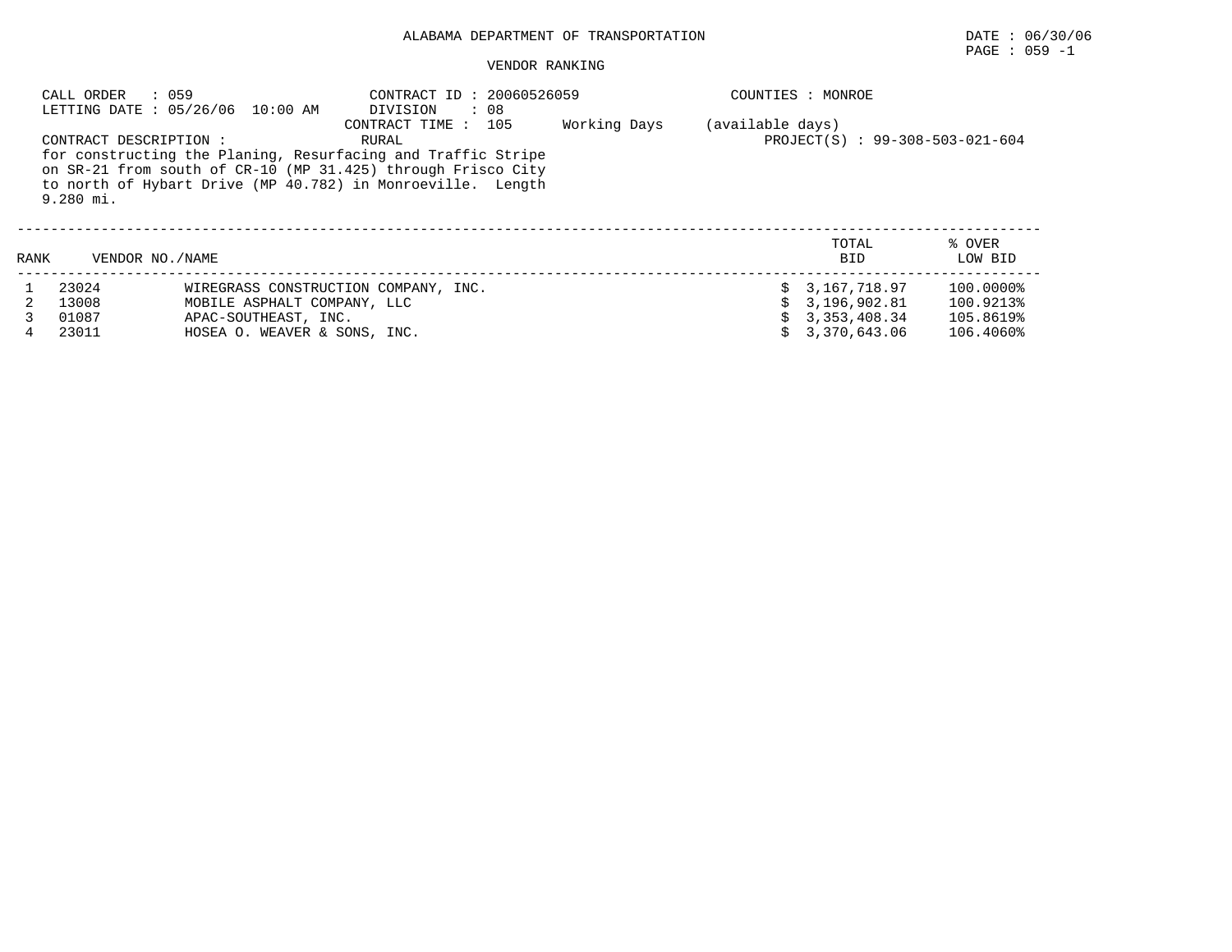ALABAMA DEPARTMENT OF TRANSPORTATION

DATE : 06/30/06

PAGE : 059 -1

VENDOR RANKING

CALL ORDER : 059
LETTING DATE : 05/26/06 10:00 AM

CONTRACT ID : 20060526059
DIVISION : 08
CONTRACT TIME : 105 Working Days (available days)

COUNTIES : MONROE

CONTRACT DESCRIPTION : RURAL

PROJECT(S) : 99-308-503-021-604

for constructing the Planing, Resurfacing and Traffic Stripe on SR-21 from south of CR-10 (MP 31.425) through Frisco City to north of Hybart Drive (MP 40.782) in Monroeville. Length 9.280 mi.

| RANK | VENDOR NO./NAME | | TOTAL BID | % OVER LOW BID |
|---|---|---|---|---|
| 1 | 23024 | WIREGRASS CONSTRUCTION COMPANY, INC. | $ 3,167,718.97 | 100.0000% |
| 2 | 13008 | MOBILE ASPHALT COMPANY, LLC | $ 3,196,902.81 | 100.9213% |
| 3 | 01087 | APAC-SOUTHEAST, INC. | $ 3,353,408.34 | 105.8619% |
| 4 | 23011 | HOSEA O. WEAVER & SONS, INC. | $ 3,370,643.06 | 106.4060% |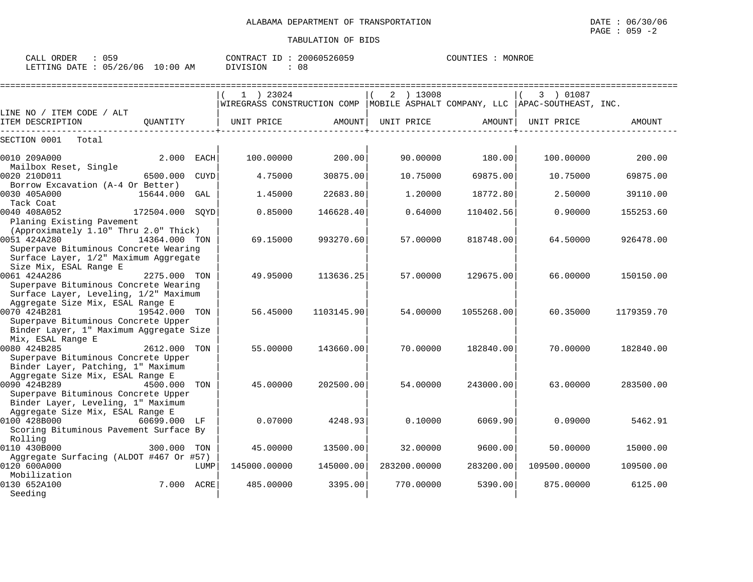ALABAMA DEPARTMENT OF TRANSPORTATION

TABULATION OF BIDS

CALL ORDER : 059    CONTRACT ID : 20060526059    COUNTIES : MONROE
LETTING DATE : 05/26/06 10:00 AM    DIVISION : 08

| LINE NO / ITEM CODE / ALT ITEM DESCRIPTION | QUANTITY | ( 1 ) 23024 WIREGRASS CONSTRUCTION COMP UNIT PRICE | AMOUNT | ( 2 ) 13008 MOBILE ASPHALT COMPANY, LLC UNIT PRICE | AMOUNT | ( 3 ) 01087 APAC-SOUTHEAST, INC. UNIT PRICE | AMOUNT |
|---|---|---|---|---|---|---|---|
| SECTION 0001 Total | | | | | | | |
| 0010 209A000 Mailbox Reset, Single | 2.000 EACH | 100.00000 | 200.00 | 90.00000 | 180.00 | 100.00000 | 200.00 |
| 0020 210D011 Borrow Excavation (A-4 Or Better) | 6500.000 CUYD | 4.75000 | 30875.00 | 10.75000 | 69875.00 | 10.75000 | 69875.00 |
| 0030 405A000 Tack Coat | 15644.000 GAL | 1.45000 | 22683.80 | 1.20000 | 18772.80 | 2.50000 | 39110.00 |
| 0040 408A052 Planing Existing Pavement (Approximately 1.10" Thru 2.0" Thick) | 172504.000 SQYD | 0.85000 | 146628.40 | 0.64000 | 110402.56 | 0.90000 | 155253.60 |
| 0051 424A280 Superpave Bituminous Concrete Wearing Surface Layer, 1/2" Maximum Aggregate Size Mix, ESAL Range E | 14364.000 TON | 69.15000 | 993270.60 | 57.00000 | 818748.00 | 64.50000 | 926478.00 |
| 0061 424A286 Superpave Bituminous Concrete Wearing Surface Layer, Leveling, 1/2" Maximum Aggregate Size Mix, ESAL Range E | 2275.000 TON | 49.95000 | 113636.25 | 57.00000 | 129675.00 | 66.00000 | 150150.00 |
| 0070 424B281 Superpave Bituminous Concrete Upper Binder Layer, 1" Maximum Aggregate Size Mix, ESAL Range E | 19542.000 TON | 56.45000 | 1103145.90 | 54.00000 | 1055268.00 | 60.35000 | 1179359.70 |
| 0080 424B285 Superpave Bituminous Concrete Upper Binder Layer, Patching, 1" Maximum Aggregate Size Mix, ESAL Range E | 2612.000 TON | 55.00000 | 143660.00 | 70.00000 | 182840.00 | 70.00000 | 182840.00 |
| 0090 424B289 Superpave Bituminous Concrete Upper Binder Layer, Leveling, 1" Maximum Aggregate Size Mix, ESAL Range E | 4500.000 TON | 45.00000 | 202500.00 | 54.00000 | 243000.00 | 63.00000 | 283500.00 |
| 0100 428B000 Scoring Bituminous Pavement Surface By Rolling | 60699.000 LF | 0.07000 | 4248.93 | 0.10000 | 6069.90 | 0.09000 | 5462.91 |
| 0110 430B000 Aggregate Surfacing (ALDOT #467 Or #57) | 300.000 TON | 45.00000 | 13500.00 | 32.00000 | 9600.00 | 50.00000 | 15000.00 |
| 0120 600A000 Mobilization | LUMP | 145000.00000 | 145000.00 | 283200.00000 | 283200.00 | 109500.00000 | 109500.00 |
| 0130 652A100 Seeding | 7.000 ACRE | 485.00000 | 3395.00 | 770.00000 | 5390.00 | 875.00000 | 6125.00 |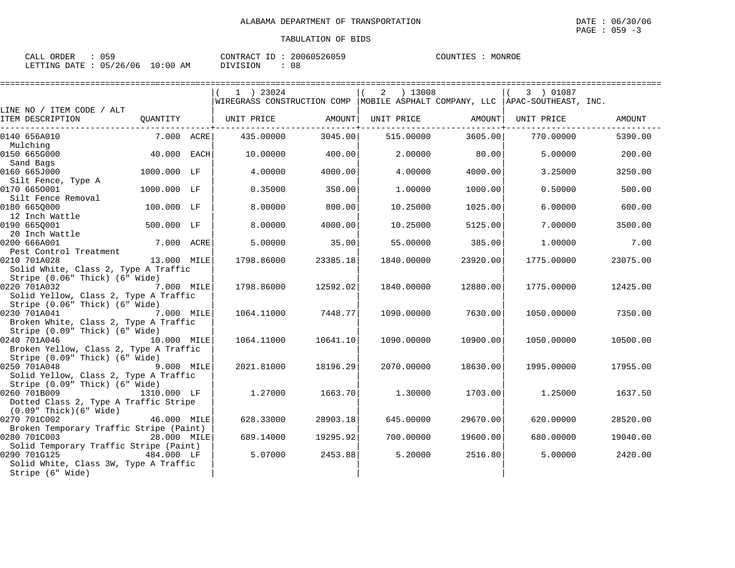ALABAMA DEPARTMENT OF TRANSPORTATION

TABULATION OF BIDS

DATE : 06/30/06
PAGE : 059 -3

CALL ORDER : 059 CONTRACT ID : 20060526059 COUNTIES : MONROE
LETTING DATE : 05/26/06 10:00 AM DIVISION : 08

| LINE NO / ITEM CODE / ALT ITEM DESCRIPTION | QUANTITY | (1) 23024 WIREGRASS CONSTRUCTION COMP UNIT PRICE | AMOUNT | (2) 13008 MOBILE ASPHALT COMPANY, LLC UNIT PRICE | AMOUNT | (3) 01087 APAC-SOUTHEAST, INC. UNIT PRICE | AMOUNT |
|---|---|---|---|---|---|---|---|
| 0140 656A010 Mulching | 7.000 ACRE | 435.00000 | 3045.00 | 515.00000 | 3605.00 | 770.00000 | 5390.00 |
| 0150 665G000 Sand Bags | 40.000 EACH | 10.00000 | 400.00 | 2.00000 | 80.00 | 5.00000 | 200.00 |
| 0160 665J000 Silt Fence, Type A | 1000.000 LF | 4.00000 | 4000.00 | 4.00000 | 4000.00 | 3.25000 | 3250.00 |
| 0170 665O001 Silt Fence Removal | 1000.000 LF | 0.35000 | 350.00 | 1.00000 | 1000.00 | 0.50000 | 500.00 |
| 0180 665Q000 12 Inch Wattle | 100.000 LF | 8.00000 | 800.00 | 10.25000 | 1025.00 | 6.00000 | 600.00 |
| 0190 665Q001 20 Inch Wattle | 500.000 LF | 8.00000 | 4000.00 | 10.25000 | 5125.00 | 7.00000 | 3500.00 |
| 0200 666A001 Pest Control Treatment | 7.000 ACRE | 5.00000 | 35.00 | 55.00000 | 385.00 | 1.00000 | 7.00 |
| 0210 701A028 Solid White, Class 2, Type A Traffic Stripe (0.06" Thick) (6" Wide) | 13.000 MILE | 1798.86000 | 23385.18 | 1840.00000 | 23920.00 | 1775.00000 | 23075.00 |
| 0220 701A032 Solid Yellow, Class 2, Type A Traffic Stripe (0.06" Thick) (6" Wide) | 7.000 MILE | 1798.86000 | 12592.02 | 1840.00000 | 12880.00 | 1775.00000 | 12425.00 |
| 0230 701A041 Broken White, Class 2, Type A Traffic Stripe (0.09" Thick) (6" Wide) | 7.000 MILE | 1064.11000 | 7448.77 | 1090.00000 | 7630.00 | 1050.00000 | 7350.00 |
| 0240 701A046 Broken Yellow, Class 2, Type A Traffic Stripe (0.09" Thick) (6" Wide) | 10.000 MILE | 1064.11000 | 10641.10 | 1090.00000 | 10900.00 | 1050.00000 | 10500.00 |
| 0250 701A048 Solid Yellow, Class 2, Type A Traffic Stripe (0.09" Thick) (6" Wide) | 9.000 MILE | 2021.81000 | 18196.29 | 2070.00000 | 18630.00 | 1995.00000 | 17955.00 |
| 0260 701B009 Dotted Class 2, Type A Traffic Stripe (0.09" Thick)(6" Wide) | 1310.000 LF | 1.27000 | 1663.70 | 1.30000 | 1703.00 | 1.25000 | 1637.50 |
| 0270 701C002 Broken Temporary Traffic Stripe (Paint) | 46.000 MILE | 628.33000 | 28903.18 | 645.00000 | 29670.00 | 620.00000 | 28520.00 |
| 0280 701C003 Solid Temporary Traffic Stripe (Paint) | 28.000 MILE | 689.14000 | 19295.92 | 700.00000 | 19600.00 | 680.00000 | 19040.00 |
| 0290 701G125 Solid White, Class 3W, Type A Traffic Stripe (6" Wide) | 484.000 LF | 5.07000 | 2453.88 | 5.20000 | 2516.80 | 5.00000 | 2420.00 |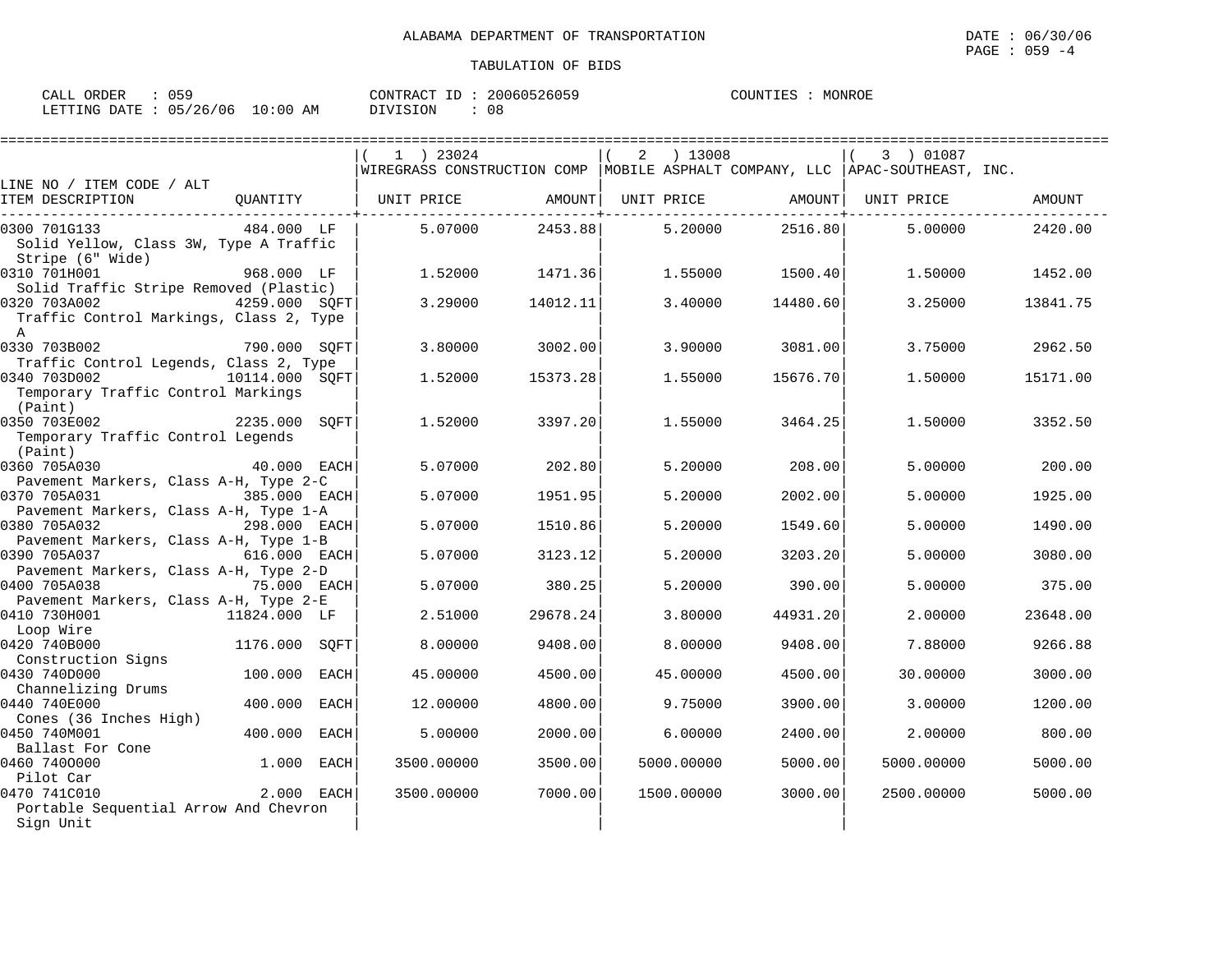ALABAMA DEPARTMENT OF TRANSPORTATION

TABULATION OF BIDS

CALL ORDER : 059 CONTRACT ID : 20060526059 COUNTIES : MONROE
LETTING DATE : 05/26/06 10:00 AM DIVISION : 08

| LINE NO / ITEM CODE / ALT ITEM DESCRIPTION | QUANTITY | ( 1 ) 23024 WIREGRASS CONSTRUCTION COMP UNIT PRICE | AMOUNT | ( 2 ) 13008 MOBILE ASPHALT COMPANY, LLC UNIT PRICE | AMOUNT | ( 3 ) 01087 APAC-SOUTHEAST, INC. UNIT PRICE | AMOUNT |
|---|---|---|---|---|---|---|---|
| 0300 701G133 Solid Yellow, Class 3W, Type A Traffic Stripe (6" Wide) | 484.000 LF | 5.07000 | 2453.88 | 5.20000 | 2516.80 | 5.00000 | 2420.00 |
| 0310 701H001 Solid Traffic Stripe Removed (Plastic) | 968.000 LF | 1.52000 | 1471.36 | 1.55000 | 1500.40 | 1.50000 | 1452.00 |
| 0320 703A002 Traffic Control Markings, Class 2, Type A | 4259.000 SQFT | 3.29000 | 14012.11 | 3.40000 | 14480.60 | 3.25000 | 13841.75 |
| 0330 703B002 Traffic Control Legends, Class 2, Type | 790.000 SQFT | 3.80000 | 3002.00 | 3.90000 | 3081.00 | 3.75000 | 2962.50 |
| 0340 703D002 Temporary Traffic Control Markings (Paint) | 10114.000 SQFT | 1.52000 | 15373.28 | 1.55000 | 15676.70 | 1.50000 | 15171.00 |
| 0350 703E002 Temporary Traffic Control Legends (Paint) | 2235.000 SQFT | 1.52000 | 3397.20 | 1.55000 | 3464.25 | 1.50000 | 3352.50 |
| 0360 705A030 Pavement Markers, Class A-H, Type 2-C | 40.000 EACH | 5.07000 | 202.80 | 5.20000 | 208.00 | 5.00000 | 200.00 |
| 0370 705A031 Pavement Markers, Class A-H, Type 1-A | 385.000 EACH | 5.07000 | 1951.95 | 5.20000 | 2002.00 | 5.00000 | 1925.00 |
| 0380 705A032 Pavement Markers, Class A-H, Type 1-B | 298.000 EACH | 5.07000 | 1510.86 | 5.20000 | 1549.60 | 5.00000 | 1490.00 |
| 0390 705A037 Pavement Markers, Class A-H, Type 2-D | 616.000 EACH | 5.07000 | 3123.12 | 5.20000 | 3203.20 | 5.00000 | 3080.00 |
| 0400 705A038 Pavement Markers, Class A-H, Type 2-E | 75.000 EACH | 5.07000 | 380.25 | 5.20000 | 390.00 | 5.00000 | 375.00 |
| 0410 730H001 Loop Wire | 11824.000 LF | 2.51000 | 29678.24 | 3.80000 | 44931.20 | 2.00000 | 23648.00 |
| 0420 740B000 Construction Signs | 1176.000 SQFT | 8.00000 | 9408.00 | 8.00000 | 9408.00 | 7.88000 | 9266.88 |
| 0430 740D000 Channelizing Drums | 100.000 EACH | 45.00000 | 4500.00 | 45.00000 | 4500.00 | 30.00000 | 3000.00 |
| 0440 740E000 Cones (36 Inches High) | 400.000 EACH | 12.00000 | 4800.00 | 9.75000 | 3900.00 | 3.00000 | 1200.00 |
| 0450 740M001 Ballast For Cone | 400.000 EACH | 5.00000 | 2000.00 | 6.00000 | 2400.00 | 2.00000 | 800.00 |
| 0460 740O000 Pilot Car | 1.000 EACH | 3500.00000 | 3500.00 | 5000.00000 | 5000.00 | 5000.00000 | 5000.00 |
| 0470 741C010 Portable Sequential Arrow And Chevron Sign Unit | 2.000 EACH | 3500.00000 | 7000.00 | 1500.00000 | 3000.00 | 2500.00000 | 5000.00 |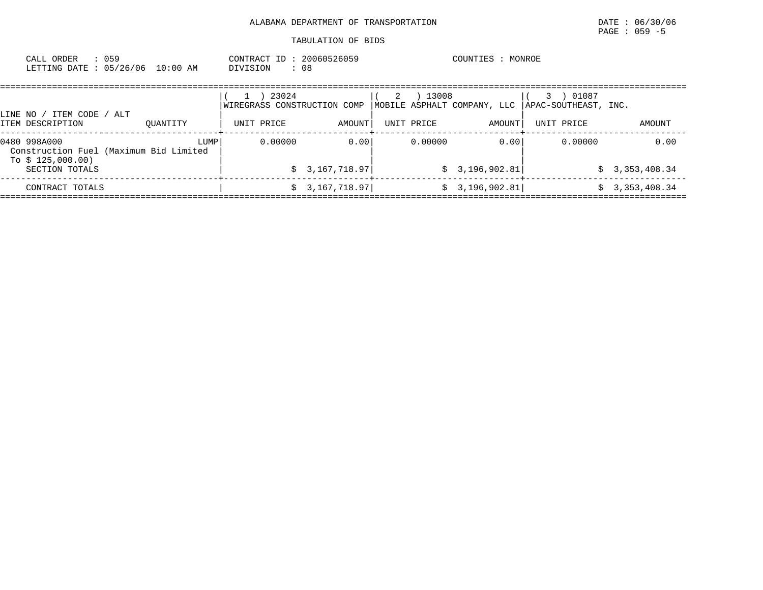ALABAMA DEPARTMENT OF TRANSPORTATION

TABULATION OF BIDS

DATE : 06/30/06
PAGE : 059 -5

CALL ORDER : 059
LETTING DATE : 05/26/06 10:00 AM

CONTRACT ID : 20060526059
DIVISION : 08

COUNTIES : MONROE

| LINE NO / ITEM CODE / ALT<br>ITEM DESCRIPTION | QUANTITY | ( 1 ) 23024<br>WIREGRASS CONSTRUCTION COMP<br>UNIT PRICE | <br><br>AMOUNT | ( 2 ) 13008<br>MOBILE ASPHALT COMPANY, LLC<br>UNIT PRICE | <br><br>AMOUNT | ( 3 ) 01087<br>APAC-SOUTHEAST, INC.<br>UNIT PRICE | <br><br>AMOUNT |
|---|---|---|---|---|---|---|---|
| 0480 998A000<br>Construction Fuel (Maximum Bid Limited To $ 125,000.00) | LUMP | 0.00000 | 0.00 | 0.00000 | 0.00 | 0.00000 | 0.00 |
| SECTION TOTALS | | | $ 3,167,718.97 | | $ 3,196,902.81 | | $ 3,353,408.34 |
| CONTRACT TOTALS | | | $ 3,167,718.97 | | $ 3,196,902.81 | | $ 3,353,408.34 |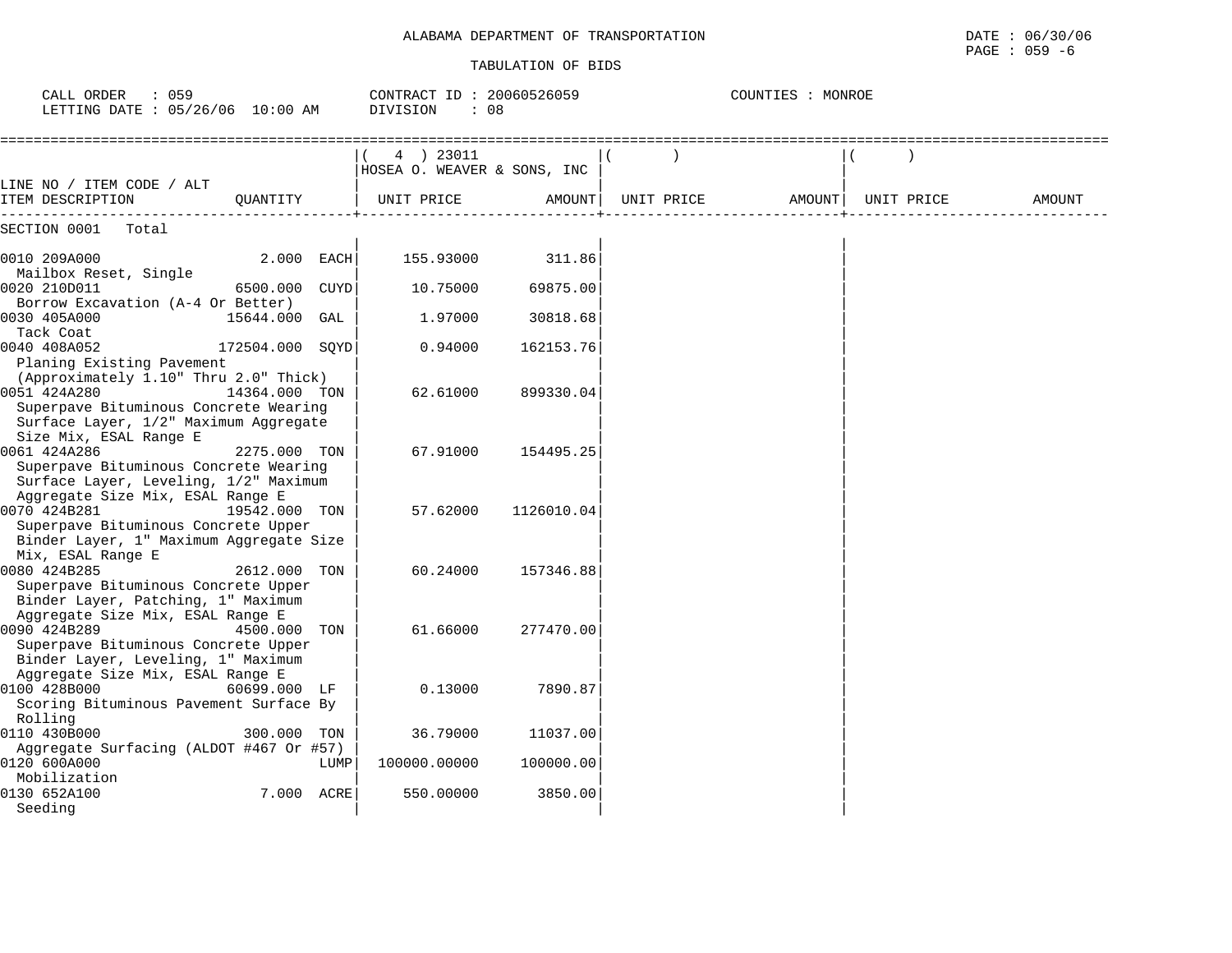ALABAMA DEPARTMENT OF TRANSPORTATION

DATE : 06/30/06
PAGE : 059 -6

TABULATION OF BIDS

CALL ORDER : 059
LETTING DATE : 05/26/06 10:00 AM

CONTRACT ID : 20060526059
DIVISION : 08

COUNTIES : MONROE

| LINE NO / ITEM CODE / ALT ITEM DESCRIPTION | QUANTITY | ( 4 ) 23011 HOSEA O. WEAVER & SONS, INC UNIT PRICE | AMOUNT | ( ) UNIT PRICE | AMOUNT | ( ) UNIT PRICE | AMOUNT |
|---|---|---|---|---|---|---|---|
| SECTION 0001 Total | | | | | | | |
| 0010 209A000 Mailbox Reset, Single | 2.000 EACH | 155.93000 | 311.86 | | | | |
| 0020 210D011 Borrow Excavation (A-4 Or Better) | 6500.000 CUYD | 10.75000 | 69875.00 | | | | |
| 0030 405A000 Tack Coat | 15644.000 GAL | 1.97000 | 30818.68 | | | | |
| 0040 408A052 Planing Existing Pavement (Approximately 1.10" Thru 2.0" Thick) | 172504.000 SQYD | 0.94000 | 162153.76 | | | | |
| 0051 424A280 Superpave Bituminous Concrete Wearing Surface Layer, 1/2" Maximum Aggregate Size Mix, ESAL Range E | 14364.000 TON | 62.61000 | 899330.04 | | | | |
| 0061 424A286 Superpave Bituminous Concrete Wearing Surface Layer, Leveling, 1/2" Maximum Aggregate Size Mix, ESAL Range E | 2275.000 TON | 67.91000 | 154495.25 | | | | |
| 0070 424B281 Superpave Bituminous Concrete Upper Binder Layer, 1" Maximum Aggregate Size Mix, ESAL Range E | 19542.000 TON | 57.62000 | 1126010.04 | | | | |
| 0080 424B285 Superpave Bituminous Concrete Upper Binder Layer, Patching, 1" Maximum Aggregate Size Mix, ESAL Range E | 2612.000 TON | 60.24000 | 157346.88 | | | | |
| 0090 424B289 Superpave Bituminous Concrete Upper Binder Layer, Leveling, 1" Maximum Aggregate Size Mix, ESAL Range E | 4500.000 TON | 61.66000 | 277470.00 | | | | |
| 0100 428B000 Scoring Bituminous Pavement Surface By Rolling | 60699.000 LF | 0.13000 | 7890.87 | | | | |
| 0110 430B000 Aggregate Surfacing (ALDOT #467 Or #57) | 300.000 TON | 36.79000 | 11037.00 | | | | |
| 0120 600A000 Mobilization | LUMP | 100000.00000 | 100000.00 | | | | |
| 0130 652A100 Seeding | 7.000 ACRE | 550.00000 | 3850.00 | | | | |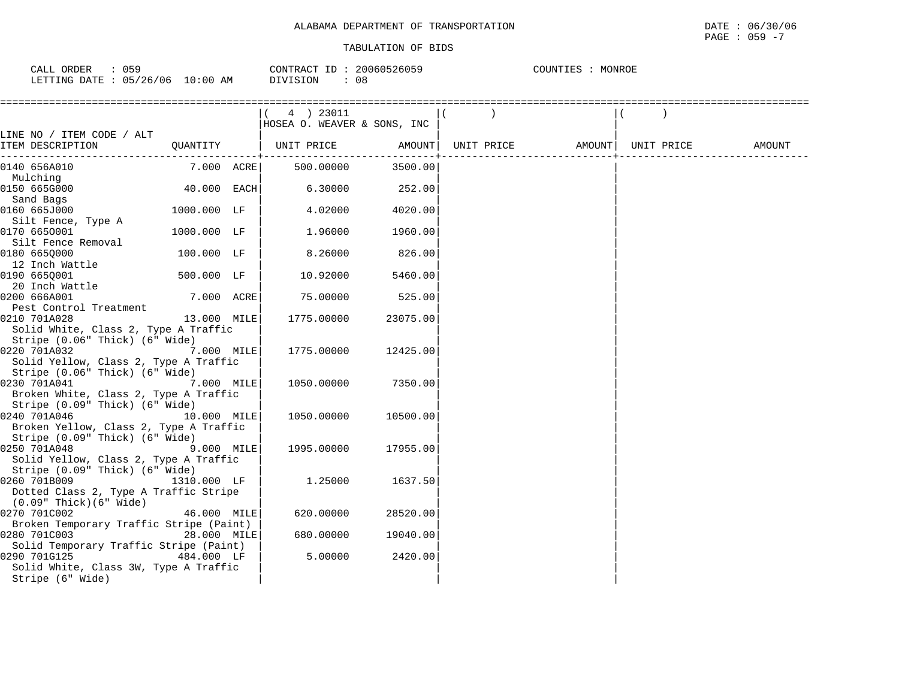ALABAMA DEPARTMENT OF TRANSPORTATION

TABULATION OF BIDS

DATE : 06/30/06

PAGE : 059 -7

CALL ORDER : 059 CONTRACT ID : 20060526059 COUNTIES : MONROE

LETTING DATE : 05/26/06 10:00 AM DIVISION : 08

| LINE NO / ITEM CODE / ALT ITEM DESCRIPTION | QUANTITY | ( 4 ) 23011 HOSEA O. WEAVER & SONS, INC UNIT PRICE | AMOUNT | ( ) UNIT PRICE | AMOUNT | ( ) UNIT PRICE | AMOUNT |
|---|---|---|---|---|---|---|---|
| 0140 656A010 Mulching | 7.000 ACRE | 500.00000 | 3500.00 | | | | |
| 0150 665G000 Sand Bags | 40.000 EACH | 6.30000 | 252.00 | | | | |
| 0160 665J000 Silt Fence, Type A | 1000.000 LF | 4.02000 | 4020.00 | | | | |
| 0170 665O001 Silt Fence Removal | 1000.000 LF | 1.96000 | 1960.00 | | | | |
| 0180 665Q000 12 Inch Wattle | 100.000 LF | 8.26000 | 826.00 | | | | |
| 0190 665Q001 20 Inch Wattle | 500.000 LF | 10.92000 | 5460.00 | | | | |
| 0200 666A001 Pest Control Treatment | 7.000 ACRE | 75.00000 | 525.00 | | | | |
| 0210 701A028 Solid White, Class 2, Type A Traffic Stripe (0.06" Thick) (6" Wide) | 13.000 MILE | 1775.00000 | 23075.00 | | | | |
| 0220 701A032 Solid Yellow, Class 2, Type A Traffic Stripe (0.06" Thick) (6" Wide) | 7.000 MILE | 1775.00000 | 12425.00 | | | | |
| 0230 701A041 Broken White, Class 2, Type A Traffic Stripe (0.09" Thick) (6" Wide) | 7.000 MILE | 1050.00000 | 7350.00 | | | | |
| 0240 701A046 Broken Yellow, Class 2, Type A Traffic Stripe (0.09" Thick) (6" Wide) | 10.000 MILE | 1050.00000 | 10500.00 | | | | |
| 0250 701A048 Solid Yellow, Class 2, Type A Traffic Stripe (0.09" Thick) (6" Wide) | 9.000 MILE | 1995.00000 | 17955.00 | | | | |
| 0260 701B009 Dotted Class 2, Type A Traffic Stripe (0.09" Thick)(6" Wide) | 1310.000 LF | 1.25000 | 1637.50 | | | | |
| 0270 701C002 Broken Temporary Traffic Stripe (Paint) | 46.000 MILE | 620.00000 | 28520.00 | | | | |
| 0280 701C003 Solid Temporary Traffic Stripe (Paint) | 28.000 MILE | 680.00000 | 19040.00 | | | | |
| 0290 701G125 Solid White, Class 3W, Type A Traffic Stripe (6" Wide) | 484.000 LF | 5.00000 | 2420.00 | | | | |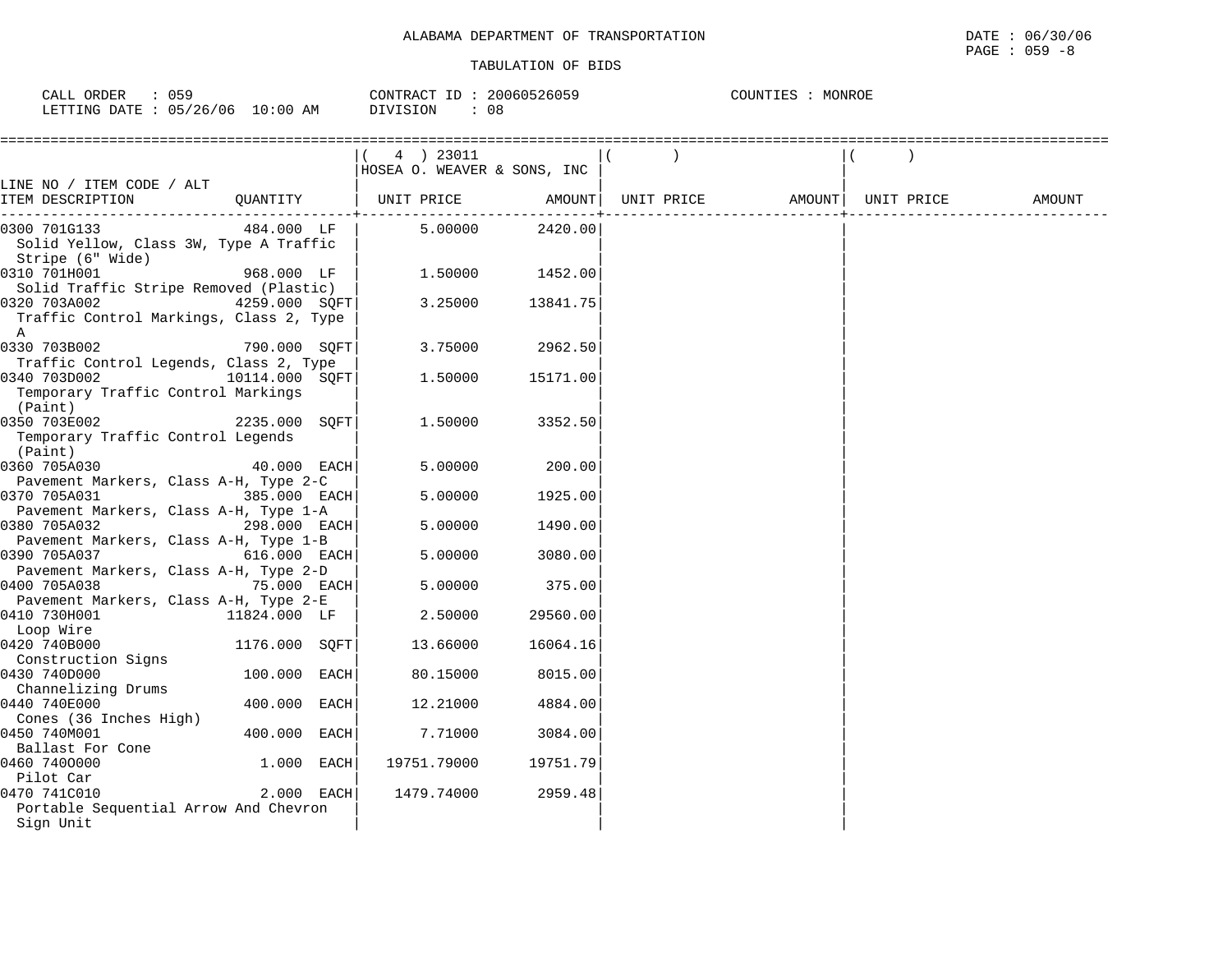ALABAMA DEPARTMENT OF TRANSPORTATION

TABULATION OF BIDS

CALL ORDER : 059 CONTRACT ID : 20060526059 COUNTIES : MONROE
LETTING DATE : 05/26/06 10:00 AM DIVISION : 08

| LINE NO / ITEM CODE / ALT ITEM DESCRIPTION | QUANTITY | ( 4 ) 23011 HOSEA O. WEAVER & SONS, INC UNIT PRICE | AMOUNT | ( ) UNIT PRICE | AMOUNT | ( ) UNIT PRICE | AMOUNT |
|---|---|---|---|---|---|---|---|
| 0300 701G133 Solid Yellow, Class 3W, Type A Traffic Stripe (6" Wide) | 484.000 LF | 5.00000 | 2420.00 | | | | |
| 0310 701H001 Solid Traffic Stripe Removed (Plastic) | 968.000 LF | 1.50000 | 1452.00 | | | | |
| 0320 703A002 Traffic Control Markings, Class 2, Type A | 4259.000 SQFT | 3.25000 | 13841.75 | | | | |
| 0330 703B002 Traffic Control Legends, Class 2, Type | 790.000 SQFT | 3.75000 | 2962.50 | | | | |
| 0340 703D002 Temporary Traffic Control Markings (Paint) | 10114.000 SQFT | 1.50000 | 15171.00 | | | | |
| 0350 703E002 Temporary Traffic Control Legends (Paint) | 2235.000 SQFT | 1.50000 | 3352.50 | | | | |
| 0360 705A030 Pavement Markers, Class A-H, Type 2-C | 40.000 EACH | 5.00000 | 200.00 | | | | |
| 0370 705A031 Pavement Markers, Class A-H, Type 1-A | 385.000 EACH | 5.00000 | 1925.00 | | | | |
| 0380 705A032 Pavement Markers, Class A-H, Type 1-B | 298.000 EACH | 5.00000 | 1490.00 | | | | |
| 0390 705A037 Pavement Markers, Class A-H, Type 2-D | 616.000 EACH | 5.00000 | 3080.00 | | | | |
| 0400 705A038 Pavement Markers, Class A-H, Type 2-E | 75.000 EACH | 5.00000 | 375.00 | | | | |
| 0410 730H001 Loop Wire | 11824.000 LF | 2.50000 | 29560.00 | | | | |
| 0420 740B000 Construction Signs | 1176.000 SQFT | 13.66000 | 16064.16 | | | | |
| 0430 740D000 Channelizing Drums | 100.000 EACH | 80.15000 | 8015.00 | | | | |
| 0440 740E000 Cones (36 Inches High) | 400.000 EACH | 12.21000 | 4884.00 | | | | |
| 0450 740M001 Ballast For Cone | 400.000 EACH | 7.71000 | 3084.00 | | | | |
| 0460 740O000 Pilot Car | 1.000 EACH | 19751.79000 | 19751.79 | | | | |
| 0470 741C010 Portable Sequential Arrow And Chevron Sign Unit | 2.000 EACH | 1479.74000 | 2959.48 | | | | |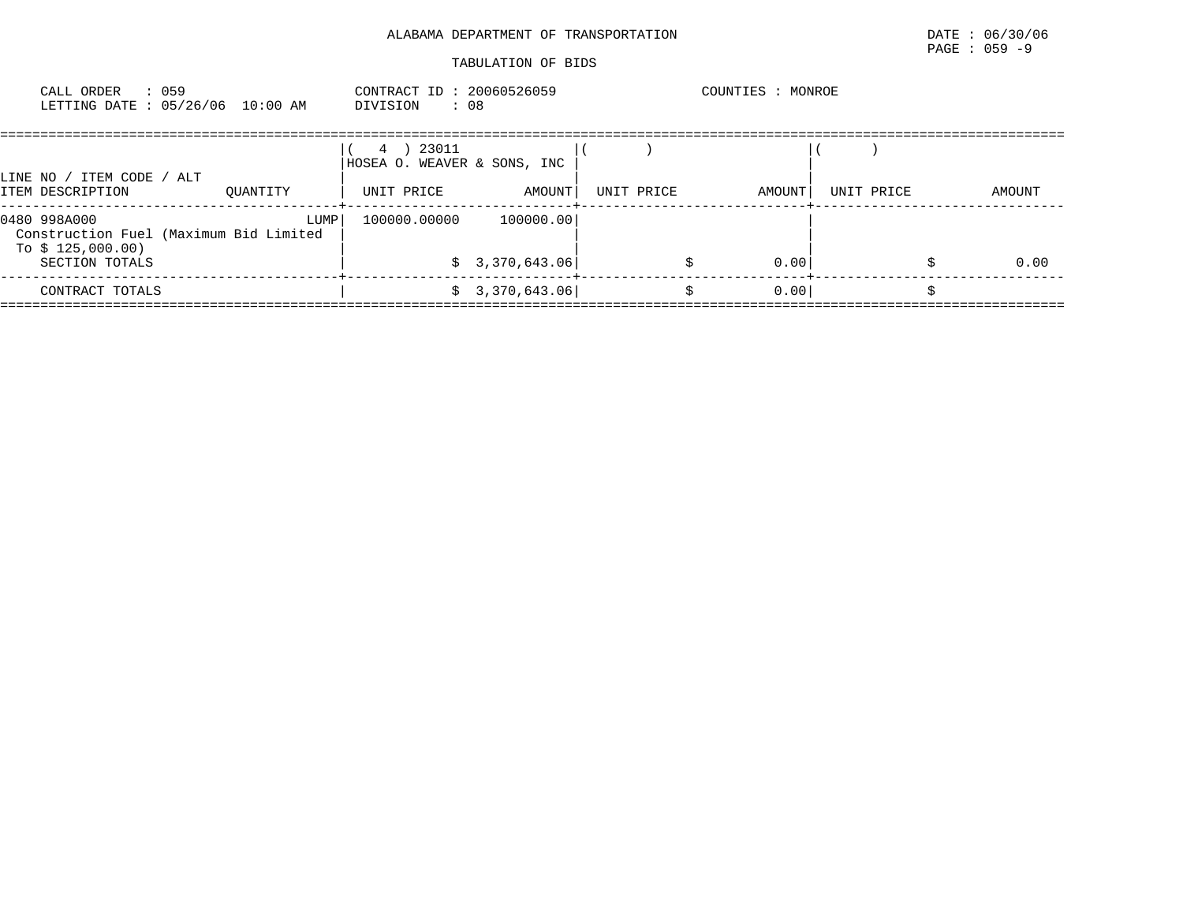ALABAMA DEPARTMENT OF TRANSPORTATION

TABULATION OF BIDS

CALL ORDER : 059
LETTING DATE : 05/26/06 10:00 AM

CONTRACT ID : 20060526059
DIVISION : 08

COUNTIES : MONROE

| LINE NO / ITEM CODE / ALT<br>ITEM DESCRIPTION | QUANTITY | ( 4 ) 23011<br>HOSEA O. WEAVER & SONS, INC<br>UNIT PRICE | AMOUNT | ( )<br>UNIT PRICE | AMOUNT | ( )<br>UNIT PRICE | AMOUNT |
|---|---|---|---|---|---|---|---|
| 0480 998A000<br>Construction Fuel (Maximum Bid Limited To $ 125,000.00) | LUMP | 100000.00000 | 100000.00 | | | | |
| SECTION TOTALS | | | $ 3,370,643.06 | | $ 0.00 | | $ 0.00 |
| CONTRACT TOTALS | | | $ 3,370,643.06 | | $ 0.00 | | $ |